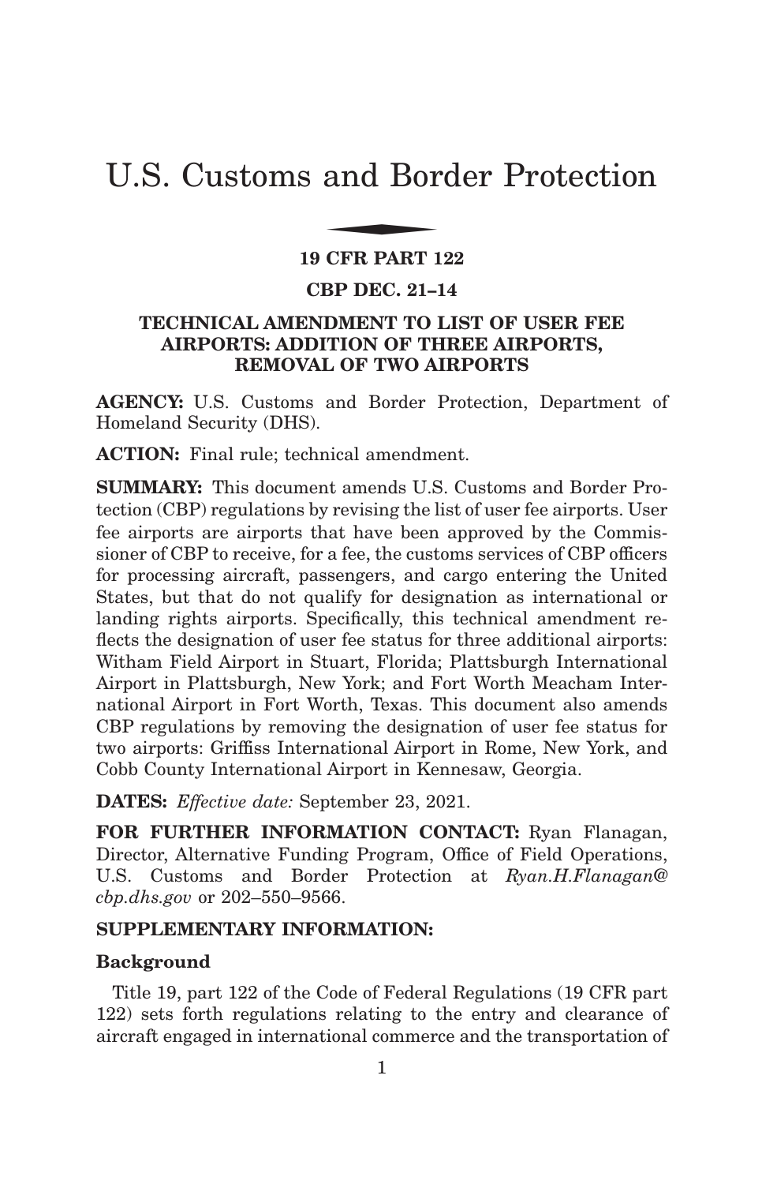# U.S. Customs and Border Protection

## 19 CFR PART 122

## CBP DEC. 21–14

## TECHNICAL AMENDMENT TO LIST OF USER FEE AIRPORTS: ADDITION OF THREE AIRPORTS, REMOVAL OF TWO AIRPORTS

**AGENCY:** U.S. Customs and Border Protection, Department of Homeland Security (DHS).

**ACTION:** Final rule; technical amendment.

**SUMMARY:** This document amends U.S. Customs and Border Protection (CBP) regulations by revising the list of user fee airports. User fee airports are airports that have been approved by the Commissioner of CBP to receive, for a fee, the customs services of CBP officers for processing aircraft, passengers, and cargo entering the United States, but that do not qualify for designation as international or landing rights airports. Specifically, this technical amendment reflects the designation of user fee status for three additional airports: Witham Field Airport in Stuart, Florida; Plattsburgh International Airport in Plattsburgh, New York; and Fort Worth Meacham International Airport in Fort Worth, Texas. This document also amends CBP regulations by removing the designation of user fee status for two airports: Griffiss International Airport in Rome, New York, and Cobb County International Airport in Kennesaw, Georgia.

**DATES:** *Effective date:* September 23, 2021.

**FOR FURTHER INFORMATION CONTACT:** Ryan Flanagan, Director, Alternative Funding Program, Office of Field Operations, U.S. Customs and Border Protection at *Ryan.H.Flanagan@cbp.dhs.gov* or 202–550–9566.

**SUPPLEMENTARY INFORMATION:**

**Background**

Title 19, part 122 of the Code of Federal Regulations (19 CFR part 122) sets forth regulations relating to the entry and clearance of aircraft engaged in international commerce and the transportation of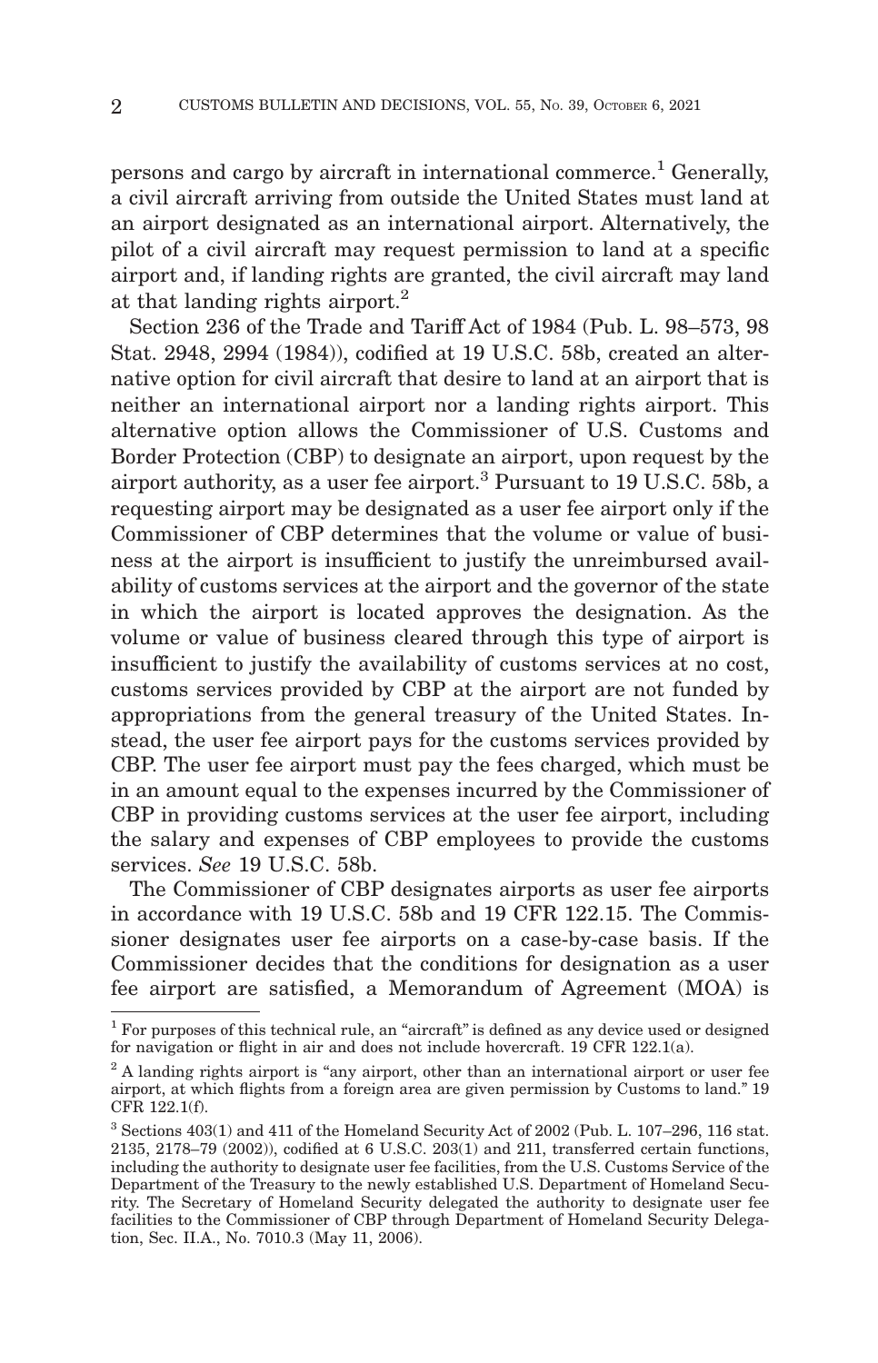persons and cargo by aircraft in international commerce.[1] Generally, a civil aircraft arriving from outside the United States must land at an airport designated as an international airport. Alternatively, the pilot of a civil aircraft may request permission to land at a specific airport and, if landing rights are granted, the civil aircraft may land at that landing rights airport.[2]

Section 236 of the Trade and Tariff Act of 1984 (Pub. L. 98–573, 98 Stat. 2948, 2994 (1984)), codified at 19 U.S.C. 58b, created an alternative option for civil aircraft that desire to land at an airport that is neither an international airport nor a landing rights airport. This alternative option allows the Commissioner of U.S. Customs and Border Protection (CBP) to designate an airport, upon request by the airport authority, as a user fee airport.[3] Pursuant to 19 U.S.C. 58b, a requesting airport may be designated as a user fee airport only if the Commissioner of CBP determines that the volume or value of business at the airport is insufficient to justify the unreimbursed availability of customs services at the airport and the governor of the state in which the airport is located approves the designation. As the volume or value of business cleared through this type of airport is insufficient to justify the availability of customs services at no cost, customs services provided by CBP at the airport are not funded by appropriations from the general treasury of the United States. Instead, the user fee airport pays for the customs services provided by CBP. The user fee airport must pay the fees charged, which must be in an amount equal to the expenses incurred by the Commissioner of CBP in providing customs services at the user fee airport, including the salary and expenses of CBP employees to provide the customs services. *See* 19 U.S.C. 58b.

The Commissioner of CBP designates airports as user fee airports in accordance with 19 U.S.C. 58b and 19 CFR 122.15. The Commissioner designates user fee airports on a case-by-case basis. If the Commissioner decides that the conditions for designation as a user fee airport are satisfied, a Memorandum of Agreement (MOA) is

---

[1] For purposes of this technical rule, an "aircraft" is defined as any device used or designed for navigation or flight in air and does not include hovercraft. 19 CFR 122.1(a).

[2] A landing rights airport is "any airport, other than an international airport or user fee airport, at which flights from a foreign area are given permission by Customs to land." 19 CFR 122.1(f).

[3] Sections 403(1) and 411 of the Homeland Security Act of 2002 (Pub. L. 107–296, 116 stat. 2135, 2178–79 (2002)), codified at 6 U.S.C. 203(1) and 211, transferred certain functions, including the authority to designate user fee facilities, from the U.S. Customs Service of the Department of the Treasury to the newly established U.S. Department of Homeland Security. The Secretary of Homeland Security delegated the authority to designate user fee facilities to the Commissioner of CBP through Department of Homeland Security Delegation, Sec. II.A., No. 7010.3 (May 11, 2006).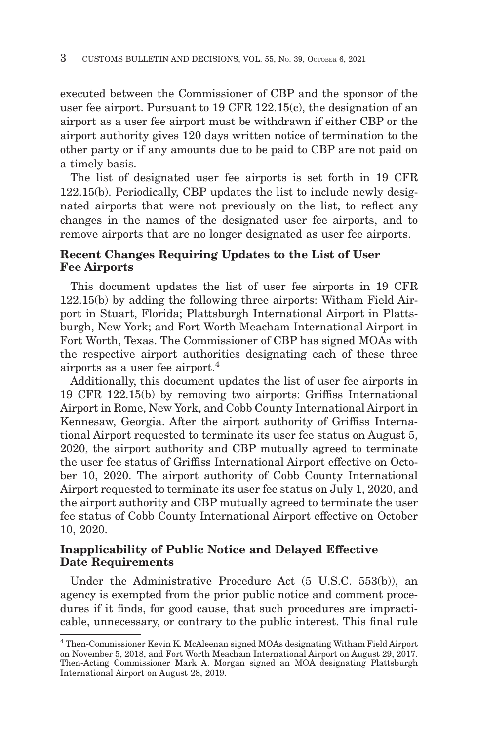executed between the Commissioner of CBP and the sponsor of the user fee airport. Pursuant to 19 CFR 122.15(c), the designation of an airport as a user fee airport must be withdrawn if either CBP or the airport authority gives 120 days written notice of termination to the other party or if any amounts due to be paid to CBP are not paid on a timely basis.

The list of designated user fee airports is set forth in 19 CFR 122.15(b). Periodically, CBP updates the list to include newly designated airports that were not previously on the list, to reflect any changes in the names of the designated user fee airports, and to remove airports that are no longer designated as user fee airports.

### Recent Changes Requiring Updates to the List of User Fee Airports

This document updates the list of user fee airports in 19 CFR 122.15(b) by adding the following three airports: Witham Field Airport in Stuart, Florida; Plattsburgh International Airport in Plattsburgh, New York; and Fort Worth Meacham International Airport in Fort Worth, Texas. The Commissioner of CBP has signed MOAs with the respective airport authorities designating each of these three airports as a user fee airport.[4]

Additionally, this document updates the list of user fee airports in 19 CFR 122.15(b) by removing two airports: Griffiss International Airport in Rome, New York, and Cobb County International Airport in Kennesaw, Georgia. After the airport authority of Griffiss International Airport requested to terminate its user fee status on August 5, 2020, the airport authority and CBP mutually agreed to terminate the user fee status of Griffiss International Airport effective on October 10, 2020. The airport authority of Cobb County International Airport requested to terminate its user fee status on July 1, 2020, and the airport authority and CBP mutually agreed to terminate the user fee status of Cobb County International Airport effective on October 10, 2020.

### Inapplicability of Public Notice and Delayed Effective Date Requirements

Under the Administrative Procedure Act (5 U.S.C. 553(b)), an agency is exempted from the prior public notice and comment procedures if it finds, for good cause, that such procedures are impracticable, unnecessary, or contrary to the public interest. This final rule

---

[4] Then-Commissioner Kevin K. McAleenan signed MOAs designating Witham Field Airport on November 5, 2018, and Fort Worth Meacham International Airport on August 29, 2017. Then-Acting Commissioner Mark A. Morgan signed an MOA designating Plattsburgh International Airport on August 28, 2019.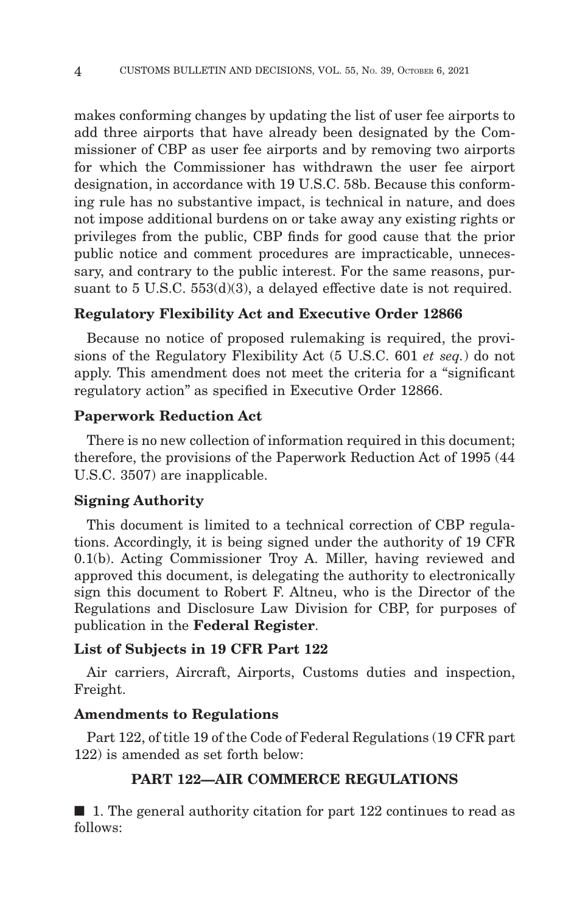makes conforming changes by updating the list of user fee airports to add three airports that have already been designated by the Commissioner of CBP as user fee airports and by removing two airports for which the Commissioner has withdrawn the user fee airport designation, in accordance with 19 U.S.C. 58b. Because this conforming rule has no substantive impact, is technical in nature, and does not impose additional burdens on or take away any existing rights or privileges from the public, CBP finds for good cause that the prior public notice and comment procedures are impracticable, unnecessary, and contrary to the public interest. For the same reasons, pursuant to 5 U.S.C. 553(d)(3), a delayed effective date is not required.

## Regulatory Flexibility Act and Executive Order 12866

Because no notice of proposed rulemaking is required, the provisions of the Regulatory Flexibility Act (5 U.S.C. 601 *et seq.*) do not apply. This amendment does not meet the criteria for a "significant regulatory action" as specified in Executive Order 12866.

## Paperwork Reduction Act

There is no new collection of information required in this document; therefore, the provisions of the Paperwork Reduction Act of 1995 (44 U.S.C. 3507) are inapplicable.

## Signing Authority

This document is limited to a technical correction of CBP regulations. Accordingly, it is being signed under the authority of 19 CFR 0.1(b). Acting Commissioner Troy A. Miller, having reviewed and approved this document, is delegating the authority to electronically sign this document to Robert F. Altneu, who is the Director of the Regulations and Disclosure Law Division for CBP, for purposes of publication in the **Federal Register**.

## List of Subjects in 19 CFR Part 122

Air carriers, Aircraft, Airports, Customs duties and inspection, Freight.

## Amendments to Regulations

Part 122, of title 19 of the Code of Federal Regulations (19 CFR part 122) is amended as set forth below:

### PART 122—AIR COMMERCE REGULATIONS

■ 1. The general authority citation for part 122 continues to read as follows: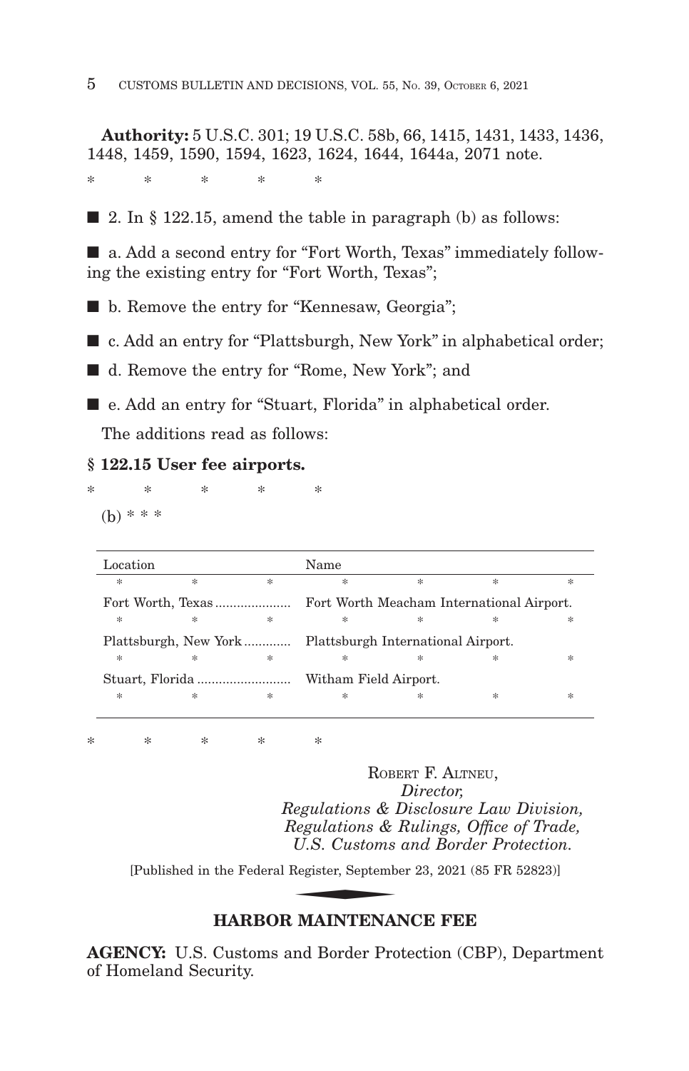**Authority:** 5 U.S.C. 301; 19 U.S.C. 58b, 66, 1415, 1431, 1433, 1436, 1448, 1459, 1590, 1594, 1623, 1624, 1644, 1644a, 2071 note.

\* \* \* \* \*

■ 2. In § 122.15, amend the table in paragraph (b) as follows:

■ a. Add a second entry for "Fort Worth, Texas" immediately following the existing entry for "Fort Worth, Texas";

■ b. Remove the entry for "Kennesaw, Georgia";

■ c. Add an entry for "Plattsburgh, New York" in alphabetical order;

■ d. Remove the entry for "Rome, New York"; and

■ e. Add an entry for "Stuart, Florida" in alphabetical order.

The additions read as follows:

**§ 122.15 User fee airports.**

\* \* \* \* \*

(b) \* \* \*

| Location | Name |
|---|---|
| \* \* \* | \* \* \* \* |
| Fort Worth, Texas | Fort Worth Meacham International Airport. |
| \* \* \* | \* \* \* \* |
| Plattsburgh, New York | Plattsburgh International Airport. |
| \* \* \* | \* \* \* \* |
| Stuart, Florida | Witham Field Airport. |
| \* \* \* | \* \* \* \* |

\* \* \* \* \*

ROBERT F. ALTNEU,
*Director,*
*Regulations & Disclosure Law Division,*
*Regulations & Rulings, Office of Trade,*
*U.S. Customs and Border Protection.*

[Published in the Federal Register, September 23, 2021 (85 FR 52823)]

## HARBOR MAINTENANCE FEE

**AGENCY:** U.S. Customs and Border Protection (CBP), Department of Homeland Security.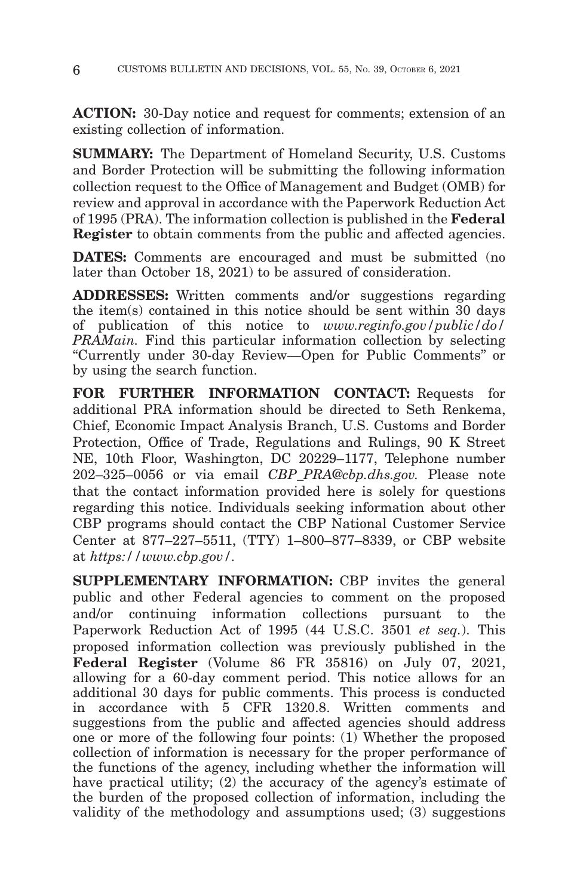**ACTION:** 30-Day notice and request for comments; extension of an existing collection of information.

**SUMMARY:** The Department of Homeland Security, U.S. Customs and Border Protection will be submitting the following information collection request to the Office of Management and Budget (OMB) for review and approval in accordance with the Paperwork Reduction Act of 1995 (PRA). The information collection is published in the **Federal Register** to obtain comments from the public and affected agencies.

**DATES:** Comments are encouraged and must be submitted (no later than October 18, 2021) to be assured of consideration.

**ADDRESSES:** Written comments and/or suggestions regarding the item(s) contained in this notice should be sent within 30 days of publication of this notice to *www.reginfo.gov/public/do/PRAMain.* Find this particular information collection by selecting "Currently under 30-day Review—Open for Public Comments" or by using the search function.

**FOR FURTHER INFORMATION CONTACT:** Requests for additional PRA information should be directed to Seth Renkema, Chief, Economic Impact Analysis Branch, U.S. Customs and Border Protection, Office of Trade, Regulations and Rulings, 90 K Street NE, 10th Floor, Washington, DC 20229–1177, Telephone number 202–325–0056 or via email *CBP_PRA@cbp.dhs.gov.* Please note that the contact information provided here is solely for questions regarding this notice. Individuals seeking information about other CBP programs should contact the CBP National Customer Service Center at 877–227–5511, (TTY) 1–800–877–8339, or CBP website at *https://www.cbp.gov/*.

**SUPPLEMENTARY INFORMATION:** CBP invites the general public and other Federal agencies to comment on the proposed and/or continuing information collections pursuant to the Paperwork Reduction Act of 1995 (44 U.S.C. 3501 *et seq.*). This proposed information collection was previously published in the **Federal Register** (Volume 86 FR 35816) on July 07, 2021, allowing for a 60-day comment period. This notice allows for an additional 30 days for public comments. This process is conducted in accordance with 5 CFR 1320.8. Written comments and suggestions from the public and affected agencies should address one or more of the following four points: (1) Whether the proposed collection of information is necessary for the proper performance of the functions of the agency, including whether the information will have practical utility; (2) the accuracy of the agency's estimate of the burden of the proposed collection of information, including the validity of the methodology and assumptions used; (3) suggestions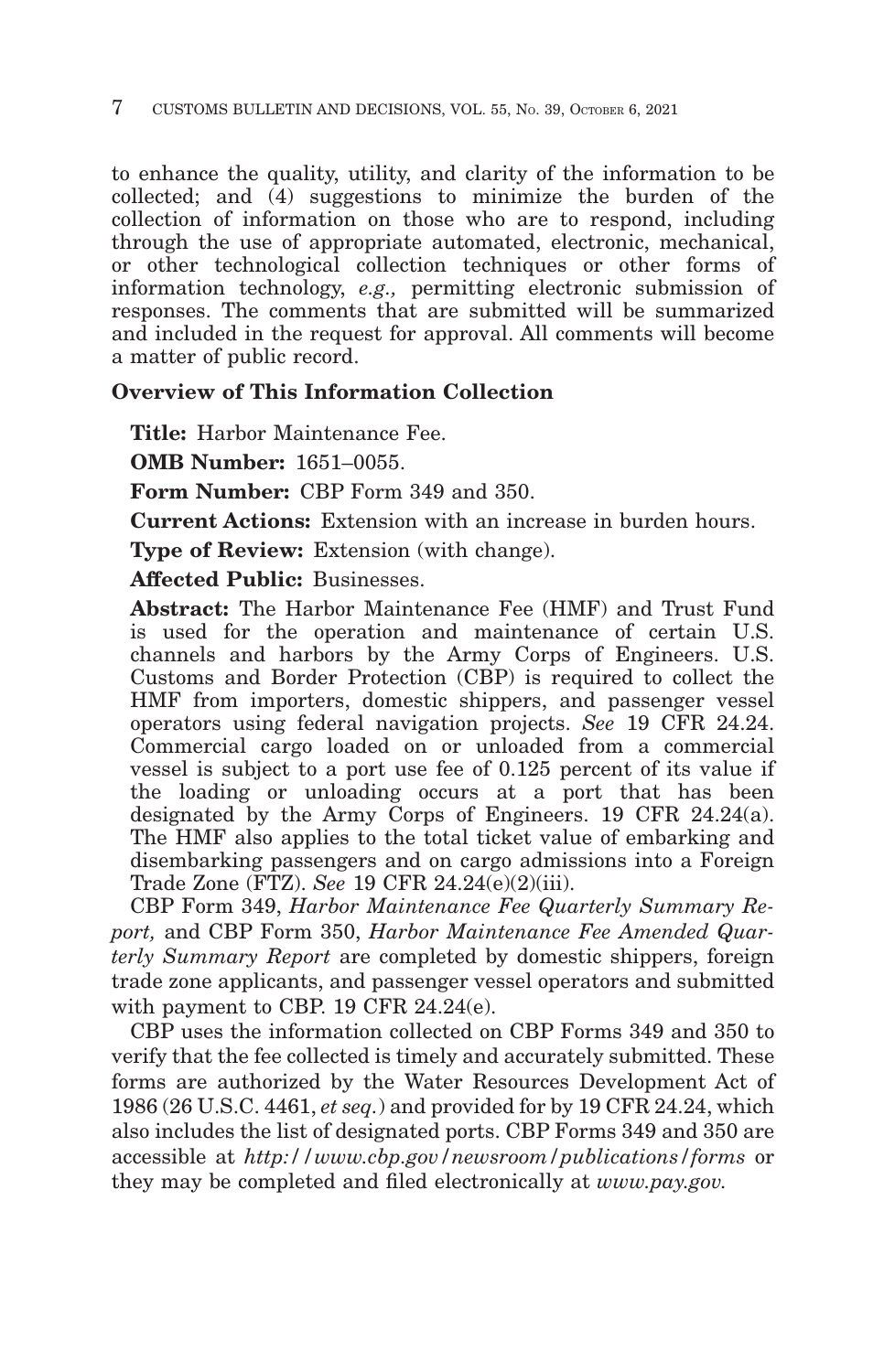to enhance the quality, utility, and clarity of the information to be collected; and (4) suggestions to minimize the burden of the collection of information on those who are to respond, including through the use of appropriate automated, electronic, mechanical, or other technological collection techniques or other forms of information technology, *e.g.,* permitting electronic submission of responses. The comments that are submitted will be summarized and included in the request for approval. All comments will become a matter of public record.

## Overview of This Information Collection

**Title:** Harbor Maintenance Fee.

**OMB Number:** 1651–0055.

**Form Number:** CBP Form 349 and 350.

**Current Actions:** Extension with an increase in burden hours.

**Type of Review:** Extension (with change).

**Affected Public:** Businesses.

**Abstract:** The Harbor Maintenance Fee (HMF) and Trust Fund is used for the operation and maintenance of certain U.S. channels and harbors by the Army Corps of Engineers. U.S. Customs and Border Protection (CBP) is required to collect the HMF from importers, domestic shippers, and passenger vessel operators using federal navigation projects. *See* 19 CFR 24.24. Commercial cargo loaded on or unloaded from a commercial vessel is subject to a port use fee of 0.125 percent of its value if the loading or unloading occurs at a port that has been designated by the Army Corps of Engineers. 19 CFR 24.24(a). The HMF also applies to the total ticket value of embarking and disembarking passengers and on cargo admissions into a Foreign Trade Zone (FTZ). *See* 19 CFR 24.24(e)(2)(iii).

CBP Form 349, *Harbor Maintenance Fee Quarterly Summary Report,* and CBP Form 350, *Harbor Maintenance Fee Amended Quarterly Summary Report* are completed by domestic shippers, foreign trade zone applicants, and passenger vessel operators and submitted with payment to CBP. 19 CFR 24.24(e).

CBP uses the information collected on CBP Forms 349 and 350 to verify that the fee collected is timely and accurately submitted. These forms are authorized by the Water Resources Development Act of 1986 (26 U.S.C. 4461, *et seq.*) and provided for by 19 CFR 24.24, which also includes the list of designated ports. CBP Forms 349 and 350 are accessible at *http://www.cbp.gov/newsroom/publications/forms* or they may be completed and filed electronically at *www.pay.gov.*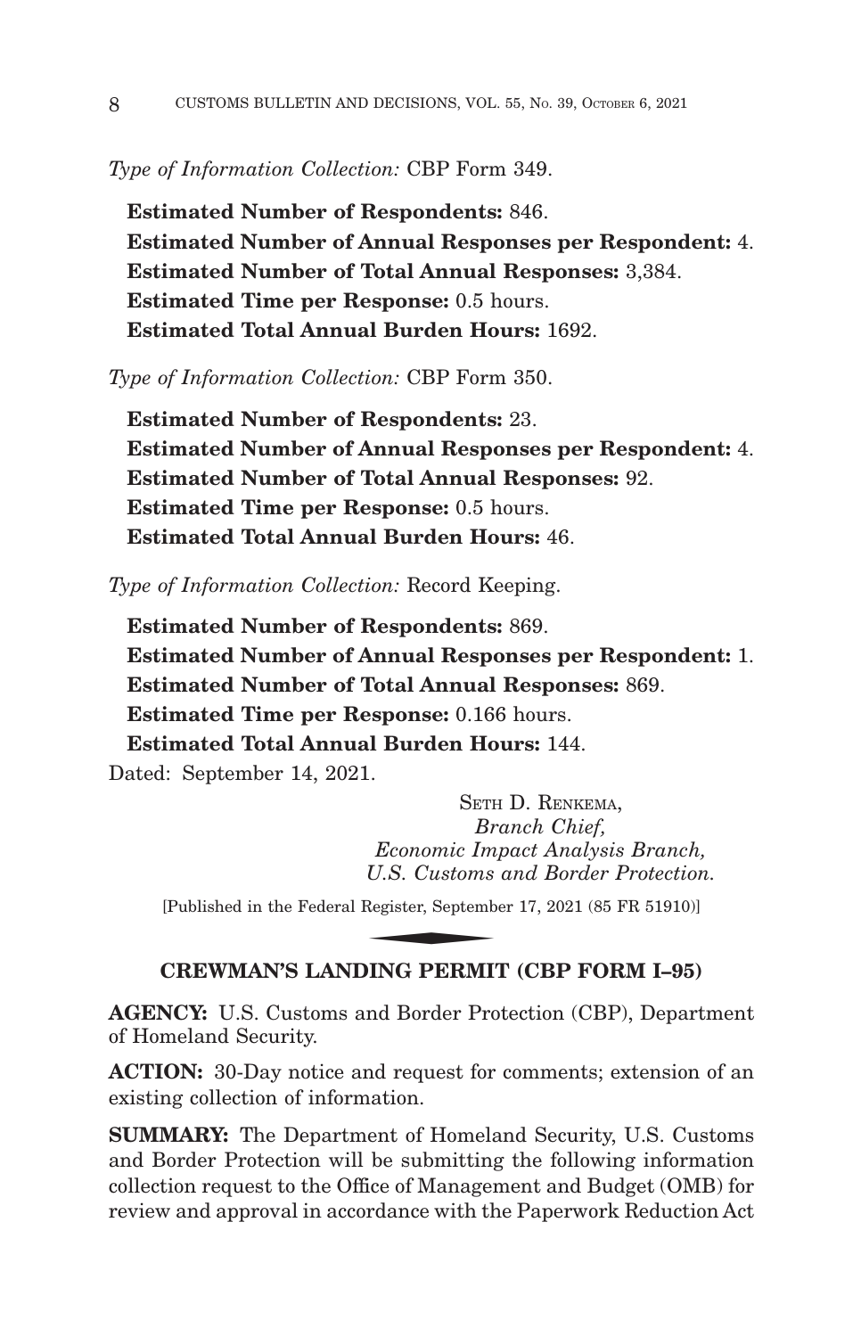*Type of Information Collection:* CBP Form 349.

**Estimated Number of Respondents:** 846.
**Estimated Number of Annual Responses per Respondent:** 4.
**Estimated Number of Total Annual Responses:** 3,384.
**Estimated Time per Response:** 0.5 hours.
**Estimated Total Annual Burden Hours:** 1692.

*Type of Information Collection:* CBP Form 350.

**Estimated Number of Respondents:** 23.
**Estimated Number of Annual Responses per Respondent:** 4.
**Estimated Number of Total Annual Responses:** 92.
**Estimated Time per Response:** 0.5 hours.
**Estimated Total Annual Burden Hours:** 46.

*Type of Information Collection:* Record Keeping.

**Estimated Number of Respondents:** 869.
**Estimated Number of Annual Responses per Respondent:** 1.
**Estimated Number of Total Annual Responses:** 869.
**Estimated Time per Response:** 0.166 hours.
**Estimated Total Annual Burden Hours:** 144.

Dated: September 14, 2021.

SETH D. RENKEMA,
*Branch Chief,*
*Economic Impact Analysis Branch,*
*U.S. Customs and Border Protection.*

[Published in the Federal Register, September 17, 2021 (85 FR 51910)]

## CREWMAN'S LANDING PERMIT (CBP FORM I–95)

**AGENCY:** U.S. Customs and Border Protection (CBP), Department of Homeland Security.

**ACTION:** 30-Day notice and request for comments; extension of an existing collection of information.

**SUMMARY:** The Department of Homeland Security, U.S. Customs and Border Protection will be submitting the following information collection request to the Office of Management and Budget (OMB) for review and approval in accordance with the Paperwork Reduction Act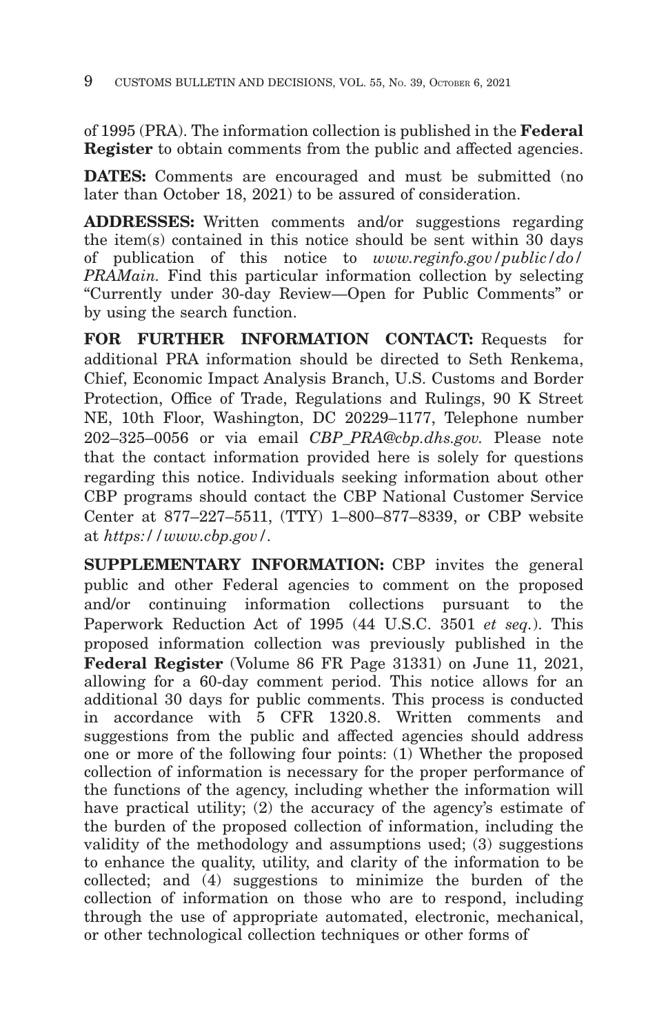of 1995 (PRA). The information collection is published in the **Federal Register** to obtain comments from the public and affected agencies.

**DATES:** Comments are encouraged and must be submitted (no later than October 18, 2021) to be assured of consideration.

**ADDRESSES:** Written comments and/or suggestions regarding the item(s) contained in this notice should be sent within 30 days of publication of this notice to *www.reginfo.gov/public/do/PRAMain.* Find this particular information collection by selecting "Currently under 30-day Review—Open for Public Comments" or by using the search function.

**FOR FURTHER INFORMATION CONTACT:** Requests for additional PRA information should be directed to Seth Renkema, Chief, Economic Impact Analysis Branch, U.S. Customs and Border Protection, Office of Trade, Regulations and Rulings, 90 K Street NE, 10th Floor, Washington, DC 20229–1177, Telephone number 202–325–0056 or via email *CBP_PRA@cbp.dhs.gov.* Please note that the contact information provided here is solely for questions regarding this notice. Individuals seeking information about other CBP programs should contact the CBP National Customer Service Center at 877–227–5511, (TTY) 1–800–877–8339, or CBP website at *https://www.cbp.gov/*.

**SUPPLEMENTARY INFORMATION:** CBP invites the general public and other Federal agencies to comment on the proposed and/or continuing information collections pursuant to the Paperwork Reduction Act of 1995 (44 U.S.C. 3501 *et seq.*). This proposed information collection was previously published in the **Federal Register** (Volume 86 FR Page 31331) on June 11, 2021, allowing for a 60-day comment period. This notice allows for an additional 30 days for public comments. This process is conducted in accordance with 5 CFR 1320.8. Written comments and suggestions from the public and affected agencies should address one or more of the following four points: (1) Whether the proposed collection of information is necessary for the proper performance of the functions of the agency, including whether the information will have practical utility; (2) the accuracy of the agency's estimate of the burden of the proposed collection of information, including the validity of the methodology and assumptions used; (3) suggestions to enhance the quality, utility, and clarity of the information to be collected; and (4) suggestions to minimize the burden of the collection of information on those who are to respond, including through the use of appropriate automated, electronic, mechanical, or other technological collection techniques or other forms of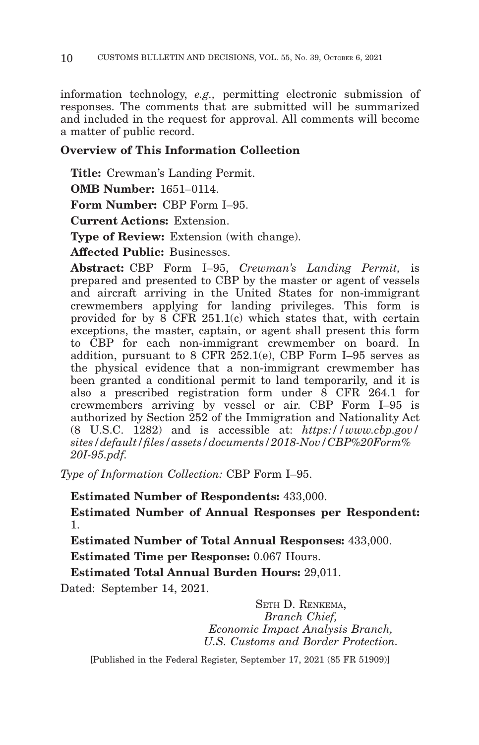information technology, *e.g.,* permitting electronic submission of responses. The comments that are submitted will be summarized and included in the request for approval. All comments will become a matter of public record.

**Overview of This Information Collection**

**Title:** Crewman's Landing Permit.

**OMB Number:** 1651–0114.

**Form Number:** CBP Form I–95.

**Current Actions:** Extension.

**Type of Review:** Extension (with change).

**Affected Public:** Businesses.

**Abstract:** CBP Form I–95, *Crewman's Landing Permit,* is prepared and presented to CBP by the master or agent of vessels and aircraft arriving in the United States for non-immigrant crewmembers applying for landing privileges. This form is provided for by 8 CFR 251.1(c) which states that, with certain exceptions, the master, captain, or agent shall present this form to CBP for each non-immigrant crewmember on board. In addition, pursuant to 8 CFR 252.1(e), CBP Form I–95 serves as the physical evidence that a non-immigrant crewmember has been granted a conditional permit to land temporarily, and it is also a prescribed registration form under 8 CFR 264.1 for crewmembers arriving by vessel or air. CBP Form I–95 is authorized by Section 252 of the Immigration and Nationality Act (8 U.S.C. 1282) and is accessible at: *https://www.cbp.gov/sites/default/files/assets/documents/2018-Nov/CBP%20Form%20I-95.pdf*.

*Type of Information Collection:* CBP Form I–95.

**Estimated Number of Respondents:** 433,000.

**Estimated Number of Annual Responses per Respondent:** 1.

**Estimated Number of Total Annual Responses:** 433,000.

**Estimated Time per Response:** 0.067 Hours.

**Estimated Total Annual Burden Hours:** 29,011.

Dated: September 14, 2021.

SETH D. RENKEMA,
*Branch Chief,*
*Economic Impact Analysis Branch,*
*U.S. Customs and Border Protection.*

[Published in the Federal Register, September 17, 2021 (85 FR 51909)]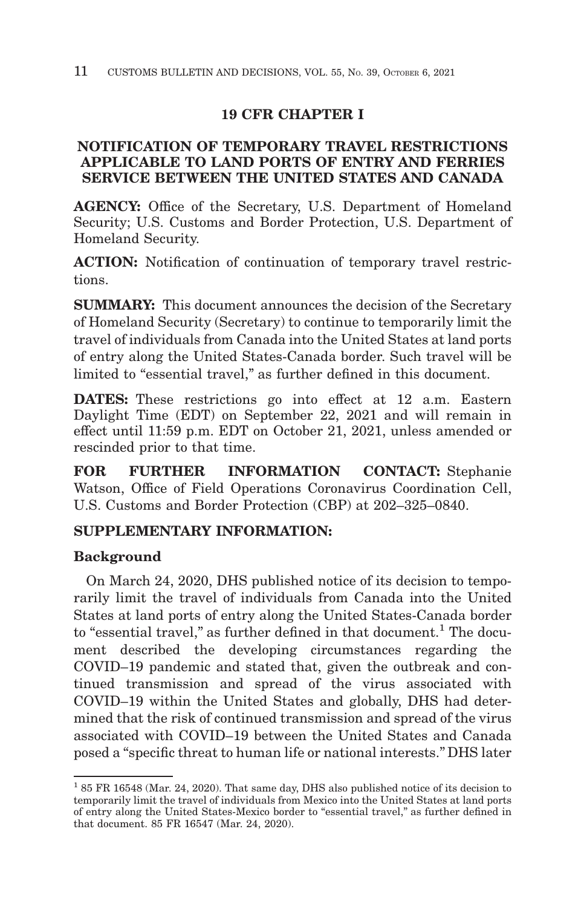## 19 CFR CHAPTER I

## NOTIFICATION OF TEMPORARY TRAVEL RESTRICTIONS APPLICABLE TO LAND PORTS OF ENTRY AND FERRIES SERVICE BETWEEN THE UNITED STATES AND CANADA

**AGENCY:** Office of the Secretary, U.S. Department of Homeland Security; U.S. Customs and Border Protection, U.S. Department of Homeland Security.

**ACTION:** Notification of continuation of temporary travel restrictions.

**SUMMARY:** This document announces the decision of the Secretary of Homeland Security (Secretary) to continue to temporarily limit the travel of individuals from Canada into the United States at land ports of entry along the United States-Canada border. Such travel will be limited to "essential travel," as further defined in this document.

**DATES:** These restrictions go into effect at 12 a.m. Eastern Daylight Time (EDT) on September 22, 2021 and will remain in effect until 11:59 p.m. EDT on October 21, 2021, unless amended or rescinded prior to that time.

**FOR FURTHER INFORMATION CONTACT:** Stephanie Watson, Office of Field Operations Coronavirus Coordination Cell, U.S. Customs and Border Protection (CBP) at 202–325–0840.

**SUPPLEMENTARY INFORMATION:**

**Background**

On March 24, 2020, DHS published notice of its decision to temporarily limit the travel of individuals from Canada into the United States at land ports of entry along the United States-Canada border to "essential travel," as further defined in that document.[1] The document described the developing circumstances regarding the COVID–19 pandemic and stated that, given the outbreak and continued transmission and spread of the virus associated with COVID–19 within the United States and globally, DHS had determined that the risk of continued transmission and spread of the virus associated with COVID–19 between the United States and Canada posed a "specific threat to human life or national interests." DHS later

[1] 85 FR 16548 (Mar. 24, 2020). That same day, DHS also published notice of its decision to temporarily limit the travel of individuals from Mexico into the United States at land ports of entry along the United States-Mexico border to "essential travel," as further defined in that document. 85 FR 16547 (Mar. 24, 2020).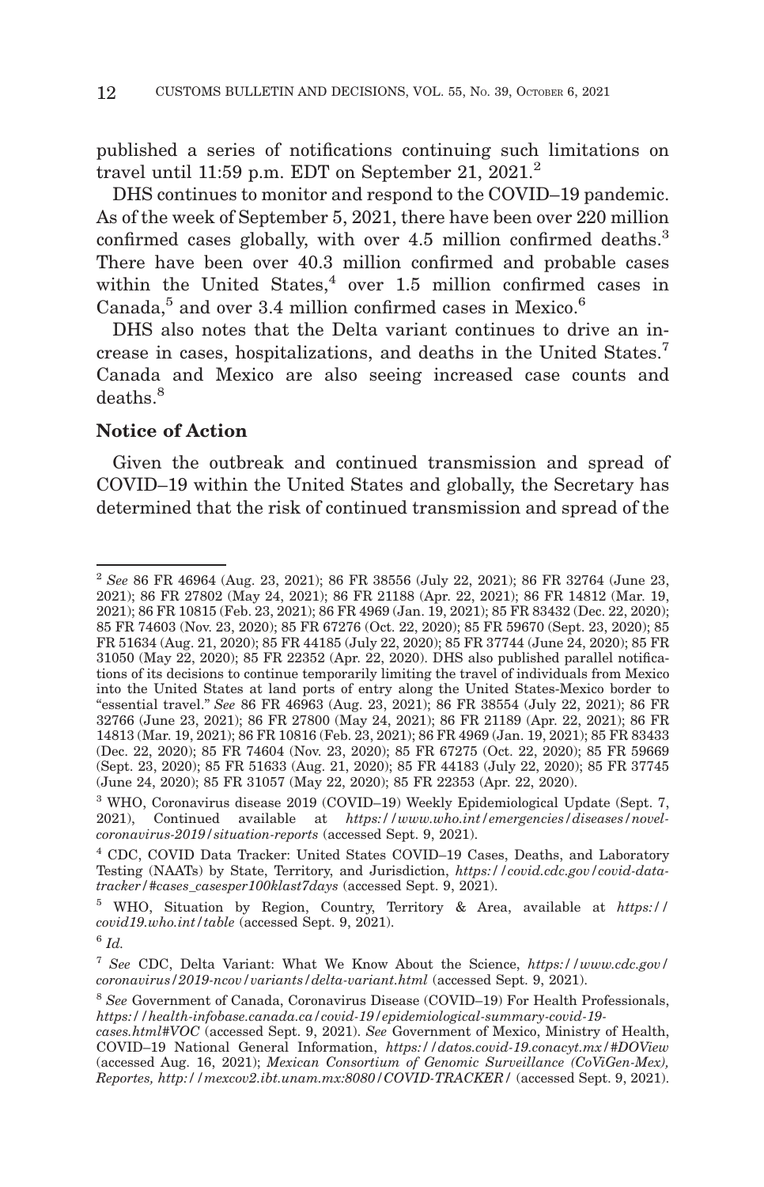published a series of notifications continuing such limitations on travel until 11:59 p.m. EDT on September 21, 2021.[2]

DHS continues to monitor and respond to the COVID–19 pandemic. As of the week of September 5, 2021, there have been over 220 million confirmed cases globally, with over 4.5 million confirmed deaths.[3] There have been over 40.3 million confirmed and probable cases within the United States,[4] over 1.5 million confirmed cases in Canada,[5] and over 3.4 million confirmed cases in Mexico.[6]

DHS also notes that the Delta variant continues to drive an increase in cases, hospitalizations, and deaths in the United States.[7] Canada and Mexico are also seeing increased case counts and deaths.[8]

**Notice of Action**

Given the outbreak and continued transmission and spread of COVID–19 within the United States and globally, the Secretary has determined that the risk of continued transmission and spread of the

---

[2] *See* 86 FR 46964 (Aug. 23, 2021); 86 FR 38556 (July 22, 2021); 86 FR 32764 (June 23, 2021); 86 FR 27802 (May 24, 2021); 86 FR 21188 (Apr. 22, 2021); 86 FR 14812 (Mar. 19, 2021); 86 FR 10815 (Feb. 23, 2021); 86 FR 4969 (Jan. 19, 2021); 85 FR 83432 (Dec. 22, 2020); 85 FR 74603 (Nov. 23, 2020); 85 FR 67276 (Oct. 22, 2020); 85 FR 59670 (Sept. 23, 2020); 85 FR 51634 (Aug. 21, 2020); 85 FR 44185 (July 22, 2020); 85 FR 37744 (June 24, 2020); 85 FR 31050 (May 22, 2020); 85 FR 22352 (Apr. 22, 2020). DHS also published parallel notifications of its decisions to continue temporarily limiting the travel of individuals from Mexico into the United States at land ports of entry along the United States-Mexico border to "essential travel." *See* 86 FR 46963 (Aug. 23, 2021); 86 FR 38554 (July 22, 2021); 86 FR 32766 (June 23, 2021); 86 FR 27800 (May 24, 2021); 86 FR 21189 (Apr. 22, 2021); 86 FR 14813 (Mar. 19, 2021); 86 FR 10816 (Feb. 23, 2021); 86 FR 4969 (Jan. 19, 2021); 85 FR 83433 (Dec. 22, 2020); 85 FR 74604 (Nov. 23, 2020); 85 FR 67275 (Oct. 22, 2020); 85 FR 59669 (Sept. 23, 2020); 85 FR 51633 (Aug. 21, 2020); 85 FR 44183 (July 22, 2020); 85 FR 37745 (June 24, 2020); 85 FR 31057 (May 22, 2020); 85 FR 22353 (Apr. 22, 2020).

[3] WHO, Coronavirus disease 2019 (COVID–19) Weekly Epidemiological Update (Sept. 7, 2021), Continued available at *https://www.who.int/emergencies/diseases/novel-coronavirus-2019/situation-reports* (accessed Sept. 9, 2021).

[4] CDC, COVID Data Tracker: United States COVID–19 Cases, Deaths, and Laboratory Testing (NAATs) by State, Territory, and Jurisdiction, *https://covid.cdc.gov/covid-data-tracker/#cases_casesper100klast7days* (accessed Sept. 9, 2021).

[5] WHO, Situation by Region, Country, Territory & Area, available at *https://covid19.who.int/table* (accessed Sept. 9, 2021).

[6] *Id.*

[7] *See* CDC, Delta Variant: What We Know About the Science, *https://www.cdc.gov/coronavirus/2019-ncov/variants/delta-variant.html* (accessed Sept. 9, 2021).

[8] *See* Government of Canada, Coronavirus Disease (COVID–19) For Health Professionals, *https://health-infobase.canada.ca/covid-19/epidemiological-summary-covid-19-cases.html#VOC* (accessed Sept. 9, 2021). *See* Government of Mexico, Ministry of Health, COVID–19 National General Information, *https://datos.covid-19.conacyt.mx/#DOView* (accessed Aug. 16, 2021); *Mexican Consortium of Genomic Surveillance (CoViGen-Mex), Reportes, http://mexcov2.ibt.unam.mx:8080/COVID-TRACKER/* (accessed Sept. 9, 2021).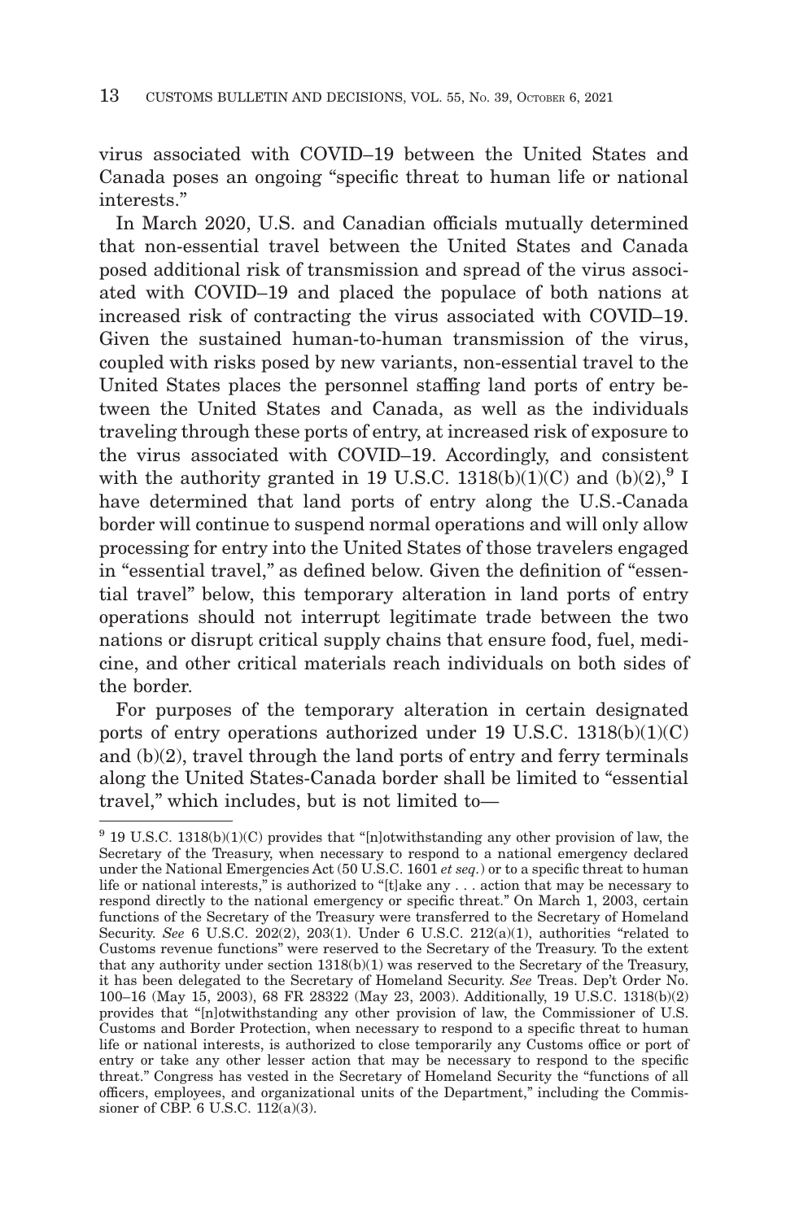virus associated with COVID–19 between the United States and Canada poses an ongoing "specific threat to human life or national interests."

In March 2020, U.S. and Canadian officials mutually determined that non-essential travel between the United States and Canada posed additional risk of transmission and spread of the virus associated with COVID–19 and placed the populace of both nations at increased risk of contracting the virus associated with COVID–19. Given the sustained human-to-human transmission of the virus, coupled with risks posed by new variants, non-essential travel to the United States places the personnel staffing land ports of entry between the United States and Canada, as well as the individuals traveling through these ports of entry, at increased risk of exposure to the virus associated with COVID–19. Accordingly, and consistent with the authority granted in 19 U.S.C. 1318(b)(1)(C) and (b)(2),[9] I have determined that land ports of entry along the U.S.-Canada border will continue to suspend normal operations and will only allow processing for entry into the United States of those travelers engaged in "essential travel," as defined below. Given the definition of "essential travel" below, this temporary alteration in land ports of entry operations should not interrupt legitimate trade between the two nations or disrupt critical supply chains that ensure food, fuel, medicine, and other critical materials reach individuals on both sides of the border.

For purposes of the temporary alteration in certain designated ports of entry operations authorized under 19 U.S.C. 1318(b)(1)(C) and (b)(2), travel through the land ports of entry and ferry terminals along the United States-Canada border shall be limited to "essential travel," which includes, but is not limited to—

---

[9] 19 U.S.C. 1318(b)(1)(C) provides that "[n]otwithstanding any other provision of law, the Secretary of the Treasury, when necessary to respond to a national emergency declared under the National Emergencies Act (50 U.S.C. 1601 *et seq.*) or to a specific threat to human life or national interests," is authorized to "[t]ake any . . . action that may be necessary to respond directly to the national emergency or specific threat." On March 1, 2003, certain functions of the Secretary of the Treasury were transferred to the Secretary of Homeland Security. *See* 6 U.S.C. 202(2), 203(1). Under 6 U.S.C. 212(a)(1), authorities "related to Customs revenue functions" were reserved to the Secretary of the Treasury. To the extent that any authority under section 1318(b)(1) was reserved to the Secretary of the Treasury, it has been delegated to the Secretary of Homeland Security. *See* Treas. Dep't Order No. 100–16 (May 15, 2003), 68 FR 28322 (May 23, 2003). Additionally, 19 U.S.C. 1318(b)(2) provides that "[n]otwithstanding any other provision of law, the Commissioner of U.S. Customs and Border Protection, when necessary to respond to a specific threat to human life or national interests, is authorized to close temporarily any Customs office or port of entry or take any other lesser action that may be necessary to respond to the specific threat." Congress has vested in the Secretary of Homeland Security the "functions of all officers, employees, and organizational units of the Department," including the Commissioner of CBP. 6 U.S.C. 112(a)(3).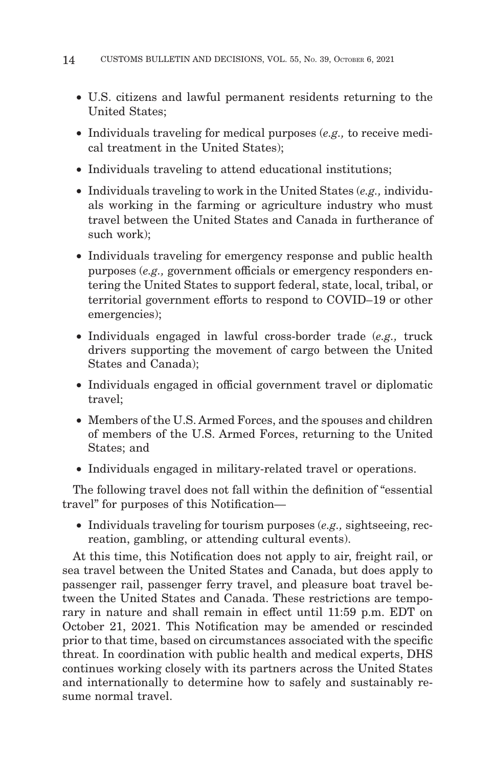- U.S. citizens and lawful permanent residents returning to the United States;
- Individuals traveling for medical purposes (*e.g.,* to receive medical treatment in the United States);
- Individuals traveling to attend educational institutions;
- Individuals traveling to work in the United States (*e.g.,* individuals working in the farming or agriculture industry who must travel between the United States and Canada in furtherance of such work);
- Individuals traveling for emergency response and public health purposes (*e.g.,* government officials or emergency responders entering the United States to support federal, state, local, tribal, or territorial government efforts to respond to COVID–19 or other emergencies);
- Individuals engaged in lawful cross-border trade (*e.g.,* truck drivers supporting the movement of cargo between the United States and Canada);
- Individuals engaged in official government travel or diplomatic travel;
- Members of the U.S. Armed Forces, and the spouses and children of members of the U.S. Armed Forces, returning to the United States; and
- Individuals engaged in military-related travel or operations.

The following travel does not fall within the definition of "essential travel" for purposes of this Notification—

- Individuals traveling for tourism purposes (*e.g.,* sightseeing, recreation, gambling, or attending cultural events).

At this time, this Notification does not apply to air, freight rail, or sea travel between the United States and Canada, but does apply to passenger rail, passenger ferry travel, and pleasure boat travel between the United States and Canada. These restrictions are temporary in nature and shall remain in effect until 11:59 p.m. EDT on October 21, 2021. This Notification may be amended or rescinded prior to that time, based on circumstances associated with the specific threat. In coordination with public health and medical experts, DHS continues working closely with its partners across the United States and internationally to determine how to safely and sustainably resume normal travel.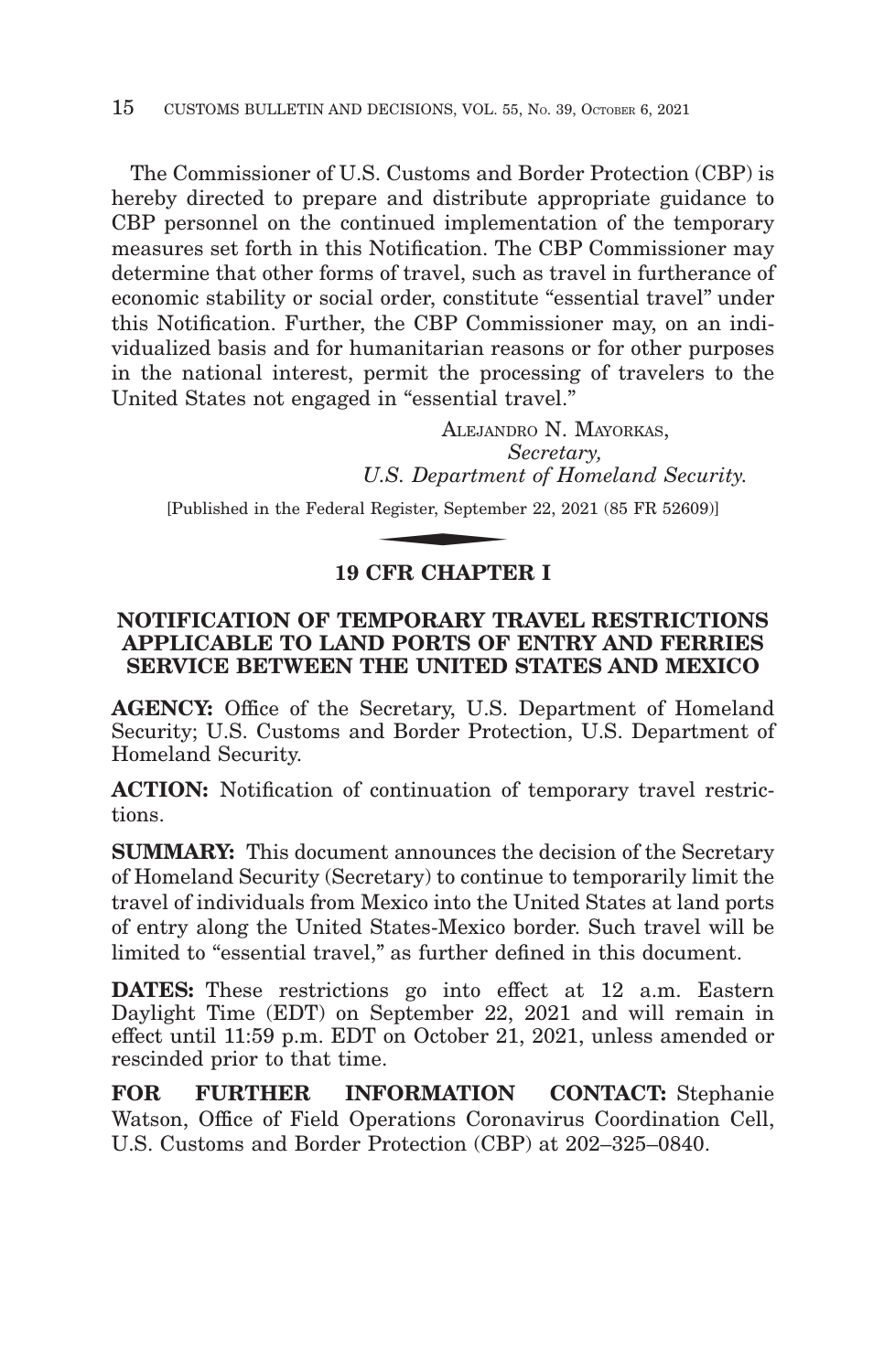The Commissioner of U.S. Customs and Border Protection (CBP) is hereby directed to prepare and distribute appropriate guidance to CBP personnel on the continued implementation of the temporary measures set forth in this Notification. The CBP Commissioner may determine that other forms of travel, such as travel in furtherance of economic stability or social order, constitute "essential travel" under this Notification. Further, the CBP Commissioner may, on an individualized basis and for humanitarian reasons or for other purposes in the national interest, permit the processing of travelers to the United States not engaged in "essential travel."

ALEJANDRO N. MAYORKAS,
*Secretary,*
*U.S. Department of Homeland Security.*

[Published in the Federal Register, September 22, 2021 (85 FR 52609)]

## 19 CFR CHAPTER I

## NOTIFICATION OF TEMPORARY TRAVEL RESTRICTIONS APPLICABLE TO LAND PORTS OF ENTRY AND FERRIES SERVICE BETWEEN THE UNITED STATES AND MEXICO

**AGENCY:** Office of the Secretary, U.S. Department of Homeland Security; U.S. Customs and Border Protection, U.S. Department of Homeland Security.

**ACTION:** Notification of continuation of temporary travel restrictions.

**SUMMARY:** This document announces the decision of the Secretary of Homeland Security (Secretary) to continue to temporarily limit the travel of individuals from Mexico into the United States at land ports of entry along the United States-Mexico border. Such travel will be limited to "essential travel," as further defined in this document.

**DATES:** These restrictions go into effect at 12 a.m. Eastern Daylight Time (EDT) on September 22, 2021 and will remain in effect until 11:59 p.m. EDT on October 21, 2021, unless amended or rescinded prior to that time.

**FOR FURTHER INFORMATION CONTACT:** Stephanie Watson, Office of Field Operations Coronavirus Coordination Cell, U.S. Customs and Border Protection (CBP) at 202–325–0840.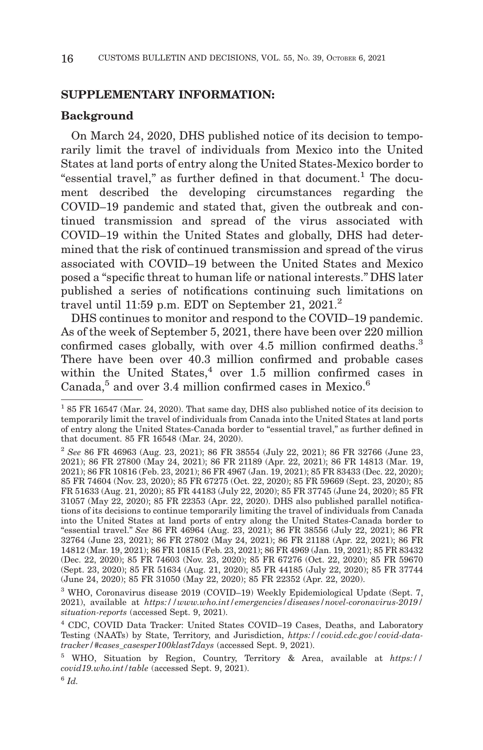**SUPPLEMENTARY INFORMATION:**

**Background**

On March 24, 2020, DHS published notice of its decision to temporarily limit the travel of individuals from Mexico into the United States at land ports of entry along the United States-Mexico border to "essential travel," as further defined in that document.[1] The document described the developing circumstances regarding the COVID–19 pandemic and stated that, given the outbreak and continued transmission and spread of the virus associated with COVID–19 within the United States and globally, DHS had determined that the risk of continued transmission and spread of the virus associated with COVID–19 between the United States and Mexico posed a "specific threat to human life or national interests." DHS later published a series of notifications continuing such limitations on travel until 11:59 p.m. EDT on September 21, 2021.[2]

DHS continues to monitor and respond to the COVID–19 pandemic. As of the week of September 5, 2021, there have been over 220 million confirmed cases globally, with over 4.5 million confirmed deaths.[3] There have been over 40.3 million confirmed and probable cases within the United States,[4] over 1.5 million confirmed cases in Canada,[5] and over 3.4 million confirmed cases in Mexico.[6]

---

[1] 85 FR 16547 (Mar. 24, 2020). That same day, DHS also published notice of its decision to temporarily limit the travel of individuals from Canada into the United States at land ports of entry along the United States-Canada border to "essential travel," as further defined in that document. 85 FR 16548 (Mar. 24, 2020).

[2] *See* 86 FR 46963 (Aug. 23, 2021); 86 FR 38554 (July 22, 2021); 86 FR 32766 (June 23, 2021); 86 FR 27800 (May 24, 2021); 86 FR 21189 (Apr. 22, 2021); 86 FR 14813 (Mar. 19, 2021); 86 FR 10816 (Feb. 23, 2021); 86 FR 4967 (Jan. 19, 2021); 85 FR 83433 (Dec. 22, 2020); 85 FR 74604 (Nov. 23, 2020); 85 FR 67275 (Oct. 22, 2020); 85 FR 59669 (Sept. 23, 2020); 85 FR 51633 (Aug. 21, 2020); 85 FR 44183 (July 22, 2020); 85 FR 37745 (June 24, 2020); 85 FR 31057 (May 22, 2020); 85 FR 22353 (Apr. 22, 2020). DHS also published parallel notifications of its decisions to continue temporarily limiting the travel of individuals from Canada into the United States at land ports of entry along the United States-Canada border to "essential travel." *See* 86 FR 46964 (Aug. 23, 2021); 86 FR 38556 (July 22, 2021); 86 FR 32764 (June 23, 2021); 86 FR 27802 (May 24, 2021); 86 FR 21188 (Apr. 22, 2021); 86 FR 14812 (Mar. 19, 2021); 86 FR 10815 (Feb. 23, 2021); 86 FR 4969 (Jan. 19, 2021); 85 FR 83432 (Dec. 22, 2020); 85 FR 74603 (Nov. 23, 2020); 85 FR 67276 (Oct. 22, 2020); 85 FR 59670 (Sept. 23, 2020); 85 FR 51634 (Aug. 21, 2020); 85 FR 44185 (July 22, 2020); 85 FR 37744 (June 24, 2020); 85 FR 31050 (May 22, 2020); 85 FR 22352 (Apr. 22, 2020).

[3] WHO, Coronavirus disease 2019 (COVID–19) Weekly Epidemiological Update (Sept. 7, 2021), available at *https://www.who.int/emergencies/diseases/novel-coronavirus-2019/situation-reports* (accessed Sept. 9, 2021).

[4] CDC, COVID Data Tracker: United States COVID–19 Cases, Deaths, and Laboratory Testing (NAATs) by State, Territory, and Jurisdiction, *https://covid.cdc.gov/covid-data-tracker/#cases_casesper100klast7days* (accessed Sept. 9, 2021).

[5] WHO, Situation by Region, Country, Territory & Area, available at *https://covid19.who.int/table* (accessed Sept. 9, 2021).

[6] *Id.*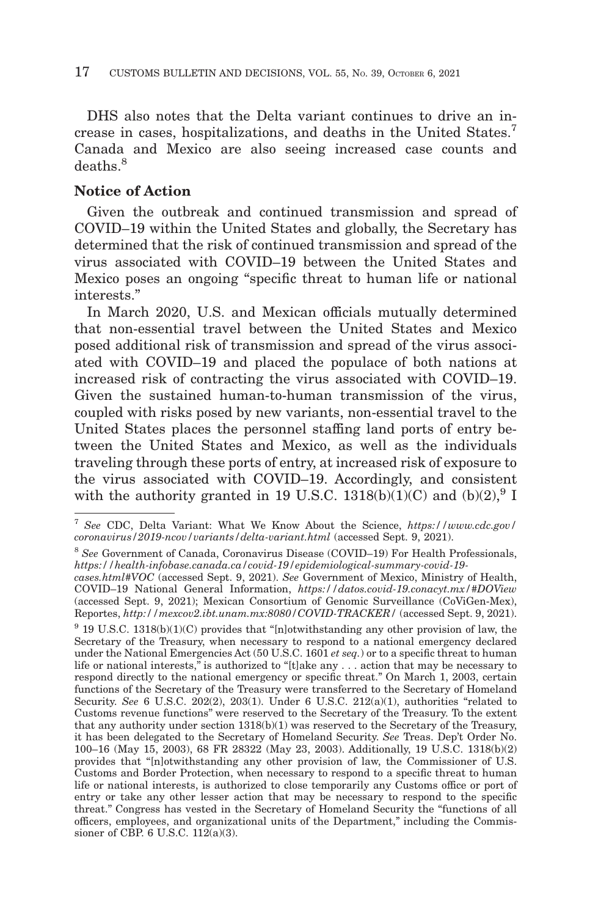DHS also notes that the Delta variant continues to drive an increase in cases, hospitalizations, and deaths in the United States.[7] Canada and Mexico are also seeing increased case counts and deaths.[8]

**Notice of Action**

Given the outbreak and continued transmission and spread of COVID–19 within the United States and globally, the Secretary has determined that the risk of continued transmission and spread of the virus associated with COVID–19 between the United States and Mexico poses an ongoing "specific threat to human life or national interests."

In March 2020, U.S. and Mexican officials mutually determined that non-essential travel between the United States and Mexico posed additional risk of transmission and spread of the virus associated with COVID–19 and placed the populace of both nations at increased risk of contracting the virus associated with COVID–19. Given the sustained human-to-human transmission of the virus, coupled with risks posed by new variants, non-essential travel to the United States places the personnel staffing land ports of entry between the United States and Mexico, as well as the individuals traveling through these ports of entry, at increased risk of exposure to the virus associated with COVID–19. Accordingly, and consistent with the authority granted in 19 U.S.C. 1318(b)(1)(C) and (b)(2),[9] I

---

[7] *See* CDC, Delta Variant: What We Know About the Science, *https://www.cdc.gov/coronavirus/2019-ncov/variants/delta-variant.html* (accessed Sept. 9, 2021).

[8] *See* Government of Canada, Coronavirus Disease (COVID–19) For Health Professionals, *https://health-infobase.canada.ca/covid-19/epidemiological-summary-covid-19-cases.html#VOC* (accessed Sept. 9, 2021). *See* Government of Mexico, Ministry of Health, COVID–19 National General Information, *https://datos.covid-19.conacyt.mx/#DOView* (accessed Sept. 9, 2021); Mexican Consortium of Genomic Surveillance (CoViGen-Mex), Reportes, *http://mexcov2.ibt.unam.mx:8080/COVID-TRACKER/* (accessed Sept. 9, 2021).

[9] 19 U.S.C. 1318(b)(1)(C) provides that "[n]otwithstanding any other provision of law, the Secretary of the Treasury, when necessary to respond to a national emergency declared under the National Emergencies Act (50 U.S.C. 1601 *et seq.*) or to a specific threat to human life or national interests," is authorized to "[t]ake any . . . action that may be necessary to respond directly to the national emergency or specific threat." On March 1, 2003, certain functions of the Secretary of the Treasury were transferred to the Secretary of Homeland Security. *See* 6 U.S.C. 202(2), 203(1). Under 6 U.S.C. 212(a)(1), authorities "related to Customs revenue functions" were reserved to the Secretary of the Treasury. To the extent that any authority under section 1318(b)(1) was reserved to the Secretary of the Treasury, it has been delegated to the Secretary of Homeland Security. *See* Treas. Dep't Order No. 100–16 (May 15, 2003), 68 FR 28322 (May 23, 2003). Additionally, 19 U.S.C. 1318(b)(2) provides that "[n]otwithstanding any other provision of law, the Commissioner of U.S. Customs and Border Protection, when necessary to respond to a specific threat to human life or national interests, is authorized to close temporarily any Customs office or port of entry or take any other lesser action that may be necessary to respond to the specific threat." Congress has vested in the Secretary of Homeland Security the "functions of all officers, employees, and organizational units of the Department," including the Commissioner of CBP. 6 U.S.C. 112(a)(3).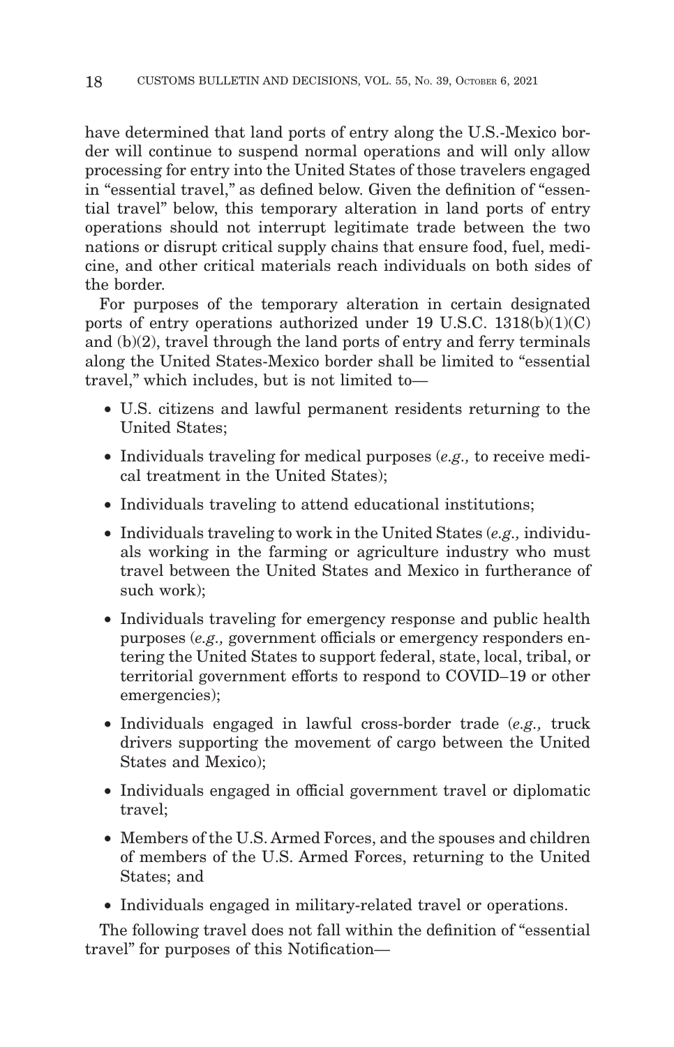have determined that land ports of entry along the U.S.-Mexico border will continue to suspend normal operations and will only allow processing for entry into the United States of those travelers engaged in "essential travel," as defined below. Given the definition of "essential travel" below, this temporary alteration in land ports of entry operations should not interrupt legitimate trade between the two nations or disrupt critical supply chains that ensure food, fuel, medicine, and other critical materials reach individuals on both sides of the border.

For purposes of the temporary alteration in certain designated ports of entry operations authorized under 19 U.S.C. 1318(b)(1)(C) and (b)(2), travel through the land ports of entry and ferry terminals along the United States-Mexico border shall be limited to "essential travel," which includes, but is not limited to—

- U.S. citizens and lawful permanent residents returning to the United States;
- Individuals traveling for medical purposes (*e.g.,* to receive medical treatment in the United States);
- Individuals traveling to attend educational institutions;
- Individuals traveling to work in the United States (*e.g.,* individuals working in the farming or agriculture industry who must travel between the United States and Mexico in furtherance of such work);
- Individuals traveling for emergency response and public health purposes (*e.g.,* government officials or emergency responders entering the United States to support federal, state, local, tribal, or territorial government efforts to respond to COVID–19 or other emergencies);
- Individuals engaged in lawful cross-border trade (*e.g.,* truck drivers supporting the movement of cargo between the United States and Mexico);
- Individuals engaged in official government travel or diplomatic travel;
- Members of the U.S. Armed Forces, and the spouses and children of members of the U.S. Armed Forces, returning to the United States; and
- Individuals engaged in military-related travel or operations.

The following travel does not fall within the definition of "essential travel" for purposes of this Notification—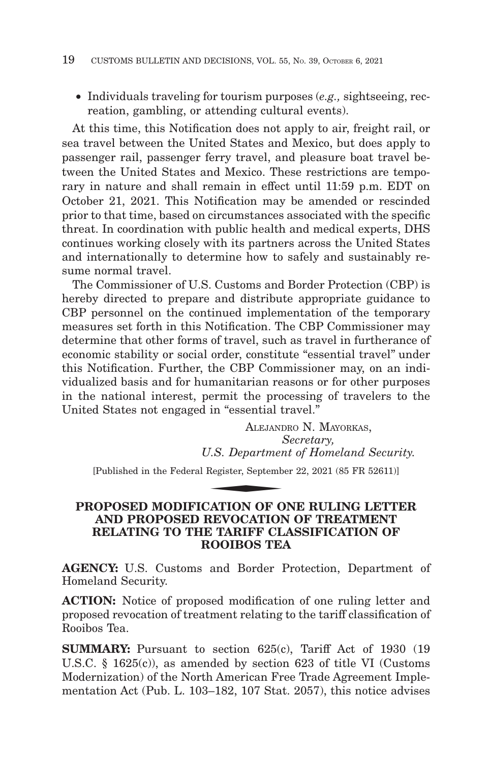- Individuals traveling for tourism purposes (*e.g.,* sightseeing, recreation, gambling, or attending cultural events).

At this time, this Notification does not apply to air, freight rail, or sea travel between the United States and Mexico, but does apply to passenger rail, passenger ferry travel, and pleasure boat travel between the United States and Mexico. These restrictions are temporary in nature and shall remain in effect until 11:59 p.m. EDT on October 21, 2021. This Notification may be amended or rescinded prior to that time, based on circumstances associated with the specific threat. In coordination with public health and medical experts, DHS continues working closely with its partners across the United States and internationally to determine how to safely and sustainably resume normal travel.

The Commissioner of U.S. Customs and Border Protection (CBP) is hereby directed to prepare and distribute appropriate guidance to CBP personnel on the continued implementation of the temporary measures set forth in this Notification. The CBP Commissioner may determine that other forms of travel, such as travel in furtherance of economic stability or social order, constitute "essential travel" under this Notification. Further, the CBP Commissioner may, on an individualized basis and for humanitarian reasons or for other purposes in the national interest, permit the processing of travelers to the United States not engaged in "essential travel."

ALEJANDRO N. MAYORKAS,
*Secretary,*
*U.S. Department of Homeland Security.*

[Published in the Federal Register, September 22, 2021 (85 FR 52611)]

## PROPOSED MODIFICATION OF ONE RULING LETTER AND PROPOSED REVOCATION OF TREATMENT RELATING TO THE TARIFF CLASSIFICATION OF ROOIBOS TEA

**AGENCY:** U.S. Customs and Border Protection, Department of Homeland Security.

**ACTION:** Notice of proposed modification of one ruling letter and proposed revocation of treatment relating to the tariff classification of Rooibos Tea.

**SUMMARY:** Pursuant to section 625(c), Tariff Act of 1930 (19 U.S.C. § 1625(c)), as amended by section 623 of title VI (Customs Modernization) of the North American Free Trade Agreement Implementation Act (Pub. L. 103–182, 107 Stat. 2057), this notice advises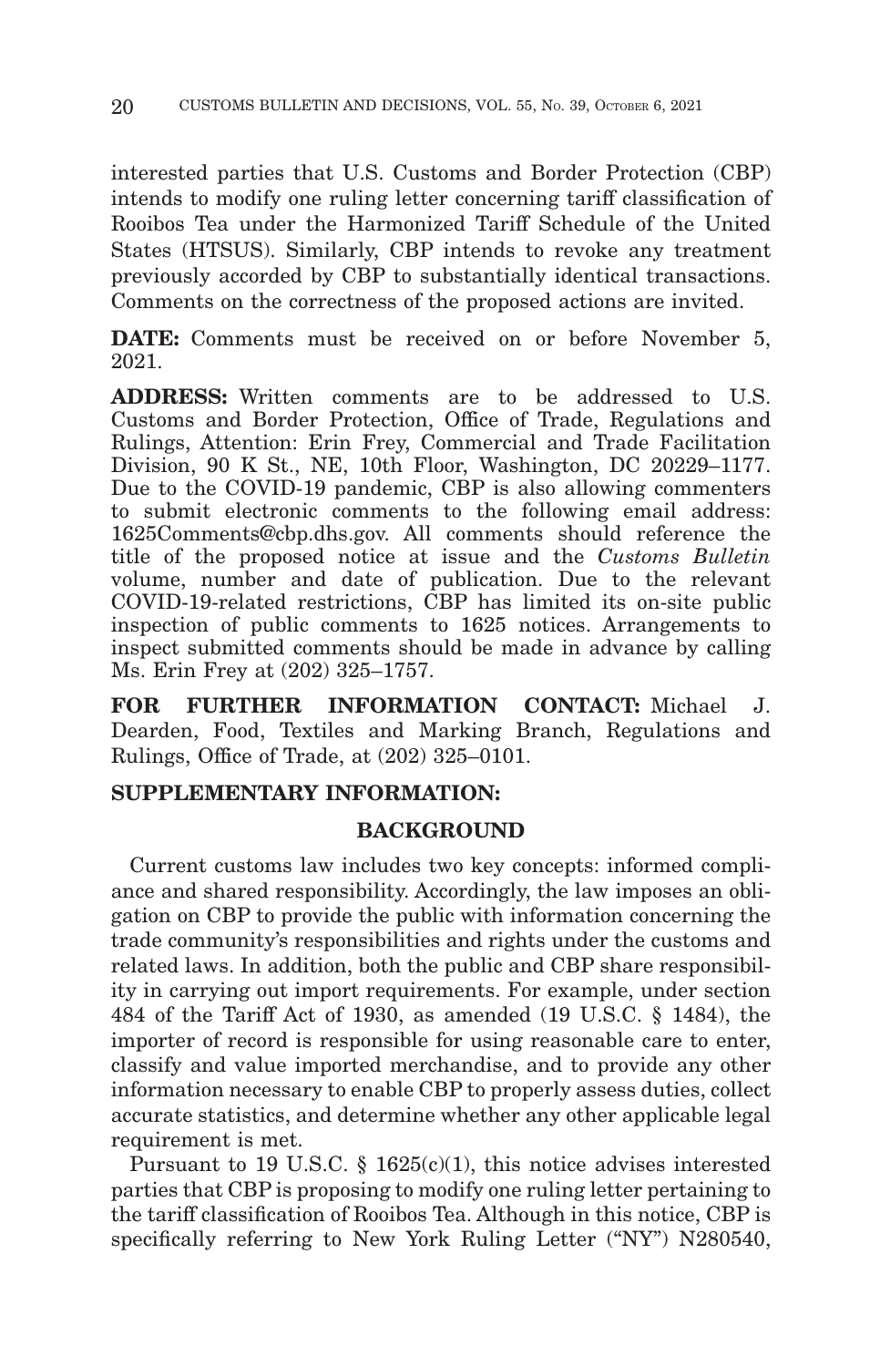interested parties that U.S. Customs and Border Protection (CBP) intends to modify one ruling letter concerning tariff classification of Rooibos Tea under the Harmonized Tariff Schedule of the United States (HTSUS). Similarly, CBP intends to revoke any treatment previously accorded by CBP to substantially identical transactions. Comments on the correctness of the proposed actions are invited.

**DATE:** Comments must be received on or before November 5, 2021.

**ADDRESS:** Written comments are to be addressed to U.S. Customs and Border Protection, Office of Trade, Regulations and Rulings, Attention: Erin Frey, Commercial and Trade Facilitation Division, 90 K St., NE, 10th Floor, Washington, DC 20229–1177. Due to the COVID-19 pandemic, CBP is also allowing commenters to submit electronic comments to the following email address: 1625Comments@cbp.dhs.gov. All comments should reference the title of the proposed notice at issue and the *Customs Bulletin* volume, number and date of publication. Due to the relevant COVID-19-related restrictions, CBP has limited its on-site public inspection of public comments to 1625 notices. Arrangements to inspect submitted comments should be made in advance by calling Ms. Erin Frey at (202) 325–1757.

**FOR FURTHER INFORMATION CONTACT:** Michael J. Dearden, Food, Textiles and Marking Branch, Regulations and Rulings, Office of Trade, at (202) 325–0101.

**SUPPLEMENTARY INFORMATION:**

**BACKGROUND**

Current customs law includes two key concepts: informed compliance and shared responsibility. Accordingly, the law imposes an obligation on CBP to provide the public with information concerning the trade community's responsibilities and rights under the customs and related laws. In addition, both the public and CBP share responsibility in carrying out import requirements. For example, under section 484 of the Tariff Act of 1930, as amended (19 U.S.C. § 1484), the importer of record is responsible for using reasonable care to enter, classify and value imported merchandise, and to provide any other information necessary to enable CBP to properly assess duties, collect accurate statistics, and determine whether any other applicable legal requirement is met.

Pursuant to 19 U.S.C. § 1625(c)(1), this notice advises interested parties that CBP is proposing to modify one ruling letter pertaining to the tariff classification of Rooibos Tea. Although in this notice, CBP is specifically referring to New York Ruling Letter ("NY") N280540,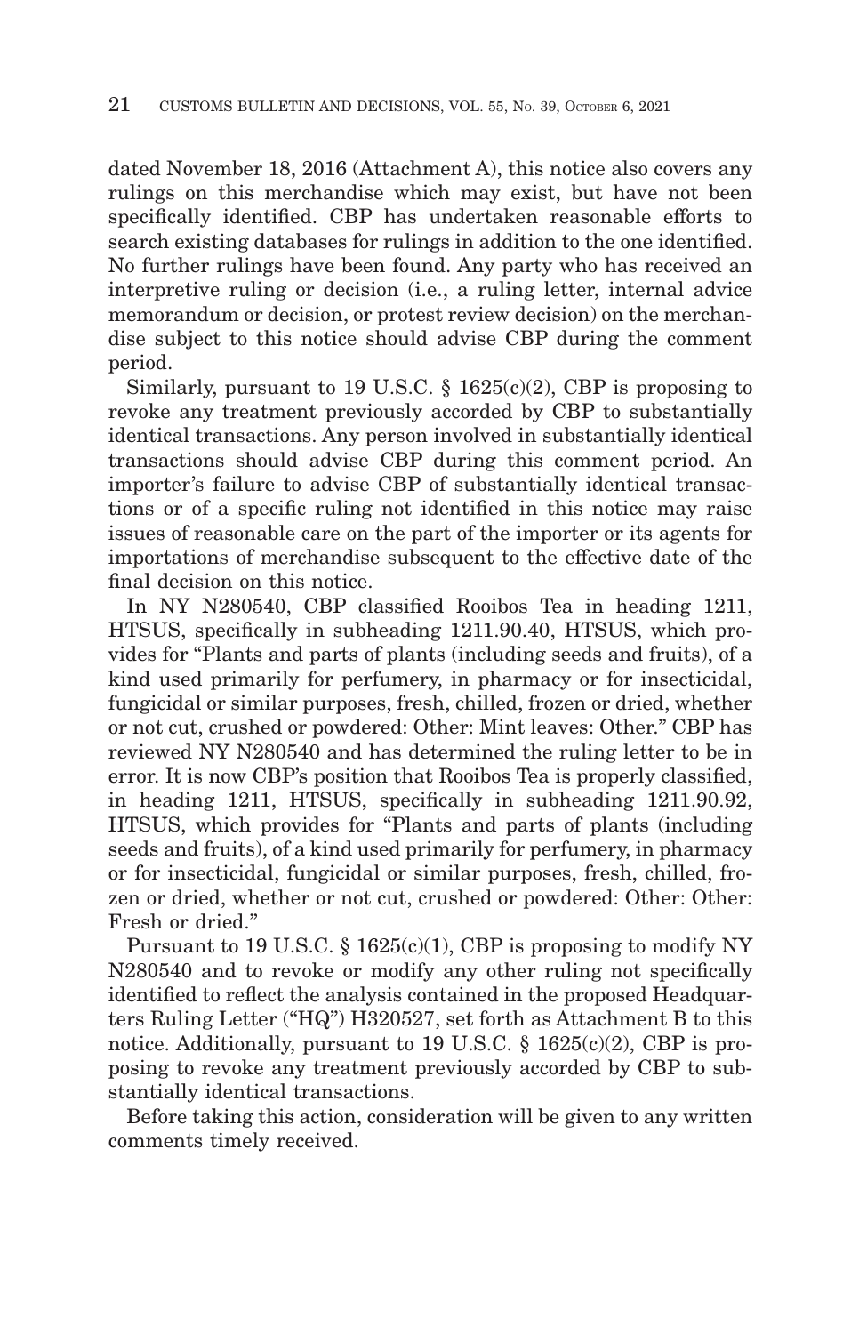dated November 18, 2016 (Attachment A), this notice also covers any rulings on this merchandise which may exist, but have not been specifically identified. CBP has undertaken reasonable efforts to search existing databases for rulings in addition to the one identified. No further rulings have been found. Any party who has received an interpretive ruling or decision (i.e., a ruling letter, internal advice memorandum or decision, or protest review decision) on the merchandise subject to this notice should advise CBP during the comment period.

Similarly, pursuant to 19 U.S.C. § 1625(c)(2), CBP is proposing to revoke any treatment previously accorded by CBP to substantially identical transactions. Any person involved in substantially identical transactions should advise CBP during this comment period. An importer's failure to advise CBP of substantially identical transactions or of a specific ruling not identified in this notice may raise issues of reasonable care on the part of the importer or its agents for importations of merchandise subsequent to the effective date of the final decision on this notice.

In NY N280540, CBP classified Rooibos Tea in heading 1211, HTSUS, specifically in subheading 1211.90.40, HTSUS, which provides for "Plants and parts of plants (including seeds and fruits), of a kind used primarily for perfumery, in pharmacy or for insecticidal, fungicidal or similar purposes, fresh, chilled, frozen or dried, whether or not cut, crushed or powdered: Other: Mint leaves: Other." CBP has reviewed NY N280540 and has determined the ruling letter to be in error. It is now CBP's position that Rooibos Tea is properly classified, in heading 1211, HTSUS, specifically in subheading 1211.90.92, HTSUS, which provides for "Plants and parts of plants (including seeds and fruits), of a kind used primarily for perfumery, in pharmacy or for insecticidal, fungicidal or similar purposes, fresh, chilled, frozen or dried, whether or not cut, crushed or powdered: Other: Other: Fresh or dried."

Pursuant to 19 U.S.C. § 1625(c)(1), CBP is proposing to modify NY N280540 and to revoke or modify any other ruling not specifically identified to reflect the analysis contained in the proposed Headquarters Ruling Letter ("HQ") H320527, set forth as Attachment B to this notice. Additionally, pursuant to 19 U.S.C. § 1625(c)(2), CBP is proposing to revoke any treatment previously accorded by CBP to substantially identical transactions.

Before taking this action, consideration will be given to any written comments timely received.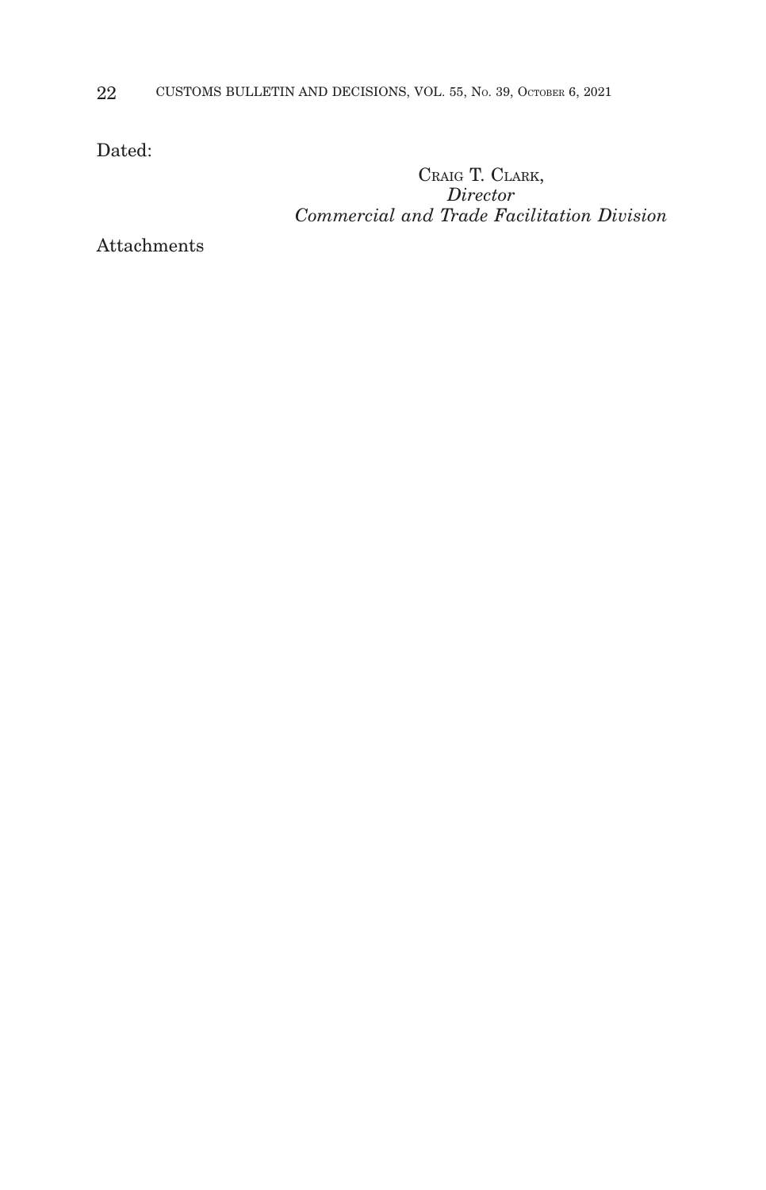Dated:

CRAIG T. CLARK,
*Director*
*Commercial and Trade Facilitation Division*

Attachments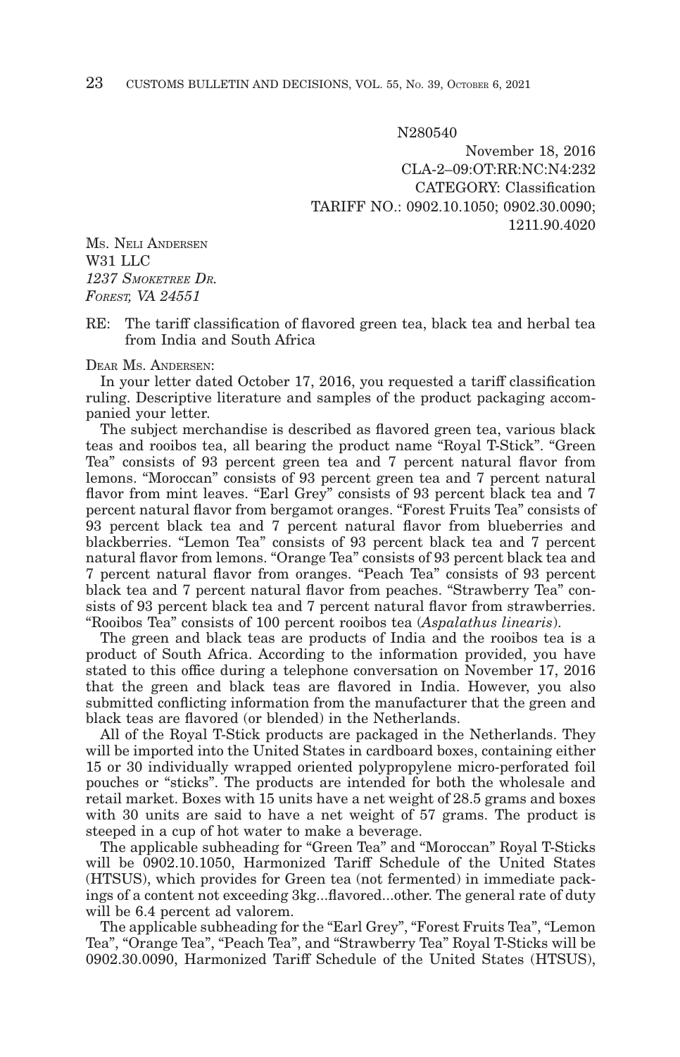N280540

November 18, 2016
CLA-2–09:OT:RR:NC:N4:232
CATEGORY: Classification
TARIFF NO.: 0902.10.1050; 0902.30.0090;
1211.90.4020

MS. NELI ANDERSEN
W31 LLC
*1237 SMOKETREE DR.*
*FOREST, VA 24551*

RE: The tariff classification of flavored green tea, black tea and herbal tea from India and South Africa

DEAR MS. ANDERSEN:

In your letter dated October 17, 2016, you requested a tariff classification ruling. Descriptive literature and samples of the product packaging accompanied your letter.

The subject merchandise is described as flavored green tea, various black teas and rooibos tea, all bearing the product name "Royal T-Stick". "Green Tea" consists of 93 percent green tea and 7 percent natural flavor from lemons. "Moroccan" consists of 93 percent green tea and 7 percent natural flavor from mint leaves. "Earl Grey" consists of 93 percent black tea and 7 percent natural flavor from bergamot oranges. "Forest Fruits Tea" consists of 93 percent black tea and 7 percent natural flavor from blueberries and blackberries. "Lemon Tea" consists of 93 percent black tea and 7 percent natural flavor from lemons. "Orange Tea" consists of 93 percent black tea and 7 percent natural flavor from oranges. "Peach Tea" consists of 93 percent black tea and 7 percent natural flavor from peaches. "Strawberry Tea" consists of 93 percent black tea and 7 percent natural flavor from strawberries. "Rooibos Tea" consists of 100 percent rooibos tea (*Aspalathus linearis*).

The green and black teas are products of India and the rooibos tea is a product of South Africa. According to the information provided, you have stated to this office during a telephone conversation on November 17, 2016 that the green and black teas are flavored in India. However, you also submitted conflicting information from the manufacturer that the green and black teas are flavored (or blended) in the Netherlands.

All of the Royal T-Stick products are packaged in the Netherlands. They will be imported into the United States in cardboard boxes, containing either 15 or 30 individually wrapped oriented polypropylene micro-perforated foil pouches or "sticks". The products are intended for both the wholesale and retail market. Boxes with 15 units have a net weight of 28.5 grams and boxes with 30 units are said to have a net weight of 57 grams. The product is steeped in a cup of hot water to make a beverage.

The applicable subheading for "Green Tea" and "Moroccan" Royal T-Sticks will be 0902.10.1050, Harmonized Tariff Schedule of the United States (HTSUS), which provides for Green tea (not fermented) in immediate packings of a content not exceeding 3kg...flavored...other. The general rate of duty will be 6.4 percent ad valorem.

The applicable subheading for the "Earl Grey", "Forest Fruits Tea", "Lemon Tea", "Orange Tea", "Peach Tea", and "Strawberry Tea" Royal T-Sticks will be 0902.30.0090, Harmonized Tariff Schedule of the United States (HTSUS),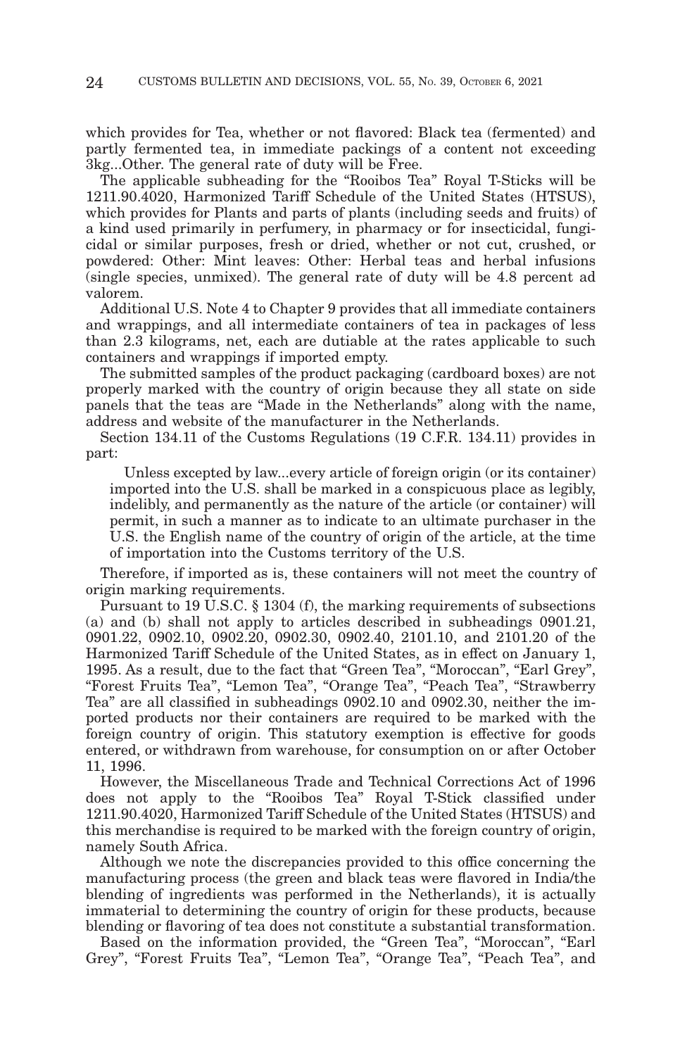which provides for Tea, whether or not flavored: Black tea (fermented) and partly fermented tea, in immediate packings of a content not exceeding 3kg...Other. The general rate of duty will be Free.

The applicable subheading for the "Rooibos Tea" Royal T-Sticks will be 1211.90.4020, Harmonized Tariff Schedule of the United States (HTSUS), which provides for Plants and parts of plants (including seeds and fruits) of a kind used primarily in perfumery, in pharmacy or for insecticidal, fungicidal or similar purposes, fresh or dried, whether or not cut, crushed, or powdered: Other: Mint leaves: Other: Herbal teas and herbal infusions (single species, unmixed). The general rate of duty will be 4.8 percent ad valorem.

Additional U.S. Note 4 to Chapter 9 provides that all immediate containers and wrappings, and all intermediate containers of tea in packages of less than 2.3 kilograms, net, each are dutiable at the rates applicable to such containers and wrappings if imported empty.

The submitted samples of the product packaging (cardboard boxes) are not properly marked with the country of origin because they all state on side panels that the teas are "Made in the Netherlands" along with the name, address and website of the manufacturer in the Netherlands.

Section 134.11 of the Customs Regulations (19 C.F.R. 134.11) provides in part:

> Unless excepted by law...every article of foreign origin (or its container) imported into the U.S. shall be marked in a conspicuous place as legibly, indelibly, and permanently as the nature of the article (or container) will permit, in such a manner as to indicate to an ultimate purchaser in the U.S. the English name of the country of origin of the article, at the time of importation into the Customs territory of the U.S.

Therefore, if imported as is, these containers will not meet the country of origin marking requirements.

Pursuant to 19 U.S.C. § 1304 (f), the marking requirements of subsections (a) and (b) shall not apply to articles described in subheadings 0901.21, 0901.22, 0902.10, 0902.20, 0902.30, 0902.40, 2101.10, and 2101.20 of the Harmonized Tariff Schedule of the United States, as in effect on January 1, 1995. As a result, due to the fact that "Green Tea", "Moroccan", "Earl Grey", "Forest Fruits Tea", "Lemon Tea", "Orange Tea", "Peach Tea", "Strawberry Tea" are all classified in subheadings 0902.10 and 0902.30, neither the imported products nor their containers are required to be marked with the foreign country of origin. This statutory exemption is effective for goods entered, or withdrawn from warehouse, for consumption on or after October 11, 1996.

However, the Miscellaneous Trade and Technical Corrections Act of 1996 does not apply to the "Rooibos Tea" Royal T-Stick classified under 1211.90.4020, Harmonized Tariff Schedule of the United States (HTSUS) and this merchandise is required to be marked with the foreign country of origin, namely South Africa.

Although we note the discrepancies provided to this office concerning the manufacturing process (the green and black teas were flavored in India/the blending of ingredients was performed in the Netherlands), it is actually immaterial to determining the country of origin for these products, because blending or flavoring of tea does not constitute a substantial transformation.

Based on the information provided, the "Green Tea", "Moroccan", "Earl Grey", "Forest Fruits Tea", "Lemon Tea", "Orange Tea", "Peach Tea", and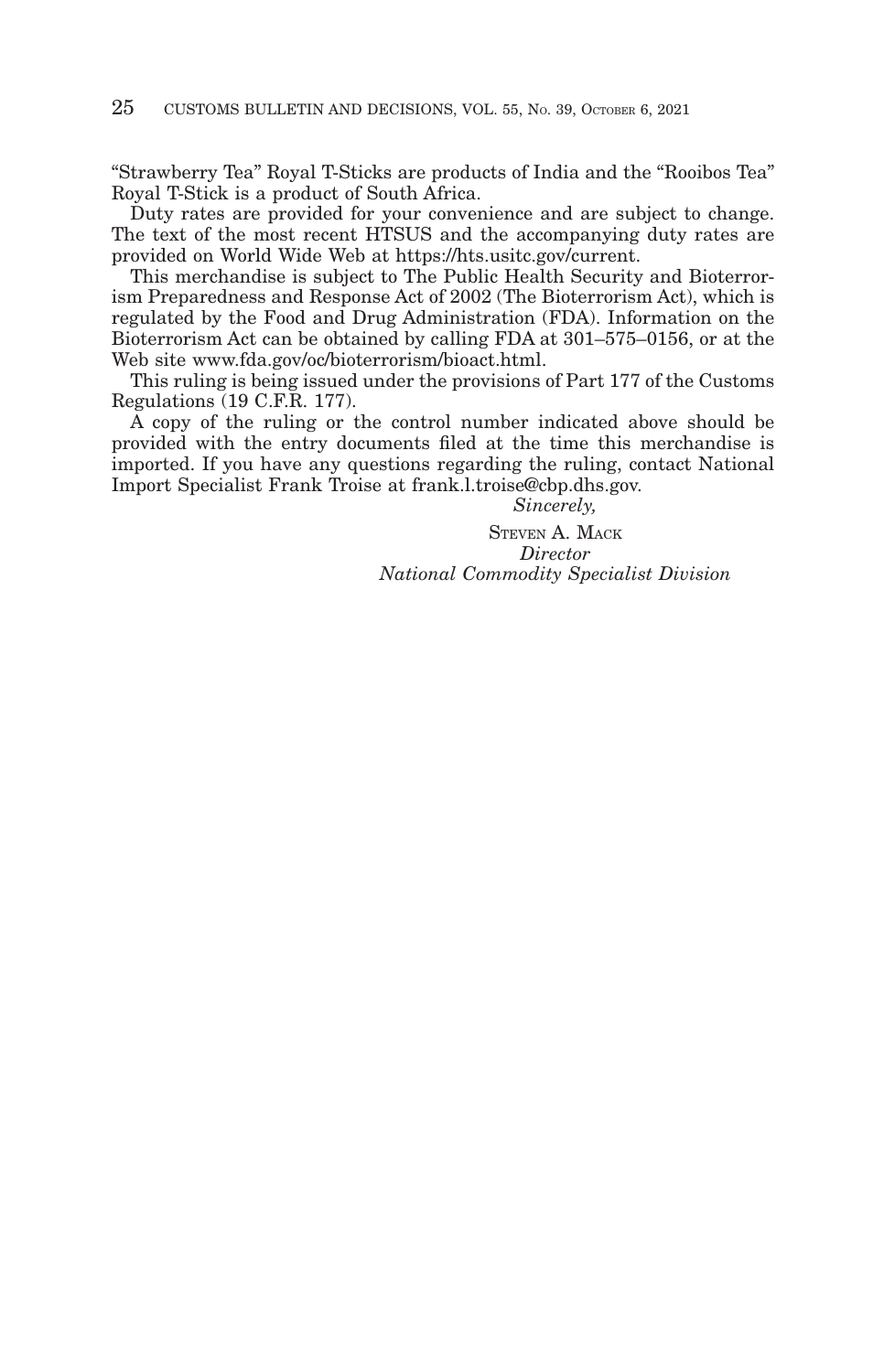"Strawberry Tea" Royal T-Sticks are products of India and the "Rooibos Tea" Royal T-Stick is a product of South Africa.

Duty rates are provided for your convenience and are subject to change. The text of the most recent HTSUS and the accompanying duty rates are provided on World Wide Web at https://hts.usitc.gov/current.

This merchandise is subject to The Public Health Security and Bioterrorism Preparedness and Response Act of 2002 (The Bioterrorism Act), which is regulated by the Food and Drug Administration (FDA). Information on the Bioterrorism Act can be obtained by calling FDA at 301–575–0156, or at the Web site www.fda.gov/oc/bioterrorism/bioact.html.

This ruling is being issued under the provisions of Part 177 of the Customs Regulations (19 C.F.R. 177).

A copy of the ruling or the control number indicated above should be provided with the entry documents filed at the time this merchandise is imported. If you have any questions regarding the ruling, contact National Import Specialist Frank Troise at frank.l.troise@cbp.dhs.gov.

*Sincerely,*

STEVEN A. MACK
*Director*
*National Commodity Specialist Division*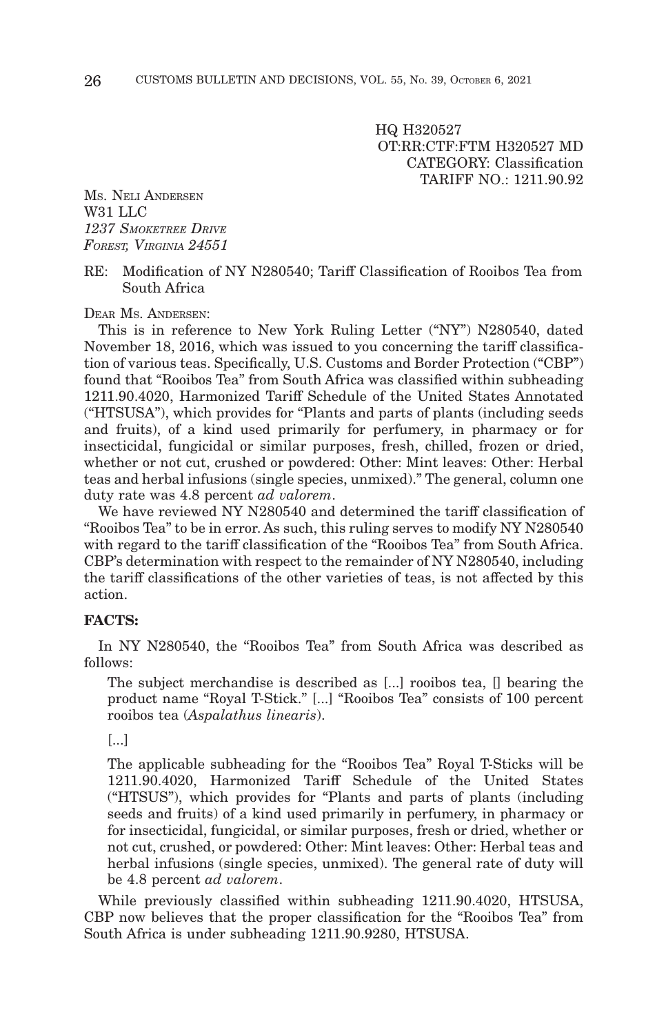HQ H320527
OT:RR:CTF:FTM H320527 MD
CATEGORY: Classification
TARIFF NO.: 1211.90.92

MS. NELI ANDERSEN
W31 LLC
*1237 SMOKETREE DRIVE*
*FOREST, VIRGINIA 24551*

RE: Modification of NY N280540; Tariff Classification of Rooibos Tea from South Africa

DEAR MS. ANDERSEN:

This is in reference to New York Ruling Letter ("NY") N280540, dated November 18, 2016, which was issued to you concerning the tariff classification of various teas. Specifically, U.S. Customs and Border Protection ("CBP") found that "Rooibos Tea" from South Africa was classified within subheading 1211.90.4020, Harmonized Tariff Schedule of the United States Annotated ("HTSUSA"), which provides for "Plants and parts of plants (including seeds and fruits), of a kind used primarily for perfumery, in pharmacy or for insecticidal, fungicidal or similar purposes, fresh, chilled, frozen or dried, whether or not cut, crushed or powdered: Other: Mint leaves: Other: Herbal teas and herbal infusions (single species, unmixed)." The general, column one duty rate was 4.8 percent *ad valorem*.

We have reviewed NY N280540 and determined the tariff classification of "Rooibos Tea" to be in error. As such, this ruling serves to modify NY N280540 with regard to the tariff classification of the "Rooibos Tea" from South Africa. CBP's determination with respect to the remainder of NY N280540, including the tariff classifications of the other varieties of teas, is not affected by this action.

**FACTS:**

In NY N280540, the "Rooibos Tea" from South Africa was described as follows:

> The subject merchandise is described as [...] rooibos tea, [] bearing the product name "Royal T-Stick." [...] "Rooibos Tea" consists of 100 percent rooibos tea (*Aspalathus linearis*).
>
> [...]
>
> The applicable subheading for the "Rooibos Tea" Royal T-Sticks will be 1211.90.4020, Harmonized Tariff Schedule of the United States ("HTSUS"), which provides for "Plants and parts of plants (including seeds and fruits) of a kind used primarily in perfumery, in pharmacy or for insecticidal, fungicidal, or similar purposes, fresh or dried, whether or not cut, crushed, or powdered: Other: Mint leaves: Other: Herbal teas and herbal infusions (single species, unmixed). The general rate of duty will be 4.8 percent *ad valorem*.

While previously classified within subheading 1211.90.4020, HTSUSA, CBP now believes that the proper classification for the "Rooibos Tea" from South Africa is under subheading 1211.90.9280, HTSUSA.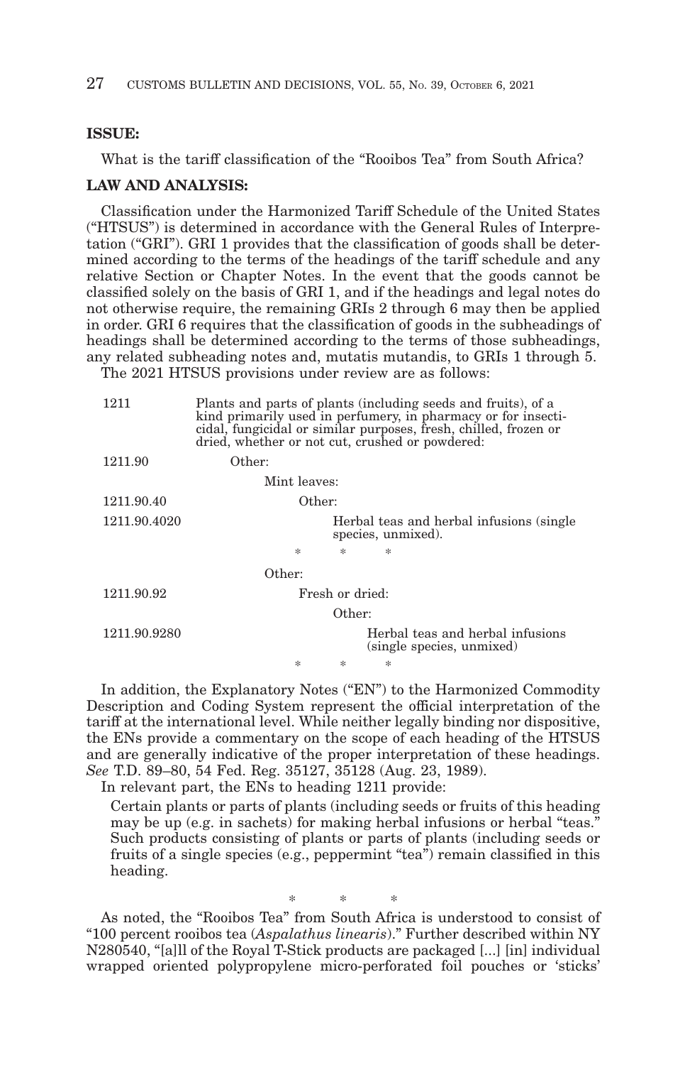**ISSUE:**

What is the tariff classification of the "Rooibos Tea" from South Africa?

**LAW AND ANALYSIS:**

Classification under the Harmonized Tariff Schedule of the United States ("HTSUS") is determined in accordance with the General Rules of Interpretation ("GRI"). GRI 1 provides that the classification of goods shall be determined according to the terms of the headings of the tariff schedule and any relative Section or Chapter Notes. In the event that the goods cannot be classified solely on the basis of GRI 1, and if the headings and legal notes do not otherwise require, the remaining GRIs 2 through 6 may then be applied in order. GRI 6 requires that the classification of goods in the subheadings of headings shall be determined according to the terms of those subheadings, any related subheading notes and, mutatis mutandis, to GRIs 1 through 5.

The 2021 HTSUS provisions under review are as follows:

| | |
|---|---|
| 1211 | Plants and parts of plants (including seeds and fruits), of a kind primarily used in perfumery, in pharmacy or for insecticidal, fungicidal or similar purposes, fresh, chilled, frozen or dried, whether or not cut, crushed or powdered: |
| 1211.90 | Other: |
| | Mint leaves: |
| 1211.90.40 | Other: |
| 1211.90.4020 | Herbal teas and herbal infusions (single species, unmixed). |
| | * * * |
| | Other: |
| 1211.90.92 | Fresh or dried: |
| | Other: |
| 1211.90.9280 | Herbal teas and herbal infusions (single species, unmixed) |
| | * * * |

In addition, the Explanatory Notes ("EN") to the Harmonized Commodity Description and Coding System represent the official interpretation of the tariff at the international level. While neither legally binding nor dispositive, the ENs provide a commentary on the scope of each heading of the HTSUS and are generally indicative of the proper interpretation of these headings. *See* T.D. 89–80, 54 Fed. Reg. 35127, 35128 (Aug. 23, 1989).

In relevant part, the ENs to heading 1211 provide:

> Certain plants or parts of plants (including seeds or fruits of this heading may be up (e.g. in sachets) for making herbal infusions or herbal "teas." Such products consisting of plants or parts of plants (including seeds or fruits of a single species (e.g., peppermint "tea") remain classified in this heading.

\* \* \*

As noted, the "Rooibos Tea" from South Africa is understood to consist of "100 percent rooibos tea (*Aspalathus linearis*)." Further described within NY N280540, "[a]ll of the Royal T-Stick products are packaged [...] [in] individual wrapped oriented polypropylene micro-perforated foil pouches or 'sticks'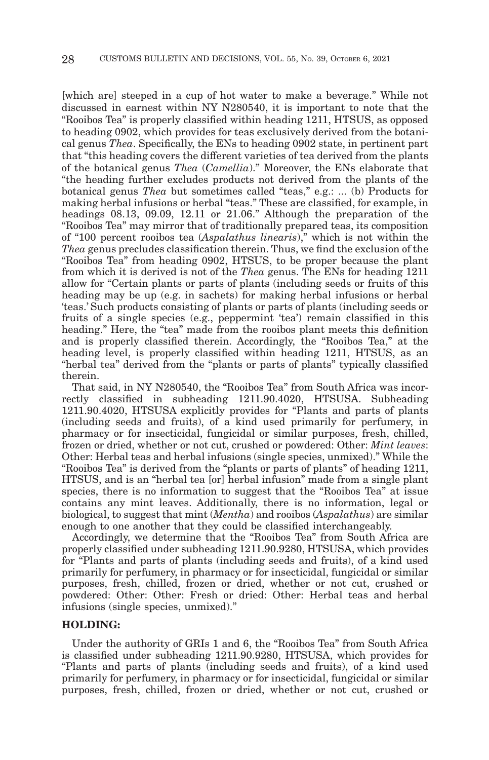[which are] steeped in a cup of hot water to make a beverage." While not discussed in earnest within NY N280540, it is important to note that the "Rooibos Tea" is properly classified within heading 1211, HTSUS, as opposed to heading 0902, which provides for teas exclusively derived from the botanical genus *Thea*. Specifically, the ENs to heading 0902 state, in pertinent part that "this heading covers the different varieties of tea derived from the plants of the botanical genus *Thea* (*Camellia*)." Moreover, the ENs elaborate that "the heading further excludes products not derived from the plants of the botanical genus *Thea* but sometimes called "teas," e.g.: ... (b) Products for making herbal infusions or herbal "teas." These are classified, for example, in headings 08.13, 09.09, 12.11 or 21.06." Although the preparation of the "Rooibos Tea" may mirror that of traditionally prepared teas, its composition of "100 percent rooibos tea (*Aspalathus linearis*)," which is not within the *Thea* genus precludes classification therein. Thus, we find the exclusion of the "Rooibos Tea" from heading 0902, HTSUS, to be proper because the plant from which it is derived is not of the *Thea* genus. The ENs for heading 1211 allow for "Certain plants or parts of plants (including seeds or fruits of this heading may be up (e.g. in sachets) for making herbal infusions or herbal 'teas.' Such products consisting of plants or parts of plants (including seeds or fruits of a single species (e.g., peppermint 'tea') remain classified in this heading." Here, the "tea" made from the rooibos plant meets this definition and is properly classified therein. Accordingly, the "Rooibos Tea," at the heading level, is properly classified within heading 1211, HTSUS, as an "herbal tea" derived from the "plants or parts of plants" typically classified therein.

That said, in NY N280540, the "Rooibos Tea" from South Africa was incorrectly classified in subheading 1211.90.4020, HTSUSA. Subheading 1211.90.4020, HTSUSA explicitly provides for "Plants and parts of plants (including seeds and fruits), of a kind used primarily for perfumery, in pharmacy or for insecticidal, fungicidal or similar purposes, fresh, chilled, frozen or dried, whether or not cut, crushed or powdered: Other: *Mint leaves*: Other: Herbal teas and herbal infusions (single species, unmixed)." While the "Rooibos Tea" is derived from the "plants or parts of plants" of heading 1211, HTSUS, and is an "herbal tea [or] herbal infusion" made from a single plant species, there is no information to suggest that the "Rooibos Tea" at issue contains any mint leaves. Additionally, there is no information, legal or biological, to suggest that mint (*Mentha*) and rooibos (*Aspalathus*) are similar enough to one another that they could be classified interchangeably.

Accordingly, we determine that the "Rooibos Tea" from South Africa are properly classified under subheading 1211.90.9280, HTSUSA, which provides for "Plants and parts of plants (including seeds and fruits), of a kind used primarily for perfumery, in pharmacy or for insecticidal, fungicidal or similar purposes, fresh, chilled, frozen or dried, whether or not cut, crushed or powdered: Other: Other: Fresh or dried: Other: Herbal teas and herbal infusions (single species, unmixed)."

### HOLDING:

Under the authority of GRIs 1 and 6, the "Rooibos Tea" from South Africa is classified under subheading 1211.90.9280, HTSUSA, which provides for "Plants and parts of plants (including seeds and fruits), of a kind used primarily for perfumery, in pharmacy or for insecticidal, fungicidal or similar purposes, fresh, chilled, frozen or dried, whether or not cut, crushed or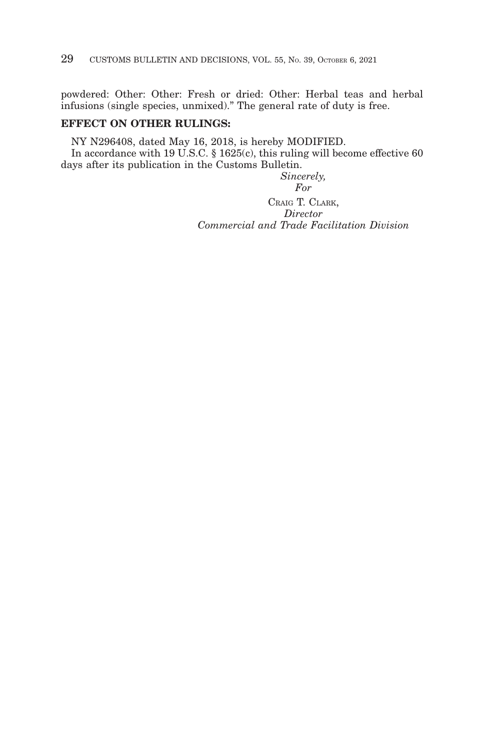powdered: Other: Other: Fresh or dried: Other: Herbal teas and herbal infusions (single species, unmixed)." The general rate of duty is free.

**EFFECT ON OTHER RULINGS:**

NY N296408, dated May 16, 2018, is hereby MODIFIED.

In accordance with 19 U.S.C. § 1625(c), this ruling will become effective 60 days after its publication in the Customs Bulletin.

*Sincerely,*
*For*
CRAIG T. CLARK,
*Director*
*Commercial and Trade Facilitation Division*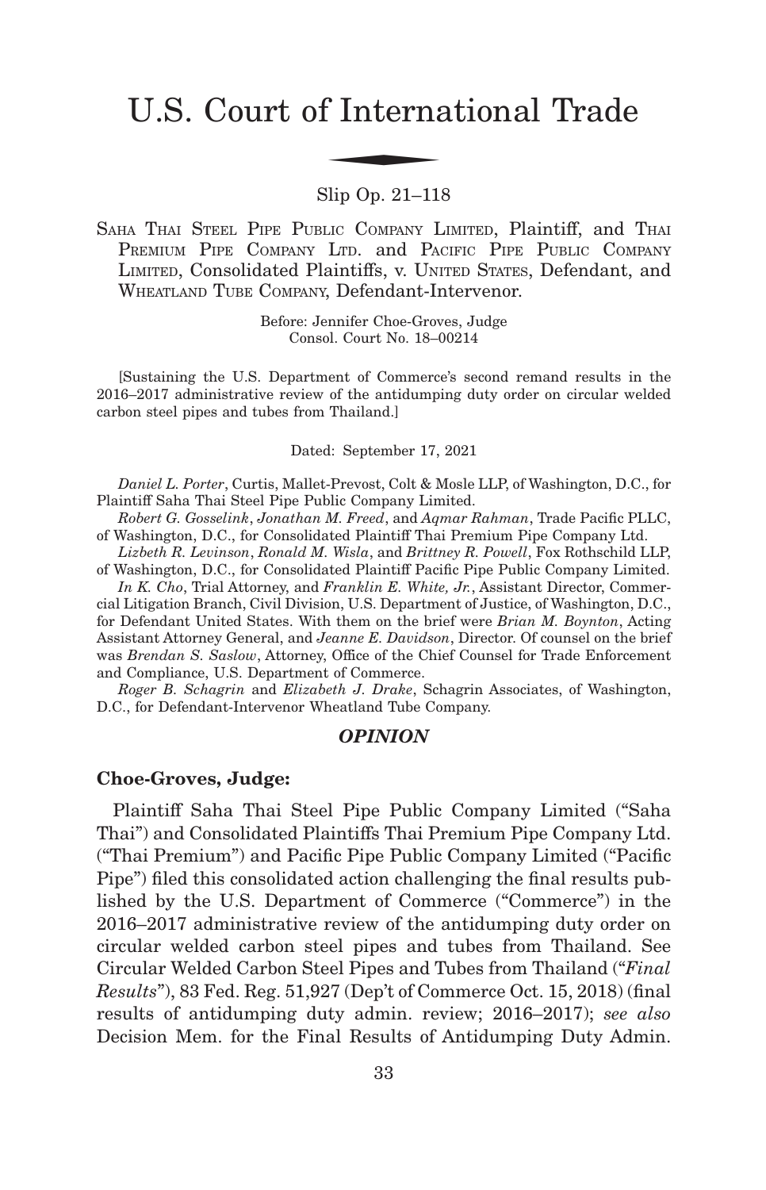# U.S. Court of International Trade

Slip Op. 21–118

SAHA THAI STEEL PIPE PUBLIC COMPANY LIMITED, Plaintiff, and THAI PREMIUM PIPE COMPANY LTD. and PACIFIC PIPE PUBLIC COMPANY LIMITED, Consolidated Plaintiffs, v. UNITED STATES, Defendant, and WHEATLAND TUBE COMPANY, Defendant-Intervenor.

Before: Jennifer Choe-Groves, Judge
Consol. Court No. 18–00214

[Sustaining the U.S. Department of Commerce's second remand results in the 2016–2017 administrative review of the antidumping duty order on circular welded carbon steel pipes and tubes from Thailand.]

Dated: September 17, 2021

*Daniel L. Porter*, Curtis, Mallet-Prevost, Colt & Mosle LLP, of Washington, D.C., for Plaintiff Saha Thai Steel Pipe Public Company Limited.

*Robert G. Gosselink*, *Jonathan M. Freed*, and *Aqmar Rahman*, Trade Pacific PLLC, of Washington, D.C., for Consolidated Plaintiff Thai Premium Pipe Company Ltd.

*Lizbeth R. Levinson*, *Ronald M. Wisla*, and *Brittney R. Powell*, Fox Rothschild LLP, of Washington, D.C., for Consolidated Plaintiff Pacific Pipe Public Company Limited.

*In K. Cho*, Trial Attorney, and *Franklin E. White, Jr.*, Assistant Director, Commercial Litigation Branch, Civil Division, U.S. Department of Justice, of Washington, D.C., for Defendant United States. With them on the brief were *Brian M. Boynton*, Acting Assistant Attorney General, and *Jeanne E. Davidson*, Director. Of counsel on the brief was *Brendan S. Saslow*, Attorney, Office of the Chief Counsel for Trade Enforcement and Compliance, U.S. Department of Commerce.

*Roger B. Schagrin* and *Elizabeth J. Drake*, Schagrin Associates, of Washington, D.C., for Defendant-Intervenor Wheatland Tube Company.

## *OPINION*

**Choe-Groves, Judge:**

Plaintiff Saha Thai Steel Pipe Public Company Limited ("Saha Thai") and Consolidated Plaintiffs Thai Premium Pipe Company Ltd. ("Thai Premium") and Pacific Pipe Public Company Limited ("Pacific Pipe") filed this consolidated action challenging the final results published by the U.S. Department of Commerce ("Commerce") in the 2016–2017 administrative review of the antidumping duty order on circular welded carbon steel pipes and tubes from Thailand. See Circular Welded Carbon Steel Pipes and Tubes from Thailand ("*Final Results*"), 83 Fed. Reg. 51,927 (Dep't of Commerce Oct. 15, 2018) (final results of antidumping duty admin. review; 2016–2017); *see also* Decision Mem. for the Final Results of Antidumping Duty Admin.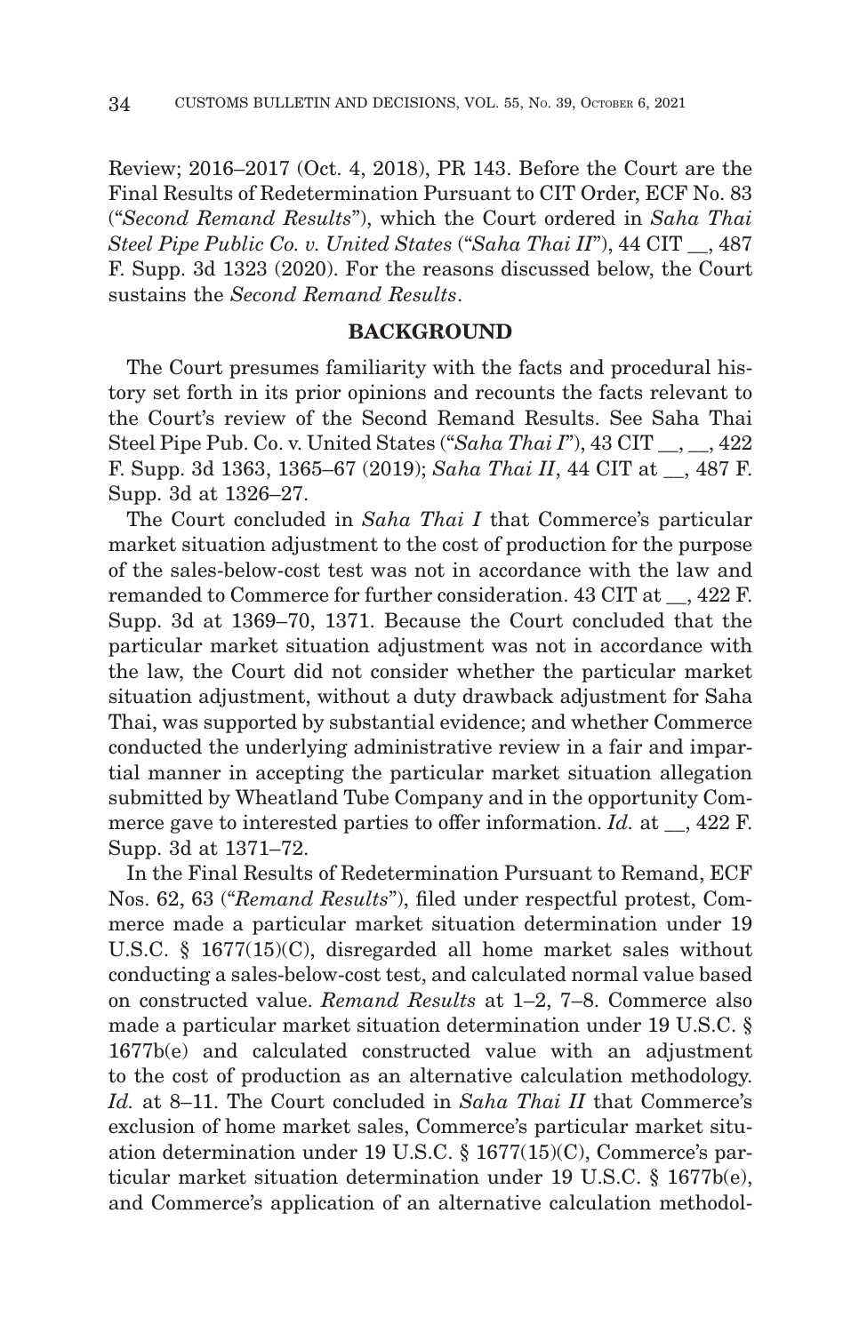Review; 2016–2017 (Oct. 4, 2018), PR 143. Before the Court are the Final Results of Redetermination Pursuant to CIT Order, ECF No. 83 ("*Second Remand Results*"), which the Court ordered in *Saha Thai Steel Pipe Public Co. v. United States* ("*Saha Thai II*"), 44 CIT __, 487 F. Supp. 3d 1323 (2020). For the reasons discussed below, the Court sustains the *Second Remand Results*.

## BACKGROUND

The Court presumes familiarity with the facts and procedural history set forth in its prior opinions and recounts the facts relevant to the Court's review of the Second Remand Results. See Saha Thai Steel Pipe Pub. Co. v. United States ("*Saha Thai I*"), 43 CIT __, __, 422 F. Supp. 3d 1363, 1365–67 (2019); *Saha Thai II*, 44 CIT at __, 487 F. Supp. 3d at 1326–27.

The Court concluded in *Saha Thai I* that Commerce's particular market situation adjustment to the cost of production for the purpose of the sales-below-cost test was not in accordance with the law and remanded to Commerce for further consideration. 43 CIT at __, 422 F. Supp. 3d at 1369–70, 1371. Because the Court concluded that the particular market situation adjustment was not in accordance with the law, the Court did not consider whether the particular market situation adjustment, without a duty drawback adjustment for Saha Thai, was supported by substantial evidence; and whether Commerce conducted the underlying administrative review in a fair and impartial manner in accepting the particular market situation allegation submitted by Wheatland Tube Company and in the opportunity Commerce gave to interested parties to offer information. *Id.* at __, 422 F. Supp. 3d at 1371–72.

In the Final Results of Redetermination Pursuant to Remand, ECF Nos. 62, 63 ("*Remand Results*"), filed under respectful protest, Commerce made a particular market situation determination under 19 U.S.C. § 1677(15)(C), disregarded all home market sales without conducting a sales-below-cost test, and calculated normal value based on constructed value. *Remand Results* at 1–2, 7–8. Commerce also made a particular market situation determination under 19 U.S.C. § 1677b(e) and calculated constructed value with an adjustment to the cost of production as an alternative calculation methodology. *Id.* at 8–11. The Court concluded in *Saha Thai II* that Commerce's exclusion of home market sales, Commerce's particular market situation determination under 19 U.S.C. § 1677(15)(C), Commerce's particular market situation determination under 19 U.S.C. § 1677b(e), and Commerce's application of an alternative calculation methodol-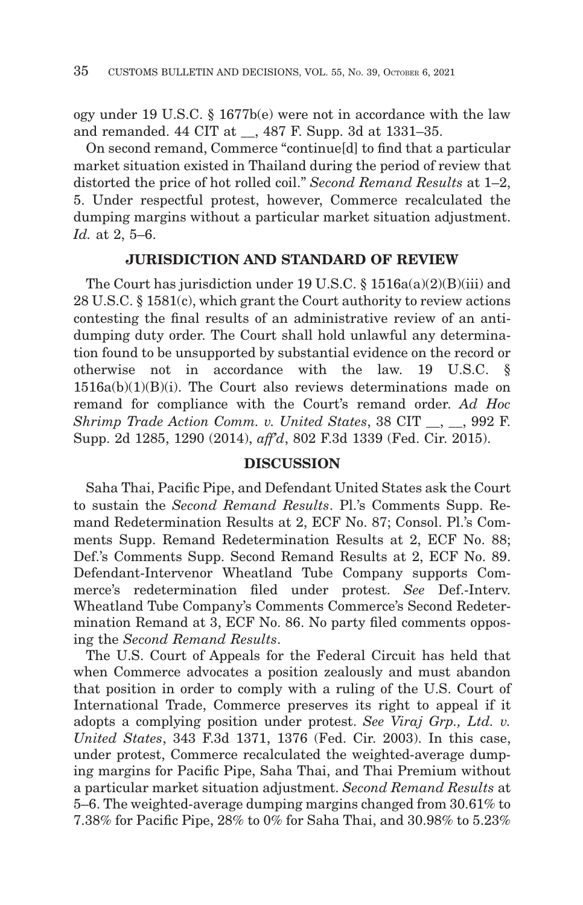ogy under 19 U.S.C. § 1677b(e) were not in accordance with the law and remanded. 44 CIT at __, 487 F. Supp. 3d at 1331–35.

On second remand, Commerce "continue[d] to find that a particular market situation existed in Thailand during the period of review that distorted the price of hot rolled coil." *Second Remand Results* at 1–2, 5. Under respectful protest, however, Commerce recalculated the dumping margins without a particular market situation adjustment. *Id.* at 2, 5–6.

## JURISDICTION AND STANDARD OF REVIEW

The Court has jurisdiction under 19 U.S.C. § 1516a(a)(2)(B)(iii) and 28 U.S.C. § 1581(c), which grant the Court authority to review actions contesting the final results of an administrative review of an antidumping duty order. The Court shall hold unlawful any determination found to be unsupported by substantial evidence on the record or otherwise not in accordance with the law. 19 U.S.C. § 1516a(b)(1)(B)(i). The Court also reviews determinations made on remand for compliance with the Court's remand order. *Ad Hoc Shrimp Trade Action Comm. v. United States*, 38 CIT __, __, 992 F. Supp. 2d 1285, 1290 (2014), *aff'd*, 802 F.3d 1339 (Fed. Cir. 2015).

## DISCUSSION

Saha Thai, Pacific Pipe, and Defendant United States ask the Court to sustain the *Second Remand Results*. Pl.'s Comments Supp. Remand Redetermination Results at 2, ECF No. 87; Consol. Pl.'s Comments Supp. Remand Redetermination Results at 2, ECF No. 88; Def.'s Comments Supp. Second Remand Results at 2, ECF No. 89. Defendant-Intervenor Wheatland Tube Company supports Commerce's redetermination filed under protest. *See* Def.-Interv. Wheatland Tube Company's Comments Commerce's Second Redetermination Remand at 3, ECF No. 86. No party filed comments opposing the *Second Remand Results*.

The U.S. Court of Appeals for the Federal Circuit has held that when Commerce advocates a position zealously and must abandon that position in order to comply with a ruling of the U.S. Court of International Trade, Commerce preserves its right to appeal if it adopts a complying position under protest. *See Viraj Grp., Ltd. v. United States*, 343 F.3d 1371, 1376 (Fed. Cir. 2003). In this case, under protest, Commerce recalculated the weighted-average dumping margins for Pacific Pipe, Saha Thai, and Thai Premium without a particular market situation adjustment. *Second Remand Results* at 5–6. The weighted-average dumping margins changed from 30.61% to 7.38% for Pacific Pipe, 28% to 0% for Saha Thai, and 30.98% to 5.23%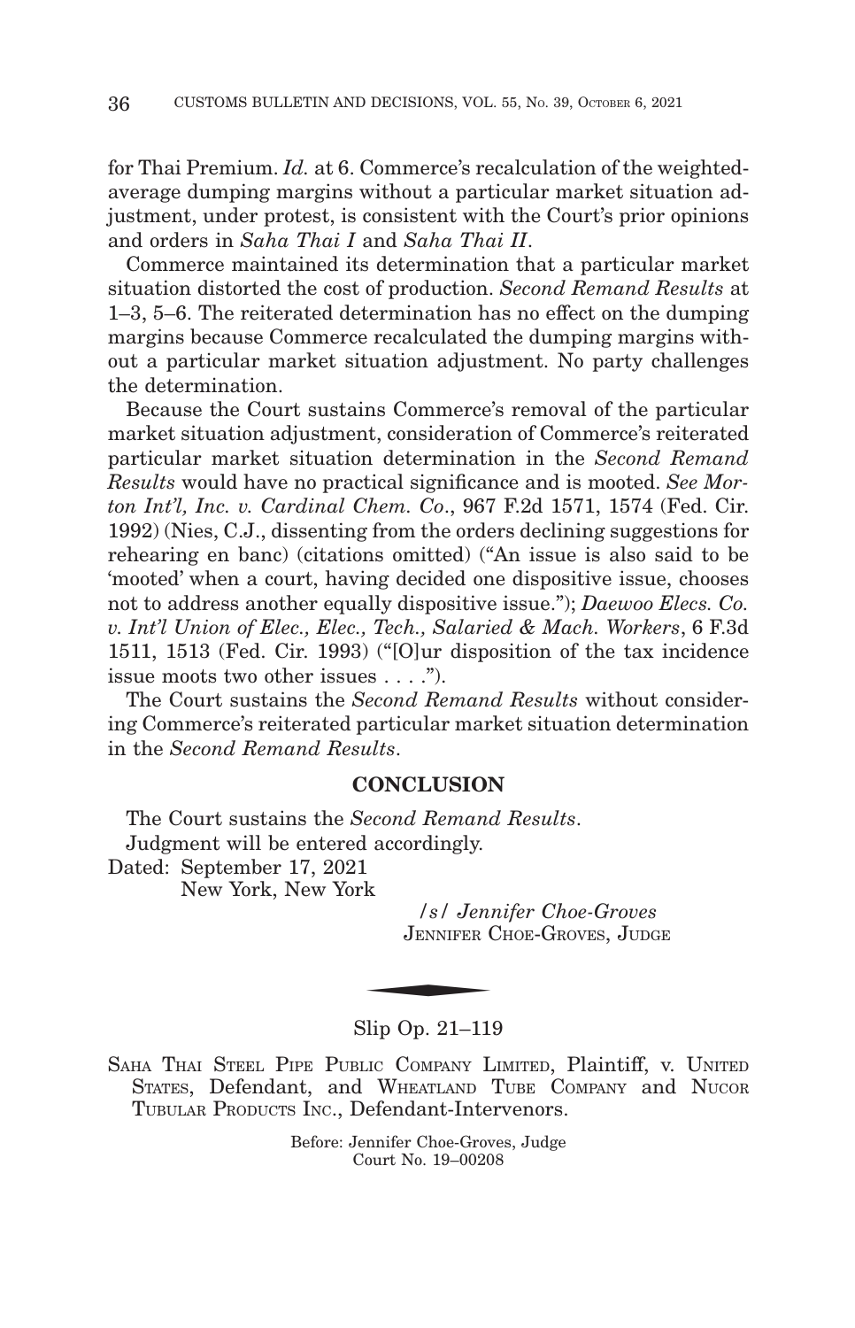for Thai Premium. *Id.* at 6. Commerce's recalculation of the weighted-average dumping margins without a particular market situation adjustment, under protest, is consistent with the Court's prior opinions and orders in *Saha Thai I* and *Saha Thai II*.

Commerce maintained its determination that a particular market situation distorted the cost of production. *Second Remand Results* at 1–3, 5–6. The reiterated determination has no effect on the dumping margins because Commerce recalculated the dumping margins without a particular market situation adjustment. No party challenges the determination.

Because the Court sustains Commerce's removal of the particular market situation adjustment, consideration of Commerce's reiterated particular market situation determination in the *Second Remand Results* would have no practical significance and is mooted. *See Morton Int'l, Inc. v. Cardinal Chem. Co*., 967 F.2d 1571, 1574 (Fed. Cir. 1992) (Nies, C.J., dissenting from the orders declining suggestions for rehearing en banc) (citations omitted) ("An issue is also said to be 'mooted' when a court, having decided one dispositive issue, chooses not to address another equally dispositive issue."); *Daewoo Elecs. Co. v. Int'l Union of Elec., Elec., Tech., Salaried & Mach. Workers*, 6 F.3d 1511, 1513 (Fed. Cir. 1993) ("[O]ur disposition of the tax incidence issue moots two other issues . . . .").

The Court sustains the *Second Remand Results* without considering Commerce's reiterated particular market situation determination in the *Second Remand Results*.

## CONCLUSION

The Court sustains the *Second Remand Results*.

Judgment will be entered accordingly.

Dated: September 17, 2021
New York, New York

*/s/ Jennifer Choe-Groves*
JENNIFER CHOE-GROVES, JUDGE

---

Slip Op. 21–119

SAHA THAI STEEL PIPE PUBLIC COMPANY LIMITED, Plaintiff, v. UNITED STATES, Defendant, and WHEATLAND TUBE COMPANY and NUCOR TUBULAR PRODUCTS INC., Defendant-Intervenors.

Before: Jennifer Choe-Groves, Judge
Court No. 19–00208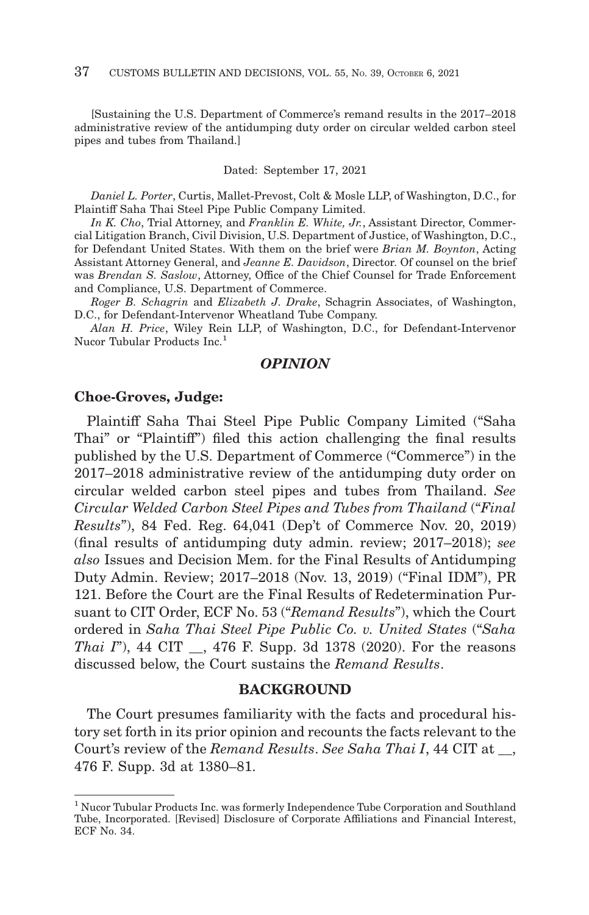[Sustaining the U.S. Department of Commerce's remand results in the 2017–2018 administrative review of the antidumping duty order on circular welded carbon steel pipes and tubes from Thailand.]

Dated: September 17, 2021

*Daniel L. Porter*, Curtis, Mallet-Prevost, Colt & Mosle LLP, of Washington, D.C., for Plaintiff Saha Thai Steel Pipe Public Company Limited.

*In K. Cho*, Trial Attorney, and *Franklin E. White, Jr.*, Assistant Director, Commercial Litigation Branch, Civil Division, U.S. Department of Justice, of Washington, D.C., for Defendant United States. With them on the brief were *Brian M. Boynton*, Acting Assistant Attorney General, and *Jeanne E. Davidson*, Director. Of counsel on the brief was *Brendan S. Saslow*, Attorney, Office of the Chief Counsel for Trade Enforcement and Compliance, U.S. Department of Commerce.

*Roger B. Schagrin* and *Elizabeth J. Drake*, Schagrin Associates, of Washington, D.C., for Defendant-Intervenor Wheatland Tube Company.

*Alan H. Price*, Wiley Rein LLP, of Washington, D.C., for Defendant-Intervenor Nucor Tubular Products Inc.[1]

## *OPINION*

**Choe-Groves, Judge:**

Plaintiff Saha Thai Steel Pipe Public Company Limited ("Saha Thai" or "Plaintiff") filed this action challenging the final results published by the U.S. Department of Commerce ("Commerce") in the 2017–2018 administrative review of the antidumping duty order on circular welded carbon steel pipes and tubes from Thailand. *See Circular Welded Carbon Steel Pipes and Tubes from Thailand* ("*Final Results*"), 84 Fed. Reg. 64,041 (Dep't of Commerce Nov. 20, 2019) (final results of antidumping duty admin. review; 2017–2018); *see also* Issues and Decision Mem. for the Final Results of Antidumping Duty Admin. Review; 2017–2018 (Nov. 13, 2019) ("Final IDM"), PR 121. Before the Court are the Final Results of Redetermination Pursuant to CIT Order, ECF No. 53 ("*Remand Results*"), which the Court ordered in *Saha Thai Steel Pipe Public Co. v. United States* ("*Saha Thai I*"), 44 CIT __, 476 F. Supp. 3d 1378 (2020). For the reasons discussed below, the Court sustains the *Remand Results*.

## BACKGROUND

The Court presumes familiarity with the facts and procedural history set forth in its prior opinion and recounts the facts relevant to the Court's review of the *Remand Results*. *See Saha Thai I*, 44 CIT at __, 476 F. Supp. 3d at 1380–81.

[1] Nucor Tubular Products Inc. was formerly Independence Tube Corporation and Southland Tube, Incorporated. [Revised] Disclosure of Corporate Affiliations and Financial Interest, ECF No. 34.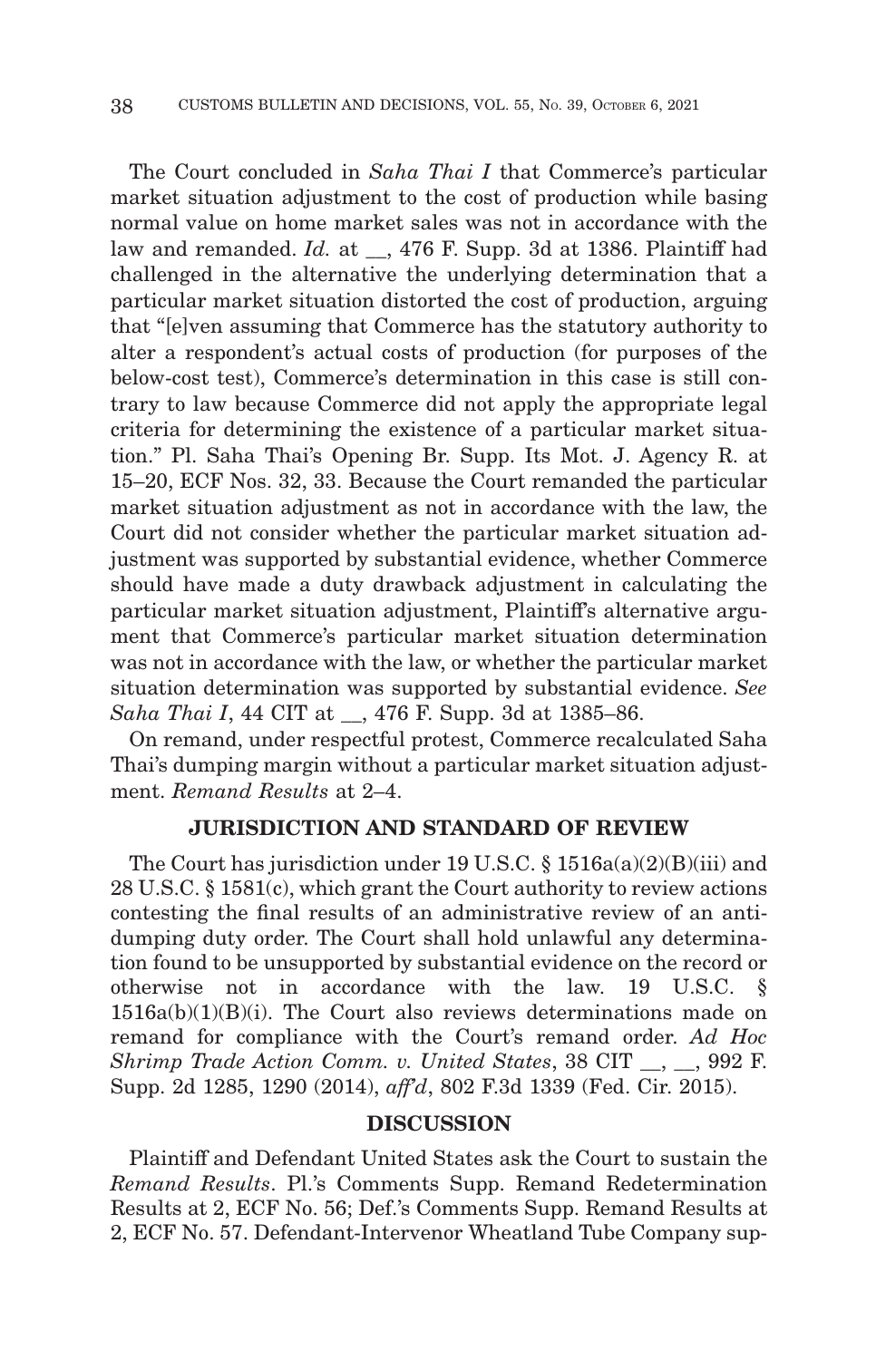The Court concluded in *Saha Thai I* that Commerce's particular market situation adjustment to the cost of production while basing normal value on home market sales was not in accordance with the law and remanded. *Id.* at __, 476 F. Supp. 3d at 1386. Plaintiff had challenged in the alternative the underlying determination that a particular market situation distorted the cost of production, arguing that "[e]ven assuming that Commerce has the statutory authority to alter a respondent's actual costs of production (for purposes of the below-cost test), Commerce's determination in this case is still contrary to law because Commerce did not apply the appropriate legal criteria for determining the existence of a particular market situation." Pl. Saha Thai's Opening Br. Supp. Its Mot. J. Agency R. at 15–20, ECF Nos. 32, 33. Because the Court remanded the particular market situation adjustment as not in accordance with the law, the Court did not consider whether the particular market situation adjustment was supported by substantial evidence, whether Commerce should have made a duty drawback adjustment in calculating the particular market situation adjustment, Plaintiff's alternative argument that Commerce's particular market situation determination was not in accordance with the law, or whether the particular market situation determination was supported by substantial evidence. *See Saha Thai I*, 44 CIT at __, 476 F. Supp. 3d at 1385–86.

On remand, under respectful protest, Commerce recalculated Saha Thai's dumping margin without a particular market situation adjustment. *Remand Results* at 2–4.

## JURISDICTION AND STANDARD OF REVIEW

The Court has jurisdiction under 19 U.S.C. § 1516a(a)(2)(B)(iii) and 28 U.S.C. § 1581(c), which grant the Court authority to review actions contesting the final results of an administrative review of an antidumping duty order. The Court shall hold unlawful any determination found to be unsupported by substantial evidence on the record or otherwise not in accordance with the law. 19 U.S.C. § 1516a(b)(1)(B)(i). The Court also reviews determinations made on remand for compliance with the Court's remand order. *Ad Hoc Shrimp Trade Action Comm. v. United States*, 38 CIT __, __, 992 F. Supp. 2d 1285, 1290 (2014), *aff'd*, 802 F.3d 1339 (Fed. Cir. 2015).

## DISCUSSION

Plaintiff and Defendant United States ask the Court to sustain the *Remand Results*. Pl.'s Comments Supp. Remand Redetermination Results at 2, ECF No. 56; Def.'s Comments Supp. Remand Results at 2, ECF No. 57. Defendant-Intervenor Wheatland Tube Company sup-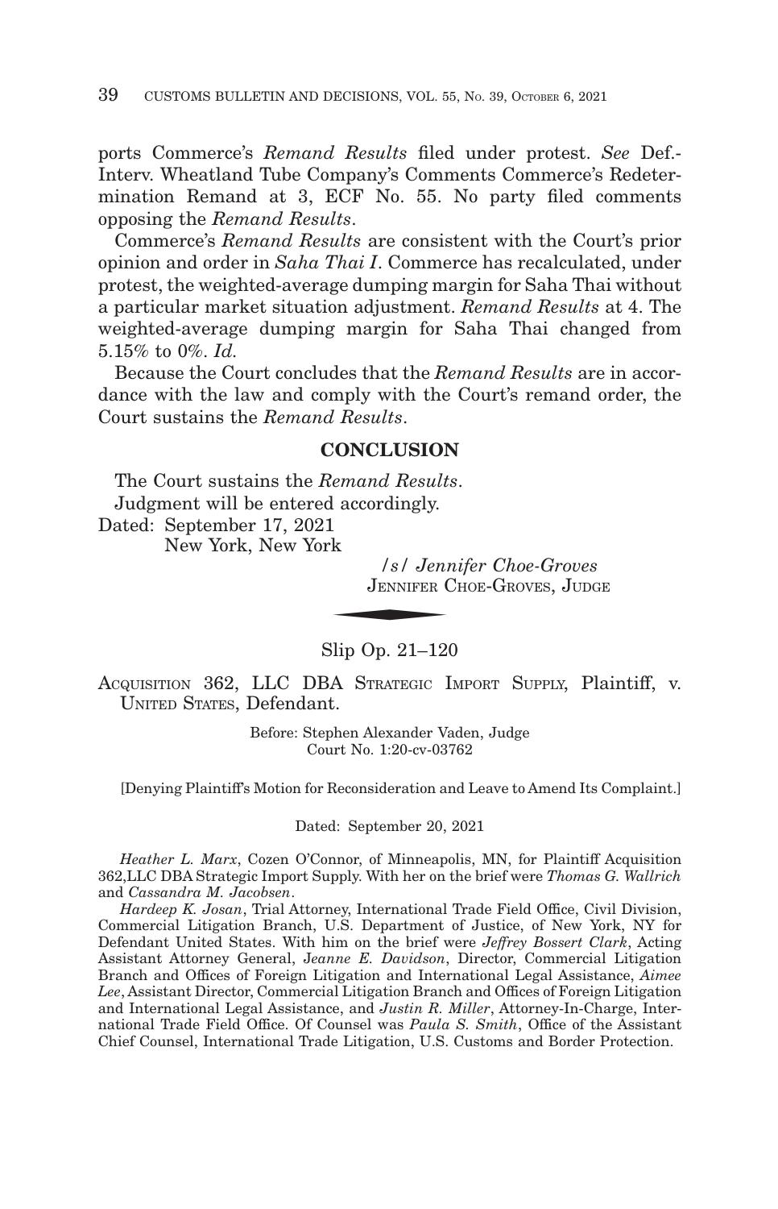ports Commerce's *Remand Results* filed under protest. *See* Def.-Interv. Wheatland Tube Company's Comments Commerce's Redetermination Remand at 3, ECF No. 55. No party filed comments opposing the *Remand Results*.

Commerce's *Remand Results* are consistent with the Court's prior opinion and order in *Saha Thai I*. Commerce has recalculated, under protest, the weighted-average dumping margin for Saha Thai without a particular market situation adjustment. *Remand Results* at 4. The weighted-average dumping margin for Saha Thai changed from 5.15% to 0%. *Id.*

Because the Court concludes that the *Remand Results* are in accordance with the law and comply with the Court's remand order, the Court sustains the *Remand Results*.

## CONCLUSION

The Court sustains the *Remand Results*.

Judgment will be entered accordingly.

Dated: September 17, 2021
New York, New York

/s/ *Jennifer Choe-Groves*
JENNIFER CHOE-GROVES, JUDGE

---

Slip Op. 21–120

ACQUISITION 362, LLC DBA STRATEGIC IMPORT SUPPLY, Plaintiff, v. UNITED STATES, Defendant.

Before: Stephen Alexander Vaden, Judge
Court No. 1:20-cv-03762

[Denying Plaintiff's Motion for Reconsideration and Leave to Amend Its Complaint.]

Dated: September 20, 2021

*Heather L. Marx*, Cozen O'Connor, of Minneapolis, MN, for Plaintiff Acquisition 362,LLC DBA Strategic Import Supply. With her on the brief were *Thomas G. Wallrich* and *Cassandra M. Jacobsen*.

*Hardeep K. Josan*, Trial Attorney, International Trade Field Office, Civil Division, Commercial Litigation Branch, U.S. Department of Justice, of New York, NY for Defendant United States. With him on the brief were *Jeffrey Bossert Clark*, Acting Assistant Attorney General, *Jeanne E. Davidson*, Director, Commercial Litigation Branch and Offices of Foreign Litigation and International Legal Assistance, *Aimee Lee*, Assistant Director, Commercial Litigation Branch and Offices of Foreign Litigation and International Legal Assistance, and *Justin R. Miller*, Attorney-In-Charge, International Trade Field Office. Of Counsel was *Paula S. Smith*, Office of the Assistant Chief Counsel, International Trade Litigation, U.S. Customs and Border Protection.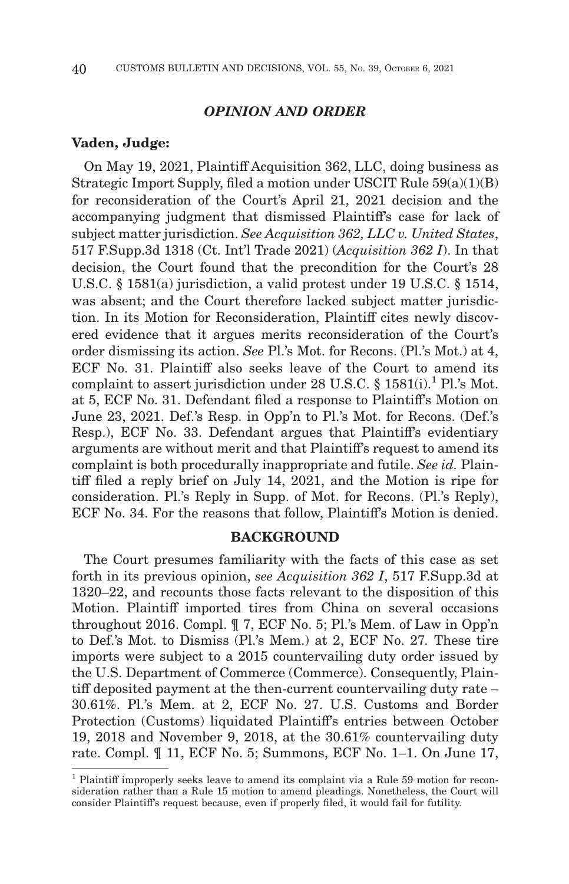## *OPINION AND ORDER*

**Vaden, Judge:**

On May 19, 2021, Plaintiff Acquisition 362, LLC, doing business as Strategic Import Supply, filed a motion under USCIT Rule 59(a)(1)(B) for reconsideration of the Court's April 21, 2021 decision and the accompanying judgment that dismissed Plaintiff's case for lack of subject matter jurisdiction. *See Acquisition 362, LLC v. United States*, 517 F.Supp.3d 1318 (Ct. Int'l Trade 2021) (*Acquisition 362 I*). In that decision, the Court found that the precondition for the Court's 28 U.S.C. § 1581(a) jurisdiction, a valid protest under 19 U.S.C. § 1514, was absent; and the Court therefore lacked subject matter jurisdiction. In its Motion for Reconsideration, Plaintiff cites newly discovered evidence that it argues merits reconsideration of the Court's order dismissing its action. *See* Pl.'s Mot. for Recons. (Pl.'s Mot.) at 4, ECF No. 31. Plaintiff also seeks leave of the Court to amend its complaint to assert jurisdiction under 28 U.S.C. § 1581(i).[1] Pl.'s Mot. at 5, ECF No. 31. Defendant filed a response to Plaintiff's Motion on June 23, 2021. Def.'s Resp. in Opp'n to Pl.'s Mot. for Recons. (Def.'s Resp.), ECF No. 33. Defendant argues that Plaintiff's evidentiary arguments are without merit and that Plaintiff's request to amend its complaint is both procedurally inappropriate and futile. *See id.* Plaintiff filed a reply brief on July 14, 2021, and the Motion is ripe for consideration. Pl.'s Reply in Supp. of Mot. for Recons. (Pl.'s Reply), ECF No. 34. For the reasons that follow, Plaintiff's Motion is denied.

### BACKGROUND

The Court presumes familiarity with the facts of this case as set forth in its previous opinion, *see Acquisition 362 I*, 517 F.Supp.3d at 1320–22, and recounts those facts relevant to the disposition of this Motion. Plaintiff imported tires from China on several occasions throughout 2016. Compl. ¶ 7, ECF No. 5; Pl.'s Mem. of Law in Opp'n to Def.'s Mot. to Dismiss (Pl.'s Mem.) at 2, ECF No. 27. These tire imports were subject to a 2015 countervailing duty order issued by the U.S. Department of Commerce (Commerce). Consequently, Plaintiff deposited payment at the then-current countervailing duty rate – 30.61%. Pl.'s Mem. at 2, ECF No. 27. U.S. Customs and Border Protection (Customs) liquidated Plaintiff's entries between October 19, 2018 and November 9, 2018, at the 30.61% countervailing duty rate. Compl. ¶ 11, ECF No. 5; Summons, ECF No. 1–1. On June 17,

---

[1] Plaintiff improperly seeks leave to amend its complaint via a Rule 59 motion for reconsideration rather than a Rule 15 motion to amend pleadings. Nonetheless, the Court will consider Plaintiff's request because, even if properly filed, it would fail for futility.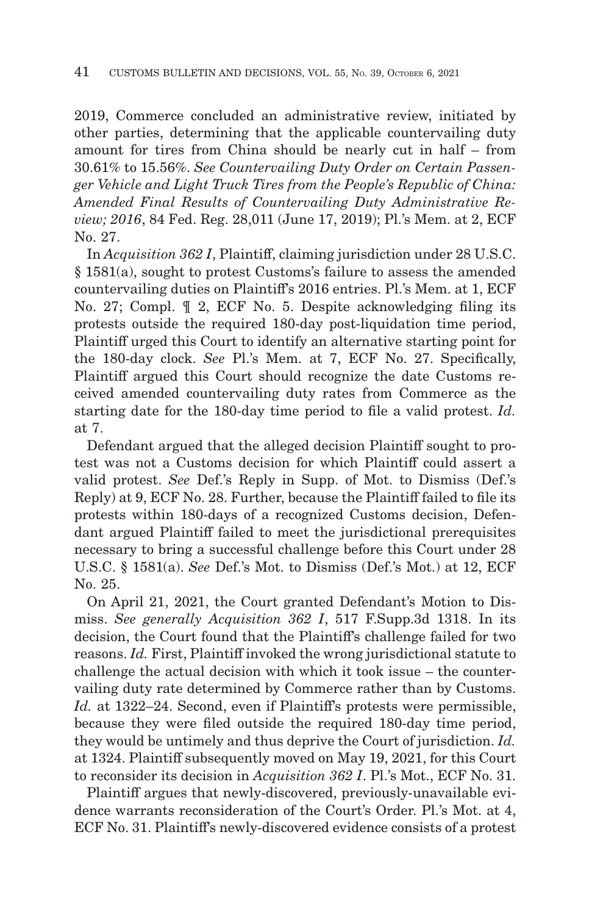2019, Commerce concluded an administrative review, initiated by other parties, determining that the applicable countervailing duty amount for tires from China should be nearly cut in half – from 30.61% to 15.56%. *See Countervailing Duty Order on Certain Passenger Vehicle and Light Truck Tires from the People's Republic of China: Amended Final Results of Countervailing Duty Administrative Review; 2016*, 84 Fed. Reg. 28,011 (June 17, 2019); Pl.'s Mem. at 2, ECF No. 27.

In *Acquisition 362 I*, Plaintiff, claiming jurisdiction under 28 U.S.C. § 1581(a), sought to protest Customs's failure to assess the amended countervailing duties on Plaintiff's 2016 entries. Pl.'s Mem. at 1, ECF No. 27; Compl. ¶ 2, ECF No. 5. Despite acknowledging filing its protests outside the required 180-day post-liquidation time period, Plaintiff urged this Court to identify an alternative starting point for the 180-day clock. *See* Pl.'s Mem. at 7, ECF No. 27. Specifically, Plaintiff argued this Court should recognize the date Customs received amended countervailing duty rates from Commerce as the starting date for the 180-day time period to file a valid protest. *Id.* at 7.

Defendant argued that the alleged decision Plaintiff sought to protest was not a Customs decision for which Plaintiff could assert a valid protest. *See* Def.'s Reply in Supp. of Mot. to Dismiss (Def.'s Reply) at 9, ECF No. 28. Further, because the Plaintiff failed to file its protests within 180-days of a recognized Customs decision, Defendant argued Plaintiff failed to meet the jurisdictional prerequisites necessary to bring a successful challenge before this Court under 28 U.S.C. § 1581(a). *See* Def.'s Mot. to Dismiss (Def.'s Mot.) at 12, ECF No. 25.

On April 21, 2021, the Court granted Defendant's Motion to Dismiss. *See generally Acquisition 362 I*, 517 F.Supp.3d 1318. In its decision, the Court found that the Plaintiff's challenge failed for two reasons. *Id.* First, Plaintiff invoked the wrong jurisdictional statute to challenge the actual decision with which it took issue – the countervailing duty rate determined by Commerce rather than by Customs. *Id.* at 1322–24. Second, even if Plaintiff's protests were permissible, because they were filed outside the required 180-day time period, they would be untimely and thus deprive the Court of jurisdiction. *Id.* at 1324. Plaintiff subsequently moved on May 19, 2021, for this Court to reconsider its decision in *Acquisition 362 I*. Pl.'s Mot., ECF No. 31.

Plaintiff argues that newly-discovered, previously-unavailable evidence warrants reconsideration of the Court's Order. Pl.'s Mot. at 4, ECF No. 31. Plaintiff's newly-discovered evidence consists of a protest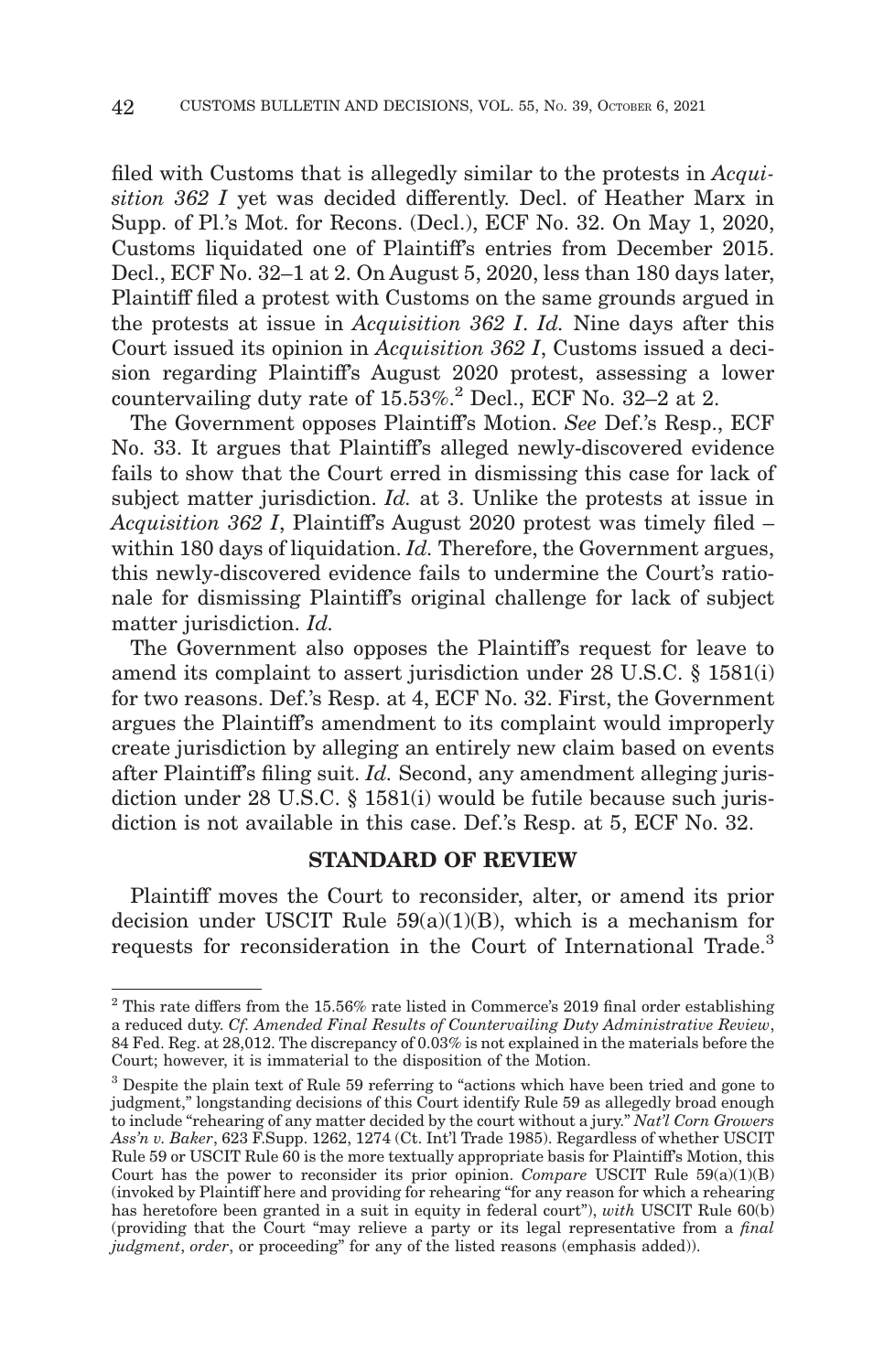filed with Customs that is allegedly similar to the protests in *Acquisition 362 I* yet was decided differently. Decl. of Heather Marx in Supp. of Pl.'s Mot. for Recons. (Decl.), ECF No. 32. On May 1, 2020, Customs liquidated one of Plaintiff's entries from December 2015. Decl., ECF No. 32–1 at 2. On August 5, 2020, less than 180 days later, Plaintiff filed a protest with Customs on the same grounds argued in the protests at issue in *Acquisition 362 I*. *Id.* Nine days after this Court issued its opinion in *Acquisition 362 I*, Customs issued a decision regarding Plaintiff's August 2020 protest, assessing a lower countervailing duty rate of 15.53%.[2] Decl., ECF No. 32–2 at 2.

The Government opposes Plaintiff's Motion. *See* Def.'s Resp., ECF No. 33. It argues that Plaintiff's alleged newly-discovered evidence fails to show that the Court erred in dismissing this case for lack of subject matter jurisdiction. *Id.* at 3. Unlike the protests at issue in *Acquisition 362 I*, Plaintiff's August 2020 protest was timely filed – within 180 days of liquidation. *Id.* Therefore, the Government argues, this newly-discovered evidence fails to undermine the Court's rationale for dismissing Plaintiff's original challenge for lack of subject matter jurisdiction. *Id.*

The Government also opposes the Plaintiff's request for leave to amend its complaint to assert jurisdiction under 28 U.S.C. § 1581(i) for two reasons. Def.'s Resp. at 4, ECF No. 32. First, the Government argues the Plaintiff's amendment to its complaint would improperly create jurisdiction by alleging an entirely new claim based on events after Plaintiff's filing suit. *Id.* Second, any amendment alleging jurisdiction under 28 U.S.C. § 1581(i) would be futile because such jurisdiction is not available in this case. Def.'s Resp. at 5, ECF No. 32.

## STANDARD OF REVIEW

Plaintiff moves the Court to reconsider, alter, or amend its prior decision under USCIT Rule 59(a)(1)(B), which is a mechanism for requests for reconsideration in the Court of International Trade.[3]

---

[2] This rate differs from the 15.56% rate listed in Commerce's 2019 final order establishing a reduced duty. *Cf. Amended Final Results of Countervailing Duty Administrative Review*, 84 Fed. Reg. at 28,012. The discrepancy of 0.03% is not explained in the materials before the Court; however, it is immaterial to the disposition of the Motion.

[3] Despite the plain text of Rule 59 referring to "actions which have been tried and gone to judgment," longstanding decisions of this Court identify Rule 59 as allegedly broad enough to include "rehearing of any matter decided by the court without a jury." *Nat'l Corn Growers Ass'n v. Baker*, 623 F.Supp. 1262, 1274 (Ct. Int'l Trade 1985). Regardless of whether USCIT Rule 59 or USCIT Rule 60 is the more textually appropriate basis for Plaintiff's Motion, this Court has the power to reconsider its prior opinion. *Compare* USCIT Rule 59(a)(1)(B) (invoked by Plaintiff here and providing for rehearing "for any reason for which a rehearing has heretofore been granted in a suit in equity in federal court"), *with* USCIT Rule 60(b) (providing that the Court "may relieve a party or its legal representative from a *final judgment*, *order*, or proceeding" for any of the listed reasons (emphasis added)).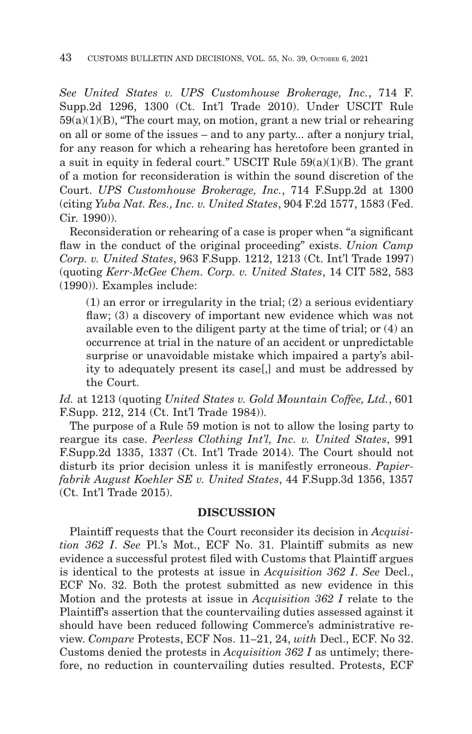*See United States v. UPS Customhouse Brokerage, Inc.*, 714 F. Supp.2d 1296, 1300 (Ct. Int'l Trade 2010). Under USCIT Rule 59(a)(1)(B), "The court may, on motion, grant a new trial or rehearing on all or some of the issues – and to any party... after a nonjury trial, for any reason for which a rehearing has heretofore been granted in a suit in equity in federal court." USCIT Rule 59(a)(1)(B). The grant of a motion for reconsideration is within the sound discretion of the Court. *UPS Customhouse Brokerage, Inc.*, 714 F.Supp.2d at 1300 (citing *Yuba Nat. Res., Inc. v. United States*, 904 F.2d 1577, 1583 (Fed. Cir. 1990)).

Reconsideration or rehearing of a case is proper when "a significant flaw in the conduct of the original proceeding" exists. *Union Camp Corp. v. United States*, 963 F.Supp. 1212, 1213 (Ct. Int'l Trade 1997) (quoting *Kerr-McGee Chem. Corp. v. United States*, 14 CIT 582, 583 (1990)). Examples include:

> (1) an error or irregularity in the trial; (2) a serious evidentiary flaw; (3) a discovery of important new evidence which was not available even to the diligent party at the time of trial; or (4) an occurrence at trial in the nature of an accident or unpredictable surprise or unavoidable mistake which impaired a party's ability to adequately present its case[,] and must be addressed by the Court.

*Id.* at 1213 (quoting *United States v. Gold Mountain Coffee, Ltd.*, 601 F.Supp. 212, 214 (Ct. Int'l Trade 1984)).

The purpose of a Rule 59 motion is not to allow the losing party to reargue its case. *Peerless Clothing Int'l, Inc. v. United States*, 991 F.Supp.2d 1335, 1337 (Ct. Int'l Trade 2014). The Court should not disturb its prior decision unless it is manifestly erroneous. *Papierfabrik August Koehler SE v. United States*, 44 F.Supp.3d 1356, 1357 (Ct. Int'l Trade 2015).

## DISCUSSION

Plaintiff requests that the Court reconsider its decision in *Acquisition 362 I*. *See* Pl.'s Mot., ECF No. 31. Plaintiff submits as new evidence a successful protest filed with Customs that Plaintiff argues is identical to the protests at issue in *Acquisition 362 I*. *See* Decl., ECF No. 32. Both the protest submitted as new evidence in this Motion and the protests at issue in *Acquisition 362 I* relate to the Plaintiff's assertion that the countervailing duties assessed against it should have been reduced following Commerce's administrative review. *Compare* Protests, ECF Nos. 11–21, 24, *with* Decl., ECF. No 32. Customs denied the protests in *Acquisition 362 I* as untimely; therefore, no reduction in countervailing duties resulted. Protests, ECF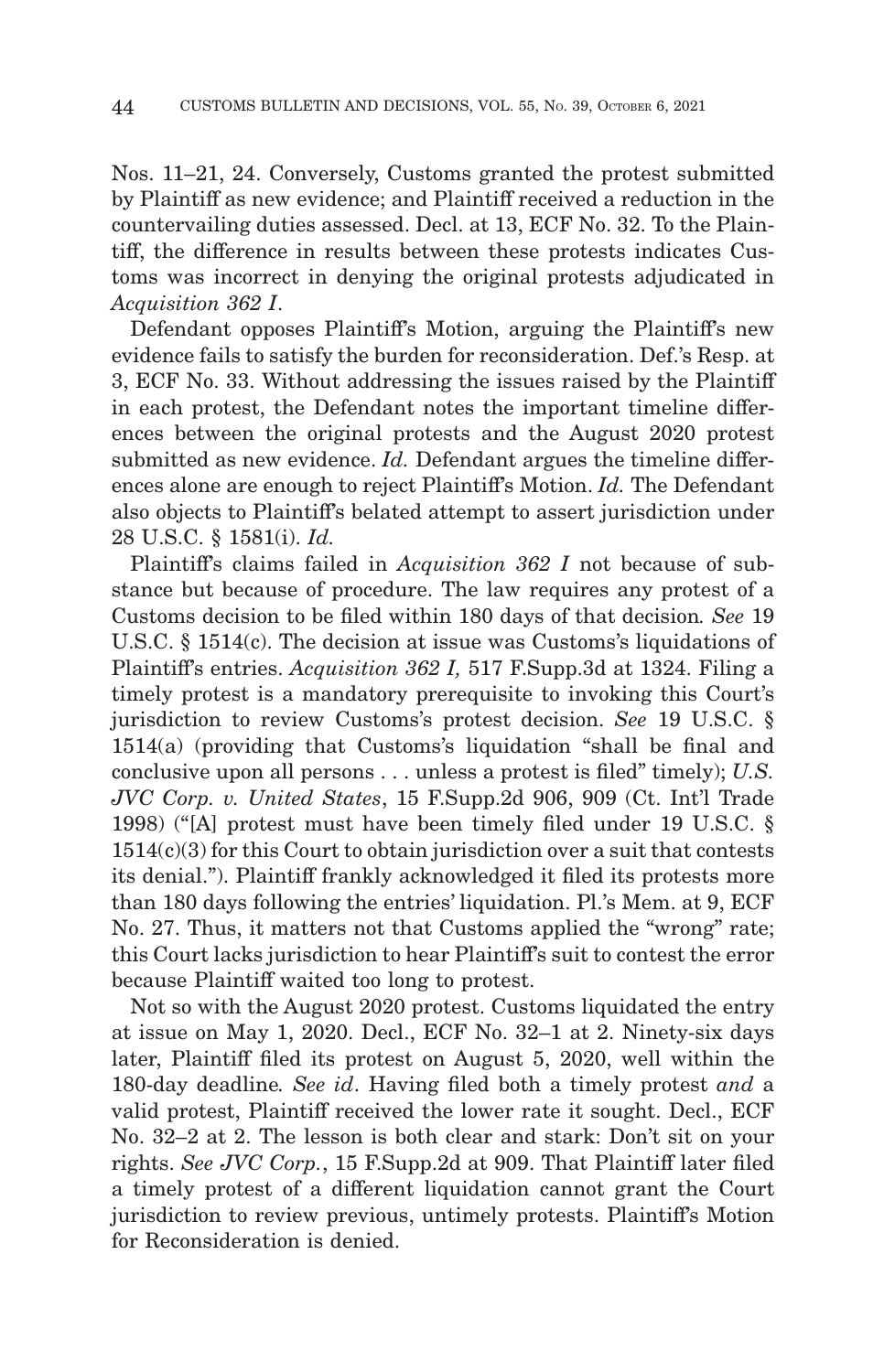Nos. 11–21, 24. Conversely, Customs granted the protest submitted by Plaintiff as new evidence; and Plaintiff received a reduction in the countervailing duties assessed. Decl. at 13, ECF No. 32. To the Plaintiff, the difference in results between these protests indicates Customs was incorrect in denying the original protests adjudicated in *Acquisition 362 I*.

Defendant opposes Plaintiff's Motion, arguing the Plaintiff's new evidence fails to satisfy the burden for reconsideration. Def.'s Resp. at 3, ECF No. 33. Without addressing the issues raised by the Plaintiff in each protest, the Defendant notes the important timeline differences between the original protests and the August 2020 protest submitted as new evidence. *Id.* Defendant argues the timeline differences alone are enough to reject Plaintiff's Motion. *Id.* The Defendant also objects to Plaintiff's belated attempt to assert jurisdiction under 28 U.S.C. § 1581(i). *Id.*

Plaintiff's claims failed in *Acquisition 362 I* not because of substance but because of procedure. The law requires any protest of a Customs decision to be filed within 180 days of that decision. *See* 19 U.S.C. § 1514(c). The decision at issue was Customs's liquidations of Plaintiff's entries. *Acquisition 362 I,* 517 F.Supp.3d at 1324. Filing a timely protest is a mandatory prerequisite to invoking this Court's jurisdiction to review Customs's protest decision. *See* 19 U.S.C. § 1514(a) (providing that Customs's liquidation "shall be final and conclusive upon all persons . . . unless a protest is filed" timely); *U.S. JVC Corp. v. United States*, 15 F.Supp.2d 906, 909 (Ct. Int'l Trade 1998) ("[A] protest must have been timely filed under 19 U.S.C. § 1514(c)(3) for this Court to obtain jurisdiction over a suit that contests its denial."). Plaintiff frankly acknowledged it filed its protests more than 180 days following the entries' liquidation. Pl.'s Mem. at 9, ECF No. 27. Thus, it matters not that Customs applied the "wrong" rate; this Court lacks jurisdiction to hear Plaintiff's suit to contest the error because Plaintiff waited too long to protest.

Not so with the August 2020 protest. Customs liquidated the entry at issue on May 1, 2020. Decl., ECF No. 32–1 at 2. Ninety-six days later, Plaintiff filed its protest on August 5, 2020, well within the 180-day deadline. *See id*. Having filed both a timely protest *and* a valid protest, Plaintiff received the lower rate it sought. Decl., ECF No. 32–2 at 2. The lesson is both clear and stark: Don't sit on your rights. *See JVC Corp.*, 15 F.Supp.2d at 909. That Plaintiff later filed a timely protest of a different liquidation cannot grant the Court jurisdiction to review previous, untimely protests. Plaintiff's Motion for Reconsideration is denied.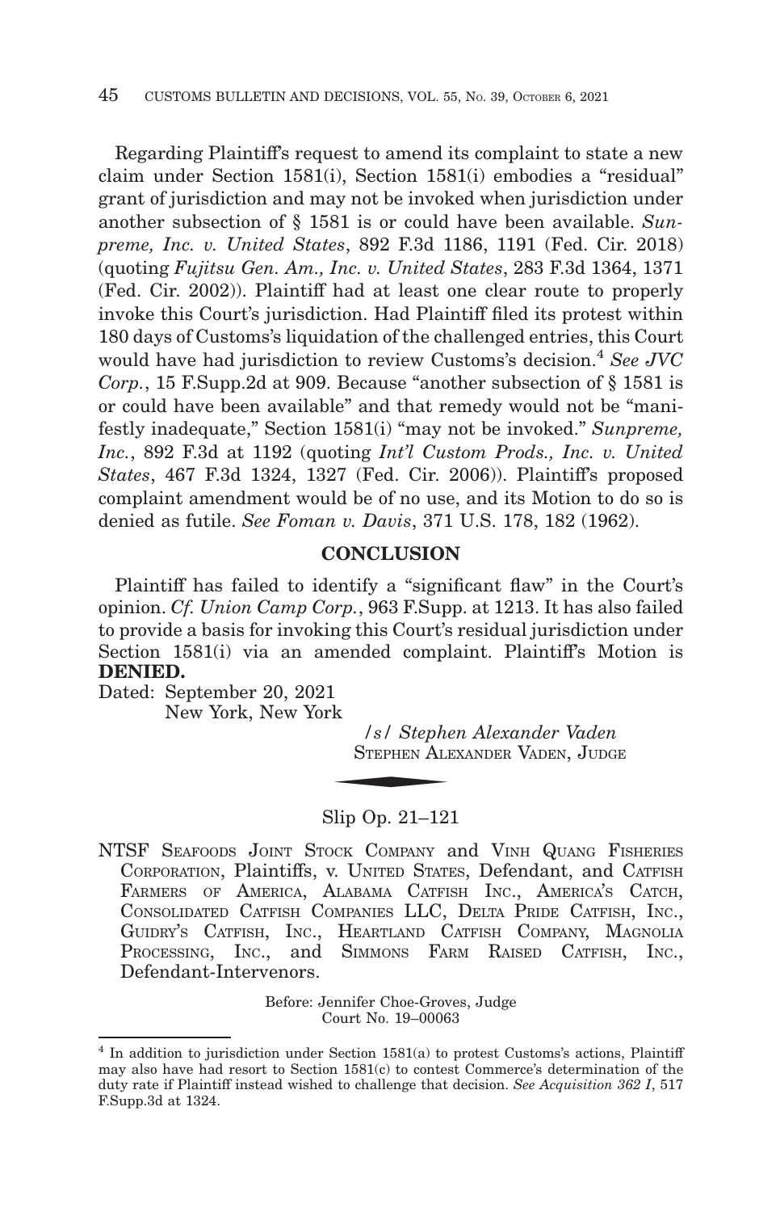Regarding Plaintiff's request to amend its complaint to state a new claim under Section 1581(i), Section 1581(i) embodies a "residual" grant of jurisdiction and may not be invoked when jurisdiction under another subsection of § 1581 is or could have been available. *Sunpreme, Inc. v. United States*, 892 F.3d 1186, 1191 (Fed. Cir. 2018) (quoting *Fujitsu Gen. Am., Inc. v. United States*, 283 F.3d 1364, 1371 (Fed. Cir. 2002)). Plaintiff had at least one clear route to properly invoke this Court's jurisdiction. Had Plaintiff filed its protest within 180 days of Customs's liquidation of the challenged entries, this Court would have had jurisdiction to review Customs's decision.[4] *See JVC Corp.*, 15 F.Supp.2d at 909. Because "another subsection of § 1581 is or could have been available" and that remedy would not be "manifestly inadequate," Section 1581(i) "may not be invoked." *Sunpreme, Inc.*, 892 F.3d at 1192 (quoting *Int'l Custom Prods., Inc. v. United States*, 467 F.3d 1324, 1327 (Fed. Cir. 2006)). Plaintiff's proposed complaint amendment would be of no use, and its Motion to do so is denied as futile. *See Foman v. Davis*, 371 U.S. 178, 182 (1962).

## CONCLUSION

Plaintiff has failed to identify a "significant flaw" in the Court's opinion. *Cf. Union Camp Corp.*, 963 F.Supp. at 1213. It has also failed to provide a basis for invoking this Court's residual jurisdiction under Section 1581(i) via an amended complaint. Plaintiff's Motion is **DENIED.**

Dated: September 20, 2021
New York, New York

*/s/ Stephen Alexander Vaden*
STEPHEN ALEXANDER VADEN, JUDGE

---

Slip Op. 21–121

NTSF SEAFOODS JOINT STOCK COMPANY and VINH QUANG FISHERIES CORPORATION, Plaintiffs, v. UNITED STATES, Defendant, and CATFISH FARMERS OF AMERICA, ALABAMA CATFISH INC., AMERICA'S CATCH, CONSOLIDATED CATFISH COMPANIES LLC, DELTA PRIDE CATFISH, INC., GUIDRY'S CATFISH, INC., HEARTLAND CATFISH COMPANY, MAGNOLIA PROCESSING, INC., and SIMMONS FARM RAISED CATFISH, INC., Defendant-Intervenors.

Before: Jennifer Choe-Groves, Judge
Court No. 19–00063

---

[4] In addition to jurisdiction under Section 1581(a) to protest Customs's actions, Plaintiff may also have had resort to Section 1581(c) to contest Commerce's determination of the duty rate if Plaintiff instead wished to challenge that decision. *See Acquisition 362 I*, 517 F.Supp.3d at 1324.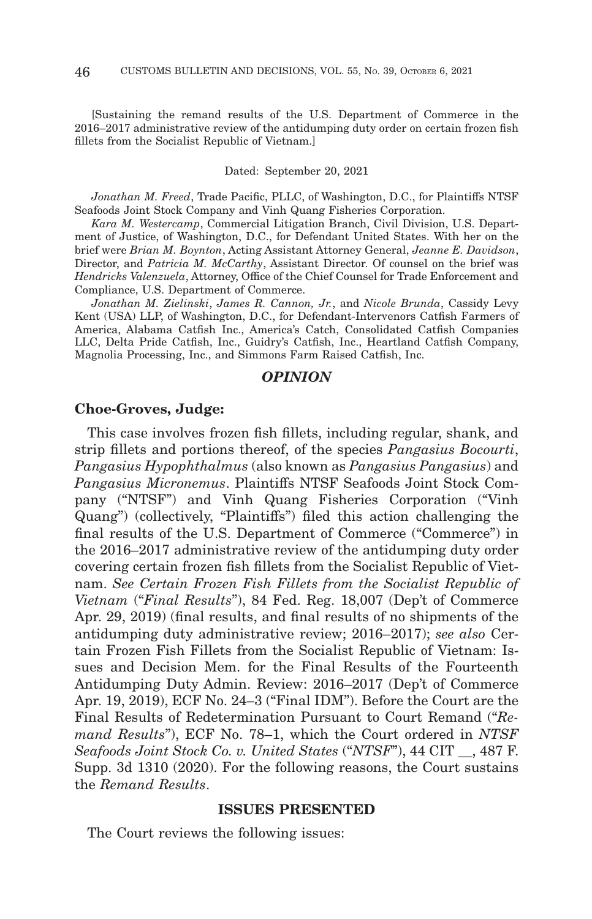[Sustaining the remand results of the U.S. Department of Commerce in the 2016–2017 administrative review of the antidumping duty order on certain frozen fish fillets from the Socialist Republic of Vietnam.]

Dated: September 20, 2021

*Jonathan M. Freed*, Trade Pacific, PLLC, of Washington, D.C., for Plaintiffs NTSF Seafoods Joint Stock Company and Vinh Quang Fisheries Corporation.

*Kara M. Westercamp*, Commercial Litigation Branch, Civil Division, U.S. Department of Justice, of Washington, D.C., for Defendant United States. With her on the brief were *Brian M. Boynton*, Acting Assistant Attorney General, *Jeanne E. Davidson*, Director, and *Patricia M. McCarthy*, Assistant Director. Of counsel on the brief was *Hendricks Valenzuela*, Attorney, Office of the Chief Counsel for Trade Enforcement and Compliance, U.S. Department of Commerce.

*Jonathan M. Zielinski*, *James R. Cannon, Jr.*, and *Nicole Brunda*, Cassidy Levy Kent (USA) LLP, of Washington, D.C., for Defendant-Intervenors Catfish Farmers of America, Alabama Catfish Inc., America's Catch, Consolidated Catfish Companies LLC, Delta Pride Catfish, Inc., Guidry's Catfish, Inc., Heartland Catfish Company, Magnolia Processing, Inc., and Simmons Farm Raised Catfish, Inc.

## *OPINION*

**Choe-Groves, Judge:**

This case involves frozen fish fillets, including regular, shank, and strip fillets and portions thereof, of the species *Pangasius Bocourti*, *Pangasius Hypophthalmus* (also known as *Pangasius Pangasius*) and *Pangasius Micronemus*. Plaintiffs NTSF Seafoods Joint Stock Company ("NTSF") and Vinh Quang Fisheries Corporation ("Vinh Quang") (collectively, "Plaintiffs") filed this action challenging the final results of the U.S. Department of Commerce ("Commerce") in the 2016–2017 administrative review of the antidumping duty order covering certain frozen fish fillets from the Socialist Republic of Vietnam. *See Certain Frozen Fish Fillets from the Socialist Republic of Vietnam* ("*Final Results*"), 84 Fed. Reg. 18,007 (Dep't of Commerce Apr. 29, 2019) (final results, and final results of no shipments of the antidumping duty administrative review; 2016–2017); *see also* Certain Frozen Fish Fillets from the Socialist Republic of Vietnam: Issues and Decision Mem. for the Final Results of the Fourteenth Antidumping Duty Admin. Review: 2016–2017 (Dep't of Commerce Apr. 19, 2019), ECF No. 24–3 ("Final IDM"). Before the Court are the Final Results of Redetermination Pursuant to Court Remand ("*Remand Results*"), ECF No. 78–1, which the Court ordered in *NTSF Seafoods Joint Stock Co. v. United States* ("*NTSF*"), 44 CIT __, 487 F. Supp. 3d 1310 (2020). For the following reasons, the Court sustains the *Remand Results*.

### ISSUES PRESENTED

The Court reviews the following issues: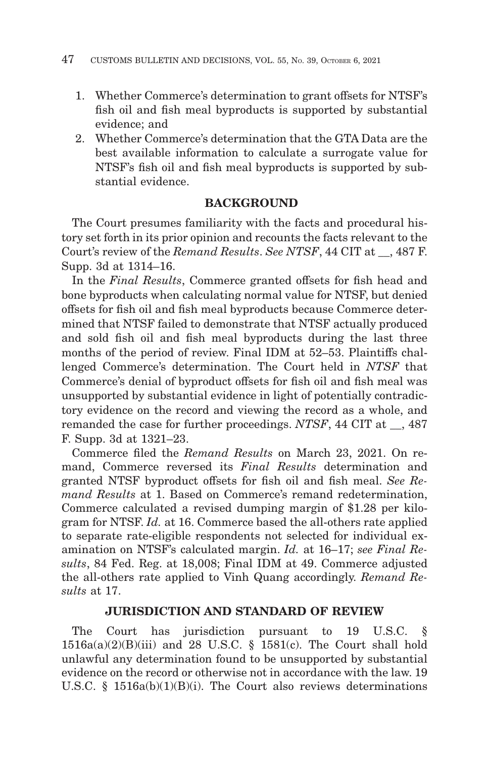1. Whether Commerce's determination to grant offsets for NTSF's fish oil and fish meal byproducts is supported by substantial evidence; and
2. Whether Commerce's determination that the GTA Data are the best available information to calculate a surrogate value for NTSF's fish oil and fish meal byproducts is supported by substantial evidence.

## BACKGROUND

The Court presumes familiarity with the facts and procedural history set forth in its prior opinion and recounts the facts relevant to the Court's review of the *Remand Results*. *See NTSF*, 44 CIT at __, 487 F. Supp. 3d at 1314–16.

In the *Final Results*, Commerce granted offsets for fish head and bone byproducts when calculating normal value for NTSF, but denied offsets for fish oil and fish meal byproducts because Commerce determined that NTSF failed to demonstrate that NTSF actually produced and sold fish oil and fish meal byproducts during the last three months of the period of review. Final IDM at 52–53. Plaintiffs challenged Commerce's determination. The Court held in *NTSF* that Commerce's denial of byproduct offsets for fish oil and fish meal was unsupported by substantial evidence in light of potentially contradictory evidence on the record and viewing the record as a whole, and remanded the case for further proceedings. *NTSF*, 44 CIT at __, 487 F. Supp. 3d at 1321–23.

Commerce filed the *Remand Results* on March 23, 2021. On remand, Commerce reversed its *Final Results* determination and granted NTSF byproduct offsets for fish oil and fish meal. *See Remand Results* at 1. Based on Commerce's remand redetermination, Commerce calculated a revised dumping margin of $1.28 per kilogram for NTSF. *Id.* at 16. Commerce based the all-others rate applied to separate rate-eligible respondents not selected for individual examination on NTSF's calculated margin. *Id.* at 16–17; *see Final Results*, 84 Fed. Reg. at 18,008; Final IDM at 49. Commerce adjusted the all-others rate applied to Vinh Quang accordingly. *Remand Results* at 17.

## JURISDICTION AND STANDARD OF REVIEW

The Court has jurisdiction pursuant to 19 U.S.C. § 1516a(a)(2)(B)(iii) and 28 U.S.C. § 1581(c). The Court shall hold unlawful any determination found to be unsupported by substantial evidence on the record or otherwise not in accordance with the law. 19 U.S.C. § 1516a(b)(1)(B)(i). The Court also reviews determinations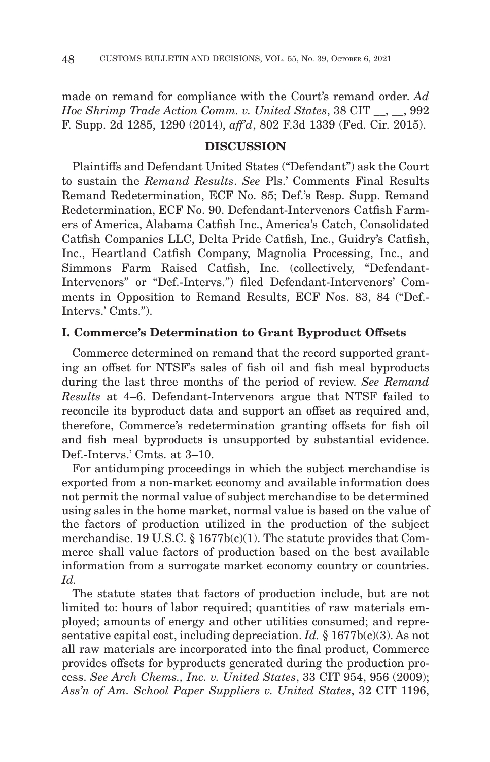made on remand for compliance with the Court's remand order. *Ad Hoc Shrimp Trade Action Comm. v. United States*, 38 CIT __, __, 992 F. Supp. 2d 1285, 1290 (2014), *aff'd*, 802 F.3d 1339 (Fed. Cir. 2015).

## DISCUSSION

Plaintiffs and Defendant United States ("Defendant") ask the Court to sustain the *Remand Results*. *See* Pls.' Comments Final Results Remand Redetermination, ECF No. 85; Def.'s Resp. Supp. Remand Redetermination, ECF No. 90. Defendant-Intervenors Catfish Farmers of America, Alabama Catfish Inc., America's Catch, Consolidated Catfish Companies LLC, Delta Pride Catfish, Inc., Guidry's Catfish, Inc., Heartland Catfish Company, Magnolia Processing, Inc., and Simmons Farm Raised Catfish, Inc. (collectively, "Defendant-Intervenors" or "Def.-Intervs.") filed Defendant-Intervenors' Comments in Opposition to Remand Results, ECF Nos. 83, 84 ("Def.-Intervs.' Cmts.").

### I. Commerce's Determination to Grant Byproduct Offsets

Commerce determined on remand that the record supported granting an offset for NTSF's sales of fish oil and fish meal byproducts during the last three months of the period of review. *See Remand Results* at 4–6. Defendant-Intervenors argue that NTSF failed to reconcile its byproduct data and support an offset as required and, therefore, Commerce's redetermination granting offsets for fish oil and fish meal byproducts is unsupported by substantial evidence. Def.-Intervs.' Cmts. at 3–10.

For antidumping proceedings in which the subject merchandise is exported from a non-market economy and available information does not permit the normal value of subject merchandise to be determined using sales in the home market, normal value is based on the value of the factors of production utilized in the production of the subject merchandise. 19 U.S.C. § 1677b(c)(1). The statute provides that Commerce shall value factors of production based on the best available information from a surrogate market economy country or countries. *Id.*

The statute states that factors of production include, but are not limited to: hours of labor required; quantities of raw materials employed; amounts of energy and other utilities consumed; and representative capital cost, including depreciation. *Id.* § 1677b(c)(3). As not all raw materials are incorporated into the final product, Commerce provides offsets for byproducts generated during the production process. *See Arch Chems., Inc. v. United States*, 33 CIT 954, 956 (2009); *Ass'n of Am. School Paper Suppliers v. United States*, 32 CIT 1196,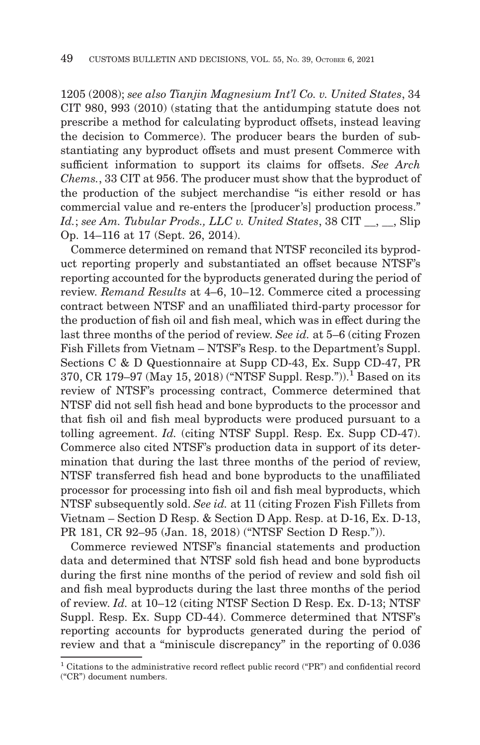1205 (2008); *see also Tianjin Magnesium Int'l Co. v. United States*, 34 CIT 980, 993 (2010) (stating that the antidumping statute does not prescribe a method for calculating byproduct offsets, instead leaving the decision to Commerce). The producer bears the burden of substantiating any byproduct offsets and must present Commerce with sufficient information to support its claims for offsets. *See Arch Chems.*, 33 CIT at 956. The producer must show that the byproduct of the production of the subject merchandise "is either resold or has commercial value and re-enters the [producer's] production process." *Id.*; *see Am. Tubular Prods., LLC v. United States*, 38 CIT __, __, Slip Op. 14–116 at 17 (Sept. 26, 2014).

Commerce determined on remand that NTSF reconciled its byproduct reporting properly and substantiated an offset because NTSF's reporting accounted for the byproducts generated during the period of review. *Remand Results* at 4–6, 10–12. Commerce cited a processing contract between NTSF and an unaffiliated third-party processor for the production of fish oil and fish meal, which was in effect during the last three months of the period of review. *See id.* at 5–6 (citing Frozen Fish Fillets from Vietnam – NTSF's Resp. to the Department's Suppl. Sections C & D Questionnaire at Supp CD-43, Ex. Supp CD-47, PR 370, CR 179–97 (May 15, 2018) ("NTSF Suppl. Resp.")).[1] Based on its review of NTSF's processing contract, Commerce determined that NTSF did not sell fish head and bone byproducts to the processor and that fish oil and fish meal byproducts were produced pursuant to a tolling agreement. *Id.* (citing NTSF Suppl. Resp. Ex. Supp CD-47). Commerce also cited NTSF's production data in support of its determination that during the last three months of the period of review, NTSF transferred fish head and bone byproducts to the unaffiliated processor for processing into fish oil and fish meal byproducts, which NTSF subsequently sold. *See id.* at 11 (citing Frozen Fish Fillets from Vietnam – Section D Resp. & Section D App. Resp. at D-16, Ex. D-13, PR 181, CR 92–95 (Jan. 18, 2018) ("NTSF Section D Resp.")).

Commerce reviewed NTSF's financial statements and production data and determined that NTSF sold fish head and bone byproducts during the first nine months of the period of review and sold fish oil and fish meal byproducts during the last three months of the period of review. *Id.* at 10–12 (citing NTSF Section D Resp. Ex. D-13; NTSF Suppl. Resp. Ex. Supp CD-44). Commerce determined that NTSF's reporting accounts for byproducts generated during the period of review and that a "miniscule discrepancy" in the reporting of 0.036

[1] Citations to the administrative record reflect public record ("PR") and confidential record ("CR") document numbers.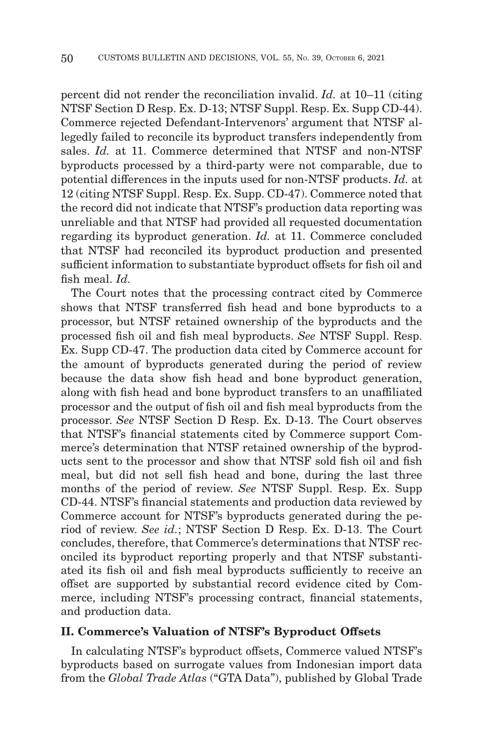percent did not render the reconciliation invalid. *Id.* at 10–11 (citing NTSF Section D Resp. Ex. D-13; NTSF Suppl. Resp. Ex. Supp CD-44). Commerce rejected Defendant-Intervenors' argument that NTSF allegedly failed to reconcile its byproduct transfers independently from sales. *Id.* at 11. Commerce determined that NTSF and non-NTSF byproducts processed by a third-party were not comparable, due to potential differences in the inputs used for non-NTSF products. *Id.* at 12 (citing NTSF Suppl. Resp. Ex. Supp. CD-47). Commerce noted that the record did not indicate that NTSF's production data reporting was unreliable and that NTSF had provided all requested documentation regarding its byproduct generation. *Id.* at 11. Commerce concluded that NTSF had reconciled its byproduct production and presented sufficient information to substantiate byproduct offsets for fish oil and fish meal. *Id.*

The Court notes that the processing contract cited by Commerce shows that NTSF transferred fish head and bone byproducts to a processor, but NTSF retained ownership of the byproducts and the processed fish oil and fish meal byproducts. *See* NTSF Suppl. Resp. Ex. Supp CD-47. The production data cited by Commerce account for the amount of byproducts generated during the period of review because the data show fish head and bone byproduct generation, along with fish head and bone byproduct transfers to an unaffiliated processor and the output of fish oil and fish meal byproducts from the processor. *See* NTSF Section D Resp. Ex. D-13. The Court observes that NTSF's financial statements cited by Commerce support Commerce's determination that NTSF retained ownership of the byproducts sent to the processor and show that NTSF sold fish oil and fish meal, but did not sell fish head and bone, during the last three months of the period of review. *See* NTSF Suppl. Resp. Ex. Supp CD-44. NTSF's financial statements and production data reviewed by Commerce account for NTSF's byproducts generated during the period of review. *See id.*; NTSF Section D Resp. Ex. D-13. The Court concludes, therefore, that Commerce's determinations that NTSF reconciled its byproduct reporting properly and that NTSF substantiated its fish oil and fish meal byproducts sufficiently to receive an offset are supported by substantial record evidence cited by Commerce, including NTSF's processing contract, financial statements, and production data.

## II. Commerce's Valuation of NTSF's Byproduct Offsets

In calculating NTSF's byproduct offsets, Commerce valued NTSF's byproducts based on surrogate values from Indonesian import data from the *Global Trade Atlas* ("GTA Data"), published by Global Trade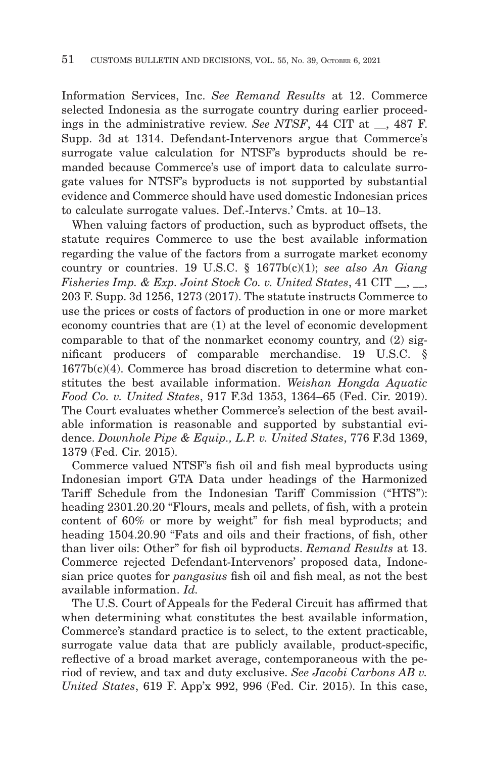Information Services, Inc. *See Remand Results* at 12. Commerce selected Indonesia as the surrogate country during earlier proceedings in the administrative review. *See NTSF*, 44 CIT at __, 487 F. Supp. 3d at 1314. Defendant-Intervenors argue that Commerce's surrogate value calculation for NTSF's byproducts should be remanded because Commerce's use of import data to calculate surrogate values for NTSF's byproducts is not supported by substantial evidence and Commerce should have used domestic Indonesian prices to calculate surrogate values. Def.-Intervs.' Cmts. at 10–13.

When valuing factors of production, such as byproduct offsets, the statute requires Commerce to use the best available information regarding the value of the factors from a surrogate market economy country or countries. 19 U.S.C. § 1677b(c)(1); *see also An Giang Fisheries Imp. & Exp. Joint Stock Co. v. United States*, 41 CIT __, __, 203 F. Supp. 3d 1256, 1273 (2017). The statute instructs Commerce to use the prices or costs of factors of production in one or more market economy countries that are (1) at the level of economic development comparable to that of the nonmarket economy country, and (2) significant producers of comparable merchandise. 19 U.S.C. § 1677b(c)(4). Commerce has broad discretion to determine what constitutes the best available information. *Weishan Hongda Aquatic Food Co. v. United States*, 917 F.3d 1353, 1364–65 (Fed. Cir. 2019). The Court evaluates whether Commerce's selection of the best available information is reasonable and supported by substantial evidence. *Downhole Pipe & Equip., L.P. v. United States*, 776 F.3d 1369, 1379 (Fed. Cir. 2015).

Commerce valued NTSF's fish oil and fish meal byproducts using Indonesian import GTA Data under headings of the Harmonized Tariff Schedule from the Indonesian Tariff Commission ("HTS"): heading 2301.20.20 "Flours, meals and pellets, of fish, with a protein content of 60% or more by weight" for fish meal byproducts; and heading 1504.20.90 "Fats and oils and their fractions, of fish, other than liver oils: Other" for fish oil byproducts. *Remand Results* at 13. Commerce rejected Defendant-Intervenors' proposed data, Indonesian price quotes for *pangasius* fish oil and fish meal, as not the best available information. *Id.*

The U.S. Court of Appeals for the Federal Circuit has affirmed that when determining what constitutes the best available information, Commerce's standard practice is to select, to the extent practicable, surrogate value data that are publicly available, product-specific, reflective of a broad market average, contemporaneous with the period of review, and tax and duty exclusive. *See Jacobi Carbons AB v. United States*, 619 F. App'x 992, 996 (Fed. Cir. 2015). In this case,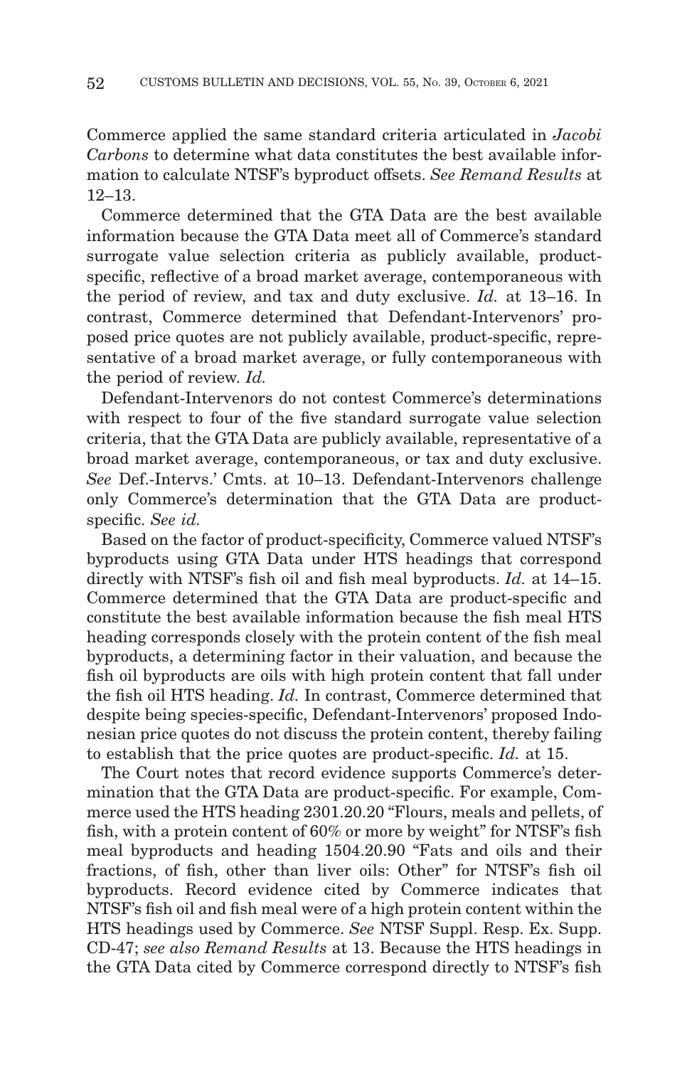Commerce applied the same standard criteria articulated in *Jacobi Carbons* to determine what data constitutes the best available information to calculate NTSF's byproduct offsets. *See Remand Results* at 12–13.

Commerce determined that the GTA Data are the best available information because the GTA Data meet all of Commerce's standard surrogate value selection criteria as publicly available, product-specific, reflective of a broad market average, contemporaneous with the period of review, and tax and duty exclusive. *Id.* at 13–16. In contrast, Commerce determined that Defendant-Intervenors' proposed price quotes are not publicly available, product-specific, representative of a broad market average, or fully contemporaneous with the period of review. *Id.*

Defendant-Intervenors do not contest Commerce's determinations with respect to four of the five standard surrogate value selection criteria, that the GTA Data are publicly available, representative of a broad market average, contemporaneous, or tax and duty exclusive. *See* Def.-Intervs.' Cmts. at 10–13. Defendant-Intervenors challenge only Commerce's determination that the GTA Data are product-specific. *See id.*

Based on the factor of product-specificity, Commerce valued NTSF's byproducts using GTA Data under HTS headings that correspond directly with NTSF's fish oil and fish meal byproducts. *Id.* at 14–15. Commerce determined that the GTA Data are product-specific and constitute the best available information because the fish meal HTS heading corresponds closely with the protein content of the fish meal byproducts, a determining factor in their valuation, and because the fish oil byproducts are oils with high protein content that fall under the fish oil HTS heading. *Id.* In contrast, Commerce determined that despite being species-specific, Defendant-Intervenors' proposed Indonesian price quotes do not discuss the protein content, thereby failing to establish that the price quotes are product-specific. *Id.* at 15.

The Court notes that record evidence supports Commerce's determination that the GTA Data are product-specific. For example, Commerce used the HTS heading 2301.20.20 "Flours, meals and pellets, of fish, with a protein content of 60% or more by weight" for NTSF's fish meal byproducts and heading 1504.20.90 "Fats and oils and their fractions, of fish, other than liver oils: Other" for NTSF's fish oil byproducts. Record evidence cited by Commerce indicates that NTSF's fish oil and fish meal were of a high protein content within the HTS headings used by Commerce. *See* NTSF Suppl. Resp. Ex. Supp. CD-47; *see also Remand Results* at 13. Because the HTS headings in the GTA Data cited by Commerce correspond directly to NTSF's fish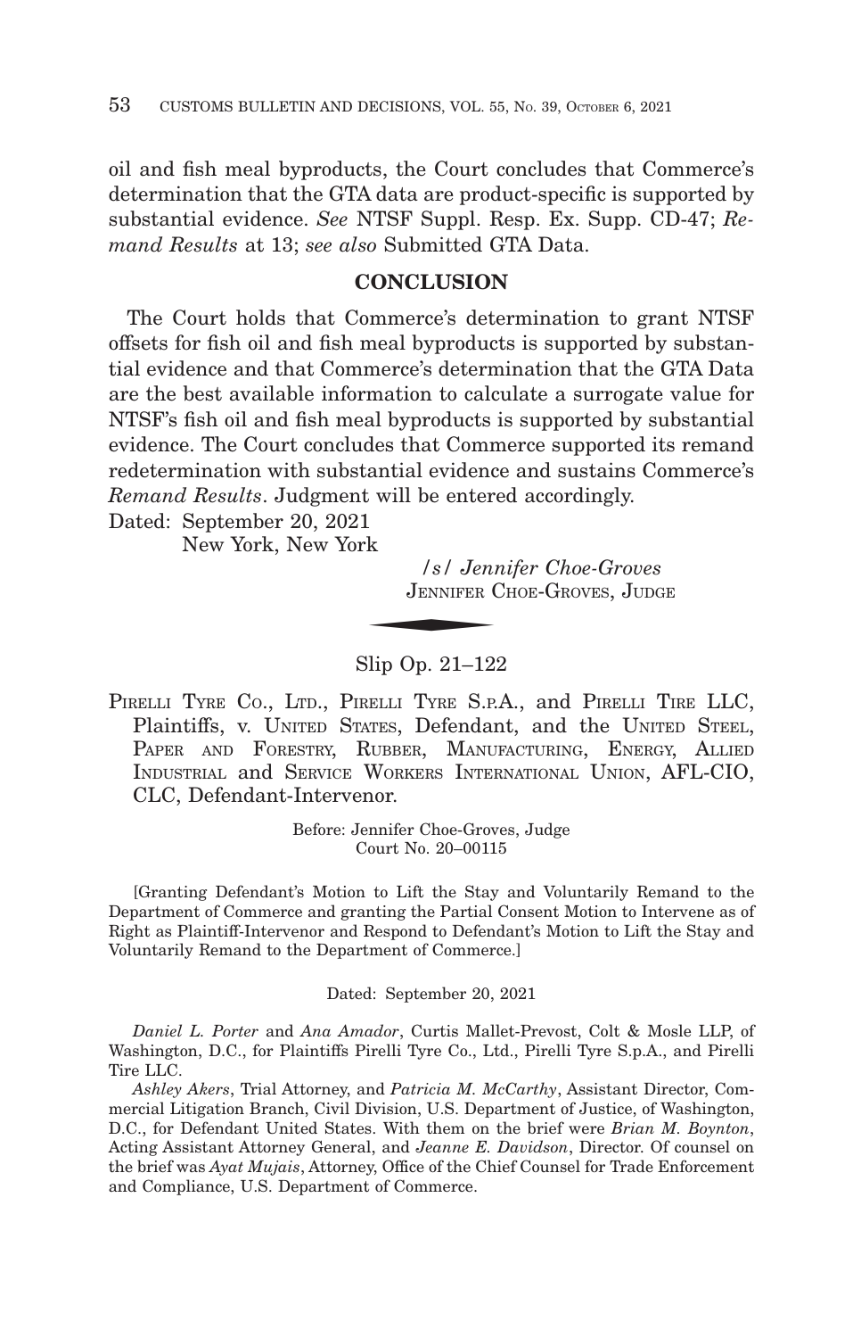oil and fish meal byproducts, the Court concludes that Commerce's determination that the GTA data are product-specific is supported by substantial evidence. *See* NTSF Suppl. Resp. Ex. Supp. CD-47; *Remand Results* at 13; *see also* Submitted GTA Data.

## CONCLUSION

The Court holds that Commerce's determination to grant NTSF offsets for fish oil and fish meal byproducts is supported by substantial evidence and that Commerce's determination that the GTA Data are the best available information to calculate a surrogate value for NTSF's fish oil and fish meal byproducts is supported by substantial evidence. The Court concludes that Commerce supported its remand redetermination with substantial evidence and sustains Commerce's *Remand Results*. Judgment will be entered accordingly.

Dated: September 20, 2021
New York, New York

*/s/ Jennifer Choe-Groves*
JENNIFER CHOE-GROVES, JUDGE

---

## Slip Op. 21–122

PIRELLI TYRE CO., LTD., PIRELLI TYRE S.P.A., and PIRELLI TIRE LLC, Plaintiffs, v. UNITED STATES, Defendant, and the UNITED STEEL, PAPER AND FORESTRY, RUBBER, MANUFACTURING, ENERGY, ALLIED INDUSTRIAL and SERVICE WORKERS INTERNATIONAL UNION, AFL-CIO, CLC, Defendant-Intervenor.

Before: Jennifer Choe-Groves, Judge
Court No. 20–00115

[Granting Defendant's Motion to Lift the Stay and Voluntarily Remand to the Department of Commerce and granting the Partial Consent Motion to Intervene as of Right as Plaintiff-Intervenor and Respond to Defendant's Motion to Lift the Stay and Voluntarily Remand to the Department of Commerce.]

Dated: September 20, 2021

*Daniel L. Porter* and *Ana Amador*, Curtis Mallet-Prevost, Colt & Mosle LLP, of Washington, D.C., for Plaintiffs Pirelli Tyre Co., Ltd., Pirelli Tyre S.p.A., and Pirelli Tire LLC.

*Ashley Akers*, Trial Attorney, and *Patricia M. McCarthy*, Assistant Director, Commercial Litigation Branch, Civil Division, U.S. Department of Justice, of Washington, D.C., for Defendant United States. With them on the brief were *Brian M. Boynton*, Acting Assistant Attorney General, and *Jeanne E. Davidson*, Director. Of counsel on the brief was *Ayat Mujais*, Attorney, Office of the Chief Counsel for Trade Enforcement and Compliance, U.S. Department of Commerce.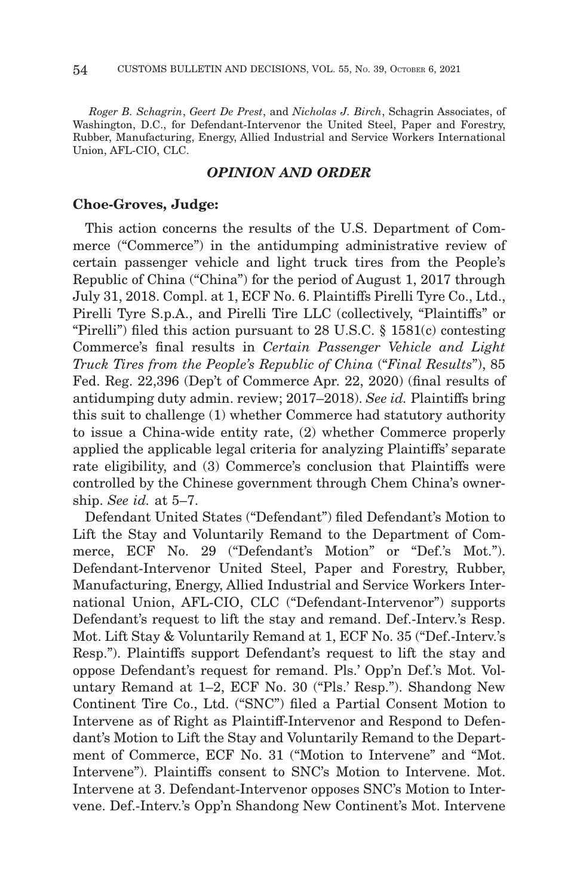*Roger B. Schagrin*, *Geert De Prest*, and *Nicholas J. Birch*, Schagrin Associates, of Washington, D.C., for Defendant-Intervenor the United Steel, Paper and Forestry, Rubber, Manufacturing, Energy, Allied Industrial and Service Workers International Union, AFL-CIO, CLC.

## *OPINION AND ORDER*

**Choe-Groves, Judge:**

This action concerns the results of the U.S. Department of Commerce ("Commerce") in the antidumping administrative review of certain passenger vehicle and light truck tires from the People's Republic of China ("China") for the period of August 1, 2017 through July 31, 2018. Compl. at 1, ECF No. 6. Plaintiffs Pirelli Tyre Co., Ltd., Pirelli Tyre S.p.A., and Pirelli Tire LLC (collectively, "Plaintiffs" or "Pirelli") filed this action pursuant to 28 U.S.C. § 1581(c) contesting Commerce's final results in *Certain Passenger Vehicle and Light Truck Tires from the People's Republic of China* ("*Final Results*"), 85 Fed. Reg. 22,396 (Dep't of Commerce Apr. 22, 2020) (final results of antidumping duty admin. review; 2017–2018). *See id.* Plaintiffs bring this suit to challenge (1) whether Commerce had statutory authority to issue a China-wide entity rate, (2) whether Commerce properly applied the applicable legal criteria for analyzing Plaintiffs' separate rate eligibility, and (3) Commerce's conclusion that Plaintiffs were controlled by the Chinese government through Chem China's ownership. *See id.* at 5–7.

Defendant United States ("Defendant") filed Defendant's Motion to Lift the Stay and Voluntarily Remand to the Department of Commerce, ECF No. 29 ("Defendant's Motion" or "Def.'s Mot."). Defendant-Intervenor United Steel, Paper and Forestry, Rubber, Manufacturing, Energy, Allied Industrial and Service Workers International Union, AFL-CIO, CLC ("Defendant-Intervenor") supports Defendant's request to lift the stay and remand. Def.-Interv.'s Resp. Mot. Lift Stay & Voluntarily Remand at 1, ECF No. 35 ("Def.-Interv.'s Resp."). Plaintiffs support Defendant's request to lift the stay and oppose Defendant's request for remand. Pls.' Opp'n Def.'s Mot. Voluntary Remand at 1–2, ECF No. 30 ("Pls.' Resp."). Shandong New Continent Tire Co., Ltd. ("SNC") filed a Partial Consent Motion to Intervene as of Right as Plaintiff-Intervenor and Respond to Defendant's Motion to Lift the Stay and Voluntarily Remand to the Department of Commerce, ECF No. 31 ("Motion to Intervene" and "Mot. Intervene"). Plaintiffs consent to SNC's Motion to Intervene. Mot. Intervene at 3. Defendant-Intervenor opposes SNC's Motion to Intervene. Def.-Interv.'s Opp'n Shandong New Continent's Mot. Intervene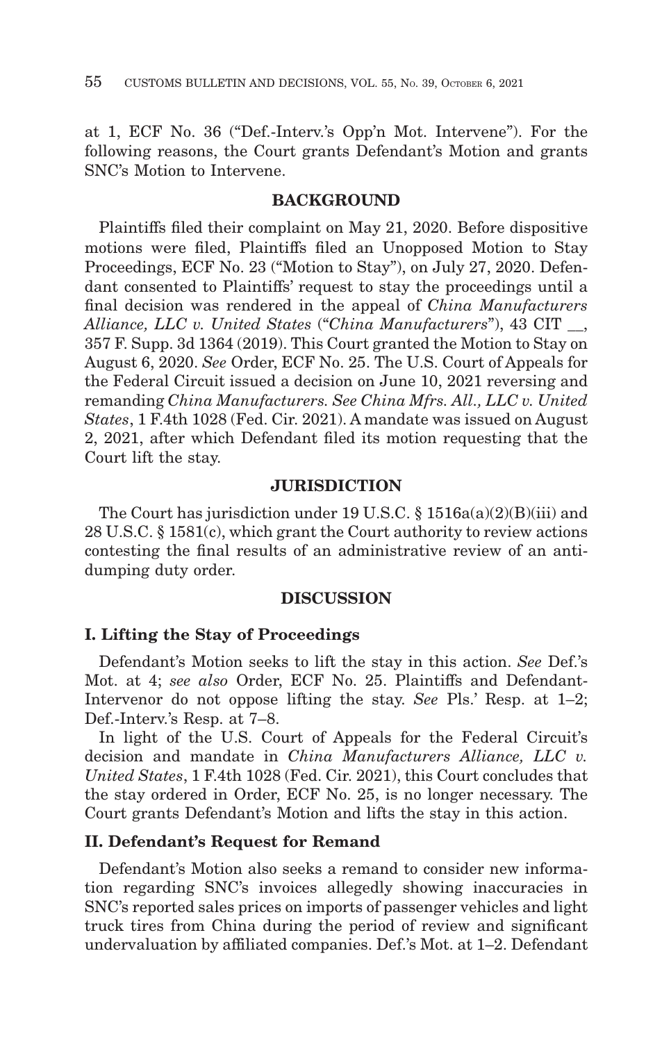at 1, ECF No. 36 ("Def.-Interv.'s Opp'n Mot. Intervene"). For the following reasons, the Court grants Defendant's Motion and grants SNC's Motion to Intervene.

## BACKGROUND

Plaintiffs filed their complaint on May 21, 2020. Before dispositive motions were filed, Plaintiffs filed an Unopposed Motion to Stay Proceedings, ECF No. 23 ("Motion to Stay"), on July 27, 2020. Defendant consented to Plaintiffs' request to stay the proceedings until a final decision was rendered in the appeal of *China Manufacturers Alliance, LLC v. United States* ("*China Manufacturers*"), 43 CIT __, 357 F. Supp. 3d 1364 (2019). This Court granted the Motion to Stay on August 6, 2020. *See* Order, ECF No. 25. The U.S. Court of Appeals for the Federal Circuit issued a decision on June 10, 2021 reversing and remanding *China Manufacturers. See China Mfrs. All., LLC v. United States*, 1 F.4th 1028 (Fed. Cir. 2021). A mandate was issued on August 2, 2021, after which Defendant filed its motion requesting that the Court lift the stay.

## JURISDICTION

The Court has jurisdiction under 19 U.S.C. § 1516a(a)(2)(B)(iii) and 28 U.S.C. § 1581(c), which grant the Court authority to review actions contesting the final results of an administrative review of an antidumping duty order.

## DISCUSSION

### I. Lifting the Stay of Proceedings

Defendant's Motion seeks to lift the stay in this action. *See* Def.'s Mot. at 4; *see also* Order, ECF No. 25. Plaintiffs and Defendant-Intervenor do not oppose lifting the stay. *See* Pls.' Resp. at 1–2; Def.-Interv.'s Resp. at 7–8.

In light of the U.S. Court of Appeals for the Federal Circuit's decision and mandate in *China Manufacturers Alliance, LLC v. United States*, 1 F.4th 1028 (Fed. Cir. 2021), this Court concludes that the stay ordered in Order, ECF No. 25, is no longer necessary. The Court grants Defendant's Motion and lifts the stay in this action.

### II. Defendant's Request for Remand

Defendant's Motion also seeks a remand to consider new information regarding SNC's invoices allegedly showing inaccuracies in SNC's reported sales prices on imports of passenger vehicles and light truck tires from China during the period of review and significant undervaluation by affiliated companies. Def.'s Mot. at 1–2. Defendant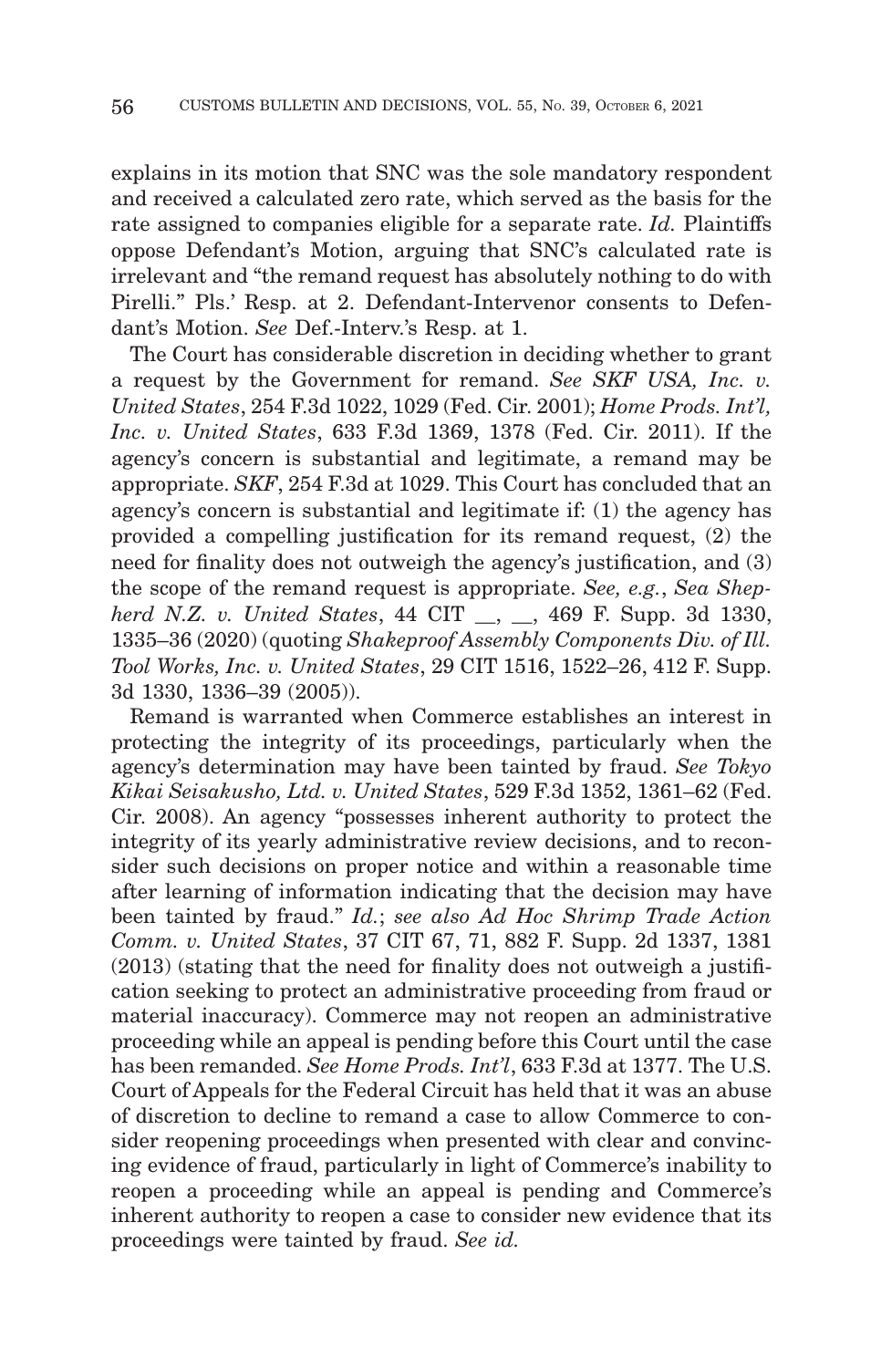explains in its motion that SNC was the sole mandatory respondent and received a calculated zero rate, which served as the basis for the rate assigned to companies eligible for a separate rate. *Id.* Plaintiffs oppose Defendant's Motion, arguing that SNC's calculated rate is irrelevant and "the remand request has absolutely nothing to do with Pirelli." Pls.' Resp. at 2. Defendant-Intervenor consents to Defendant's Motion. *See* Def.-Interv.'s Resp. at 1.

The Court has considerable discretion in deciding whether to grant a request by the Government for remand. *See SKF USA, Inc. v. United States*, 254 F.3d 1022, 1029 (Fed. Cir. 2001); *Home Prods. Int'l, Inc. v. United States*, 633 F.3d 1369, 1378 (Fed. Cir. 2011). If the agency's concern is substantial and legitimate, a remand may be appropriate. *SKF*, 254 F.3d at 1029. This Court has concluded that an agency's concern is substantial and legitimate if: (1) the agency has provided a compelling justification for its remand request, (2) the need for finality does not outweigh the agency's justification, and (3) the scope of the remand request is appropriate. *See, e.g.*, *Sea Shepherd N.Z. v. United States*, 44 CIT __, __, 469 F. Supp. 3d 1330, 1335–36 (2020) (quoting *Shakeproof Assembly Components Div. of Ill. Tool Works, Inc. v. United States*, 29 CIT 1516, 1522–26, 412 F. Supp. 3d 1330, 1336–39 (2005)).

Remand is warranted when Commerce establishes an interest in protecting the integrity of its proceedings, particularly when the agency's determination may have been tainted by fraud. *See Tokyo Kikai Seisakusho, Ltd. v. United States*, 529 F.3d 1352, 1361–62 (Fed. Cir. 2008). An agency "possesses inherent authority to protect the integrity of its yearly administrative review decisions, and to reconsider such decisions on proper notice and within a reasonable time after learning of information indicating that the decision may have been tainted by fraud." *Id.*; *see also Ad Hoc Shrimp Trade Action Comm. v. United States*, 37 CIT 67, 71, 882 F. Supp. 2d 1337, 1381 (2013) (stating that the need for finality does not outweigh a justification seeking to protect an administrative proceeding from fraud or material inaccuracy). Commerce may not reopen an administrative proceeding while an appeal is pending before this Court until the case has been remanded. *See Home Prods. Int'l*, 633 F.3d at 1377. The U.S. Court of Appeals for the Federal Circuit has held that it was an abuse of discretion to decline to remand a case to allow Commerce to consider reopening proceedings when presented with clear and convincing evidence of fraud, particularly in light of Commerce's inability to reopen a proceeding while an appeal is pending and Commerce's inherent authority to reopen a case to consider new evidence that its proceedings were tainted by fraud. *See id.*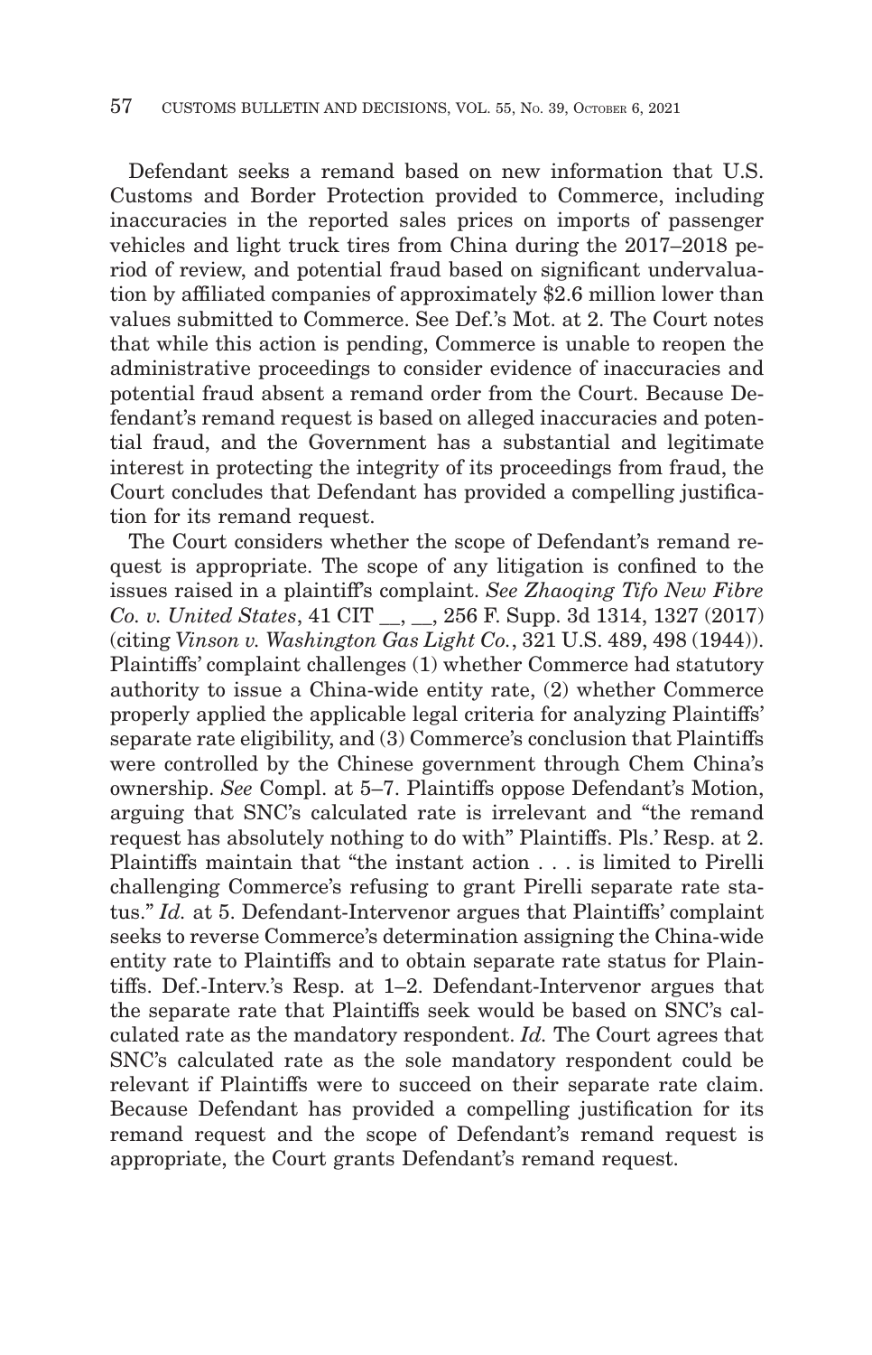Defendant seeks a remand based on new information that U.S. Customs and Border Protection provided to Commerce, including inaccuracies in the reported sales prices on imports of passenger vehicles and light truck tires from China during the 2017–2018 period of review, and potential fraud based on significant undervaluation by affiliated companies of approximately $2.6 million lower than values submitted to Commerce. See Def.'s Mot. at 2. The Court notes that while this action is pending, Commerce is unable to reopen the administrative proceedings to consider evidence of inaccuracies and potential fraud absent a remand order from the Court. Because Defendant's remand request is based on alleged inaccuracies and potential fraud, and the Government has a substantial and legitimate interest in protecting the integrity of its proceedings from fraud, the Court concludes that Defendant has provided a compelling justification for its remand request.

The Court considers whether the scope of Defendant's remand request is appropriate. The scope of any litigation is confined to the issues raised in a plaintiff's complaint. *See Zhaoqing Tifo New Fibre Co. v. United States*, 41 CIT __, __, 256 F. Supp. 3d 1314, 1327 (2017) (citing *Vinson v. Washington Gas Light Co.*, 321 U.S. 489, 498 (1944)). Plaintiffs' complaint challenges (1) whether Commerce had statutory authority to issue a China-wide entity rate, (2) whether Commerce properly applied the applicable legal criteria for analyzing Plaintiffs' separate rate eligibility, and (3) Commerce's conclusion that Plaintiffs were controlled by the Chinese government through Chem China's ownership. *See* Compl. at 5–7. Plaintiffs oppose Defendant's Motion, arguing that SNC's calculated rate is irrelevant and "the remand request has absolutely nothing to do with" Plaintiffs. Pls.' Resp. at 2. Plaintiffs maintain that "the instant action . . . is limited to Pirelli challenging Commerce's refusing to grant Pirelli separate rate status." *Id.* at 5. Defendant-Intervenor argues that Plaintiffs' complaint seeks to reverse Commerce's determination assigning the China-wide entity rate to Plaintiffs and to obtain separate rate status for Plaintiffs. Def.-Interv.'s Resp. at 1–2. Defendant-Intervenor argues that the separate rate that Plaintiffs seek would be based on SNC's calculated rate as the mandatory respondent. *Id.* The Court agrees that SNC's calculated rate as the sole mandatory respondent could be relevant if Plaintiffs were to succeed on their separate rate claim. Because Defendant has provided a compelling justification for its remand request and the scope of Defendant's remand request is appropriate, the Court grants Defendant's remand request.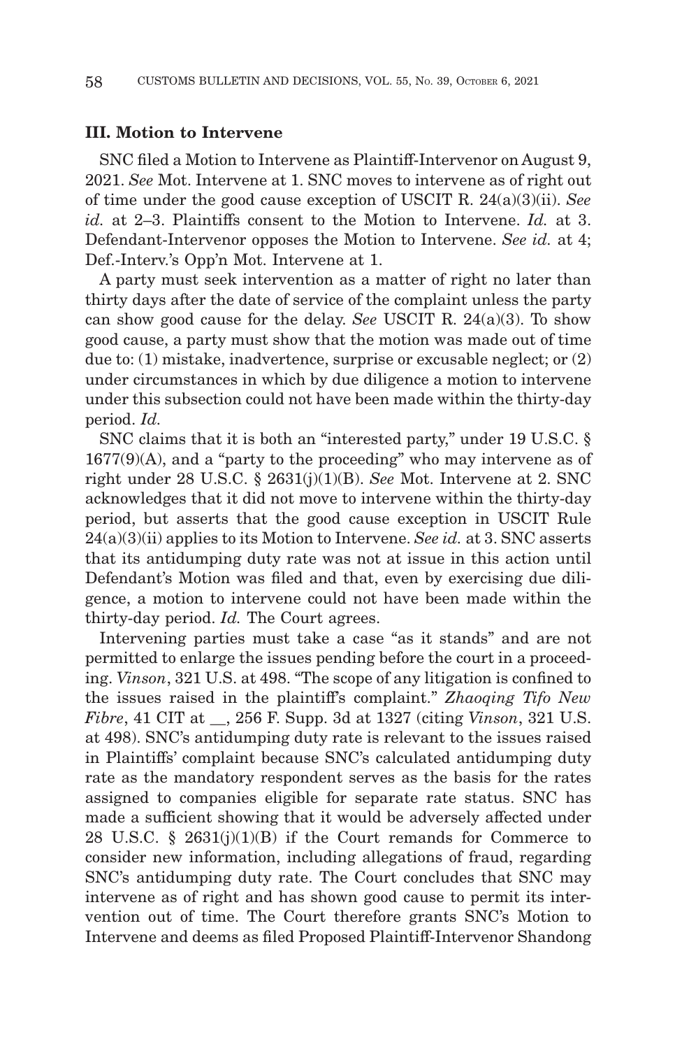### III. Motion to Intervene

SNC filed a Motion to Intervene as Plaintiff-Intervenor on August 9, 2021. *See* Mot. Intervene at 1. SNC moves to intervene as of right out of time under the good cause exception of USCIT R. 24(a)(3)(ii). *See id.* at 2–3. Plaintiffs consent to the Motion to Intervene. *Id.* at 3. Defendant-Intervenor opposes the Motion to Intervene. *See id.* at 4; Def.-Interv.'s Opp'n Mot. Intervene at 1.

A party must seek intervention as a matter of right no later than thirty days after the date of service of the complaint unless the party can show good cause for the delay. *See* USCIT R. 24(a)(3). To show good cause, a party must show that the motion was made out of time due to: (1) mistake, inadvertence, surprise or excusable neglect; or (2) under circumstances in which by due diligence a motion to intervene under this subsection could not have been made within the thirty-day period. *Id.*

SNC claims that it is both an "interested party," under 19 U.S.C. § 1677(9)(A), and a "party to the proceeding" who may intervene as of right under 28 U.S.C. § 2631(j)(1)(B). *See* Mot. Intervene at 2. SNC acknowledges that it did not move to intervene within the thirty-day period, but asserts that the good cause exception in USCIT Rule 24(a)(3)(ii) applies to its Motion to Intervene. *See id.* at 3. SNC asserts that its antidumping duty rate was not at issue in this action until Defendant's Motion was filed and that, even by exercising due diligence, a motion to intervene could not have been made within the thirty-day period. *Id.* The Court agrees.

Intervening parties must take a case "as it stands" and are not permitted to enlarge the issues pending before the court in a proceeding. *Vinson*, 321 U.S. at 498. "The scope of any litigation is confined to the issues raised in the plaintiff's complaint." *Zhaoqing Tifo New Fibre*, 41 CIT at __, 256 F. Supp. 3d at 1327 (citing *Vinson*, 321 U.S. at 498). SNC's antidumping duty rate is relevant to the issues raised in Plaintiffs' complaint because SNC's calculated antidumping duty rate as the mandatory respondent serves as the basis for the rates assigned to companies eligible for separate rate status. SNC has made a sufficient showing that it would be adversely affected under 28 U.S.C. § 2631(j)(1)(B) if the Court remands for Commerce to consider new information, including allegations of fraud, regarding SNC's antidumping duty rate. The Court concludes that SNC may intervene as of right and has shown good cause to permit its intervention out of time. The Court therefore grants SNC's Motion to Intervene and deems as filed Proposed Plaintiff-Intervenor Shandong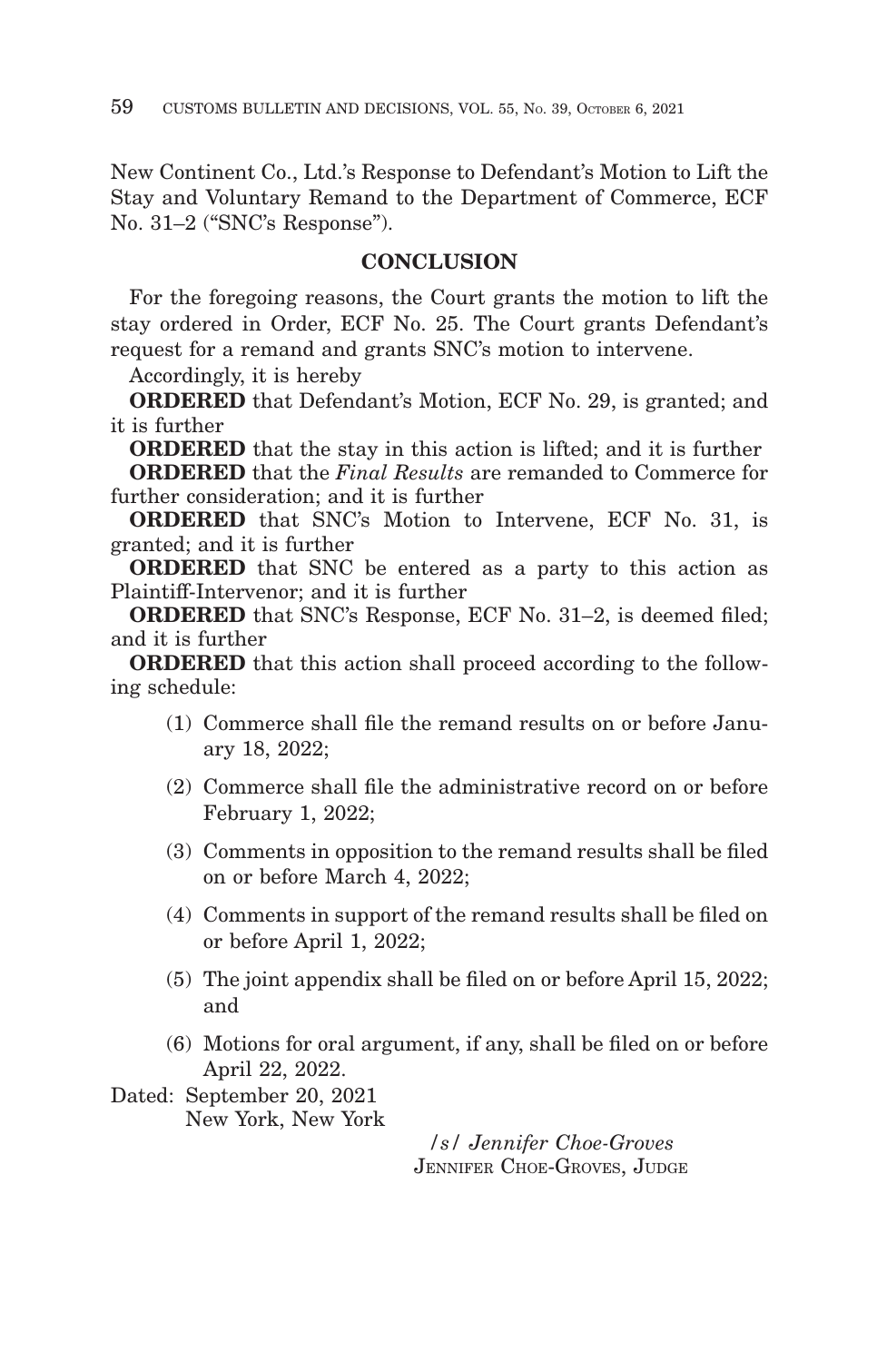New Continent Co., Ltd.'s Response to Defendant's Motion to Lift the Stay and Voluntary Remand to the Department of Commerce, ECF No. 31–2 ("SNC's Response").

## CONCLUSION

For the foregoing reasons, the Court grants the motion to lift the stay ordered in Order, ECF No. 25. The Court grants Defendant's request for a remand and grants SNC's motion to intervene.

Accordingly, it is hereby

**ORDERED** that Defendant's Motion, ECF No. 29, is granted; and it is further

**ORDERED** that the stay in this action is lifted; and it is further

**ORDERED** that the *Final Results* are remanded to Commerce for further consideration; and it is further

**ORDERED** that SNC's Motion to Intervene, ECF No. 31, is granted; and it is further

**ORDERED** that SNC be entered as a party to this action as Plaintiff-Intervenor; and it is further

**ORDERED** that SNC's Response, ECF No. 31–2, is deemed filed; and it is further

**ORDERED** that this action shall proceed according to the following schedule:

(1) Commerce shall file the remand results on or before January 18, 2022;

(2) Commerce shall file the administrative record on or before February 1, 2022;

(3) Comments in opposition to the remand results shall be filed on or before March 4, 2022;

(4) Comments in support of the remand results shall be filed on or before April 1, 2022;

(5) The joint appendix shall be filed on or before April 15, 2022; and

(6) Motions for oral argument, if any, shall be filed on or before April 22, 2022.

Dated: September 20, 2021
New York, New York

/s/ *Jennifer Choe-Groves*
JENNIFER CHOE-GROVES, JUDGE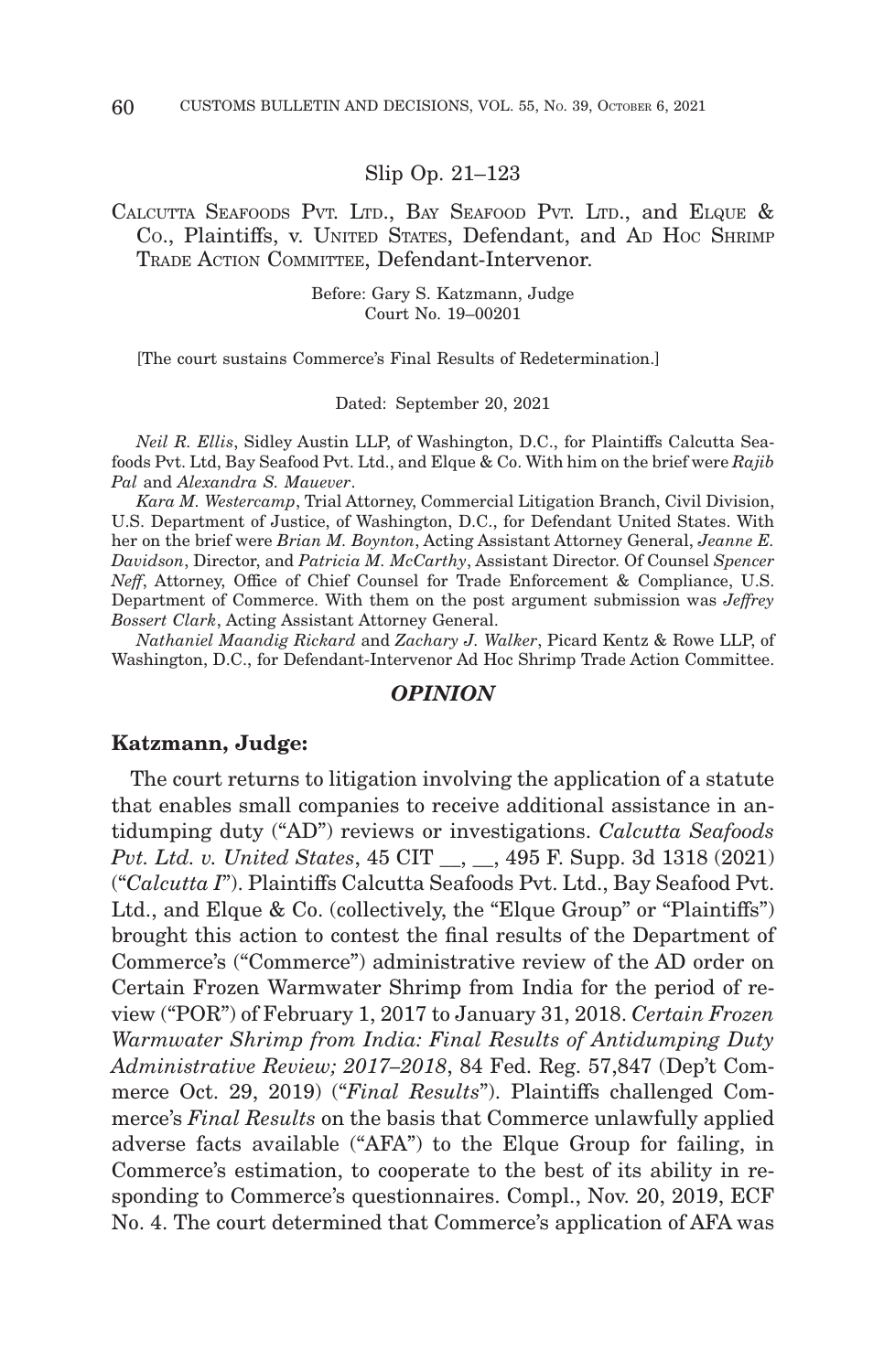Slip Op. 21–123

CALCUTTA SEAFOODS PVT. LTD., BAY SEAFOOD PVT. LTD., and ELQUE & CO., Plaintiffs, v. UNITED STATES, Defendant, and AD HOC SHRIMP TRADE ACTION COMMITTEE, Defendant-Intervenor.

Before: Gary S. Katzmann, Judge
Court No. 19–00201

[The court sustains Commerce's Final Results of Redetermination.]

Dated: September 20, 2021

*Neil R. Ellis*, Sidley Austin LLP, of Washington, D.C., for Plaintiffs Calcutta Seafoods Pvt. Ltd, Bay Seafood Pvt. Ltd., and Elque & Co. With him on the brief were *Rajib Pal* and *Alexandra S. Mauever*.

*Kara M. Westercamp*, Trial Attorney, Commercial Litigation Branch, Civil Division, U.S. Department of Justice, of Washington, D.C., for Defendant United States. With her on the brief were *Brian M. Boynton*, Acting Assistant Attorney General, *Jeanne E. Davidson*, Director, and *Patricia M. McCarthy*, Assistant Director. Of Counsel *Spencer Neff*, Attorney, Office of Chief Counsel for Trade Enforcement & Compliance, U.S. Department of Commerce. With them on the post argument submission was *Jeffrey Bossert Clark*, Acting Assistant Attorney General.

*Nathaniel Maandig Rickard* and *Zachary J. Walker*, Picard Kentz & Rowe LLP, of Washington, D.C., for Defendant-Intervenor Ad Hoc Shrimp Trade Action Committee.

## *OPINION*

**Katzmann, Judge:**

The court returns to litigation involving the application of a statute that enables small companies to receive additional assistance in antidumping duty ("AD") reviews or investigations. *Calcutta Seafoods Pvt. Ltd. v. United States*, 45 CIT \_\_, \_\_, 495 F. Supp. 3d 1318 (2021) ("*Calcutta I*"). Plaintiffs Calcutta Seafoods Pvt. Ltd., Bay Seafood Pvt. Ltd., and Elque & Co. (collectively, the "Elque Group" or "Plaintiffs") brought this action to contest the final results of the Department of Commerce's ("Commerce") administrative review of the AD order on Certain Frozen Warmwater Shrimp from India for the period of review ("POR") of February 1, 2017 to January 31, 2018. *Certain Frozen Warmwater Shrimp from India: Final Results of Antidumping Duty Administrative Review; 2017–2018*, 84 Fed. Reg. 57,847 (Dep't Commerce Oct. 29, 2019) ("*Final Results*"). Plaintiffs challenged Commerce's *Final Results* on the basis that Commerce unlawfully applied adverse facts available ("AFA") to the Elque Group for failing, in Commerce's estimation, to cooperate to the best of its ability in responding to Commerce's questionnaires. Compl., Nov. 20, 2019, ECF No. 4. The court determined that Commerce's application of AFA was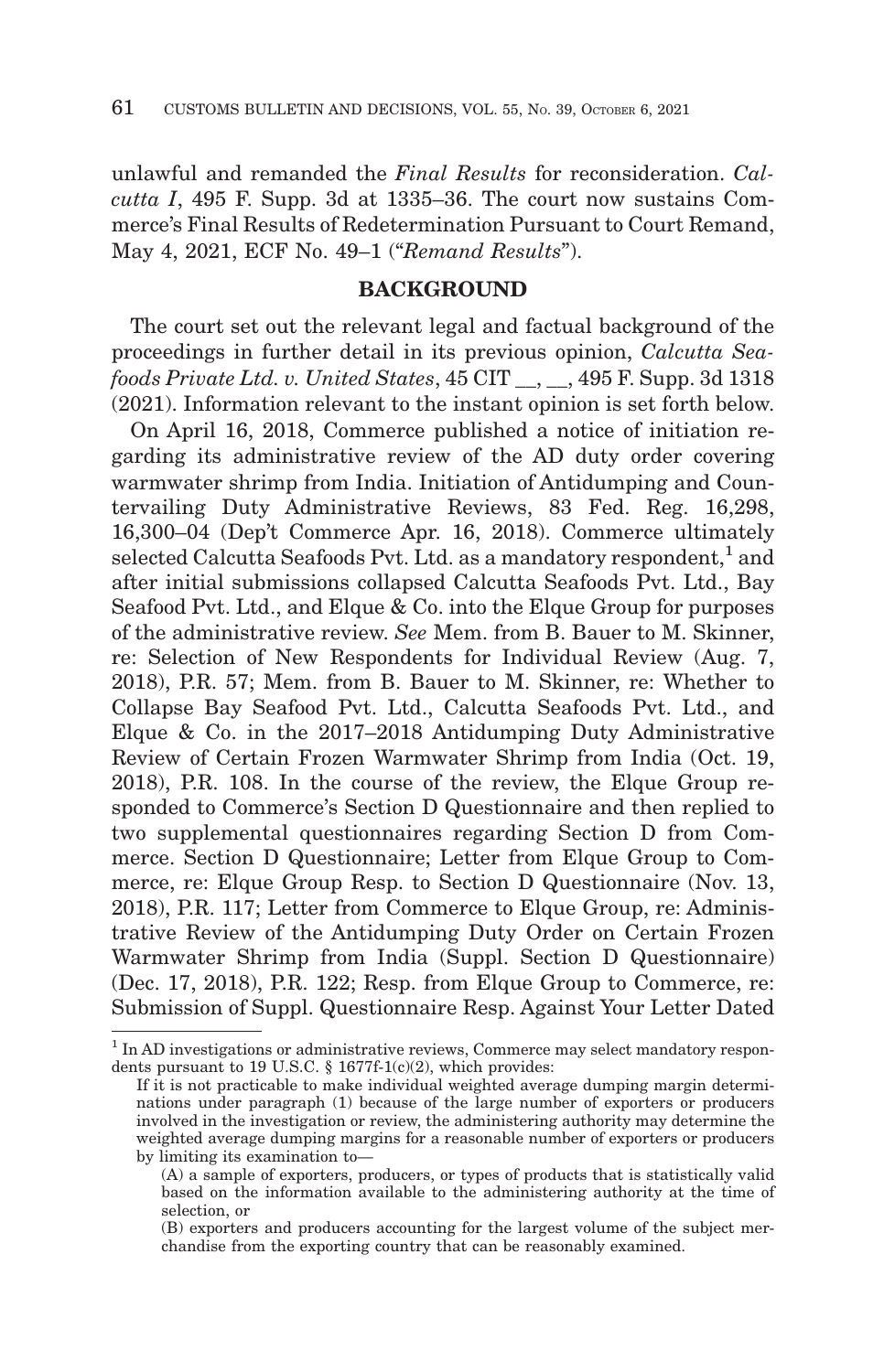unlawful and remanded the *Final Results* for reconsideration. *Calcutta I*, 495 F. Supp. 3d at 1335–36. The court now sustains Commerce's Final Results of Redetermination Pursuant to Court Remand, May 4, 2021, ECF No. 49–1 ("*Remand Results*").

## BACKGROUND

The court set out the relevant legal and factual background of the proceedings in further detail in its previous opinion, *Calcutta Seafoods Private Ltd. v. United States*, 45 CIT __, __, 495 F. Supp. 3d 1318 (2021). Information relevant to the instant opinion is set forth below.

On April 16, 2018, Commerce published a notice of initiation regarding its administrative review of the AD duty order covering warmwater shrimp from India. Initiation of Antidumping and Countervailing Duty Administrative Reviews, 83 Fed. Reg. 16,298, 16,300–04 (Dep't Commerce Apr. 16, 2018). Commerce ultimately selected Calcutta Seafoods Pvt. Ltd. as a mandatory respondent,[1] and after initial submissions collapsed Calcutta Seafoods Pvt. Ltd., Bay Seafood Pvt. Ltd., and Elque & Co. into the Elque Group for purposes of the administrative review. *See* Mem. from B. Bauer to M. Skinner, re: Selection of New Respondents for Individual Review (Aug. 7, 2018), P.R. 57; Mem. from B. Bauer to M. Skinner, re: Whether to Collapse Bay Seafood Pvt. Ltd., Calcutta Seafoods Pvt. Ltd., and Elque & Co. in the 2017–2018 Antidumping Duty Administrative Review of Certain Frozen Warmwater Shrimp from India (Oct. 19, 2018), P.R. 108. In the course of the review, the Elque Group responded to Commerce's Section D Questionnaire and then replied to two supplemental questionnaires regarding Section D from Commerce. Section D Questionnaire; Letter from Elque Group to Commerce, re: Elque Group Resp. to Section D Questionnaire (Nov. 13, 2018), P.R. 117; Letter from Commerce to Elque Group, re: Administrative Review of the Antidumping Duty Order on Certain Frozen Warmwater Shrimp from India (Suppl. Section D Questionnaire) (Dec. 17, 2018), P.R. 122; Resp. from Elque Group to Commerce, re: Submission of Suppl. Questionnaire Resp. Against Your Letter Dated

---

[1] In AD investigations or administrative reviews, Commerce may select mandatory respondents pursuant to 19 U.S.C. § 1677f-1(c)(2), which provides:

> If it is not practicable to make individual weighted average dumping margin determinations under paragraph (1) because of the large number of exporters or producers involved in the investigation or review, the administering authority may determine the weighted average dumping margins for a reasonable number of exporters or producers by limiting its examination to—
>
> (A) a sample of exporters, producers, or types of products that is statistically valid based on the information available to the administering authority at the time of selection, or
>
> (B) exporters and producers accounting for the largest volume of the subject merchandise from the exporting country that can be reasonably examined.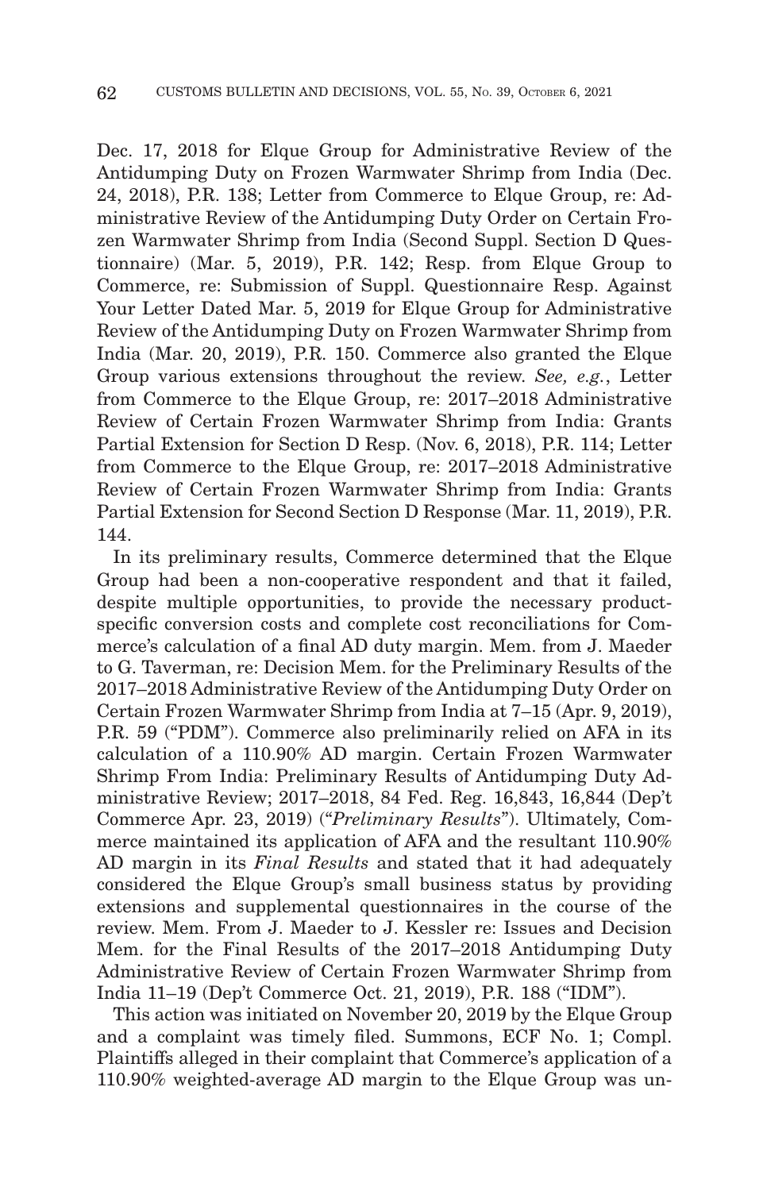Dec. 17, 2018 for Elque Group for Administrative Review of the Antidumping Duty on Frozen Warmwater Shrimp from India (Dec. 24, 2018), P.R. 138; Letter from Commerce to Elque Group, re: Administrative Review of the Antidumping Duty Order on Certain Frozen Warmwater Shrimp from India (Second Suppl. Section D Questionnaire) (Mar. 5, 2019), P.R. 142; Resp. from Elque Group to Commerce, re: Submission of Suppl. Questionnaire Resp. Against Your Letter Dated Mar. 5, 2019 for Elque Group for Administrative Review of the Antidumping Duty on Frozen Warmwater Shrimp from India (Mar. 20, 2019), P.R. 150. Commerce also granted the Elque Group various extensions throughout the review. *See, e.g.*, Letter from Commerce to the Elque Group, re: 2017–2018 Administrative Review of Certain Frozen Warmwater Shrimp from India: Grants Partial Extension for Section D Resp. (Nov. 6, 2018), P.R. 114; Letter from Commerce to the Elque Group, re: 2017–2018 Administrative Review of Certain Frozen Warmwater Shrimp from India: Grants Partial Extension for Second Section D Response (Mar. 11, 2019), P.R. 144.

In its preliminary results, Commerce determined that the Elque Group had been a non-cooperative respondent and that it failed, despite multiple opportunities, to provide the necessary product-specific conversion costs and complete cost reconciliations for Commerce's calculation of a final AD duty margin. Mem. from J. Maeder to G. Taverman, re: Decision Mem. for the Preliminary Results of the 2017–2018 Administrative Review of the Antidumping Duty Order on Certain Frozen Warmwater Shrimp from India at 7–15 (Apr. 9, 2019), P.R. 59 ("PDM"). Commerce also preliminarily relied on AFA in its calculation of a 110.90% AD margin. Certain Frozen Warmwater Shrimp From India: Preliminary Results of Antidumping Duty Administrative Review; 2017–2018, 84 Fed. Reg. 16,843, 16,844 (Dep't Commerce Apr. 23, 2019) ("*Preliminary Results*"). Ultimately, Commerce maintained its application of AFA and the resultant 110.90% AD margin in its *Final Results* and stated that it had adequately considered the Elque Group's small business status by providing extensions and supplemental questionnaires in the course of the review. Mem. From J. Maeder to J. Kessler re: Issues and Decision Mem. for the Final Results of the 2017–2018 Antidumping Duty Administrative Review of Certain Frozen Warmwater Shrimp from India 11–19 (Dep't Commerce Oct. 21, 2019), P.R. 188 ("IDM").

This action was initiated on November 20, 2019 by the Elque Group and a complaint was timely filed. Summons, ECF No. 1; Compl. Plaintiffs alleged in their complaint that Commerce's application of a 110.90% weighted-average AD margin to the Elque Group was un-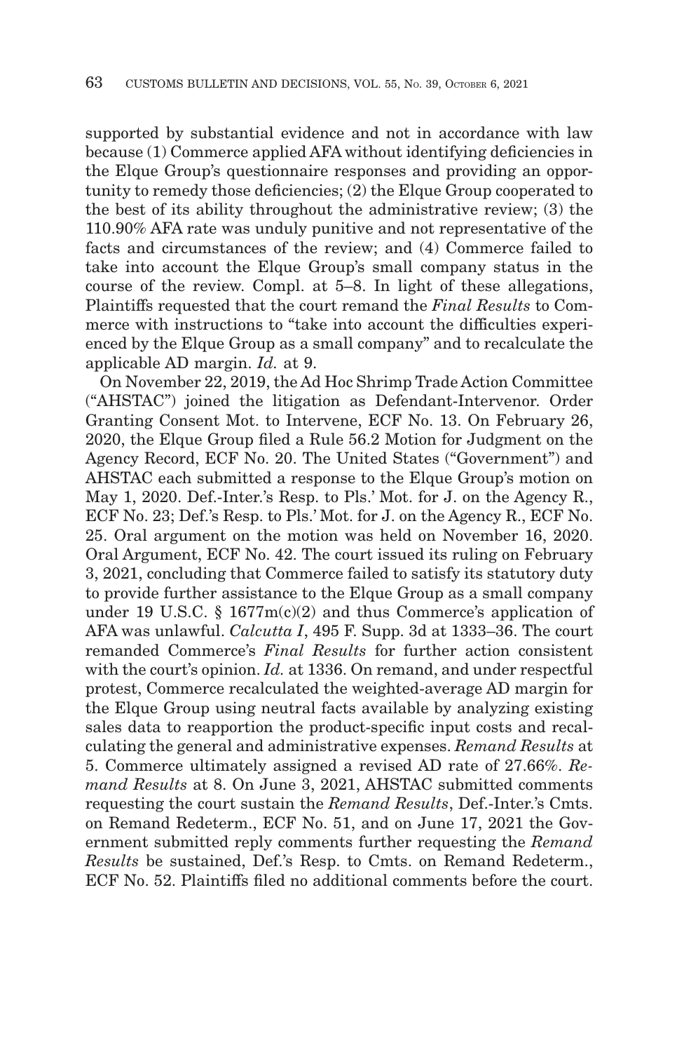supported by substantial evidence and not in accordance with law because (1) Commerce applied AFA without identifying deficiencies in the Elque Group's questionnaire responses and providing an opportunity to remedy those deficiencies; (2) the Elque Group cooperated to the best of its ability throughout the administrative review; (3) the 110.90% AFA rate was unduly punitive and not representative of the facts and circumstances of the review; and (4) Commerce failed to take into account the Elque Group's small company status in the course of the review. Compl. at 5–8. In light of these allegations, Plaintiffs requested that the court remand the *Final Results* to Commerce with instructions to "take into account the difficulties experienced by the Elque Group as a small company" and to recalculate the applicable AD margin. *Id.* at 9.

On November 22, 2019, the Ad Hoc Shrimp Trade Action Committee ("AHSTAC") joined the litigation as Defendant-Intervenor. Order Granting Consent Mot. to Intervene, ECF No. 13. On February 26, 2020, the Elque Group filed a Rule 56.2 Motion for Judgment on the Agency Record, ECF No. 20. The United States ("Government") and AHSTAC each submitted a response to the Elque Group's motion on May 1, 2020. Def.-Inter.'s Resp. to Pls.' Mot. for J. on the Agency R., ECF No. 23; Def.'s Resp. to Pls.' Mot. for J. on the Agency R., ECF No. 25. Oral argument on the motion was held on November 16, 2020. Oral Argument, ECF No. 42. The court issued its ruling on February 3, 2021, concluding that Commerce failed to satisfy its statutory duty to provide further assistance to the Elque Group as a small company under 19 U.S.C. § 1677m(c)(2) and thus Commerce's application of AFA was unlawful. *Calcutta I*, 495 F. Supp. 3d at 1333–36. The court remanded Commerce's *Final Results* for further action consistent with the court's opinion. *Id.* at 1336. On remand, and under respectful protest, Commerce recalculated the weighted-average AD margin for the Elque Group using neutral facts available by analyzing existing sales data to reapportion the product-specific input costs and recalculating the general and administrative expenses. *Remand Results* at 5. Commerce ultimately assigned a revised AD rate of 27.66%. *Remand Results* at 8. On June 3, 2021, AHSTAC submitted comments requesting the court sustain the *Remand Results*, Def.-Inter.'s Cmts. on Remand Redeterm., ECF No. 51, and on June 17, 2021 the Government submitted reply comments further requesting the *Remand Results* be sustained, Def.'s Resp. to Cmts. on Remand Redeterm., ECF No. 52. Plaintiffs filed no additional comments before the court.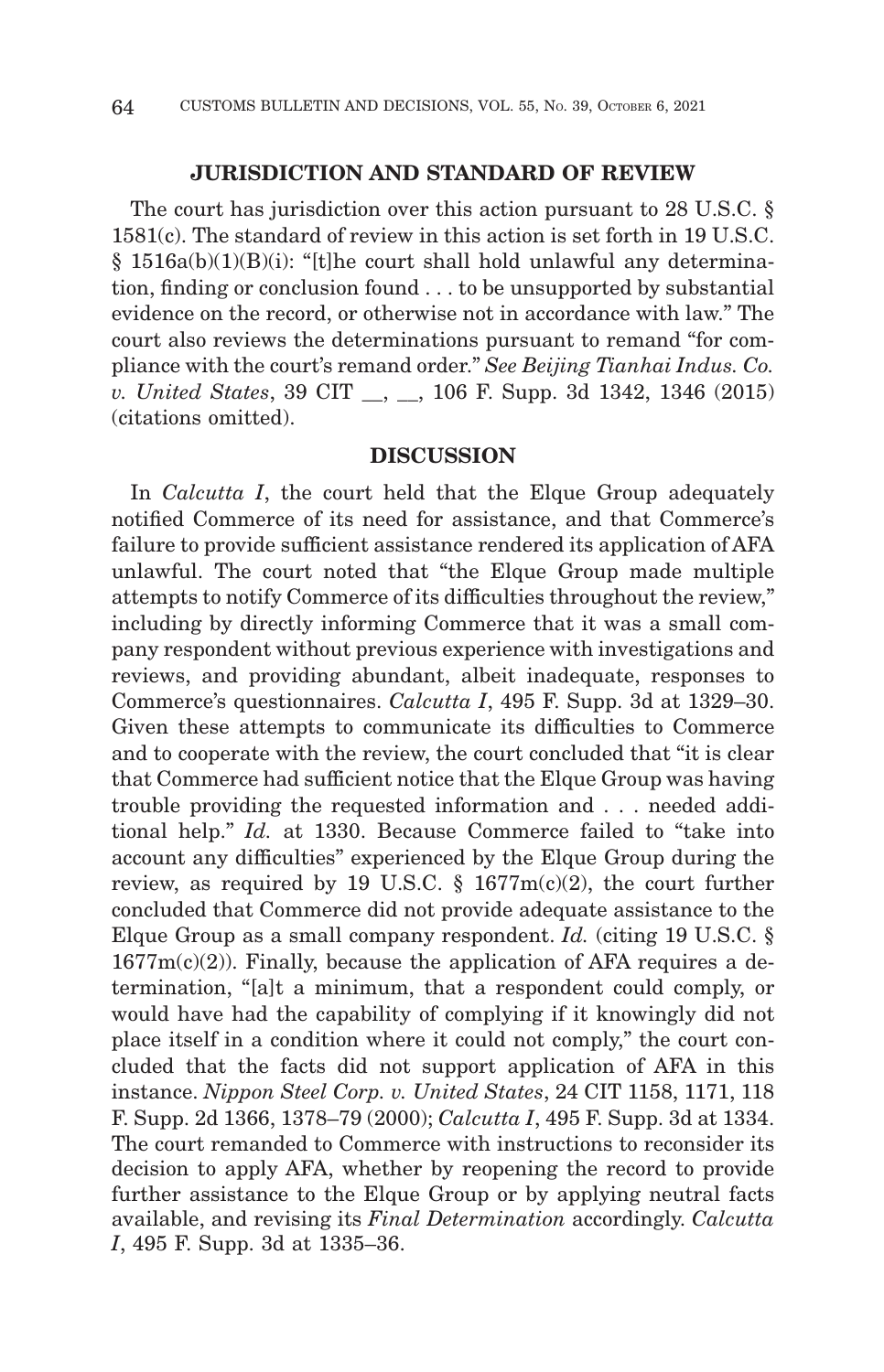## JURISDICTION AND STANDARD OF REVIEW

The court has jurisdiction over this action pursuant to 28 U.S.C. § 1581(c). The standard of review in this action is set forth in 19 U.S.C. § 1516a(b)(1)(B)(i): "[t]he court shall hold unlawful any determination, finding or conclusion found . . . to be unsupported by substantial evidence on the record, or otherwise not in accordance with law." The court also reviews the determinations pursuant to remand "for compliance with the court's remand order." *See Beijing Tianhai Indus. Co. v. United States*, 39 CIT __, __, 106 F. Supp. 3d 1342, 1346 (2015) (citations omitted).

## DISCUSSION

In *Calcutta I*, the court held that the Elque Group adequately notified Commerce of its need for assistance, and that Commerce's failure to provide sufficient assistance rendered its application of AFA unlawful. The court noted that "the Elque Group made multiple attempts to notify Commerce of its difficulties throughout the review," including by directly informing Commerce that it was a small company respondent without previous experience with investigations and reviews, and providing abundant, albeit inadequate, responses to Commerce's questionnaires. *Calcutta I*, 495 F. Supp. 3d at 1329–30. Given these attempts to communicate its difficulties to Commerce and to cooperate with the review, the court concluded that "it is clear that Commerce had sufficient notice that the Elque Group was having trouble providing the requested information and . . . needed additional help." *Id.* at 1330. Because Commerce failed to "take into account any difficulties" experienced by the Elque Group during the review, as required by 19 U.S.C. § 1677m(c)(2), the court further concluded that Commerce did not provide adequate assistance to the Elque Group as a small company respondent. *Id.* (citing 19 U.S.C. § 1677m(c)(2)). Finally, because the application of AFA requires a determination, "[a]t a minimum, that a respondent could comply, or would have had the capability of complying if it knowingly did not place itself in a condition where it could not comply," the court concluded that the facts did not support application of AFA in this instance. *Nippon Steel Corp. v. United States*, 24 CIT 1158, 1171, 118 F. Supp. 2d 1366, 1378–79 (2000); *Calcutta I*, 495 F. Supp. 3d at 1334. The court remanded to Commerce with instructions to reconsider its decision to apply AFA, whether by reopening the record to provide further assistance to the Elque Group or by applying neutral facts available, and revising its *Final Determination* accordingly. *Calcutta I*, 495 F. Supp. 3d at 1335–36.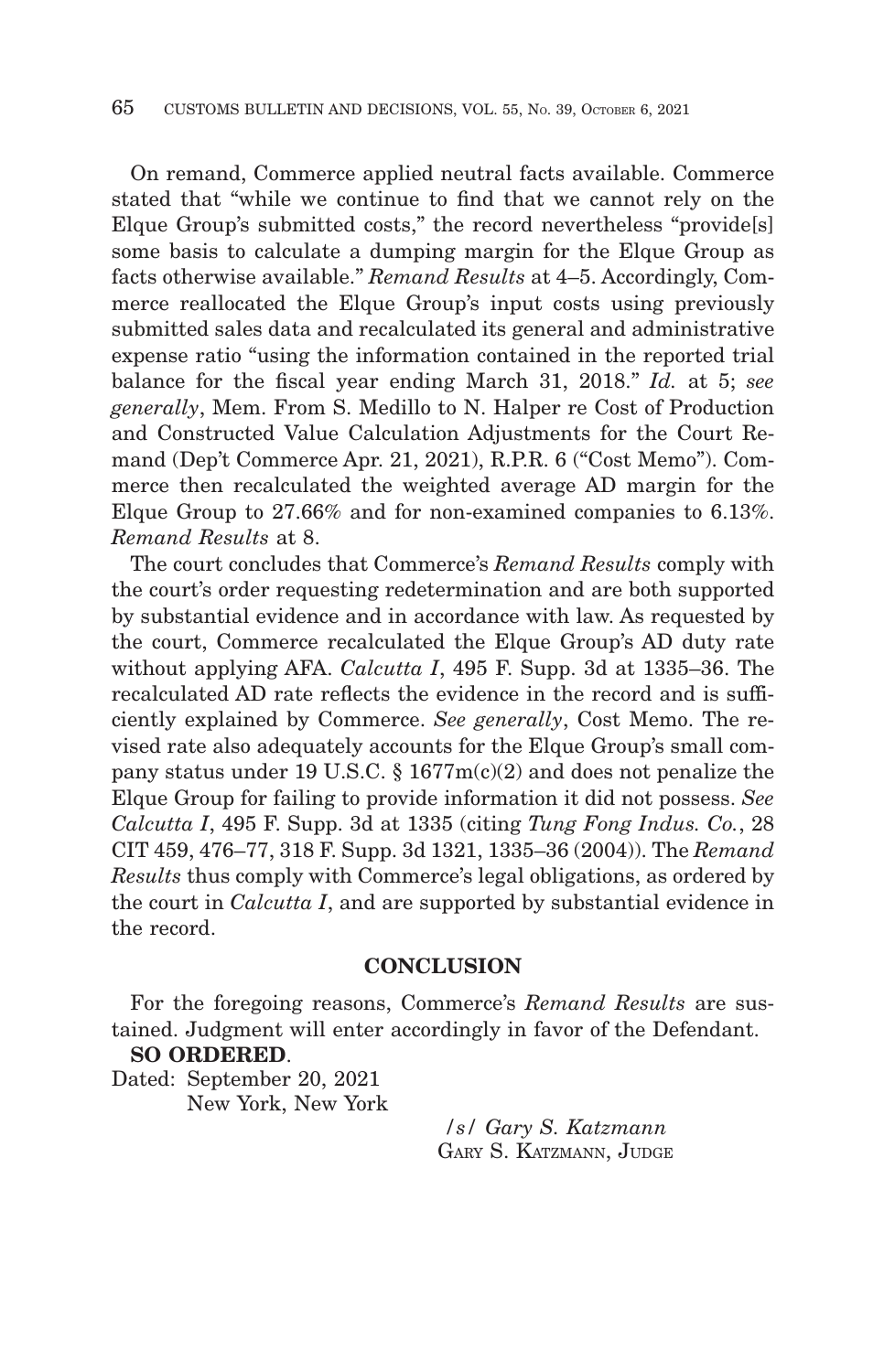On remand, Commerce applied neutral facts available. Commerce stated that "while we continue to find that we cannot rely on the Elque Group's submitted costs," the record nevertheless "provide[s] some basis to calculate a dumping margin for the Elque Group as facts otherwise available." *Remand Results* at 4–5. Accordingly, Commerce reallocated the Elque Group's input costs using previously submitted sales data and recalculated its general and administrative expense ratio "using the information contained in the reported trial balance for the fiscal year ending March 31, 2018." *Id.* at 5; *see generally*, Mem. From S. Medillo to N. Halper re Cost of Production and Constructed Value Calculation Adjustments for the Court Remand (Dep't Commerce Apr. 21, 2021), R.P.R. 6 ("Cost Memo"). Commerce then recalculated the weighted average AD margin for the Elque Group to 27.66% and for non-examined companies to 6.13%. *Remand Results* at 8.

The court concludes that Commerce's *Remand Results* comply with the court's order requesting redetermination and are both supported by substantial evidence and in accordance with law. As requested by the court, Commerce recalculated the Elque Group's AD duty rate without applying AFA. *Calcutta I*, 495 F. Supp. 3d at 1335–36. The recalculated AD rate reflects the evidence in the record and is sufficiently explained by Commerce. *See generally*, Cost Memo. The revised rate also adequately accounts for the Elque Group's small company status under 19 U.S.C. § 1677m(c)(2) and does not penalize the Elque Group for failing to provide information it did not possess. *See Calcutta I*, 495 F. Supp. 3d at 1335 (citing *Tung Fong Indus. Co.*, 28 CIT 459, 476–77, 318 F. Supp. 3d 1321, 1335–36 (2004)). The *Remand Results* thus comply with Commerce's legal obligations, as ordered by the court in *Calcutta I*, and are supported by substantial evidence in the record.

## CONCLUSION

For the foregoing reasons, Commerce's *Remand Results* are sustained. Judgment will enter accordingly in favor of the Defendant.

**SO ORDERED**.

Dated: September 20, 2021
New York, New York

*/s/ Gary S. Katzmann*
GARY S. KATZMANN, JUDGE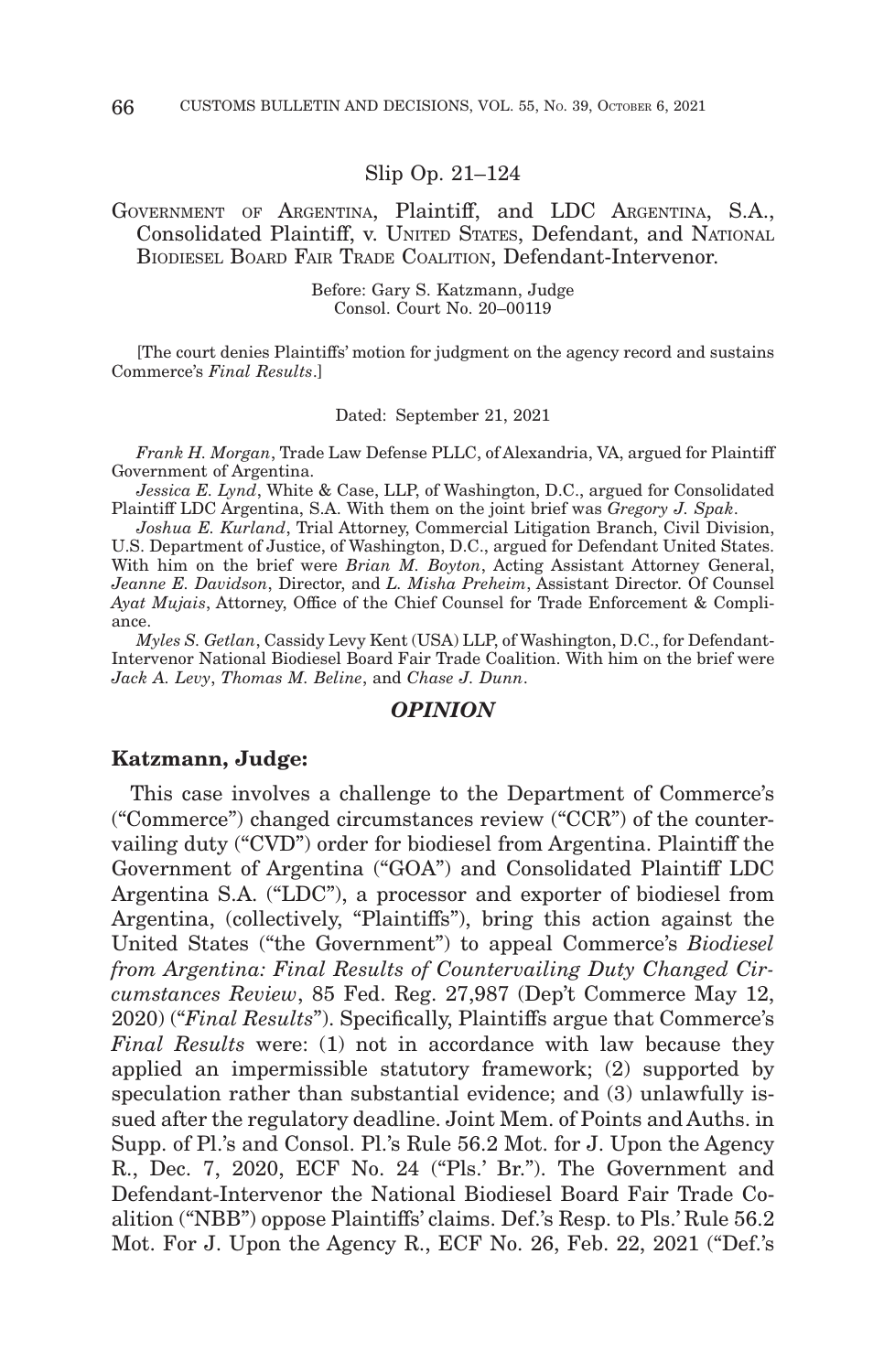Slip Op. 21–124

GOVERNMENT OF ARGENTINA, Plaintiff, and LDC ARGENTINA, S.A., Consolidated Plaintiff, v. UNITED STATES, Defendant, and NATIONAL BIODIESEL BOARD FAIR TRADE COALITION, Defendant-Intervenor.

Before: Gary S. Katzmann, Judge
Consol. Court No. 20–00119

[The court denies Plaintiffs' motion for judgment on the agency record and sustains Commerce's *Final Results*.]

Dated: September 21, 2021

*Frank H. Morgan*, Trade Law Defense PLLC, of Alexandria, VA, argued for Plaintiff Government of Argentina.

*Jessica E. Lynd*, White & Case, LLP, of Washington, D.C., argued for Consolidated Plaintiff LDC Argentina, S.A. With them on the joint brief was *Gregory J. Spak*.

*Joshua E. Kurland*, Trial Attorney, Commercial Litigation Branch, Civil Division, U.S. Department of Justice, of Washington, D.C., argued for Defendant United States. With him on the brief were *Brian M. Boyton*, Acting Assistant Attorney General, *Jeanne E. Davidson*, Director, and *L. Misha Preheim*, Assistant Director. Of Counsel *Ayat Mujais*, Attorney, Office of the Chief Counsel for Trade Enforcement & Compliance.

*Myles S. Getlan*, Cassidy Levy Kent (USA) LLP, of Washington, D.C., for Defendant-Intervenor National Biodiesel Board Fair Trade Coalition. With him on the brief were *Jack A. Levy*, *Thomas M. Beline*, and *Chase J. Dunn*.

## *OPINION*

**Katzmann, Judge:**

This case involves a challenge to the Department of Commerce's ("Commerce") changed circumstances review ("CCR") of the countervailing duty ("CVD") order for biodiesel from Argentina. Plaintiff the Government of Argentina ("GOA") and Consolidated Plaintiff LDC Argentina S.A. ("LDC"), a processor and exporter of biodiesel from Argentina, (collectively, "Plaintiffs"), bring this action against the United States ("the Government") to appeal Commerce's *Biodiesel from Argentina: Final Results of Countervailing Duty Changed Circumstances Review*, 85 Fed. Reg. 27,987 (Dep't Commerce May 12, 2020) ("*Final Results*"). Specifically, Plaintiffs argue that Commerce's *Final Results* were: (1) not in accordance with law because they applied an impermissible statutory framework; (2) supported by speculation rather than substantial evidence; and (3) unlawfully issued after the regulatory deadline. Joint Mem. of Points and Auths. in Supp. of Pl.'s and Consol. Pl.'s Rule 56.2 Mot. for J. Upon the Agency R., Dec. 7, 2020, ECF No. 24 ("Pls.' Br."). The Government and Defendant-Intervenor the National Biodiesel Board Fair Trade Coalition ("NBB") oppose Plaintiffs' claims. Def.'s Resp. to Pls.' Rule 56.2 Mot. For J. Upon the Agency R., ECF No. 26, Feb. 22, 2021 ("Def.'s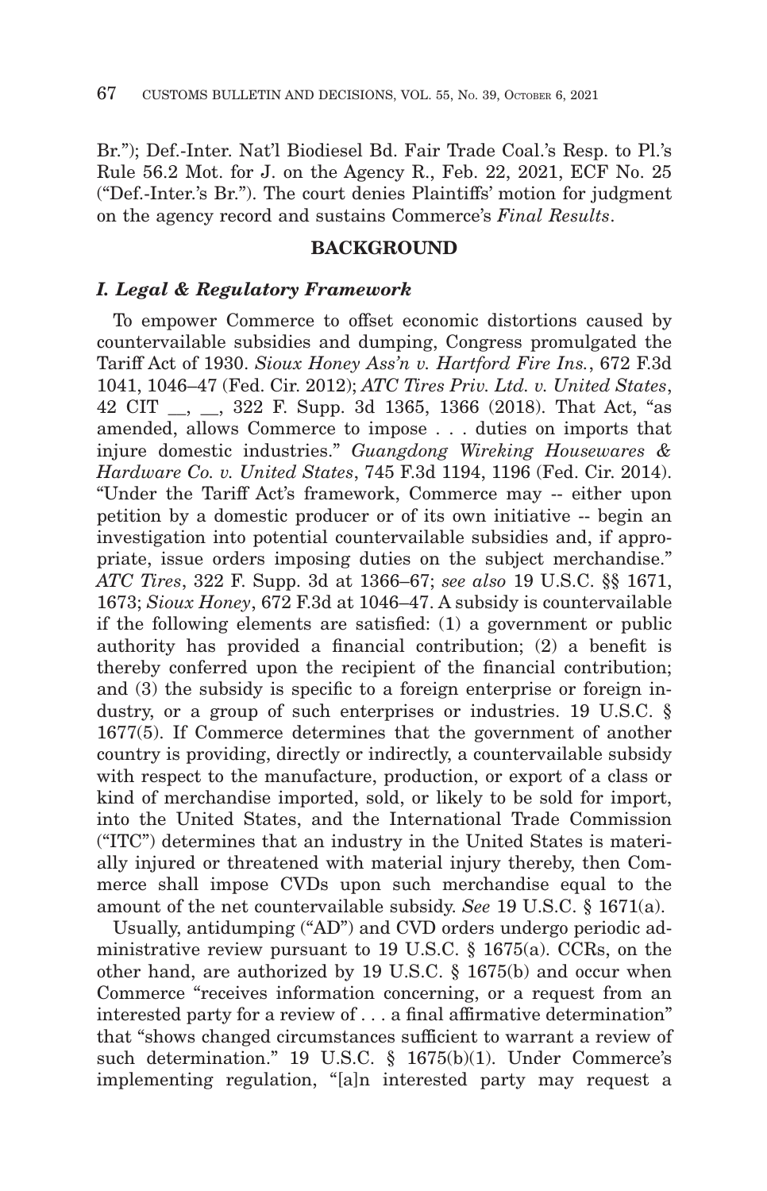Br."); Def.-Inter. Nat'l Biodiesel Bd. Fair Trade Coal.'s Resp. to Pl.'s Rule 56.2 Mot. for J. on the Agency R., Feb. 22, 2021, ECF No. 25 ("Def.-Inter.'s Br."). The court denies Plaintiffs' motion for judgment on the agency record and sustains Commerce's *Final Results*.

## BACKGROUND

### *I. Legal & Regulatory Framework*

To empower Commerce to offset economic distortions caused by countervailable subsidies and dumping, Congress promulgated the Tariff Act of 1930. *Sioux Honey Ass'n v. Hartford Fire Ins.*, 672 F.3d 1041, 1046–47 (Fed. Cir. 2012); *ATC Tires Priv. Ltd. v. United States*, 42 CIT __, __, 322 F. Supp. 3d 1365, 1366 (2018). That Act, "as amended, allows Commerce to impose . . . duties on imports that injure domestic industries." *Guangdong Wireking Housewares & Hardware Co. v. United States*, 745 F.3d 1194, 1196 (Fed. Cir. 2014). "Under the Tariff Act's framework, Commerce may -- either upon petition by a domestic producer or of its own initiative -- begin an investigation into potential countervailable subsidies and, if appropriate, issue orders imposing duties on the subject merchandise." *ATC Tires*, 322 F. Supp. 3d at 1366–67; *see also* 19 U.S.C. §§ 1671, 1673; *Sioux Honey*, 672 F.3d at 1046–47. A subsidy is countervailable if the following elements are satisfied: (1) a government or public authority has provided a financial contribution; (2) a benefit is thereby conferred upon the recipient of the financial contribution; and (3) the subsidy is specific to a foreign enterprise or foreign industry, or a group of such enterprises or industries. 19 U.S.C. § 1677(5). If Commerce determines that the government of another country is providing, directly or indirectly, a countervailable subsidy with respect to the manufacture, production, or export of a class or kind of merchandise imported, sold, or likely to be sold for import, into the United States, and the International Trade Commission ("ITC") determines that an industry in the United States is materially injured or threatened with material injury thereby, then Commerce shall impose CVDs upon such merchandise equal to the amount of the net countervailable subsidy. *See* 19 U.S.C. § 1671(a).

Usually, antidumping ("AD") and CVD orders undergo periodic administrative review pursuant to 19 U.S.C. § 1675(a). CCRs, on the other hand, are authorized by 19 U.S.C. § 1675(b) and occur when Commerce "receives information concerning, or a request from an interested party for a review of . . . a final affirmative determination" that "shows changed circumstances sufficient to warrant a review of such determination." 19 U.S.C. § 1675(b)(1). Under Commerce's implementing regulation, "[a]n interested party may request a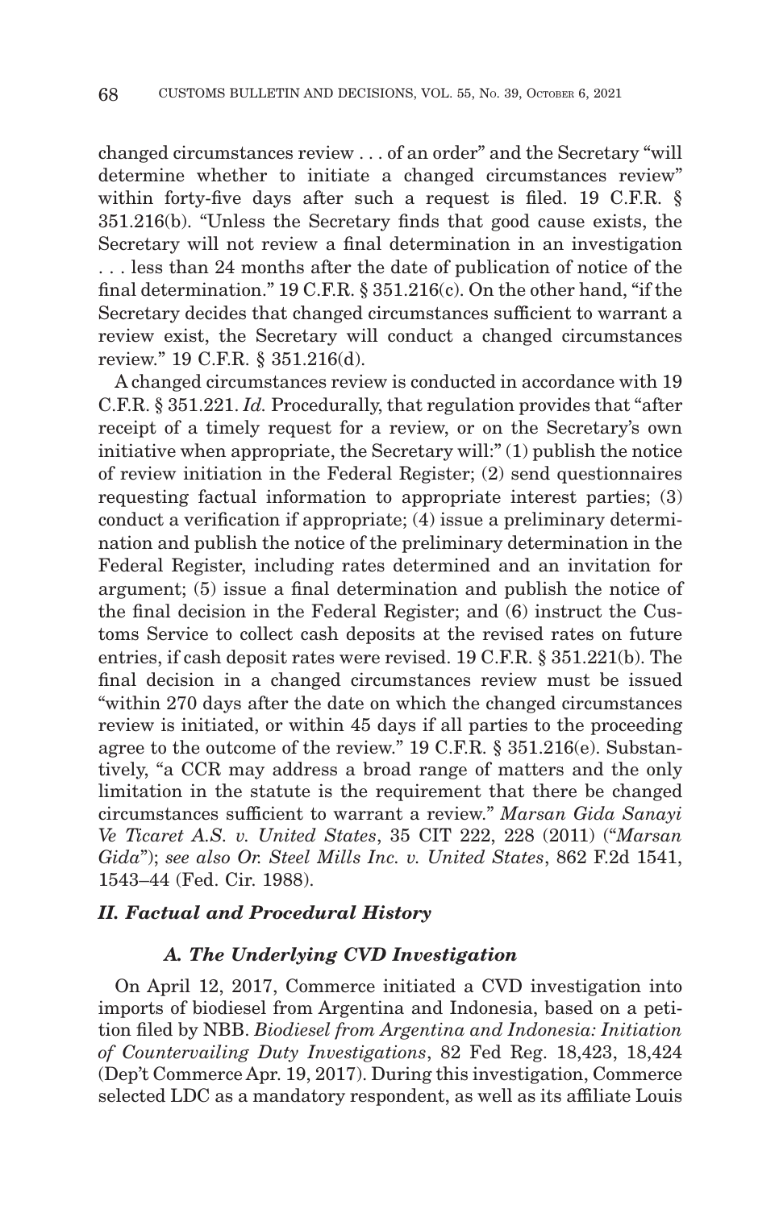changed circumstances review . . . of an order" and the Secretary "will determine whether to initiate a changed circumstances review" within forty-five days after such a request is filed. 19 C.F.R. § 351.216(b). "Unless the Secretary finds that good cause exists, the Secretary will not review a final determination in an investigation . . . less than 24 months after the date of publication of notice of the final determination." 19 C.F.R. § 351.216(c). On the other hand, "if the Secretary decides that changed circumstances sufficient to warrant a review exist, the Secretary will conduct a changed circumstances review." 19 C.F.R. § 351.216(d).

A changed circumstances review is conducted in accordance with 19 C.F.R. § 351.221. *Id.* Procedurally, that regulation provides that "after receipt of a timely request for a review, or on the Secretary's own initiative when appropriate, the Secretary will:" (1) publish the notice of review initiation in the Federal Register; (2) send questionnaires requesting factual information to appropriate interest parties; (3) conduct a verification if appropriate; (4) issue a preliminary determination and publish the notice of the preliminary determination in the Federal Register, including rates determined and an invitation for argument; (5) issue a final determination and publish the notice of the final decision in the Federal Register; and (6) instruct the Customs Service to collect cash deposits at the revised rates on future entries, if cash deposit rates were revised. 19 C.F.R. § 351.221(b). The final decision in a changed circumstances review must be issued "within 270 days after the date on which the changed circumstances review is initiated, or within 45 days if all parties to the proceeding agree to the outcome of the review." 19 C.F.R. § 351.216(e). Substantively, "a CCR may address a broad range of matters and the only limitation in the statute is the requirement that there be changed circumstances sufficient to warrant a review." *Marsan Gida Sanayi Ve Ticaret A.S. v. United States*, 35 CIT 222, 228 (2011) ("*Marsan Gida*"); *see also Or. Steel Mills Inc. v. United States*, 862 F.2d 1541, 1543–44 (Fed. Cir. 1988).

## *II. Factual and Procedural History*

### *A. The Underlying CVD Investigation*

On April 12, 2017, Commerce initiated a CVD investigation into imports of biodiesel from Argentina and Indonesia, based on a petition filed by NBB. *Biodiesel from Argentina and Indonesia: Initiation of Countervailing Duty Investigations*, 82 Fed Reg. 18,423, 18,424 (Dep't Commerce Apr. 19, 2017). During this investigation, Commerce selected LDC as a mandatory respondent, as well as its affiliate Louis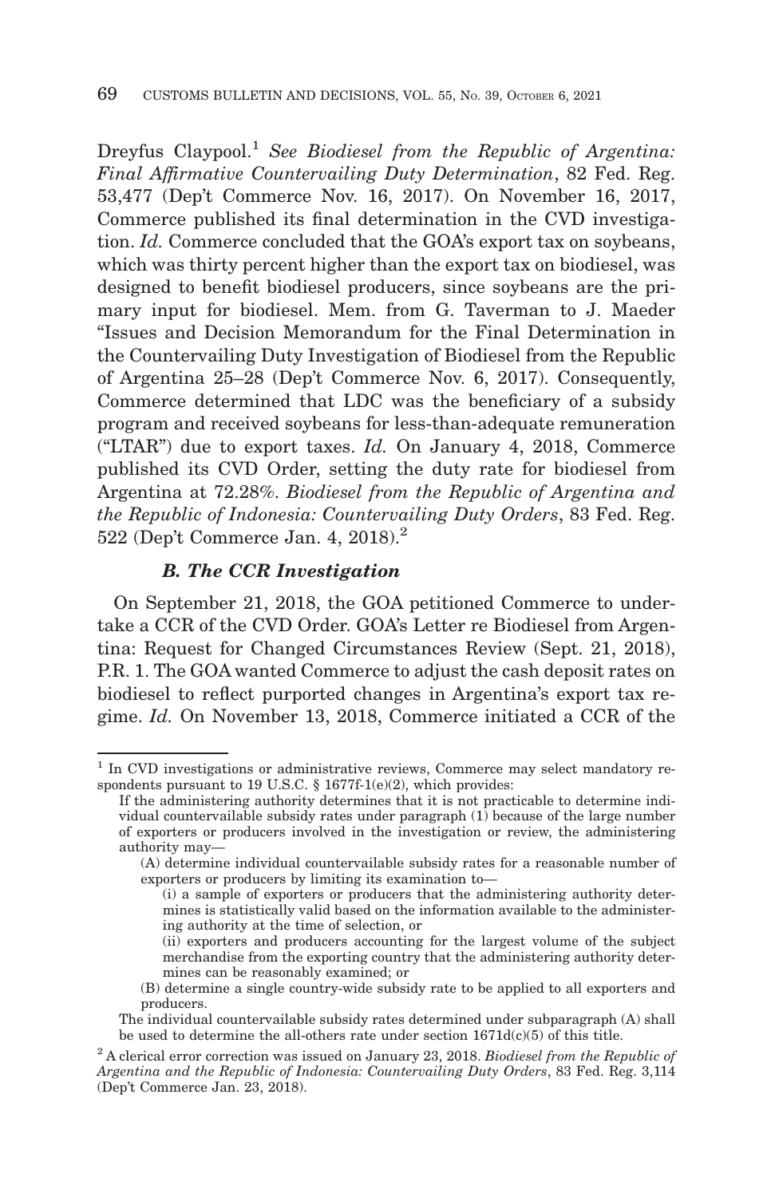Dreyfus Claypool.[1] *See Biodiesel from the Republic of Argentina: Final Affirmative Countervailing Duty Determination*, 82 Fed. Reg. 53,477 (Dep't Commerce Nov. 16, 2017). On November 16, 2017, Commerce published its final determination in the CVD investigation. *Id.* Commerce concluded that the GOA's export tax on soybeans, which was thirty percent higher than the export tax on biodiesel, was designed to benefit biodiesel producers, since soybeans are the primary input for biodiesel. Mem. from G. Taverman to J. Maeder "Issues and Decision Memorandum for the Final Determination in the Countervailing Duty Investigation of Biodiesel from the Republic of Argentina 25–28 (Dep't Commerce Nov. 6, 2017). Consequently, Commerce determined that LDC was the beneficiary of a subsidy program and received soybeans for less-than-adequate remuneration ("LTAR") due to export taxes. *Id.* On January 4, 2018, Commerce published its CVD Order, setting the duty rate for biodiesel from Argentina at 72.28%. *Biodiesel from the Republic of Argentina and the Republic of Indonesia: Countervailing Duty Orders*, 83 Fed. Reg. 522 (Dep't Commerce Jan. 4, 2018).[2]

### *B. The CCR Investigation*

On September 21, 2018, the GOA petitioned Commerce to undertake a CCR of the CVD Order. GOA's Letter re Biodiesel from Argentina: Request for Changed Circumstances Review (Sept. 21, 2018), P.R. 1. The GOA wanted Commerce to adjust the cash deposit rates on biodiesel to reflect purported changes in Argentina's export tax regime. *Id.* On November 13, 2018, Commerce initiated a CCR of the

---

[1] In CVD investigations or administrative reviews, Commerce may select mandatory respondents pursuant to 19 U.S.C. § 1677f-1(e)(2), which provides:

> If the administering authority determines that it is not practicable to determine individual countervailable subsidy rates under paragraph (1) because of the large number of exporters or producers involved in the investigation or review, the administering authority may—
>
> (A) determine individual countervailable subsidy rates for a reasonable number of exporters or producers by limiting its examination to—
>
> (i) a sample of exporters or producers that the administering authority determines is statistically valid based on the information available to the administering authority at the time of selection, or
>
> (ii) exporters and producers accounting for the largest volume of the subject merchandise from the exporting country that the administering authority determines can be reasonably examined; or
>
> (B) determine a single country-wide subsidy rate to be applied to all exporters and producers.
>
> The individual countervailable subsidy rates determined under subparagraph (A) shall be used to determine the all-others rate under section 1671d(c)(5) of this title.

[2] A clerical error correction was issued on January 23, 2018. *Biodiesel from the Republic of Argentina and the Republic of Indonesia: Countervailing Duty Orders*, 83 Fed. Reg. 3,114 (Dep't Commerce Jan. 23, 2018).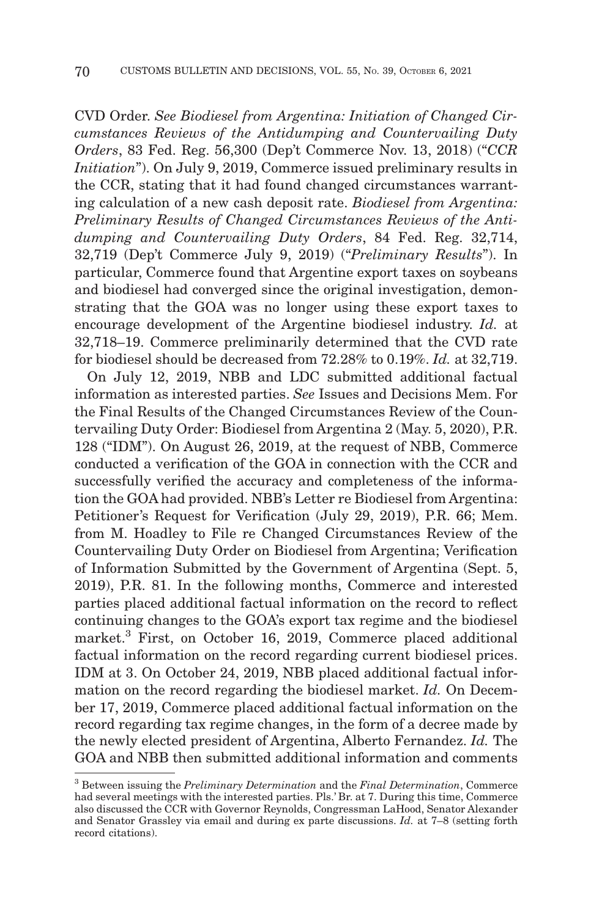CVD Order. *See Biodiesel from Argentina: Initiation of Changed Circumstances Reviews of the Antidumping and Countervailing Duty Orders*, 83 Fed. Reg. 56,300 (Dep't Commerce Nov. 13, 2018) ("*CCR Initiation*"). On July 9, 2019, Commerce issued preliminary results in the CCR, stating that it had found changed circumstances warranting calculation of a new cash deposit rate. *Biodiesel from Argentina: Preliminary Results of Changed Circumstances Reviews of the Antidumping and Countervailing Duty Orders*, 84 Fed. Reg. 32,714, 32,719 (Dep't Commerce July 9, 2019) ("*Preliminary Results*"). In particular, Commerce found that Argentine export taxes on soybeans and biodiesel had converged since the original investigation, demonstrating that the GOA was no longer using these export taxes to encourage development of the Argentine biodiesel industry. *Id.* at 32,718–19. Commerce preliminarily determined that the CVD rate for biodiesel should be decreased from 72.28% to 0.19%. *Id.* at 32,719.

On July 12, 2019, NBB and LDC submitted additional factual information as interested parties. *See* Issues and Decisions Mem. For the Final Results of the Changed Circumstances Review of the Countervailing Duty Order: Biodiesel from Argentina 2 (May. 5, 2020), P.R. 128 ("IDM"). On August 26, 2019, at the request of NBB, Commerce conducted a verification of the GOA in connection with the CCR and successfully verified the accuracy and completeness of the information the GOA had provided. NBB's Letter re Biodiesel from Argentina: Petitioner's Request for Verification (July 29, 2019), P.R. 66; Mem. from M. Hoadley to File re Changed Circumstances Review of the Countervailing Duty Order on Biodiesel from Argentina; Verification of Information Submitted by the Government of Argentina (Sept. 5, 2019), P.R. 81. In the following months, Commerce and interested parties placed additional factual information on the record to reflect continuing changes to the GOA's export tax regime and the biodiesel market.[3] First, on October 16, 2019, Commerce placed additional factual information on the record regarding current biodiesel prices. IDM at 3. On October 24, 2019, NBB placed additional factual information on the record regarding the biodiesel market. *Id.* On December 17, 2019, Commerce placed additional factual information on the record regarding tax regime changes, in the form of a decree made by the newly elected president of Argentina, Alberto Fernandez. *Id.* The GOA and NBB then submitted additional information and comments

[3] Between issuing the *Preliminary Determination* and the *Final Determination*, Commerce had several meetings with the interested parties. Pls.' Br. at 7. During this time, Commerce also discussed the CCR with Governor Reynolds, Congressman LaHood, Senator Alexander and Senator Grassley via email and during ex parte discussions. *Id.* at 7–8 (setting forth record citations).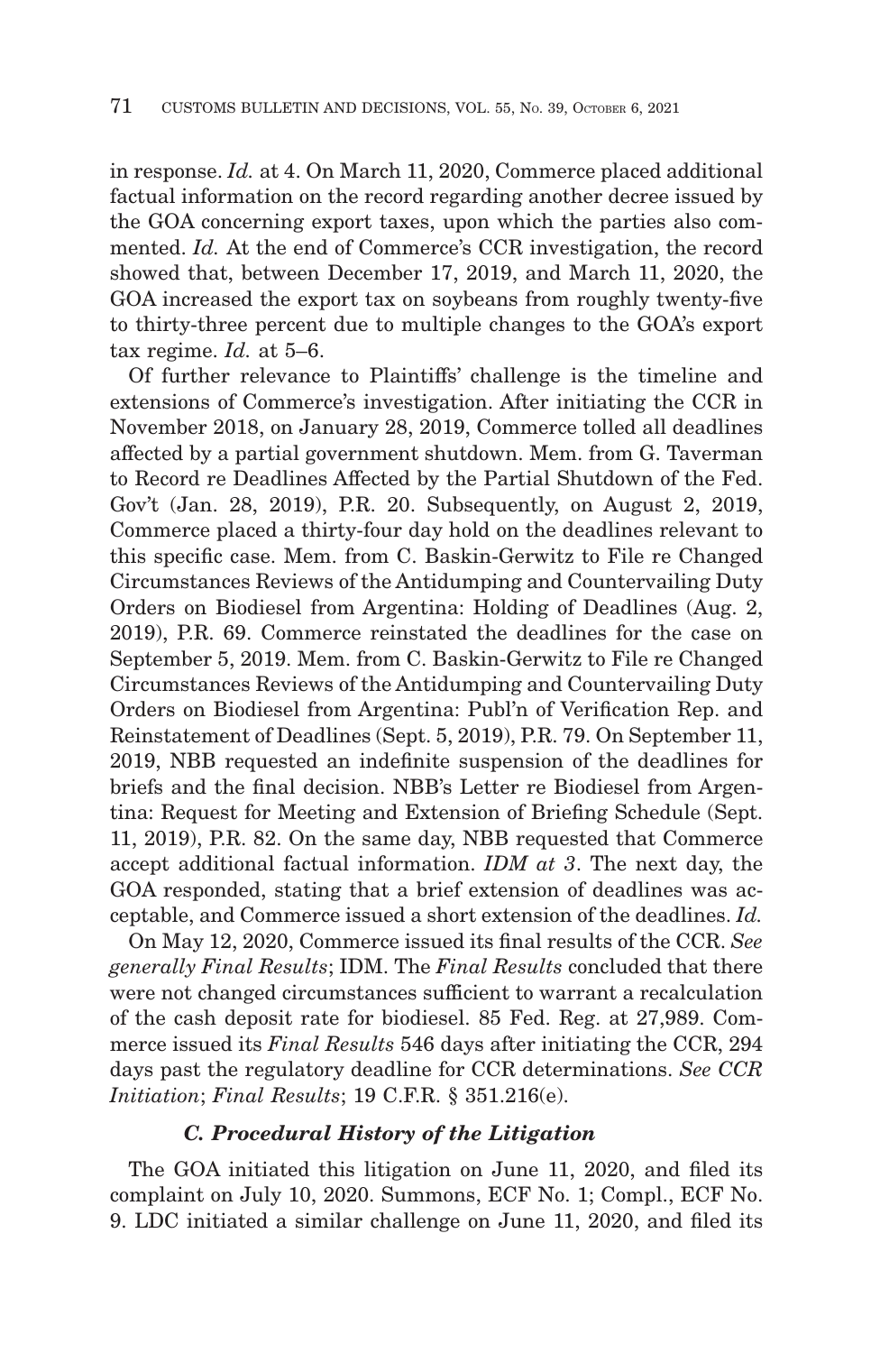in response. *Id.* at 4. On March 11, 2020, Commerce placed additional factual information on the record regarding another decree issued by the GOA concerning export taxes, upon which the parties also commented. *Id.* At the end of Commerce's CCR investigation, the record showed that, between December 17, 2019, and March 11, 2020, the GOA increased the export tax on soybeans from roughly twenty-five to thirty-three percent due to multiple changes to the GOA's export tax regime. *Id.* at 5–6.

Of further relevance to Plaintiffs' challenge is the timeline and extensions of Commerce's investigation. After initiating the CCR in November 2018, on January 28, 2019, Commerce tolled all deadlines affected by a partial government shutdown. Mem. from G. Taverman to Record re Deadlines Affected by the Partial Shutdown of the Fed. Gov't (Jan. 28, 2019), P.R. 20. Subsequently, on August 2, 2019, Commerce placed a thirty-four day hold on the deadlines relevant to this specific case. Mem. from C. Baskin-Gerwitz to File re Changed Circumstances Reviews of the Antidumping and Countervailing Duty Orders on Biodiesel from Argentina: Holding of Deadlines (Aug. 2, 2019), P.R. 69. Commerce reinstated the deadlines for the case on September 5, 2019. Mem. from C. Baskin-Gerwitz to File re Changed Circumstances Reviews of the Antidumping and Countervailing Duty Orders on Biodiesel from Argentina: Publ'n of Verification Rep. and Reinstatement of Deadlines (Sept. 5, 2019), P.R. 79. On September 11, 2019, NBB requested an indefinite suspension of the deadlines for briefs and the final decision. NBB's Letter re Biodiesel from Argentina: Request for Meeting and Extension of Briefing Schedule (Sept. 11, 2019), P.R. 82. On the same day, NBB requested that Commerce accept additional factual information. *IDM at 3*. The next day, the GOA responded, stating that a brief extension of deadlines was acceptable, and Commerce issued a short extension of the deadlines. *Id.*

On May 12, 2020, Commerce issued its final results of the CCR. *See generally Final Results*; IDM. The *Final Results* concluded that there were not changed circumstances sufficient to warrant a recalculation of the cash deposit rate for biodiesel. 85 Fed. Reg. at 27,989. Commerce issued its *Final Results* 546 days after initiating the CCR, 294 days past the regulatory deadline for CCR determinations. *See CCR Initiation*; *Final Results*; 19 C.F.R. § 351.216(e).

### *C. Procedural History of the Litigation*

The GOA initiated this litigation on June 11, 2020, and filed its complaint on July 10, 2020. Summons, ECF No. 1; Compl., ECF No. 9. LDC initiated a similar challenge on June 11, 2020, and filed its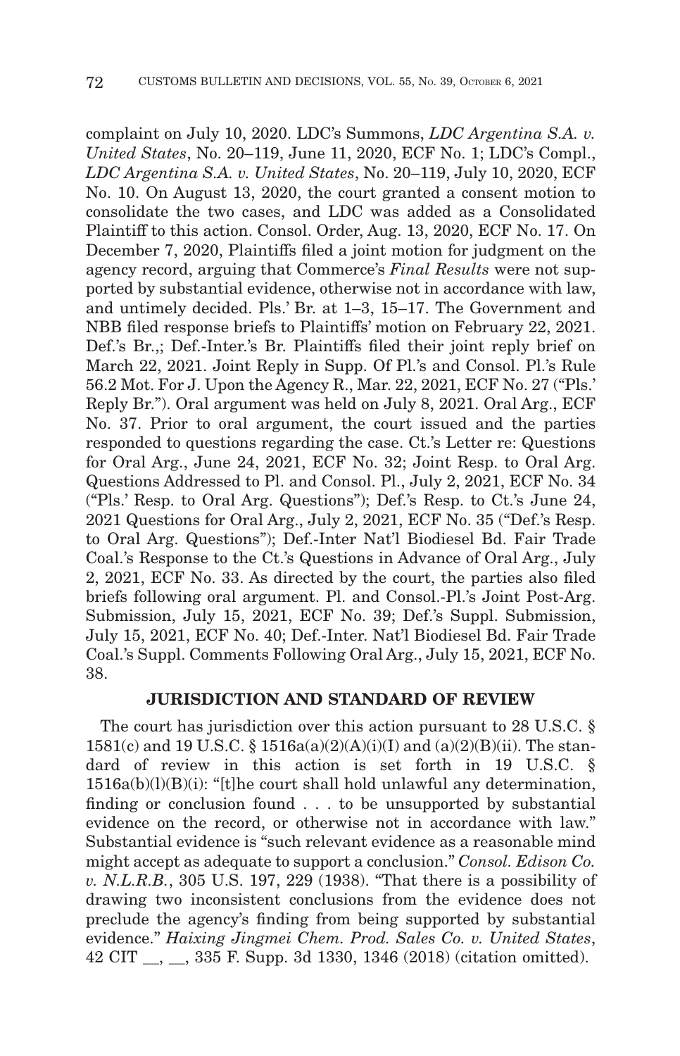complaint on July 10, 2020. LDC's Summons, *LDC Argentina S.A. v. United States*, No. 20–119, June 11, 2020, ECF No. 1; LDC's Compl., *LDC Argentina S.A. v. United States*, No. 20–119, July 10, 2020, ECF No. 10. On August 13, 2020, the court granted a consent motion to consolidate the two cases, and LDC was added as a Consolidated Plaintiff to this action. Consol. Order, Aug. 13, 2020, ECF No. 17. On December 7, 2020, Plaintiffs filed a joint motion for judgment on the agency record, arguing that Commerce's *Final Results* were not supported by substantial evidence, otherwise not in accordance with law, and untimely decided. Pls.' Br. at 1–3, 15–17. The Government and NBB filed response briefs to Plaintiffs' motion on February 22, 2021. Def.'s Br.,; Def.-Inter.'s Br. Plaintiffs filed their joint reply brief on March 22, 2021. Joint Reply in Supp. Of Pl.'s and Consol. Pl.'s Rule 56.2 Mot. For J. Upon the Agency R., Mar. 22, 2021, ECF No. 27 ("Pls.' Reply Br."). Oral argument was held on July 8, 2021. Oral Arg., ECF No. 37. Prior to oral argument, the court issued and the parties responded to questions regarding the case. Ct.'s Letter re: Questions for Oral Arg., June 24, 2021, ECF No. 32; Joint Resp. to Oral Arg. Questions Addressed to Pl. and Consol. Pl., July 2, 2021, ECF No. 34 ("Pls.' Resp. to Oral Arg. Questions"); Def.'s Resp. to Ct.'s June 24, 2021 Questions for Oral Arg., July 2, 2021, ECF No. 35 ("Def.'s Resp. to Oral Arg. Questions"); Def.-Inter Nat'l Biodiesel Bd. Fair Trade Coal.'s Response to the Ct.'s Questions in Advance of Oral Arg., July 2, 2021, ECF No. 33. As directed by the court, the parties also filed briefs following oral argument. Pl. and Consol.-Pl.'s Joint Post-Arg. Submission, July 15, 2021, ECF No. 39; Def.'s Suppl. Submission, July 15, 2021, ECF No. 40; Def.-Inter. Nat'l Biodiesel Bd. Fair Trade Coal.'s Suppl. Comments Following Oral Arg., July 15, 2021, ECF No. 38.

## JURISDICTION AND STANDARD OF REVIEW

The court has jurisdiction over this action pursuant to 28 U.S.C. § 1581(c) and 19 U.S.C. § 1516a(a)(2)(A)(i)(I) and (a)(2)(B)(ii). The standard of review in this action is set forth in 19 U.S.C. § 1516a(b)(l)(B)(i): "[t]he court shall hold unlawful any determination, finding or conclusion found . . . to be unsupported by substantial evidence on the record, or otherwise not in accordance with law." Substantial evidence is "such relevant evidence as a reasonable mind might accept as adequate to support a conclusion." *Consol. Edison Co. v. N.L.R.B.*, 305 U.S. 197, 229 (1938). "That there is a possibility of drawing two inconsistent conclusions from the evidence does not preclude the agency's finding from being supported by substantial evidence." *Haixing Jingmei Chem. Prod. Sales Co. v. United States*, 42 CIT __, __, 335 F. Supp. 3d 1330, 1346 (2018) (citation omitted).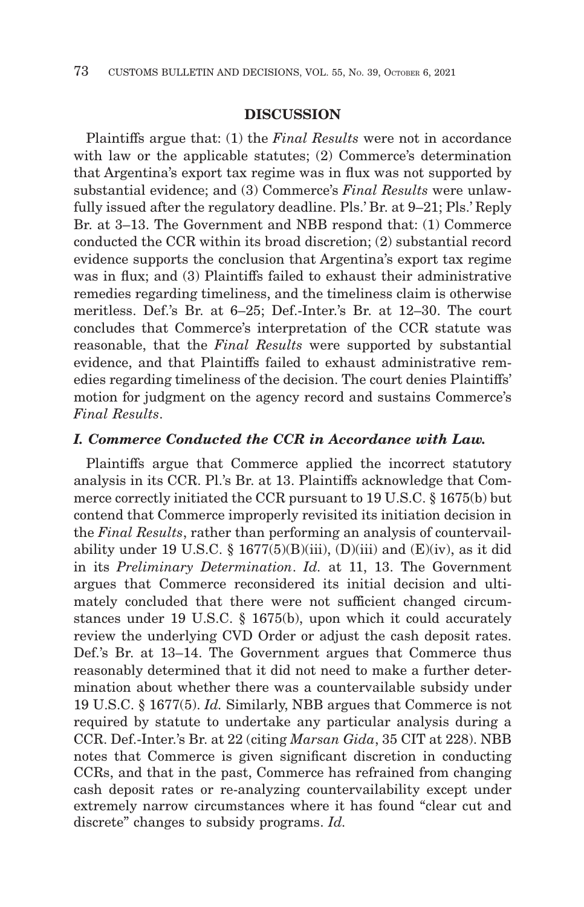## DISCUSSION

Plaintiffs argue that: (1) the *Final Results* were not in accordance with law or the applicable statutes; (2) Commerce's determination that Argentina's export tax regime was in flux was not supported by substantial evidence; and (3) Commerce's *Final Results* were unlawfully issued after the regulatory deadline. Pls.' Br. at 9–21; Pls.' Reply Br. at 3–13. The Government and NBB respond that: (1) Commerce conducted the CCR within its broad discretion; (2) substantial record evidence supports the conclusion that Argentina's export tax regime was in flux; and (3) Plaintiffs failed to exhaust their administrative remedies regarding timeliness, and the timeliness claim is otherwise meritless. Def.'s Br. at 6–25; Def.-Inter.'s Br. at 12–30. The court concludes that Commerce's interpretation of the CCR statute was reasonable, that the *Final Results* were supported by substantial evidence, and that Plaintiffs failed to exhaust administrative remedies regarding timeliness of the decision. The court denies Plaintiffs' motion for judgment on the agency record and sustains Commerce's *Final Results*.

### *I. Commerce Conducted the CCR in Accordance with Law.*

Plaintiffs argue that Commerce applied the incorrect statutory analysis in its CCR. Pl.'s Br. at 13. Plaintiffs acknowledge that Commerce correctly initiated the CCR pursuant to 19 U.S.C. § 1675(b) but contend that Commerce improperly revisited its initiation decision in the *Final Results*, rather than performing an analysis of countervailability under 19 U.S.C. § 1677(5)(B)(iii), (D)(iii) and (E)(iv), as it did in its *Preliminary Determination*. *Id.* at 11, 13. The Government argues that Commerce reconsidered its initial decision and ultimately concluded that there were not sufficient changed circumstances under 19 U.S.C. § 1675(b), upon which it could accurately review the underlying CVD Order or adjust the cash deposit rates. Def.'s Br. at 13–14. The Government argues that Commerce thus reasonably determined that it did not need to make a further determination about whether there was a countervailable subsidy under 19 U.S.C. § 1677(5). *Id.* Similarly, NBB argues that Commerce is not required by statute to undertake any particular analysis during a CCR. Def.-Inter.'s Br. at 22 (citing *Marsan Gida*, 35 CIT at 228). NBB notes that Commerce is given significant discretion in conducting CCRs, and that in the past, Commerce has refrained from changing cash deposit rates or re-analyzing countervailability except under extremely narrow circumstances where it has found "clear cut and discrete" changes to subsidy programs. *Id.*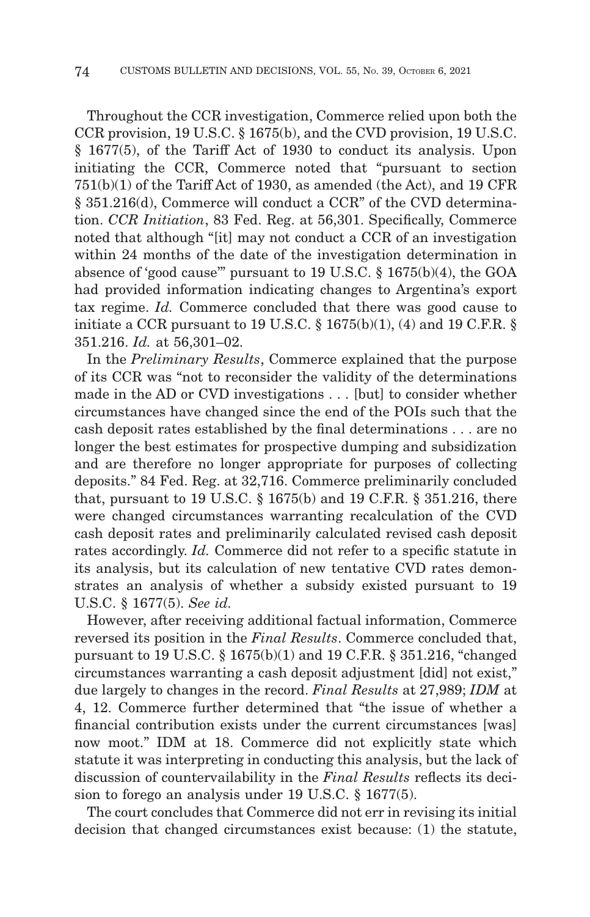Throughout the CCR investigation, Commerce relied upon both the CCR provision, 19 U.S.C. § 1675(b), and the CVD provision, 19 U.S.C. § 1677(5), of the Tariff Act of 1930 to conduct its analysis. Upon initiating the CCR, Commerce noted that "pursuant to section 751(b)(1) of the Tariff Act of 1930, as amended (the Act), and 19 CFR § 351.216(d), Commerce will conduct a CCR" of the CVD determination. *CCR Initiation*, 83 Fed. Reg. at 56,301. Specifically, Commerce noted that although "[it] may not conduct a CCR of an investigation within 24 months of the date of the investigation determination in absence of 'good cause'" pursuant to 19 U.S.C. § 1675(b)(4), the GOA had provided information indicating changes to Argentina's export tax regime. *Id.* Commerce concluded that there was good cause to initiate a CCR pursuant to 19 U.S.C. § 1675(b)(1), (4) and 19 C.F.R. § 351.216. *Id.* at 56,301–02.

In the *Preliminary Results*, Commerce explained that the purpose of its CCR was "not to reconsider the validity of the determinations made in the AD or CVD investigations . . . [but] to consider whether circumstances have changed since the end of the POIs such that the cash deposit rates established by the final determinations . . . are no longer the best estimates for prospective dumping and subsidization and are therefore no longer appropriate for purposes of collecting deposits." 84 Fed. Reg. at 32,716. Commerce preliminarily concluded that, pursuant to 19 U.S.C. § 1675(b) and 19 C.F.R. § 351.216, there were changed circumstances warranting recalculation of the CVD cash deposit rates and preliminarily calculated revised cash deposit rates accordingly. *Id.* Commerce did not refer to a specific statute in its analysis, but its calculation of new tentative CVD rates demonstrates an analysis of whether a subsidy existed pursuant to 19 U.S.C. § 1677(5). *See id.*

However, after receiving additional factual information, Commerce reversed its position in the *Final Results*. Commerce concluded that, pursuant to 19 U.S.C. § 1675(b)(1) and 19 C.F.R. § 351.216, "changed circumstances warranting a cash deposit adjustment [did] not exist," due largely to changes in the record. *Final Results* at 27,989; *IDM* at 4, 12. Commerce further determined that "the issue of whether a financial contribution exists under the current circumstances [was] now moot." IDM at 18. Commerce did not explicitly state which statute it was interpreting in conducting this analysis, but the lack of discussion of countervailability in the *Final Results* reflects its decision to forego an analysis under 19 U.S.C. § 1677(5).

The court concludes that Commerce did not err in revising its initial decision that changed circumstances exist because: (1) the statute,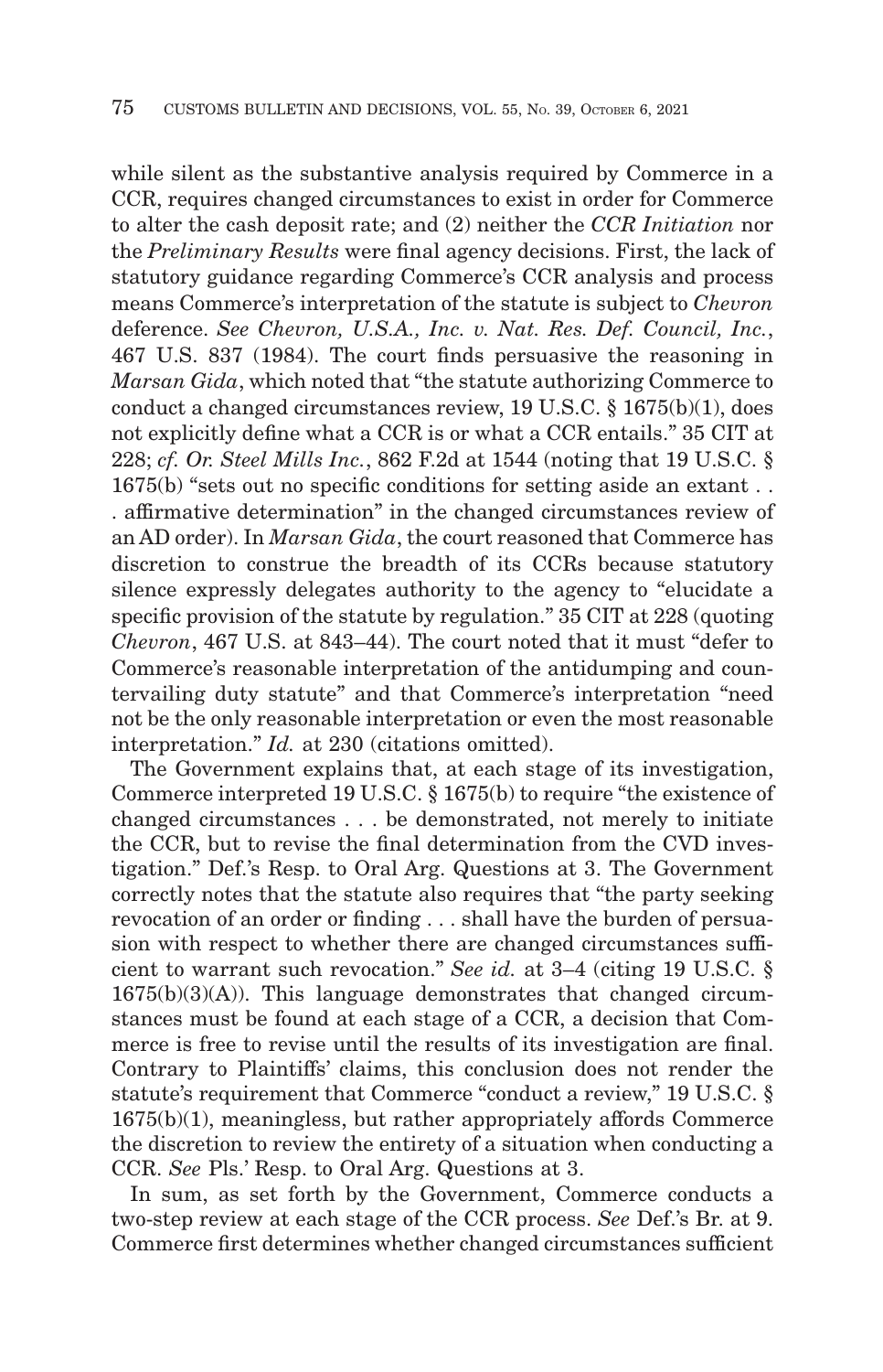while silent as the substantive analysis required by Commerce in a CCR, requires changed circumstances to exist in order for Commerce to alter the cash deposit rate; and (2) neither the *CCR Initiation* nor the *Preliminary Results* were final agency decisions. First, the lack of statutory guidance regarding Commerce's CCR analysis and process means Commerce's interpretation of the statute is subject to *Chevron* deference. *See Chevron, U.S.A., Inc. v. Nat. Res. Def. Council, Inc.*, 467 U.S. 837 (1984). The court finds persuasive the reasoning in *Marsan Gida*, which noted that "the statute authorizing Commerce to conduct a changed circumstances review, 19 U.S.C. § 1675(b)(1), does not explicitly define what a CCR is or what a CCR entails." 35 CIT at 228; *cf. Or. Steel Mills Inc.*, 862 F.2d at 1544 (noting that 19 U.S.C. § 1675(b) "sets out no specific conditions for setting aside an extant . . . affirmative determination" in the changed circumstances review of an AD order). In *Marsan Gida*, the court reasoned that Commerce has discretion to construe the breadth of its CCRs because statutory silence expressly delegates authority to the agency to "elucidate a specific provision of the statute by regulation." 35 CIT at 228 (quoting *Chevron*, 467 U.S. at 843–44). The court noted that it must "defer to Commerce's reasonable interpretation of the antidumping and countervailing duty statute" and that Commerce's interpretation "need not be the only reasonable interpretation or even the most reasonable interpretation." *Id.* at 230 (citations omitted).

The Government explains that, at each stage of its investigation, Commerce interpreted 19 U.S.C. § 1675(b) to require "the existence of changed circumstances . . . be demonstrated, not merely to initiate the CCR, but to revise the final determination from the CVD investigation." Def.'s Resp. to Oral Arg. Questions at 3. The Government correctly notes that the statute also requires that "the party seeking revocation of an order or finding . . . shall have the burden of persuasion with respect to whether there are changed circumstances sufficient to warrant such revocation." *See id.* at 3–4 (citing 19 U.S.C. § 1675(b)(3)(A)). This language demonstrates that changed circumstances must be found at each stage of a CCR, a decision that Commerce is free to revise until the results of its investigation are final. Contrary to Plaintiffs' claims, this conclusion does not render the statute's requirement that Commerce "conduct a review," 19 U.S.C. § 1675(b)(1), meaningless, but rather appropriately affords Commerce the discretion to review the entirety of a situation when conducting a CCR. *See* Pls.' Resp. to Oral Arg. Questions at 3.

In sum, as set forth by the Government, Commerce conducts a two-step review at each stage of the CCR process. *See* Def.'s Br. at 9. Commerce first determines whether changed circumstances sufficient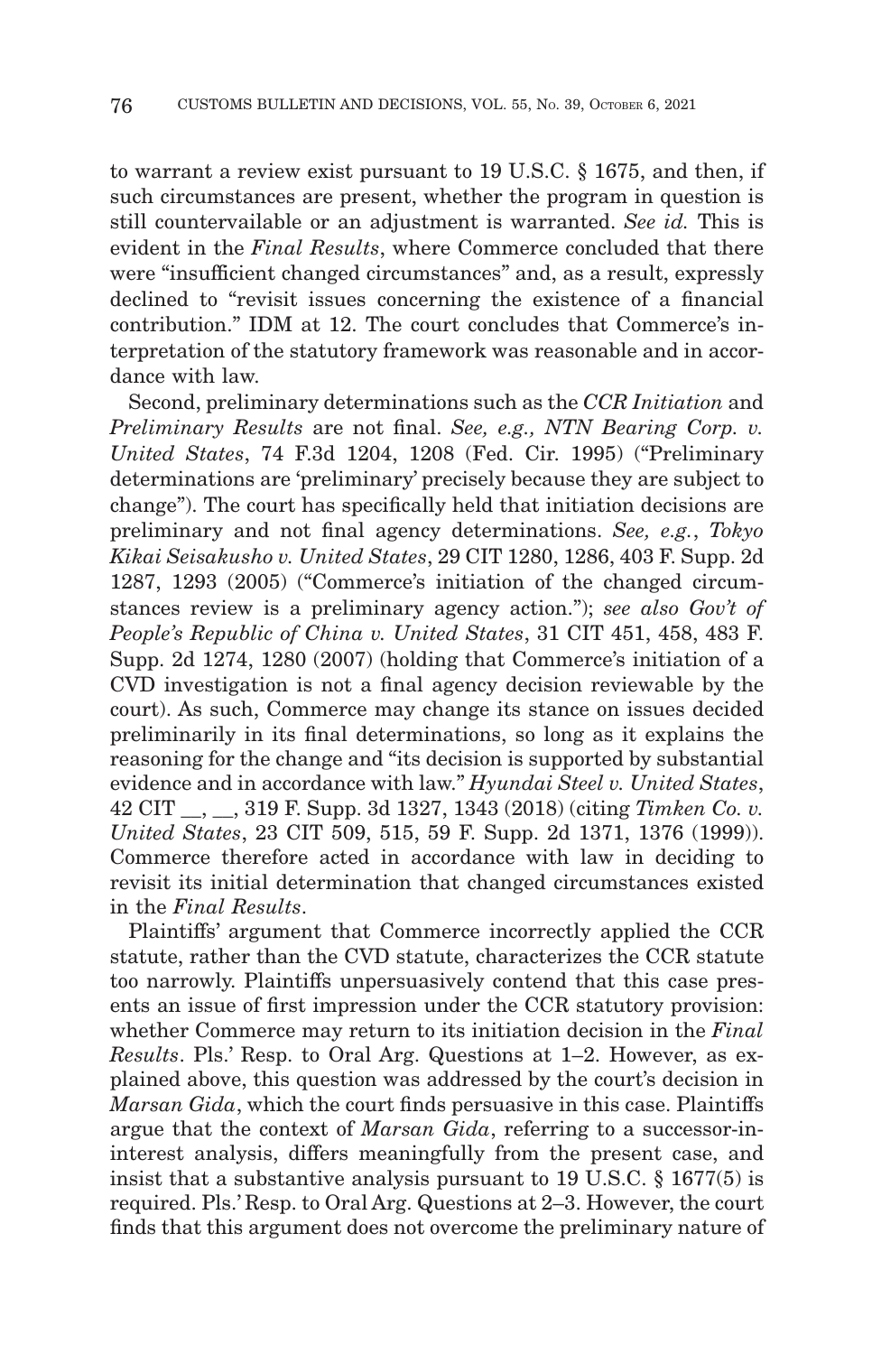to warrant a review exist pursuant to 19 U.S.C. § 1675, and then, if such circumstances are present, whether the program in question is still countervailable or an adjustment is warranted. *See id.* This is evident in the *Final Results*, where Commerce concluded that there were "insufficient changed circumstances" and, as a result, expressly declined to "revisit issues concerning the existence of a financial contribution." IDM at 12. The court concludes that Commerce's interpretation of the statutory framework was reasonable and in accordance with law.

Second, preliminary determinations such as the *CCR Initiation* and *Preliminary Results* are not final. *See, e.g., NTN Bearing Corp. v. United States*, 74 F.3d 1204, 1208 (Fed. Cir. 1995) ("Preliminary determinations are 'preliminary' precisely because they are subject to change"). The court has specifically held that initiation decisions are preliminary and not final agency determinations. *See, e.g.*, *Tokyo Kikai Seisakusho v. United States*, 29 CIT 1280, 1286, 403 F. Supp. 2d 1287, 1293 (2005) ("Commerce's initiation of the changed circumstances review is a preliminary agency action."); *see also Gov't of People's Republic of China v. United States*, 31 CIT 451, 458, 483 F. Supp. 2d 1274, 1280 (2007) (holding that Commerce's initiation of a CVD investigation is not a final agency decision reviewable by the court). As such, Commerce may change its stance on issues decided preliminarily in its final determinations, so long as it explains the reasoning for the change and "its decision is supported by substantial evidence and in accordance with law." *Hyundai Steel v. United States*, 42 CIT __, __, 319 F. Supp. 3d 1327, 1343 (2018) (citing *Timken Co. v. United States*, 23 CIT 509, 515, 59 F. Supp. 2d 1371, 1376 (1999)). Commerce therefore acted in accordance with law in deciding to revisit its initial determination that changed circumstances existed in the *Final Results*.

Plaintiffs' argument that Commerce incorrectly applied the CCR statute, rather than the CVD statute, characterizes the CCR statute too narrowly. Plaintiffs unpersuasively contend that this case presents an issue of first impression under the CCR statutory provision: whether Commerce may return to its initiation decision in the *Final Results*. Pls.' Resp. to Oral Arg. Questions at 1–2. However, as explained above, this question was addressed by the court's decision in *Marsan Gida*, which the court finds persuasive in this case. Plaintiffs argue that the context of *Marsan Gida*, referring to a successor-in-interest analysis, differs meaningfully from the present case, and insist that a substantive analysis pursuant to 19 U.S.C. § 1677(5) is required. Pls.' Resp. to Oral Arg. Questions at 2–3. However, the court finds that this argument does not overcome the preliminary nature of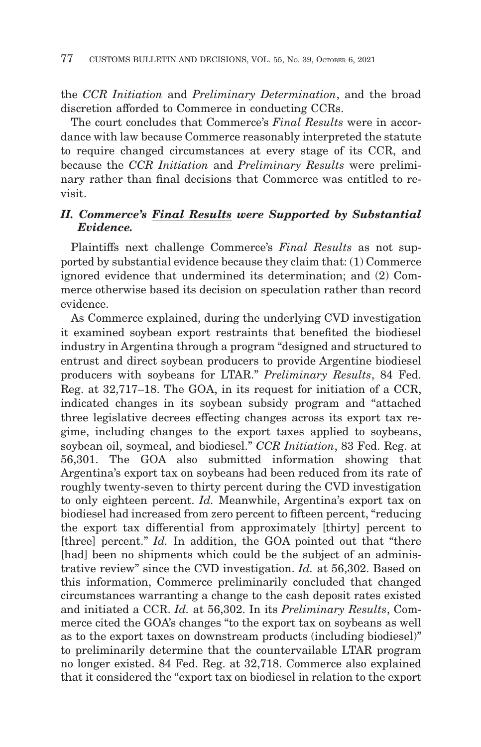the *CCR Initiation* and *Preliminary Determination*, and the broad discretion afforded to Commerce in conducting CCRs.

The court concludes that Commerce's *Final Results* were in accordance with law because Commerce reasonably interpreted the statute to require changed circumstances at every stage of its CCR, and because the *CCR Initiation* and *Preliminary Results* were preliminary rather than final decisions that Commerce was entitled to revisit.

### *II. Commerce's Final Results were Supported by Substantial Evidence.*

Plaintiffs next challenge Commerce's *Final Results* as not supported by substantial evidence because they claim that: (1) Commerce ignored evidence that undermined its determination; and (2) Commerce otherwise based its decision on speculation rather than record evidence.

As Commerce explained, during the underlying CVD investigation it examined soybean export restraints that benefited the biodiesel industry in Argentina through a program "designed and structured to entrust and direct soybean producers to provide Argentine biodiesel producers with soybeans for LTAR." *Preliminary Results*, 84 Fed. Reg. at 32,717–18. The GOA, in its request for initiation of a CCR, indicated changes in its soybean subsidy program and "attached three legislative decrees effecting changes across its export tax regime, including changes to the export taxes applied to soybeans, soybean oil, soymeal, and biodiesel." *CCR Initiation*, 83 Fed. Reg. at 56,301. The GOA also submitted information showing that Argentina's export tax on soybeans had been reduced from its rate of roughly twenty-seven to thirty percent during the CVD investigation to only eighteen percent. *Id.* Meanwhile, Argentina's export tax on biodiesel had increased from zero percent to fifteen percent, "reducing the export tax differential from approximately [thirty] percent to [three] percent." *Id.* In addition, the GOA pointed out that "there [had] been no shipments which could be the subject of an administrative review" since the CVD investigation. *Id.* at 56,302. Based on this information, Commerce preliminarily concluded that changed circumstances warranting a change to the cash deposit rates existed and initiated a CCR. *Id.* at 56,302. In its *Preliminary Results*, Commerce cited the GOA's changes "to the export tax on soybeans as well as to the export taxes on downstream products (including biodiesel)" to preliminarily determine that the countervailable LTAR program no longer existed. 84 Fed. Reg. at 32,718. Commerce also explained that it considered the "export tax on biodiesel in relation to the export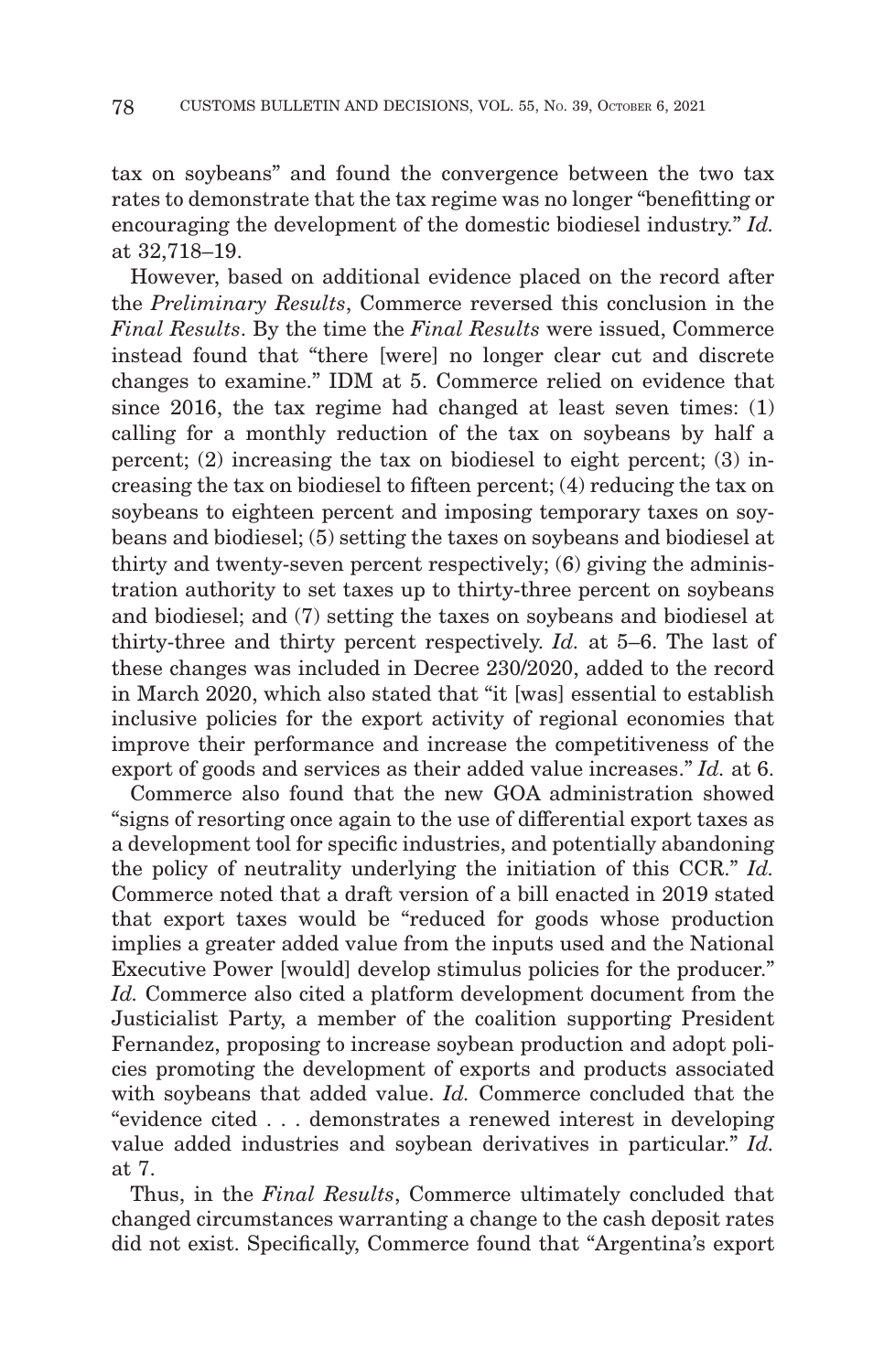tax on soybeans" and found the convergence between the two tax rates to demonstrate that the tax regime was no longer "benefitting or encouraging the development of the domestic biodiesel industry." *Id.* at 32,718–19.

However, based on additional evidence placed on the record after the *Preliminary Results*, Commerce reversed this conclusion in the *Final Results*. By the time the *Final Results* were issued, Commerce instead found that "there [were] no longer clear cut and discrete changes to examine." IDM at 5. Commerce relied on evidence that since 2016, the tax regime had changed at least seven times: (1) calling for a monthly reduction of the tax on soybeans by half a percent; (2) increasing the tax on biodiesel to eight percent; (3) increasing the tax on biodiesel to fifteen percent; (4) reducing the tax on soybeans to eighteen percent and imposing temporary taxes on soybeans and biodiesel; (5) setting the taxes on soybeans and biodiesel at thirty and twenty-seven percent respectively; (6) giving the administration authority to set taxes up to thirty-three percent on soybeans and biodiesel; and (7) setting the taxes on soybeans and biodiesel at thirty-three and thirty percent respectively. *Id.* at 5–6. The last of these changes was included in Decree 230/2020, added to the record in March 2020, which also stated that "it [was] essential to establish inclusive policies for the export activity of regional economies that improve their performance and increase the competitiveness of the export of goods and services as their added value increases." *Id.* at 6.

Commerce also found that the new GOA administration showed "signs of resorting once again to the use of differential export taxes as a development tool for specific industries, and potentially abandoning the policy of neutrality underlying the initiation of this CCR." *Id.* Commerce noted that a draft version of a bill enacted in 2019 stated that export taxes would be "reduced for goods whose production implies a greater added value from the inputs used and the National Executive Power [would] develop stimulus policies for the producer." *Id.* Commerce also cited a platform development document from the Justicialist Party, a member of the coalition supporting President Fernandez, proposing to increase soybean production and adopt policies promoting the development of exports and products associated with soybeans that added value. *Id.* Commerce concluded that the "evidence cited . . . demonstrates a renewed interest in developing value added industries and soybean derivatives in particular." *Id.* at 7.

Thus, in the *Final Results*, Commerce ultimately concluded that changed circumstances warranting a change to the cash deposit rates did not exist. Specifically, Commerce found that "Argentina's export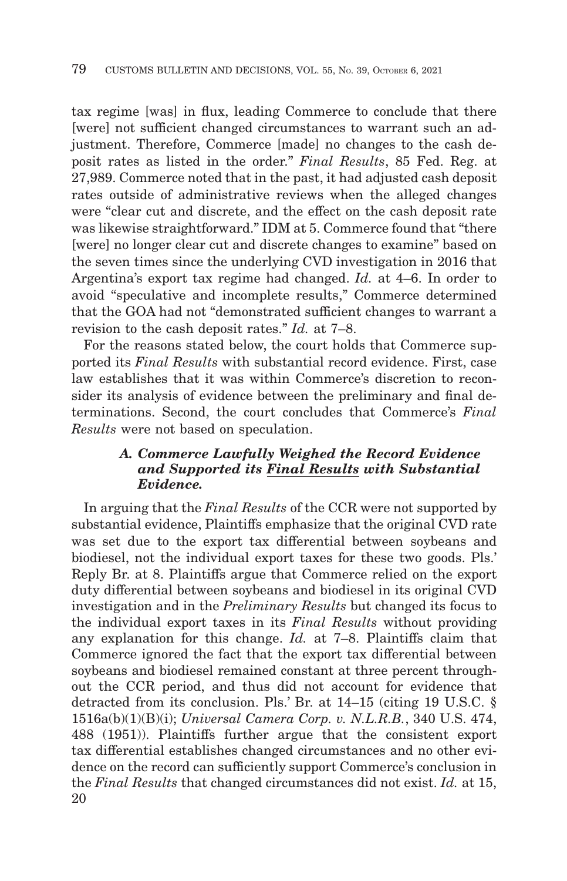tax regime [was] in flux, leading Commerce to conclude that there [were] not sufficient changed circumstances to warrant such an adjustment. Therefore, Commerce [made] no changes to the cash deposit rates as listed in the order." *Final Results*, 85 Fed. Reg. at 27,989. Commerce noted that in the past, it had adjusted cash deposit rates outside of administrative reviews when the alleged changes were "clear cut and discrete, and the effect on the cash deposit rate was likewise straightforward." IDM at 5. Commerce found that "there [were] no longer clear cut and discrete changes to examine" based on the seven times since the underlying CVD investigation in 2016 that Argentina's export tax regime had changed. *Id.* at 4–6. In order to avoid "speculative and incomplete results," Commerce determined that the GOA had not "demonstrated sufficient changes to warrant a revision to the cash deposit rates." *Id.* at 7–8.

For the reasons stated below, the court holds that Commerce supported its *Final Results* with substantial record evidence. First, case law establishes that it was within Commerce's discretion to reconsider its analysis of evidence between the preliminary and final determinations. Second, the court concludes that Commerce's *Final Results* were not based on speculation.

### *A. Commerce Lawfully Weighed the Record Evidence and Supported its Final Results with Substantial Evidence.*

In arguing that the *Final Results* of the CCR were not supported by substantial evidence, Plaintiffs emphasize that the original CVD rate was set due to the export tax differential between soybeans and biodiesel, not the individual export taxes for these two goods. Pls.' Reply Br. at 8. Plaintiffs argue that Commerce relied on the export duty differential between soybeans and biodiesel in its original CVD investigation and in the *Preliminary Results* but changed its focus to the individual export taxes in its *Final Results* without providing any explanation for this change. *Id.* at 7–8. Plaintiffs claim that Commerce ignored the fact that the export tax differential between soybeans and biodiesel remained constant at three percent throughout the CCR period, and thus did not account for evidence that detracted from its conclusion. Pls.' Br. at 14–15 (citing 19 U.S.C. § 1516a(b)(1)(B)(i); *Universal Camera Corp. v. N.L.R.B.*, 340 U.S. 474, 488 (1951)). Plaintiffs further argue that the consistent export tax differential establishes changed circumstances and no other evidence on the record can sufficiently support Commerce's conclusion in the *Final Results* that changed circumstances did not exist. *Id.* at 15, 20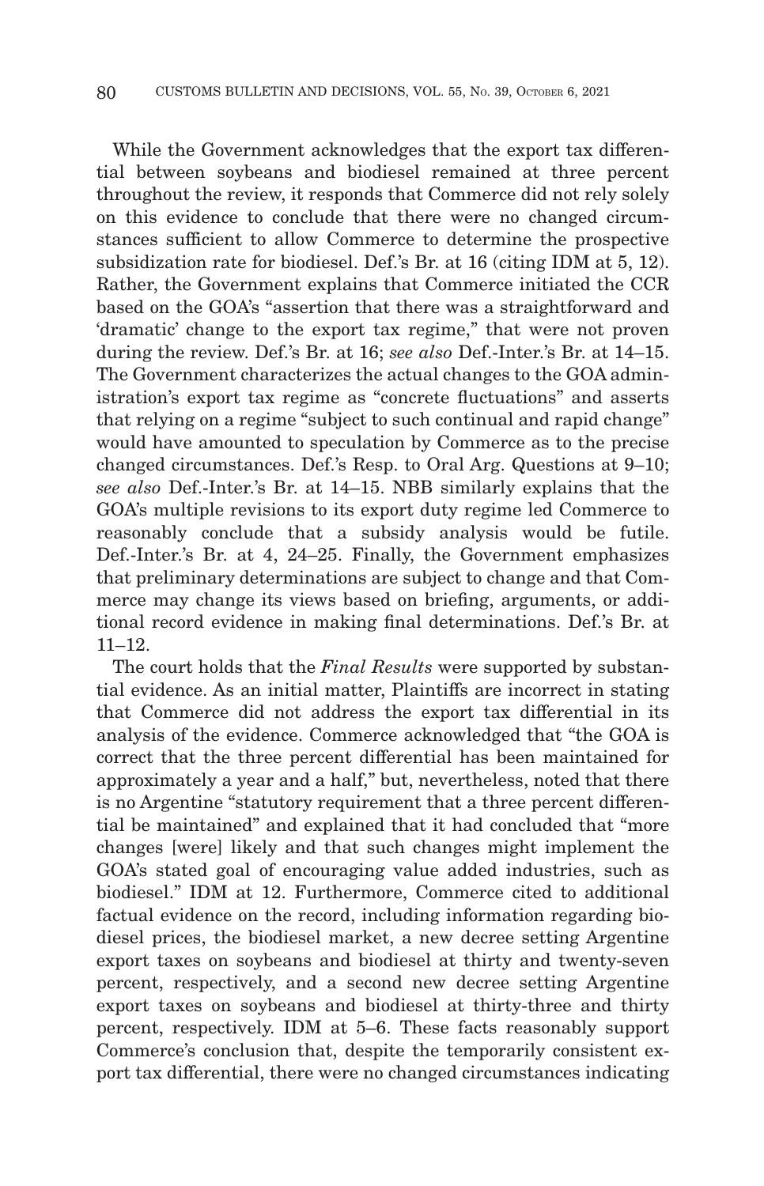While the Government acknowledges that the export tax differential between soybeans and biodiesel remained at three percent throughout the review, it responds that Commerce did not rely solely on this evidence to conclude that there were no changed circumstances sufficient to allow Commerce to determine the prospective subsidization rate for biodiesel. Def.'s Br. at 16 (citing IDM at 5, 12). Rather, the Government explains that Commerce initiated the CCR based on the GOA's "assertion that there was a straightforward and 'dramatic' change to the export tax regime," that were not proven during the review. Def.'s Br. at 16; *see also* Def.-Inter.'s Br. at 14–15. The Government characterizes the actual changes to the GOA administration's export tax regime as "concrete fluctuations" and asserts that relying on a regime "subject to such continual and rapid change" would have amounted to speculation by Commerce as to the precise changed circumstances. Def.'s Resp. to Oral Arg. Questions at 9–10; *see also* Def.-Inter.'s Br. at 14–15. NBB similarly explains that the GOA's multiple revisions to its export duty regime led Commerce to reasonably conclude that a subsidy analysis would be futile. Def.-Inter.'s Br. at 4, 24–25. Finally, the Government emphasizes that preliminary determinations are subject to change and that Commerce may change its views based on briefing, arguments, or additional record evidence in making final determinations. Def.'s Br. at 11–12.

The court holds that the *Final Results* were supported by substantial evidence. As an initial matter, Plaintiffs are incorrect in stating that Commerce did not address the export tax differential in its analysis of the evidence. Commerce acknowledged that "the GOA is correct that the three percent differential has been maintained for approximately a year and a half," but, nevertheless, noted that there is no Argentine "statutory requirement that a three percent differential be maintained" and explained that it had concluded that "more changes [were] likely and that such changes might implement the GOA's stated goal of encouraging value added industries, such as biodiesel." IDM at 12. Furthermore, Commerce cited to additional factual evidence on the record, including information regarding biodiesel prices, the biodiesel market, a new decree setting Argentine export taxes on soybeans and biodiesel at thirty and twenty-seven percent, respectively, and a second new decree setting Argentine export taxes on soybeans and biodiesel at thirty-three and thirty percent, respectively. IDM at 5–6. These facts reasonably support Commerce's conclusion that, despite the temporarily consistent export tax differential, there were no changed circumstances indicating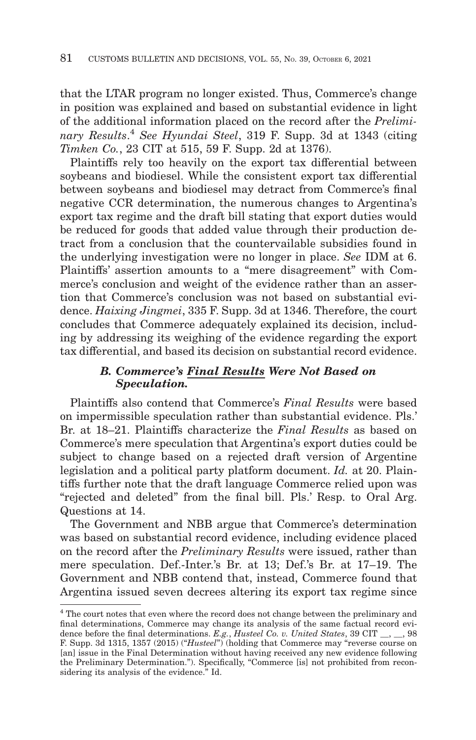that the LTAR program no longer existed. Thus, Commerce's change in position was explained and based on substantial evidence in light of the additional information placed on the record after the *Preliminary Results*.[4] *See Hyundai Steel*, 319 F. Supp. 3d at 1343 (citing *Timken Co.*, 23 CIT at 515, 59 F. Supp. 2d at 1376).

Plaintiffs rely too heavily on the export tax differential between soybeans and biodiesel. While the consistent export tax differential between soybeans and biodiesel may detract from Commerce's final negative CCR determination, the numerous changes to Argentina's export tax regime and the draft bill stating that export duties would be reduced for goods that added value through their production detract from a conclusion that the countervailable subsidies found in the underlying investigation were no longer in place. *See* IDM at 6. Plaintiffs' assertion amounts to a "mere disagreement" with Commerce's conclusion and weight of the evidence rather than an assertion that Commerce's conclusion was not based on substantial evidence. *Haixing Jingmei*, 335 F. Supp. 3d at 1346. Therefore, the court concludes that Commerce adequately explained its decision, including by addressing its weighing of the evidence regarding the export tax differential, and based its decision on substantial record evidence.

### *B. Commerce's Final Results Were Not Based on Speculation.*

Plaintiffs also contend that Commerce's *Final Results* were based on impermissible speculation rather than substantial evidence. Pls.' Br. at 18–21. Plaintiffs characterize the *Final Results* as based on Commerce's mere speculation that Argentina's export duties could be subject to change based on a rejected draft version of Argentine legislation and a political party platform document. *Id.* at 20. Plaintiffs further note that the draft language Commerce relied upon was "rejected and deleted" from the final bill. Pls.' Resp. to Oral Arg. Questions at 14.

The Government and NBB argue that Commerce's determination was based on substantial record evidence, including evidence placed on the record after the *Preliminary Results* were issued, rather than mere speculation. Def.-Inter.'s Br. at 13; Def.'s Br. at 17–19. The Government and NBB contend that, instead, Commerce found that Argentina issued seven decrees altering its export tax regime since

---

[4] The court notes that even where the record does not change between the preliminary and final determinations, Commerce may change its analysis of the same factual record evidence before the final determinations. *E.g.*, *Husteel Co. v. United States*, 39 CIT __, __, 98 F. Supp. 3d 1315, 1357 (2015) ("*Husteel*") (holding that Commerce may "reverse course on [an] issue in the Final Determination without having received any new evidence following the Preliminary Determination."). Specifically, "Commerce [is] not prohibited from reconsidering its analysis of the evidence." Id.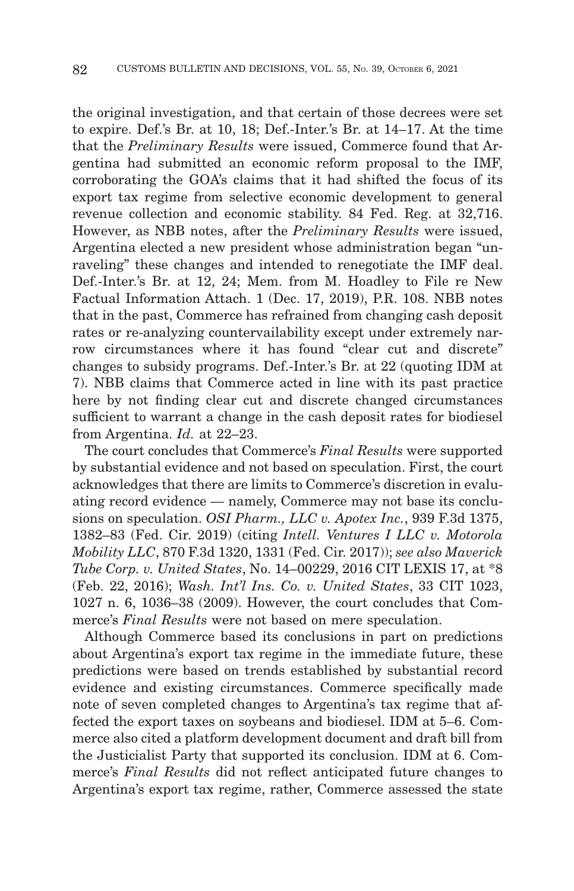the original investigation, and that certain of those decrees were set to expire. Def.'s Br. at 10, 18; Def.-Inter.'s Br. at 14–17. At the time that the *Preliminary Results* were issued, Commerce found that Argentina had submitted an economic reform proposal to the IMF, corroborating the GOA's claims that it had shifted the focus of its export tax regime from selective economic development to general revenue collection and economic stability. 84 Fed. Reg. at 32,716. However, as NBB notes, after the *Preliminary Results* were issued, Argentina elected a new president whose administration began "unraveling" these changes and intended to renegotiate the IMF deal. Def.-Inter.'s Br. at 12, 24; Mem. from M. Hoadley to File re New Factual Information Attach. 1 (Dec. 17, 2019), P.R. 108. NBB notes that in the past, Commerce has refrained from changing cash deposit rates or re-analyzing countervailability except under extremely narrow circumstances where it has found "clear cut and discrete" changes to subsidy programs. Def.-Inter.'s Br. at 22 (quoting IDM at 7). NBB claims that Commerce acted in line with its past practice here by not finding clear cut and discrete changed circumstances sufficient to warrant a change in the cash deposit rates for biodiesel from Argentina. *Id.* at 22–23.

The court concludes that Commerce's *Final Results* were supported by substantial evidence and not based on speculation. First, the court acknowledges that there are limits to Commerce's discretion in evaluating record evidence — namely, Commerce may not base its conclusions on speculation. *OSI Pharm., LLC v. Apotex Inc.*, 939 F.3d 1375, 1382–83 (Fed. Cir. 2019) (citing *Intell. Ventures I LLC v. Motorola Mobility LLC*, 870 F.3d 1320, 1331 (Fed. Cir. 2017)); *see also Maverick Tube Corp. v. United States*, No. 14–00229, 2016 CIT LEXIS 17, at *8 (Feb. 22, 2016); *Wash. Int'l Ins. Co. v. United States*, 33 CIT 1023, 1027 n. 6, 1036–38 (2009). However, the court concludes that Commerce's *Final Results* were not based on mere speculation.

Although Commerce based its conclusions in part on predictions about Argentina's export tax regime in the immediate future, these predictions were based on trends established by substantial record evidence and existing circumstances. Commerce specifically made note of seven completed changes to Argentina's tax regime that affected the export taxes on soybeans and biodiesel. IDM at 5–6. Commerce also cited a platform development document and draft bill from the Justicialist Party that supported its conclusion. IDM at 6. Commerce's *Final Results* did not reflect anticipated future changes to Argentina's export tax regime, rather, Commerce assessed the state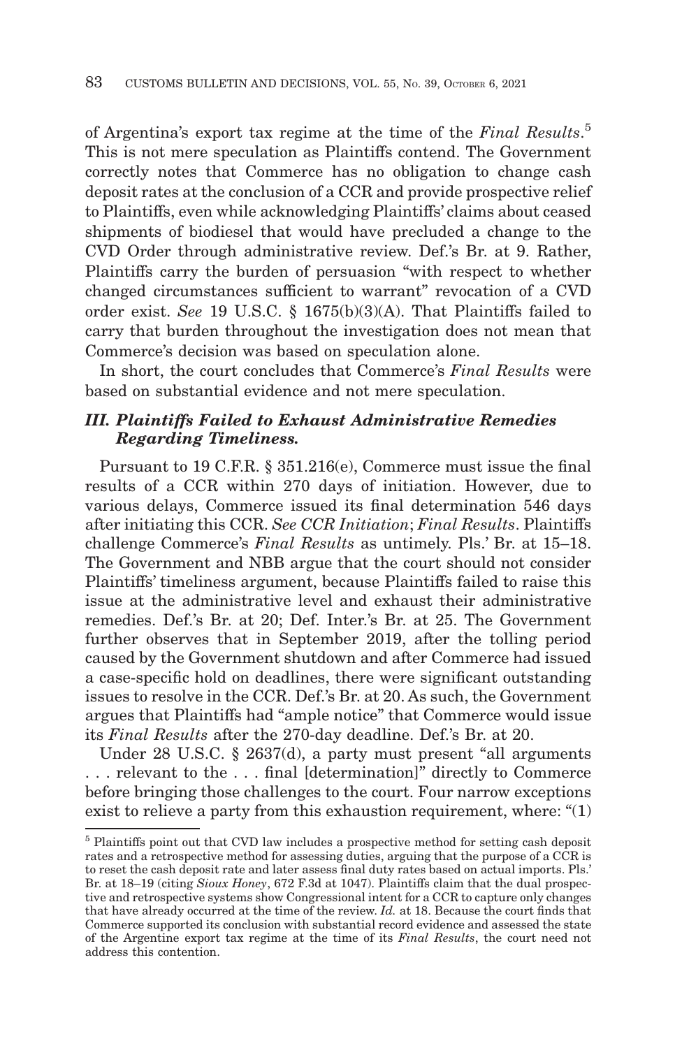of Argentina's export tax regime at the time of the *Final Results*.[5] This is not mere speculation as Plaintiffs contend. The Government correctly notes that Commerce has no obligation to change cash deposit rates at the conclusion of a CCR and provide prospective relief to Plaintiffs, even while acknowledging Plaintiffs' claims about ceased shipments of biodiesel that would have precluded a change to the CVD Order through administrative review. Def.'s Br. at 9. Rather, Plaintiffs carry the burden of persuasion "with respect to whether changed circumstances sufficient to warrant" revocation of a CVD order exist. *See* 19 U.S.C. § 1675(b)(3)(A). That Plaintiffs failed to carry that burden throughout the investigation does not mean that Commerce's decision was based on speculation alone.

In short, the court concludes that Commerce's *Final Results* were based on substantial evidence and not mere speculation.

### *III. Plaintiffs Failed to Exhaust Administrative Remedies Regarding Timeliness.*

Pursuant to 19 C.F.R. § 351.216(e), Commerce must issue the final results of a CCR within 270 days of initiation. However, due to various delays, Commerce issued its final determination 546 days after initiating this CCR. *See CCR Initiation*; *Final Results*. Plaintiffs challenge Commerce's *Final Results* as untimely. Pls.' Br. at 15–18. The Government and NBB argue that the court should not consider Plaintiffs' timeliness argument, because Plaintiffs failed to raise this issue at the administrative level and exhaust their administrative remedies. Def.'s Br. at 20; Def. Inter.'s Br. at 25. The Government further observes that in September 2019, after the tolling period caused by the Government shutdown and after Commerce had issued a case-specific hold on deadlines, there were significant outstanding issues to resolve in the CCR. Def.'s Br. at 20. As such, the Government argues that Plaintiffs had "ample notice" that Commerce would issue its *Final Results* after the 270-day deadline. Def.'s Br. at 20.

Under 28 U.S.C. § 2637(d), a party must present "all arguments . . . relevant to the . . . final [determination]" directly to Commerce before bringing those challenges to the court. Four narrow exceptions exist to relieve a party from this exhaustion requirement, where: "(1)

---

[5] Plaintiffs point out that CVD law includes a prospective method for setting cash deposit rates and a retrospective method for assessing duties, arguing that the purpose of a CCR is to reset the cash deposit rate and later assess final duty rates based on actual imports. Pls.' Br. at 18–19 (citing *Sioux Honey*, 672 F.3d at 1047). Plaintiffs claim that the dual prospective and retrospective systems show Congressional intent for a CCR to capture only changes that have already occurred at the time of the review. *Id.* at 18. Because the court finds that Commerce supported its conclusion with substantial record evidence and assessed the state of the Argentine export tax regime at the time of its *Final Results*, the court need not address this contention.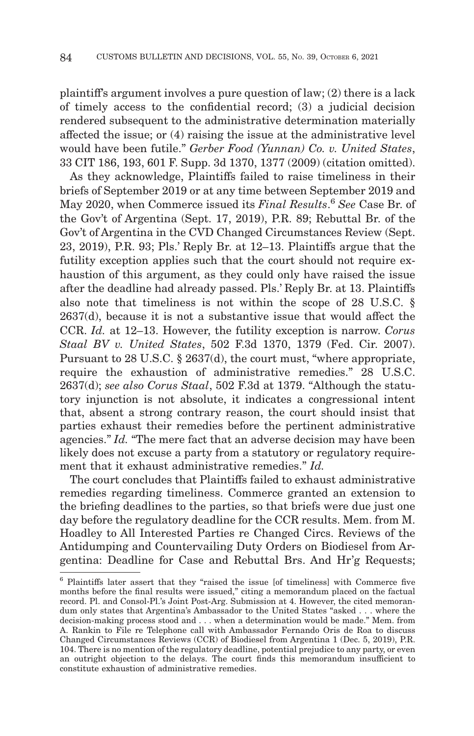plaintiff's argument involves a pure question of law; (2) there is a lack of timely access to the confidential record; (3) a judicial decision rendered subsequent to the administrative determination materially affected the issue; or (4) raising the issue at the administrative level would have been futile." *Gerber Food (Yunnan) Co. v. United States*, 33 CIT 186, 193, 601 F. Supp. 3d 1370, 1377 (2009) (citation omitted).

As they acknowledge, Plaintiffs failed to raise timeliness in their briefs of September 2019 or at any time between September 2019 and May 2020, when Commerce issued its *Final Results*.[6] *See* Case Br. of the Gov't of Argentina (Sept. 17, 2019), P.R. 89; Rebuttal Br. of the Gov't of Argentina in the CVD Changed Circumstances Review (Sept. 23, 2019), P.R. 93; Pls.' Reply Br. at 12–13. Plaintiffs argue that the futility exception applies such that the court should not require exhaustion of this argument, as they could only have raised the issue after the deadline had already passed. Pls.' Reply Br. at 13. Plaintiffs also note that timeliness is not within the scope of 28 U.S.C. § 2637(d), because it is not a substantive issue that would affect the CCR. *Id.* at 12–13. However, the futility exception is narrow. *Corus Staal BV v. United States*, 502 F.3d 1370, 1379 (Fed. Cir. 2007). Pursuant to 28 U.S.C. § 2637(d), the court must, "where appropriate, require the exhaustion of administrative remedies." 28 U.S.C. 2637(d); *see also Corus Staal*, 502 F.3d at 1379. "Although the statutory injunction is not absolute, it indicates a congressional intent that, absent a strong contrary reason, the court should insist that parties exhaust their remedies before the pertinent administrative agencies." *Id.* "The mere fact that an adverse decision may have been likely does not excuse a party from a statutory or regulatory requirement that it exhaust administrative remedies." *Id.*

The court concludes that Plaintiffs failed to exhaust administrative remedies regarding timeliness. Commerce granted an extension to the briefing deadlines to the parties, so that briefs were due just one day before the regulatory deadline for the CCR results. Mem. from M. Hoadley to All Interested Parties re Changed Circs. Reviews of the Antidumping and Countervailing Duty Orders on Biodiesel from Argentina: Deadline for Case and Rebuttal Brs. And Hr'g Requests;

[6] Plaintiffs later assert that they "raised the issue [of timeliness] with Commerce five months before the final results were issued," citing a memorandum placed on the factual record. Pl. and Consol-Pl.'s Joint Post-Arg. Submission at 4. However, the cited memorandum only states that Argentina's Ambassador to the United States "asked . . . where the decision-making process stood and . . . when a determination would be made." Mem. from A. Rankin to File re Telephone call with Ambassador Fernando Oris de Roa to discuss Changed Circumstances Reviews (CCR) of Biodiesel from Argentina 1 (Dec. 5, 2019), P.R. 104. There is no mention of the regulatory deadline, potential prejudice to any party, or even an outright objection to the delays. The court finds this memorandum insufficient to constitute exhaustion of administrative remedies.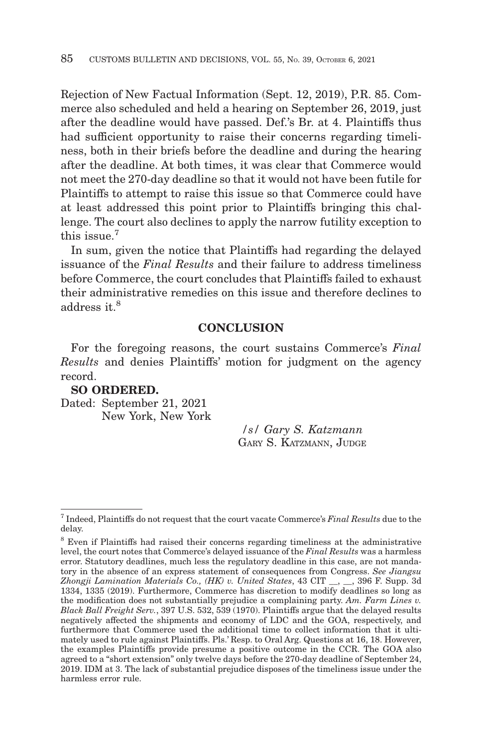Rejection of New Factual Information (Sept. 12, 2019), P.R. 85. Commerce also scheduled and held a hearing on September 26, 2019, just after the deadline would have passed. Def.'s Br. at 4. Plaintiffs thus had sufficient opportunity to raise their concerns regarding timeliness, both in their briefs before the deadline and during the hearing after the deadline. At both times, it was clear that Commerce would not meet the 270-day deadline so that it would not have been futile for Plaintiffs to attempt to raise this issue so that Commerce could have at least addressed this point prior to Plaintiffs bringing this challenge. The court also declines to apply the narrow futility exception to this issue.[7]

In sum, given the notice that Plaintiffs had regarding the delayed issuance of the *Final Results* and their failure to address timeliness before Commerce, the court concludes that Plaintiffs failed to exhaust their administrative remedies on this issue and therefore declines to address it.[8]

## CONCLUSION

For the foregoing reasons, the court sustains Commerce's *Final Results* and denies Plaintiffs' motion for judgment on the agency record.

**SO ORDERED.**

Dated: September 21, 2021
New York, New York

*/s/ Gary S. Katzmann*
GARY S. KATZMANN, JUDGE

---

[7] Indeed, Plaintiffs do not request that the court vacate Commerce's *Final Results* due to the delay.

[8] Even if Plaintiffs had raised their concerns regarding timeliness at the administrative level, the court notes that Commerce's delayed issuance of the *Final Results* was a harmless error. Statutory deadlines, much less the regulatory deadline in this case, are not mandatory in the absence of an express statement of consequences from Congress. *See Jiangsu Zhongji Lamination Materials Co., (HK) v. United States*, 43 CIT __, __, 396 F. Supp. 3d 1334, 1335 (2019). Furthermore, Commerce has discretion to modify deadlines so long as the modification does not substantially prejudice a complaining party. *Am. Farm Lines v. Black Ball Freight Serv.*, 397 U.S. 532, 539 (1970). Plaintiffs argue that the delayed results negatively affected the shipments and economy of LDC and the GOA, respectively, and furthermore that Commerce used the additional time to collect information that it ultimately used to rule against Plaintiffs. Pls.' Resp. to Oral Arg. Questions at 16, 18. However, the examples Plaintiffs provide presume a positive outcome in the CCR. The GOA also agreed to a "short extension" only twelve days before the 270-day deadline of September 24, 2019. IDM at 3. The lack of substantial prejudice disposes of the timeliness issue under the harmless error rule.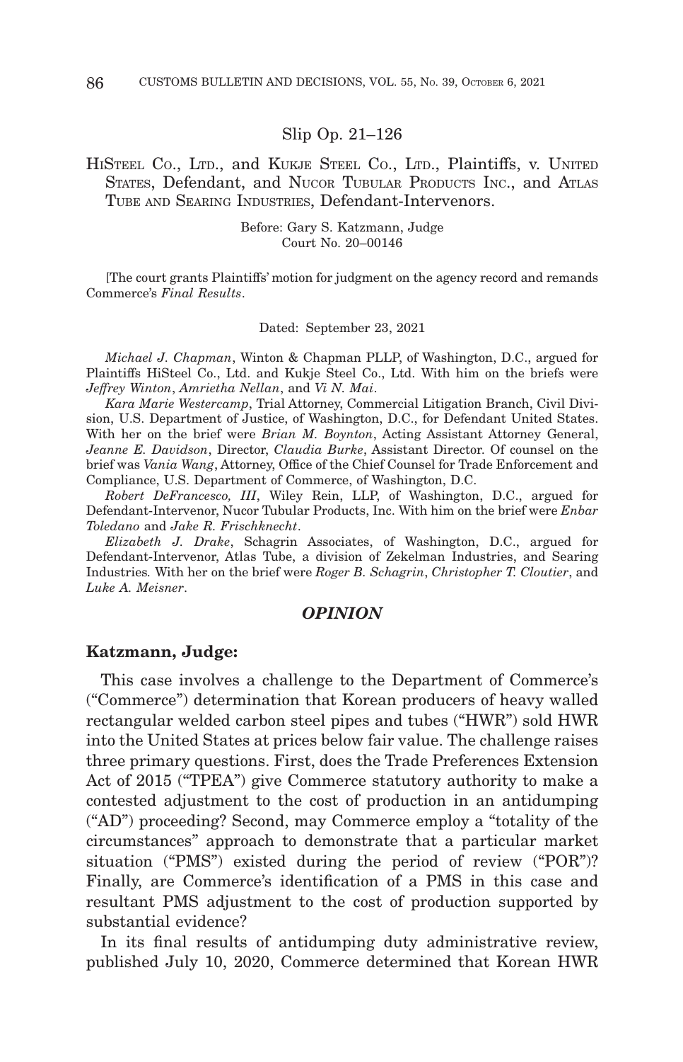Slip Op. 21–126

HiSteel Co., Ltd., and Kukje Steel Co., Ltd., Plaintiffs, v. United States, Defendant, and Nucor Tubular Products Inc., and Atlas Tube and Searing Industries, Defendant-Intervenors.

Before: Gary S. Katzmann, Judge
Court No. 20–00146

[The court grants Plaintiffs' motion for judgment on the agency record and remands Commerce's *Final Results*.

Dated: September 23, 2021

*Michael J. Chapman*, Winton & Chapman PLLP, of Washington, D.C., argued for Plaintiffs HiSteel Co., Ltd. and Kukje Steel Co., Ltd. With him on the briefs were *Jeffrey Winton*, *Amrietha Nellan*, and *Vi N. Mai*.

*Kara Marie Westercamp*, Trial Attorney, Commercial Litigation Branch, Civil Division, U.S. Department of Justice, of Washington, D.C., for Defendant United States. With her on the brief were *Brian M. Boynton*, Acting Assistant Attorney General, *Jeanne E. Davidson*, Director, *Claudia Burke*, Assistant Director. Of counsel on the brief was *Vania Wang*, Attorney, Office of the Chief Counsel for Trade Enforcement and Compliance, U.S. Department of Commerce, of Washington, D.C.

*Robert DeFrancesco, III*, Wiley Rein, LLP, of Washington, D.C., argued for Defendant-Intervenor, Nucor Tubular Products, Inc. With him on the brief were *Enbar Toledano* and *Jake R. Frischknecht*.

*Elizabeth J. Drake*, Schagrin Associates, of Washington, D.C., argued for Defendant-Intervenor, Atlas Tube, a division of Zekelman Industries, and Searing Industries. With her on the brief were *Roger B. Schagrin*, *Christopher T. Cloutier*, and *Luke A. Meisner*.

## *OPINION*

**Katzmann, Judge:**

This case involves a challenge to the Department of Commerce's ("Commerce") determination that Korean producers of heavy walled rectangular welded carbon steel pipes and tubes ("HWR") sold HWR into the United States at prices below fair value. The challenge raises three primary questions. First, does the Trade Preferences Extension Act of 2015 ("TPEA") give Commerce statutory authority to make a contested adjustment to the cost of production in an antidumping ("AD") proceeding? Second, may Commerce employ a "totality of the circumstances" approach to demonstrate that a particular market situation ("PMS") existed during the period of review ("POR")? Finally, are Commerce's identification of a PMS in this case and resultant PMS adjustment to the cost of production supported by substantial evidence?

In its final results of antidumping duty administrative review, published July 10, 2020, Commerce determined that Korean HWR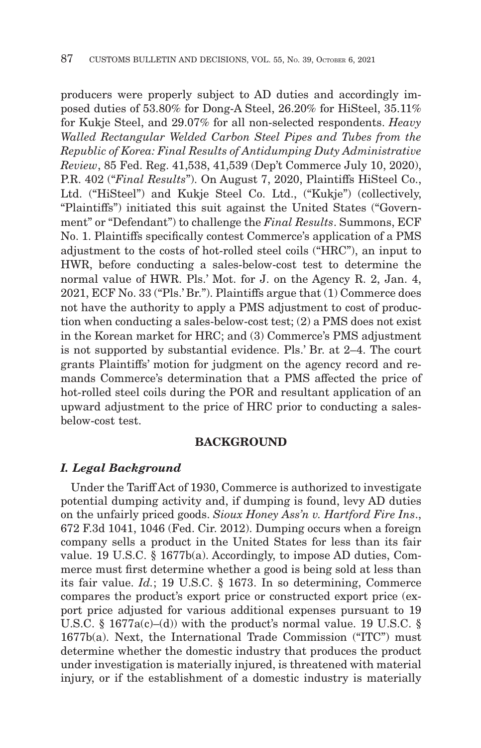producers were properly subject to AD duties and accordingly imposed duties of 53.80% for Dong-A Steel, 26.20% for HiSteel, 35.11% for Kukje Steel, and 29.07% for all non-selected respondents. *Heavy Walled Rectangular Welded Carbon Steel Pipes and Tubes from the Republic of Korea: Final Results of Antidumping Duty Administrative Review*, 85 Fed. Reg. 41,538, 41,539 (Dep't Commerce July 10, 2020), P.R. 402 ("*Final Results*"). On August 7, 2020, Plaintiffs HiSteel Co., Ltd. ("HiSteel") and Kukje Steel Co. Ltd., ("Kukje") (collectively, "Plaintiffs") initiated this suit against the United States ("Government" or "Defendant") to challenge the *Final Results*. Summons, ECF No. 1. Plaintiffs specifically contest Commerce's application of a PMS adjustment to the costs of hot-rolled steel coils ("HRC"), an input to HWR, before conducting a sales-below-cost test to determine the normal value of HWR. Pls.' Mot. for J. on the Agency R. 2, Jan. 4, 2021, ECF No. 33 ("Pls.' Br."). Plaintiffs argue that (1) Commerce does not have the authority to apply a PMS adjustment to cost of production when conducting a sales-below-cost test; (2) a PMS does not exist in the Korean market for HRC; and (3) Commerce's PMS adjustment is not supported by substantial evidence. Pls.' Br. at 2–4. The court grants Plaintiffs' motion for judgment on the agency record and remands Commerce's determination that a PMS affected the price of hot-rolled steel coils during the POR and resultant application of an upward adjustment to the price of HRC prior to conducting a sales-below-cost test.

## BACKGROUND

### *I. Legal Background*

Under the Tariff Act of 1930, Commerce is authorized to investigate potential dumping activity and, if dumping is found, levy AD duties on the unfairly priced goods. *Sioux Honey Ass'n v. Hartford Fire Ins*., 672 F.3d 1041, 1046 (Fed. Cir. 2012). Dumping occurs when a foreign company sells a product in the United States for less than its fair value. 19 U.S.C. § 1677b(a). Accordingly, to impose AD duties, Commerce must first determine whether a good is being sold at less than its fair value. *Id.*; 19 U.S.C. § 1673. In so determining, Commerce compares the product's export price or constructed export price (export price adjusted for various additional expenses pursuant to 19 U.S.C. § 1677a(c)–(d)) with the product's normal value. 19 U.S.C. § 1677b(a). Next, the International Trade Commission ("ITC") must determine whether the domestic industry that produces the product under investigation is materially injured, is threatened with material injury, or if the establishment of a domestic industry is materially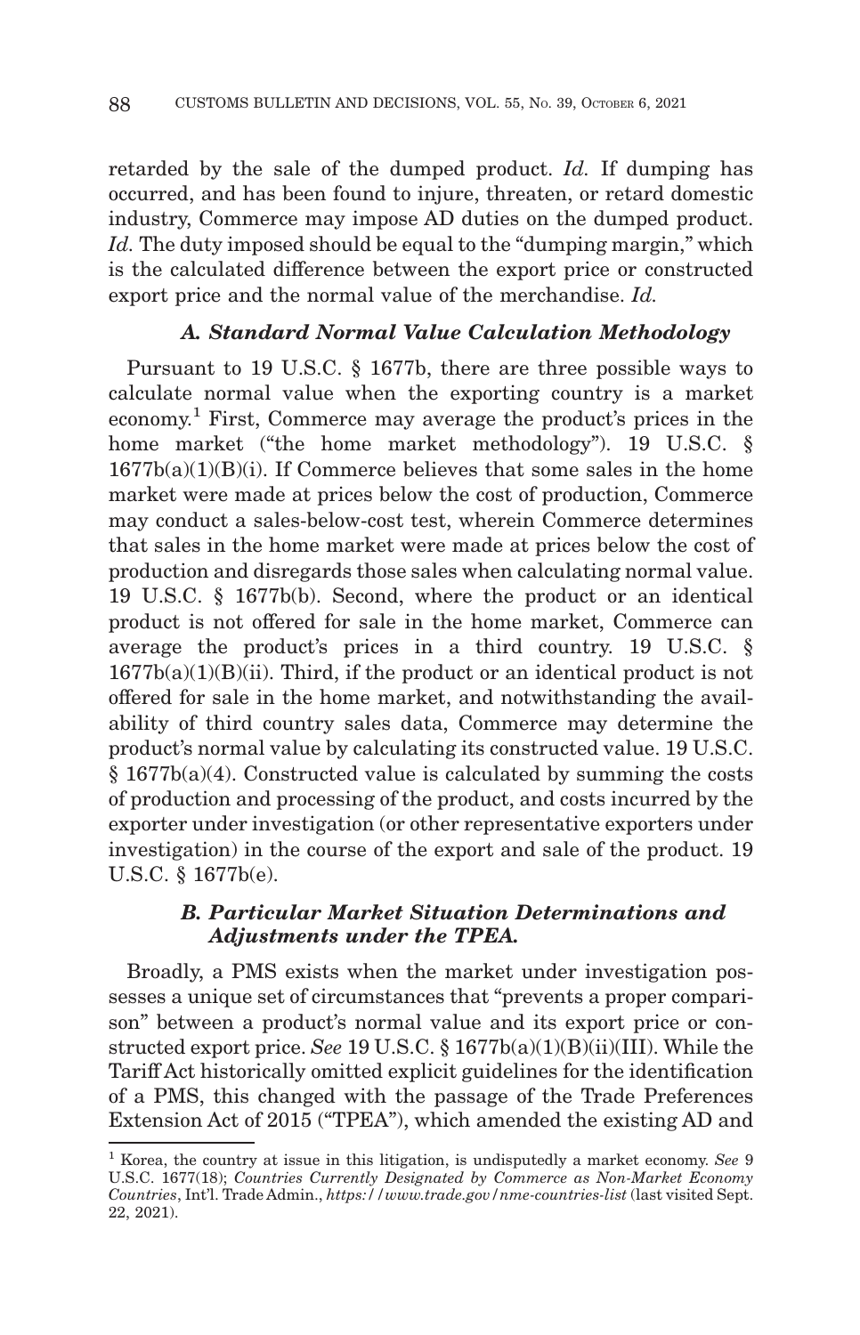retarded by the sale of the dumped product. *Id.* If dumping has occurred, and has been found to injure, threaten, or retard domestic industry, Commerce may impose AD duties on the dumped product. *Id.* The duty imposed should be equal to the "dumping margin," which is the calculated difference between the export price or constructed export price and the normal value of the merchandise. *Id.*

### *A. Standard Normal Value Calculation Methodology*

Pursuant to 19 U.S.C. § 1677b, there are three possible ways to calculate normal value when the exporting country is a market economy.[1] First, Commerce may average the product's prices in the home market ("the home market methodology"). 19 U.S.C. § 1677b(a)(1)(B)(i). If Commerce believes that some sales in the home market were made at prices below the cost of production, Commerce may conduct a sales-below-cost test, wherein Commerce determines that sales in the home market were made at prices below the cost of production and disregards those sales when calculating normal value. 19 U.S.C. § 1677b(b). Second, where the product or an identical product is not offered for sale in the home market, Commerce can average the product's prices in a third country. 19 U.S.C. § 1677b(a)(1)(B)(ii). Third, if the product or an identical product is not offered for sale in the home market, and notwithstanding the availability of third country sales data, Commerce may determine the product's normal value by calculating its constructed value. 19 U.S.C. § 1677b(a)(4). Constructed value is calculated by summing the costs of production and processing of the product, and costs incurred by the exporter under investigation (or other representative exporters under investigation) in the course of the export and sale of the product. 19 U.S.C. § 1677b(e).

### *B. Particular Market Situation Determinations and Adjustments under the TPEA.*

Broadly, a PMS exists when the market under investigation possesses a unique set of circumstances that "prevents a proper comparison" between a product's normal value and its export price or constructed export price. *See* 19 U.S.C. § 1677b(a)(1)(B)(ii)(III). While the Tariff Act historically omitted explicit guidelines for the identification of a PMS, this changed with the passage of the Trade Preferences Extension Act of 2015 ("TPEA"), which amended the existing AD and

---

[1] Korea, the country at issue in this litigation, is undisputedly a market economy. *See* 9 U.S.C. 1677(18); *Countries Currently Designated by Commerce as Non-Market Economy Countries*, Int'l. Trade Admin., *https://www.trade.gov/nme-countries-list* (last visited Sept. 22, 2021).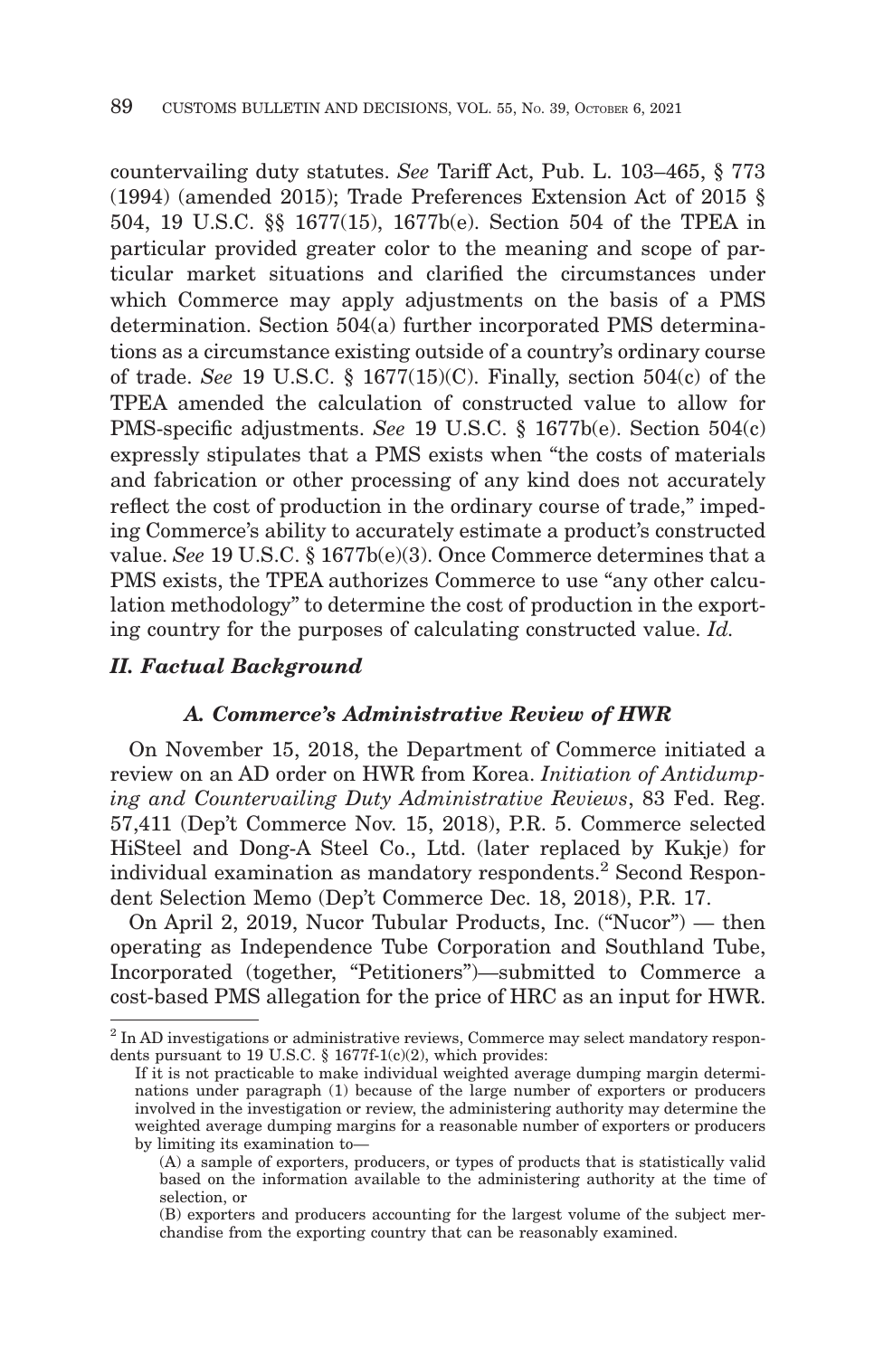countervailing duty statutes. *See* Tariff Act, Pub. L. 103–465, § 773 (1994) (amended 2015); Trade Preferences Extension Act of 2015 § 504, 19 U.S.C. §§ 1677(15), 1677b(e). Section 504 of the TPEA in particular provided greater color to the meaning and scope of particular market situations and clarified the circumstances under which Commerce may apply adjustments on the basis of a PMS determination. Section 504(a) further incorporated PMS determinations as a circumstance existing outside of a country's ordinary course of trade. *See* 19 U.S.C. § 1677(15)(C). Finally, section 504(c) of the TPEA amended the calculation of constructed value to allow for PMS-specific adjustments. *See* 19 U.S.C. § 1677b(e). Section 504(c) expressly stipulates that a PMS exists when "the costs of materials and fabrication or other processing of any kind does not accurately reflect the cost of production in the ordinary course of trade," impeding Commerce's ability to accurately estimate a product's constructed value. *See* 19 U.S.C. § 1677b(e)(3). Once Commerce determines that a PMS exists, the TPEA authorizes Commerce to use "any other calculation methodology" to determine the cost of production in the exporting country for the purposes of calculating constructed value. *Id.*

## *II. Factual Background*

### *A. Commerce's Administrative Review of HWR*

On November 15, 2018, the Department of Commerce initiated a review on an AD order on HWR from Korea. *Initiation of Antidumping and Countervailing Duty Administrative Reviews*, 83 Fed. Reg. 57,411 (Dep't Commerce Nov. 15, 2018), P.R. 5. Commerce selected HiSteel and Dong-A Steel Co., Ltd. (later replaced by Kukje) for individual examination as mandatory respondents.[2] Second Respondent Selection Memo (Dep't Commerce Dec. 18, 2018), P.R. 17.

On April 2, 2019, Nucor Tubular Products, Inc. ("Nucor") — then operating as Independence Tube Corporation and Southland Tube, Incorporated (together, "Petitioners")—submitted to Commerce a cost-based PMS allegation for the price of HRC as an input for HWR.

[2] In AD investigations or administrative reviews, Commerce may select mandatory respondents pursuant to 19 U.S.C. § 1677f-1(c)(2), which provides:

> If it is not practicable to make individual weighted average dumping margin determinations under paragraph (1) because of the large number of exporters or producers involved in the investigation or review, the administering authority may determine the weighted average dumping margins for a reasonable number of exporters or producers by limiting its examination to—
>
> (A) a sample of exporters, producers, or types of products that is statistically valid based on the information available to the administering authority at the time of selection, or
>
> (B) exporters and producers accounting for the largest volume of the subject merchandise from the exporting country that can be reasonably examined.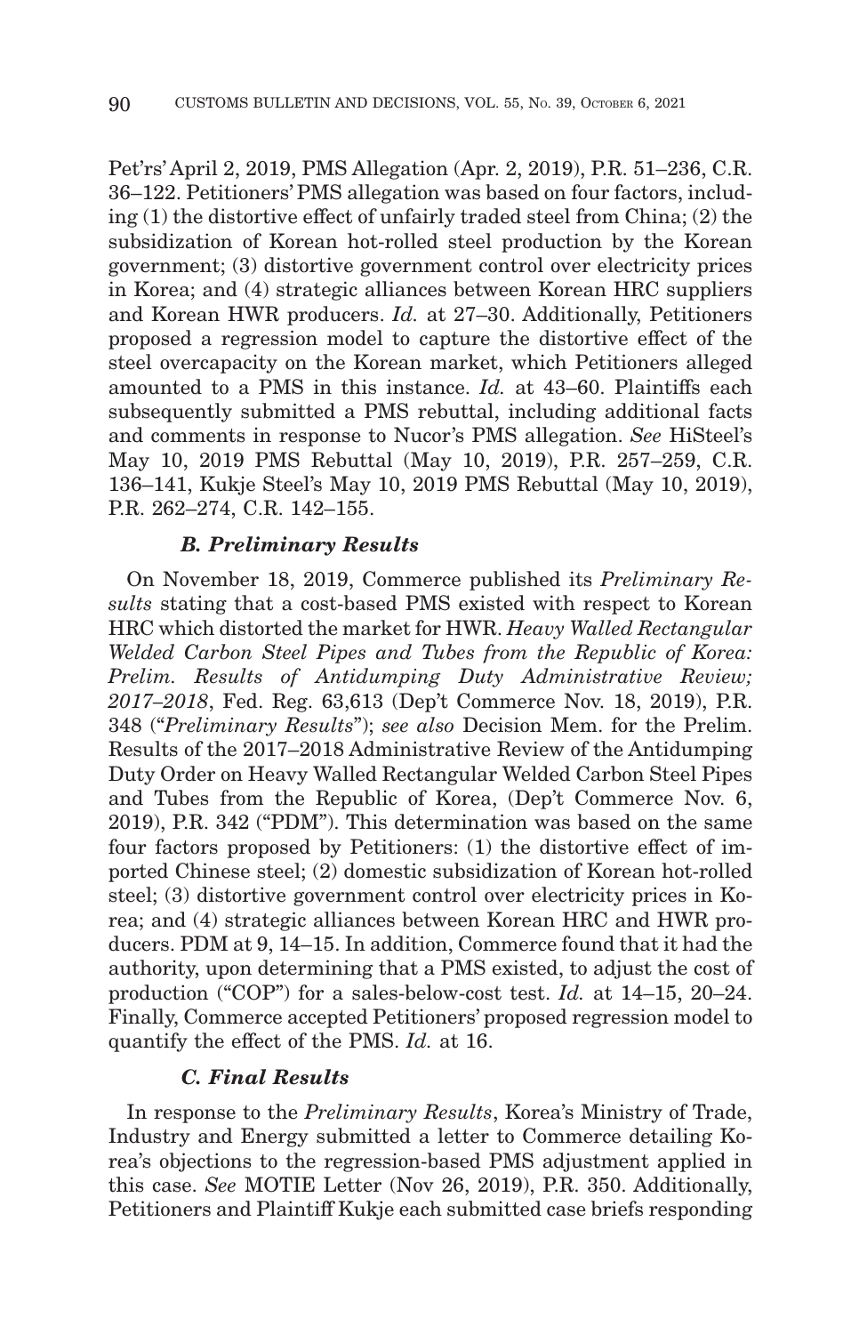Pet'rs' April 2, 2019, PMS Allegation (Apr. 2, 2019), P.R. 51–236, C.R. 36–122. Petitioners' PMS allegation was based on four factors, including (1) the distortive effect of unfairly traded steel from China; (2) the subsidization of Korean hot-rolled steel production by the Korean government; (3) distortive government control over electricity prices in Korea; and (4) strategic alliances between Korean HRC suppliers and Korean HWR producers. *Id.* at 27–30. Additionally, Petitioners proposed a regression model to capture the distortive effect of the steel overcapacity on the Korean market, which Petitioners alleged amounted to a PMS in this instance. *Id.* at 43–60. Plaintiffs each subsequently submitted a PMS rebuttal, including additional facts and comments in response to Nucor's PMS allegation. *See* HiSteel's May 10, 2019 PMS Rebuttal (May 10, 2019), P.R. 257–259, C.R. 136–141, Kukje Steel's May 10, 2019 PMS Rebuttal (May 10, 2019), P.R. 262–274, C.R. 142–155.

### *B. Preliminary Results*

On November 18, 2019, Commerce published its *Preliminary Results* stating that a cost-based PMS existed with respect to Korean HRC which distorted the market for HWR. *Heavy Walled Rectangular Welded Carbon Steel Pipes and Tubes from the Republic of Korea: Prelim. Results of Antidumping Duty Administrative Review; 2017–2018*, Fed. Reg. 63,613 (Dep't Commerce Nov. 18, 2019), P.R. 348 ("*Preliminary Results*"); *see also* Decision Mem. for the Prelim. Results of the 2017–2018 Administrative Review of the Antidumping Duty Order on Heavy Walled Rectangular Welded Carbon Steel Pipes and Tubes from the Republic of Korea, (Dep't Commerce Nov. 6, 2019), P.R. 342 ("PDM"). This determination was based on the same four factors proposed by Petitioners: (1) the distortive effect of imported Chinese steel; (2) domestic subsidization of Korean hot-rolled steel; (3) distortive government control over electricity prices in Korea; and (4) strategic alliances between Korean HRC and HWR producers. PDM at 9, 14–15. In addition, Commerce found that it had the authority, upon determining that a PMS existed, to adjust the cost of production ("COP") for a sales-below-cost test. *Id.* at 14–15, 20–24. Finally, Commerce accepted Petitioners' proposed regression model to quantify the effect of the PMS. *Id.* at 16.

### *C. Final Results*

In response to the *Preliminary Results*, Korea's Ministry of Trade, Industry and Energy submitted a letter to Commerce detailing Korea's objections to the regression-based PMS adjustment applied in this case. *See* MOTIE Letter (Nov 26, 2019), P.R. 350. Additionally, Petitioners and Plaintiff Kukje each submitted case briefs responding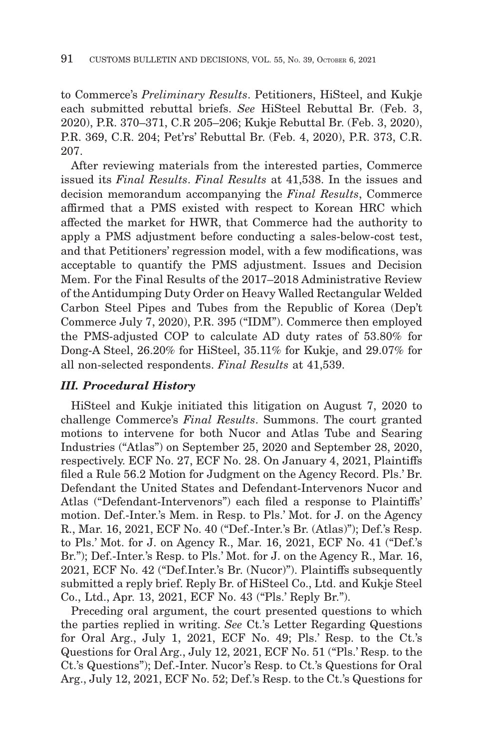to Commerce's *Preliminary Results*. Petitioners, HiSteel, and Kukje each submitted rebuttal briefs. *See* HiSteel Rebuttal Br. (Feb. 3, 2020), P.R. 370–371, C.R 205–206; Kukje Rebuttal Br. (Feb. 3, 2020), P.R. 369, C.R. 204; Pet'rs' Rebuttal Br. (Feb. 4, 2020), P.R. 373, C.R. 207.

After reviewing materials from the interested parties, Commerce issued its *Final Results*. *Final Results* at 41,538. In the issues and decision memorandum accompanying the *Final Results*, Commerce affirmed that a PMS existed with respect to Korean HRC which affected the market for HWR, that Commerce had the authority to apply a PMS adjustment before conducting a sales-below-cost test, and that Petitioners' regression model, with a few modifications, was acceptable to quantify the PMS adjustment. Issues and Decision Mem. For the Final Results of the 2017–2018 Administrative Review of the Antidumping Duty Order on Heavy Walled Rectangular Welded Carbon Steel Pipes and Tubes from the Republic of Korea (Dep't Commerce July 7, 2020), P.R. 395 ("IDM"). Commerce then employed the PMS-adjusted COP to calculate AD duty rates of 53.80% for Dong-A Steel, 26.20% for HiSteel, 35.11% for Kukje, and 29.07% for all non-selected respondents. *Final Results* at 41,539.

### *III. Procedural History*

HiSteel and Kukje initiated this litigation on August 7, 2020 to challenge Commerce's *Final Results*. Summons. The court granted motions to intervene for both Nucor and Atlas Tube and Searing Industries ("Atlas") on September 25, 2020 and September 28, 2020, respectively. ECF No. 27, ECF No. 28. On January 4, 2021, Plaintiffs filed a Rule 56.2 Motion for Judgment on the Agency Record. Pls.' Br. Defendant the United States and Defendant-Intervenors Nucor and Atlas ("Defendant-Intervenors") each filed a response to Plaintiffs' motion. Def.-Inter.'s Mem. in Resp. to Pls.' Mot. for J. on the Agency R., Mar. 16, 2021, ECF No. 40 ("Def.-Inter.'s Br. (Atlas)"); Def.'s Resp. to Pls.' Mot. for J. on Agency R., Mar. 16, 2021, ECF No. 41 ("Def.'s Br."); Def.-Inter.'s Resp. to Pls.' Mot. for J. on the Agency R., Mar. 16, 2021, ECF No. 42 ("Def.Inter.'s Br. (Nucor)"). Plaintiffs subsequently submitted a reply brief. Reply Br. of HiSteel Co., Ltd. and Kukje Steel Co., Ltd., Apr. 13, 2021, ECF No. 43 ("Pls.' Reply Br.").

Preceding oral argument, the court presented questions to which the parties replied in writing. *See* Ct.'s Letter Regarding Questions for Oral Arg., July 1, 2021, ECF No. 49; Pls.' Resp. to the Ct.'s Questions for Oral Arg., July 12, 2021, ECF No. 51 ("Pls.' Resp. to the Ct.'s Questions"); Def.-Inter. Nucor's Resp. to Ct.'s Questions for Oral Arg., July 12, 2021, ECF No. 52; Def.'s Resp. to the Ct.'s Questions for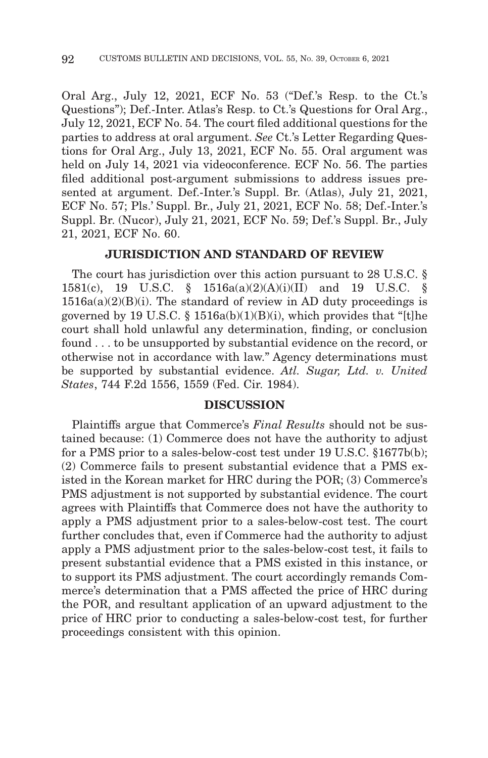Oral Arg., July 12, 2021, ECF No. 53 ("Def.'s Resp. to the Ct.'s Questions"); Def.-Inter. Atlas's Resp. to Ct.'s Questions for Oral Arg., July 12, 2021, ECF No. 54. The court filed additional questions for the parties to address at oral argument. *See* Ct.'s Letter Regarding Questions for Oral Arg., July 13, 2021, ECF No. 55. Oral argument was held on July 14, 2021 via videoconference. ECF No. 56. The parties filed additional post-argument submissions to address issues presented at argument. Def.-Inter.'s Suppl. Br. (Atlas), July 21, 2021, ECF No. 57; Pls.' Suppl. Br., July 21, 2021, ECF No. 58; Def.-Inter.'s Suppl. Br. (Nucor), July 21, 2021, ECF No. 59; Def.'s Suppl. Br., July 21, 2021, ECF No. 60.

## JURISDICTION AND STANDARD OF REVIEW

The court has jurisdiction over this action pursuant to 28 U.S.C. § 1581(c), 19 U.S.C. § 1516a(a)(2)(A)(i)(II) and 19 U.S.C. § 1516a(a)(2)(B)(i). The standard of review in AD duty proceedings is governed by 19 U.S.C. § 1516a(b)(1)(B)(i), which provides that "[t]he court shall hold unlawful any determination, finding, or conclusion found . . . to be unsupported by substantial evidence on the record, or otherwise not in accordance with law." Agency determinations must be supported by substantial evidence. *Atl. Sugar, Ltd. v. United States*, 744 F.2d 1556, 1559 (Fed. Cir. 1984).

## DISCUSSION

Plaintiffs argue that Commerce's *Final Results* should not be sustained because: (1) Commerce does not have the authority to adjust for a PMS prior to a sales-below-cost test under 19 U.S.C. §1677b(b); (2) Commerce fails to present substantial evidence that a PMS existed in the Korean market for HRC during the POR; (3) Commerce's PMS adjustment is not supported by substantial evidence. The court agrees with Plaintiffs that Commerce does not have the authority to apply a PMS adjustment prior to a sales-below-cost test. The court further concludes that, even if Commerce had the authority to adjust apply a PMS adjustment prior to the sales-below-cost test, it fails to present substantial evidence that a PMS existed in this instance, or to support its PMS adjustment. The court accordingly remands Commerce's determination that a PMS affected the price of HRC during the POR, and resultant application of an upward adjustment to the price of HRC prior to conducting a sales-below-cost test, for further proceedings consistent with this opinion.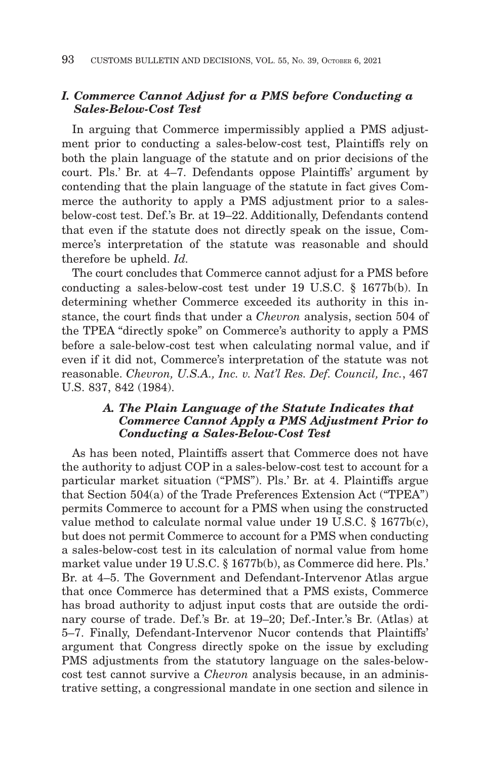## *I. Commerce Cannot Adjust for a PMS before Conducting a Sales-Below-Cost Test*

In arguing that Commerce impermissibly applied a PMS adjustment prior to conducting a sales-below-cost test, Plaintiffs rely on both the plain language of the statute and on prior decisions of the court. Pls.' Br. at 4–7. Defendants oppose Plaintiffs' argument by contending that the plain language of the statute in fact gives Commerce the authority to apply a PMS adjustment prior to a sales-below-cost test. Def.'s Br. at 19–22. Additionally, Defendants contend that even if the statute does not directly speak on the issue, Commerce's interpretation of the statute was reasonable and should therefore be upheld. *Id.*

The court concludes that Commerce cannot adjust for a PMS before conducting a sales-below-cost test under 19 U.S.C. § 1677b(b). In determining whether Commerce exceeded its authority in this instance, the court finds that under a *Chevron* analysis, section 504 of the TPEA "directly spoke" on Commerce's authority to apply a PMS before a sale-below-cost test when calculating normal value, and if even if it did not, Commerce's interpretation of the statute was not reasonable. *Chevron, U.S.A., Inc. v. Nat'l Res. Def. Council, Inc.*, 467 U.S. 837, 842 (1984).

### *A. The Plain Language of the Statute Indicates that Commerce Cannot Apply a PMS Adjustment Prior to Conducting a Sales-Below-Cost Test*

As has been noted, Plaintiffs assert that Commerce does not have the authority to adjust COP in a sales-below-cost test to account for a particular market situation ("PMS"). Pls.' Br. at 4. Plaintiffs argue that Section 504(a) of the Trade Preferences Extension Act ("TPEA") permits Commerce to account for a PMS when using the constructed value method to calculate normal value under 19 U.S.C. § 1677b(c), but does not permit Commerce to account for a PMS when conducting a sales-below-cost test in its calculation of normal value from home market value under 19 U.S.C. § 1677b(b), as Commerce did here. Pls.' Br. at 4–5. The Government and Defendant-Intervenor Atlas argue that once Commerce has determined that a PMS exists, Commerce has broad authority to adjust input costs that are outside the ordinary course of trade. Def.'s Br. at 19–20; Def.-Inter.'s Br. (Atlas) at 5–7. Finally, Defendant-Intervenor Nucor contends that Plaintiffs' argument that Congress directly spoke on the issue by excluding PMS adjustments from the statutory language on the sales-below-cost test cannot survive a *Chevron* analysis because, in an administrative setting, a congressional mandate in one section and silence in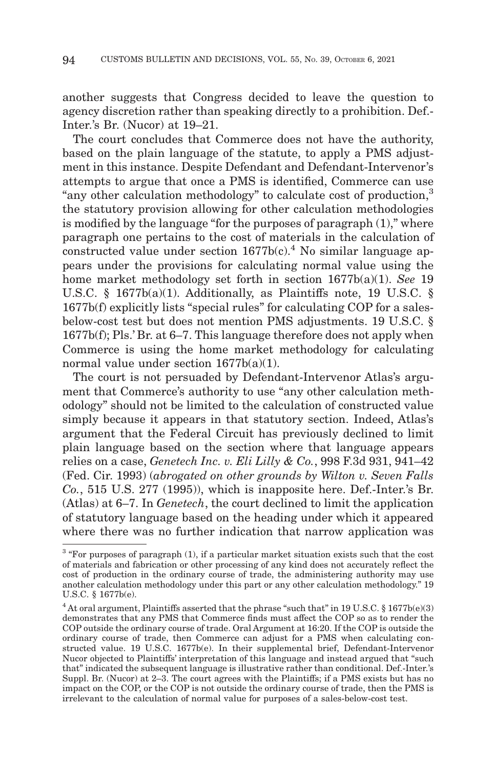another suggests that Congress decided to leave the question to agency discretion rather than speaking directly to a prohibition. Def.-Inter.'s Br. (Nucor) at 19–21.

The court concludes that Commerce does not have the authority, based on the plain language of the statute, to apply a PMS adjustment in this instance. Despite Defendant and Defendant-Intervenor's attempts to argue that once a PMS is identified, Commerce can use "any other calculation methodology" to calculate cost of production,[3] the statutory provision allowing for other calculation methodologies is modified by the language "for the purposes of paragraph (1)," where paragraph one pertains to the cost of materials in the calculation of constructed value under section 1677b(c).[4] No similar language appears under the provisions for calculating normal value using the home market methodology set forth in section 1677b(a)(1). *See* 19 U.S.C. § 1677b(a)(1). Additionally, as Plaintiffs note, 19 U.S.C. § 1677b(f) explicitly lists "special rules" for calculating COP for a sales-below-cost test but does not mention PMS adjustments. 19 U.S.C. § 1677b(f); Pls.' Br. at 6–7. This language therefore does not apply when Commerce is using the home market methodology for calculating normal value under section 1677b(a)(1).

The court is not persuaded by Defendant-Intervenor Atlas's argument that Commerce's authority to use "any other calculation methodology" should not be limited to the calculation of constructed value simply because it appears in that statutory section. Indeed, Atlas's argument that the Federal Circuit has previously declined to limit plain language based on the section where that language appears relies on a case, *Genetech Inc. v. Eli Lilly & Co.*, 998 F.3d 931, 941–42 (Fed. Cir. 1993) (*abrogated on other grounds by Wilton v. Seven Falls Co.*, 515 U.S. 277 (1995)), which is inapposite here. Def.-Inter.'s Br. (Atlas) at 6–7. In *Genetech*, the court declined to limit the application of statutory language based on the heading under which it appeared where there was no further indication that narrow application was

---

[3] "For purposes of paragraph (1), if a particular market situation exists such that the cost of materials and fabrication or other processing of any kind does not accurately reflect the cost of production in the ordinary course of trade, the administering authority may use another calculation methodology under this part or any other calculation methodology." 19 U.S.C. § 1677b(e).

[4] At oral argument, Plaintiffs asserted that the phrase "such that" in 19 U.S.C. § 1677b(e)(3) demonstrates that any PMS that Commerce finds must affect the COP so as to render the COP outside the ordinary course of trade. Oral Argument at 16:20. If the COP is outside the ordinary course of trade, then Commerce can adjust for a PMS when calculating constructed value. 19 U.S.C. 1677b(e). In their supplemental brief, Defendant-Intervenor Nucor objected to Plaintiffs' interpretation of this language and instead argued that "such that" indicated the subsequent language is illustrative rather than conditional. Def.-Inter.'s Suppl. Br. (Nucor) at 2–3. The court agrees with the Plaintiffs; if a PMS exists but has no impact on the COP, or the COP is not outside the ordinary course of trade, then the PMS is irrelevant to the calculation of normal value for purposes of a sales-below-cost test.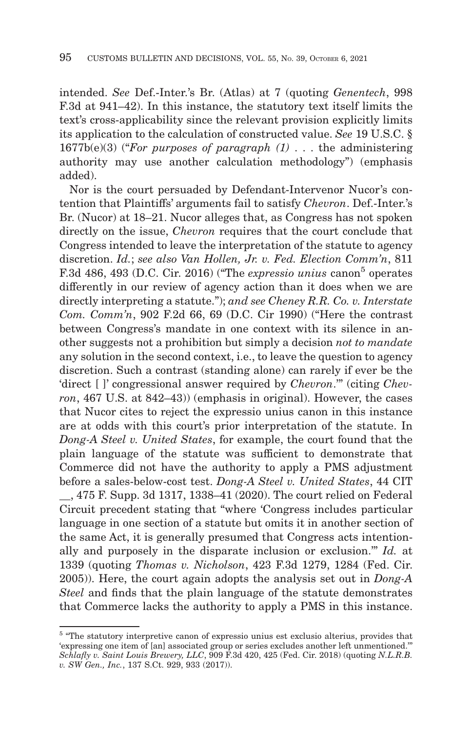intended. *See* Def.-Inter.'s Br. (Atlas) at 7 (quoting *Genentech*, 998 F.3d at 941–42). In this instance, the statutory text itself limits the text's cross-applicability since the relevant provision explicitly limits its application to the calculation of constructed value. *See* 19 U.S.C. § 1677b(e)(3) ("*For purposes of paragraph (1)* . . . the administering authority may use another calculation methodology") (emphasis added).

Nor is the court persuaded by Defendant-Intervenor Nucor's contention that Plaintiffs' arguments fail to satisfy *Chevron*. Def.-Inter.'s Br. (Nucor) at 18–21. Nucor alleges that, as Congress has not spoken directly on the issue, *Chevron* requires that the court conclude that Congress intended to leave the interpretation of the statute to agency discretion. *Id.*; *see also Van Hollen, Jr. v. Fed. Election Comm'n*, 811 F.3d 486, 493 (D.C. Cir. 2016) ("The *expressio unius* canon[5] operates differently in our review of agency action than it does when we are directly interpreting a statute."); *and see Cheney R.R. Co. v. Interstate Com. Comm'n*, 902 F.2d 66, 69 (D.C. Cir 1990) ("Here the contrast between Congress's mandate in one context with its silence in another suggests not a prohibition but simply a decision *not to mandate* any solution in the second context, i.e., to leave the question to agency discretion. Such a contrast (standing alone) can rarely if ever be the 'direct [ ]' congressional answer required by *Chevron*.'" (citing *Chevron*, 467 U.S. at 842–43)) (emphasis in original). However, the cases that Nucor cites to reject the expressio unius canon in this instance are at odds with this court's prior interpretation of the statute. In *Dong-A Steel v. United States*, for example, the court found that the plain language of the statute was sufficient to demonstrate that Commerce did not have the authority to apply a PMS adjustment before a sales-below-cost test. *Dong-A Steel v. United States*, 44 CIT __, 475 F. Supp. 3d 1317, 1338–41 (2020). The court relied on Federal Circuit precedent stating that "where 'Congress includes particular language in one section of a statute but omits it in another section of the same Act, it is generally presumed that Congress acts intentionally and purposely in the disparate inclusion or exclusion.'" *Id.* at 1339 (quoting *Thomas v. Nicholson*, 423 F.3d 1279, 1284 (Fed. Cir. 2005)). Here, the court again adopts the analysis set out in *Dong-A Steel* and finds that the plain language of the statute demonstrates that Commerce lacks the authority to apply a PMS in this instance.

---

[5] "The statutory interpretive canon of expressio unius est exclusio alterius, provides that 'expressing one item of [an] associated group or series excludes another left unmentioned.'" *Schlafly v. Saint Louis Brewery, LLC*, 909 F.3d 420, 425 (Fed. Cir. 2018) (quoting *N.L.R.B. v. SW Gen., Inc.*, 137 S.Ct. 929, 933 (2017)).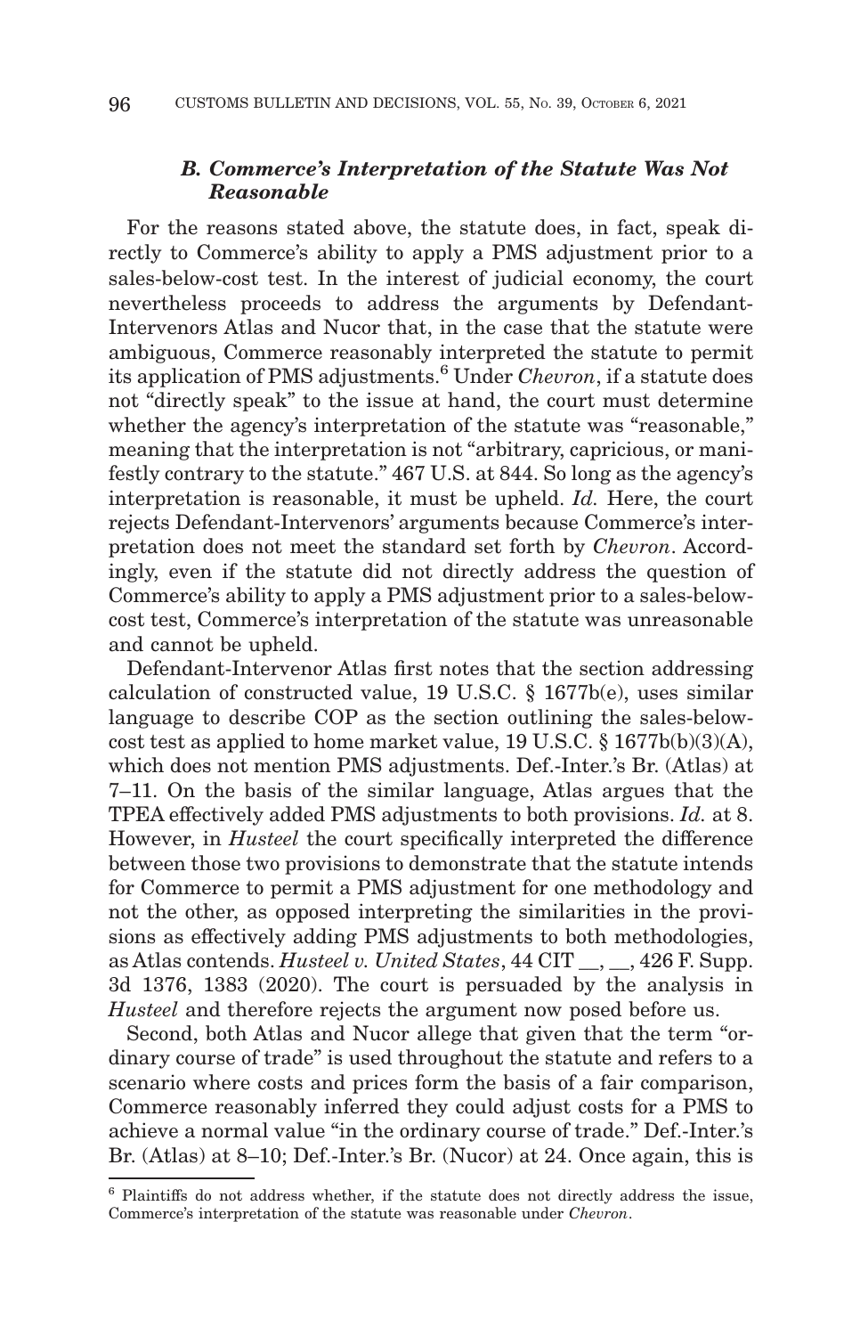### *B. Commerce's Interpretation of the Statute Was Not Reasonable*

For the reasons stated above, the statute does, in fact, speak directly to Commerce's ability to apply a PMS adjustment prior to a sales-below-cost test. In the interest of judicial economy, the court nevertheless proceeds to address the arguments by Defendant-Intervenors Atlas and Nucor that, in the case that the statute were ambiguous, Commerce reasonably interpreted the statute to permit its application of PMS adjustments.[6] Under *Chevron*, if a statute does not "directly speak" to the issue at hand, the court must determine whether the agency's interpretation of the statute was "reasonable," meaning that the interpretation is not "arbitrary, capricious, or manifestly contrary to the statute." 467 U.S. at 844. So long as the agency's interpretation is reasonable, it must be upheld. *Id.* Here, the court rejects Defendant-Intervenors' arguments because Commerce's interpretation does not meet the standard set forth by *Chevron*. Accordingly, even if the statute did not directly address the question of Commerce's ability to apply a PMS adjustment prior to a sales-below-cost test, Commerce's interpretation of the statute was unreasonable and cannot be upheld.

Defendant-Intervenor Atlas first notes that the section addressing calculation of constructed value, 19 U.S.C. § 1677b(e), uses similar language to describe COP as the section outlining the sales-below-cost test as applied to home market value, 19 U.S.C. § 1677b(b)(3)(A), which does not mention PMS adjustments. Def.-Inter.'s Br. (Atlas) at 7–11. On the basis of the similar language, Atlas argues that the TPEA effectively added PMS adjustments to both provisions. *Id.* at 8. However, in *Husteel* the court specifically interpreted the difference between those two provisions to demonstrate that the statute intends for Commerce to permit a PMS adjustment for one methodology and not the other, as opposed interpreting the similarities in the provisions as effectively adding PMS adjustments to both methodologies, as Atlas contends. *Husteel v. United States*, 44 CIT __, __, 426 F. Supp. 3d 1376, 1383 (2020). The court is persuaded by the analysis in *Husteel* and therefore rejects the argument now posed before us.

Second, both Atlas and Nucor allege that given that the term "ordinary course of trade" is used throughout the statute and refers to a scenario where costs and prices form the basis of a fair comparison, Commerce reasonably inferred they could adjust costs for a PMS to achieve a normal value "in the ordinary course of trade." Def.-Inter.'s Br. (Atlas) at 8–10; Def.-Inter.'s Br. (Nucor) at 24. Once again, this is

[6] Plaintiffs do not address whether, if the statute does not directly address the issue, Commerce's interpretation of the statute was reasonable under *Chevron*.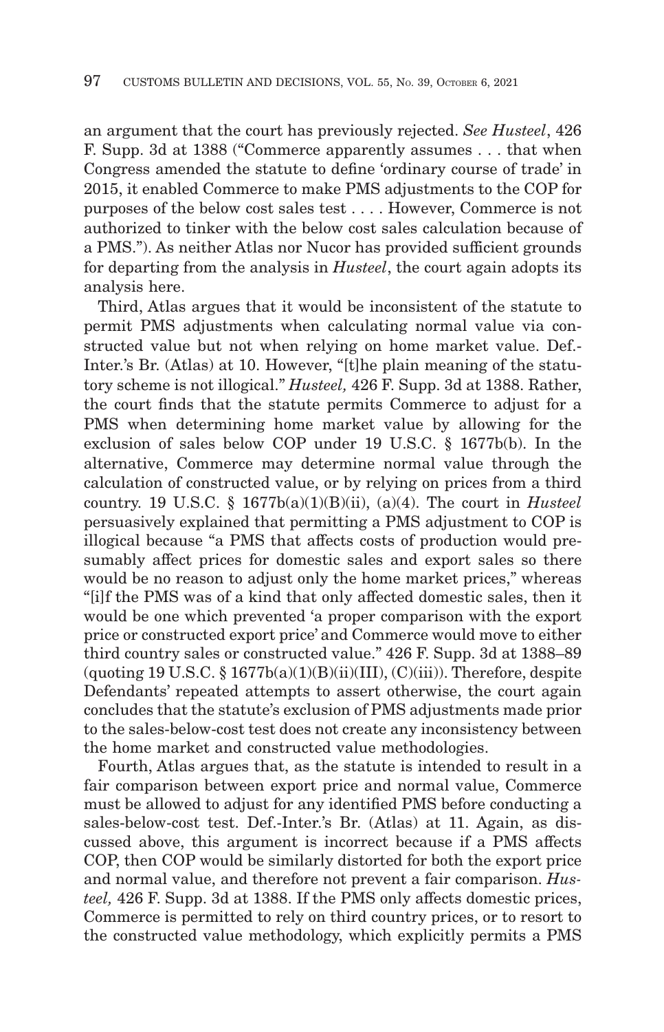an argument that the court has previously rejected. *See Husteel*, 426 F. Supp. 3d at 1388 ("Commerce apparently assumes . . . that when Congress amended the statute to define 'ordinary course of trade' in 2015, it enabled Commerce to make PMS adjustments to the COP for purposes of the below cost sales test . . . . However, Commerce is not authorized to tinker with the below cost sales calculation because of a PMS."). As neither Atlas nor Nucor has provided sufficient grounds for departing from the analysis in *Husteel*, the court again adopts its analysis here.

Third, Atlas argues that it would be inconsistent of the statute to permit PMS adjustments when calculating normal value via constructed value but not when relying on home market value. Def.-Inter.'s Br. (Atlas) at 10. However, "[t]he plain meaning of the statutory scheme is not illogical." *Husteel,* 426 F. Supp. 3d at 1388. Rather, the court finds that the statute permits Commerce to adjust for a PMS when determining home market value by allowing for the exclusion of sales below COP under 19 U.S.C. § 1677b(b). In the alternative, Commerce may determine normal value through the calculation of constructed value, or by relying on prices from a third country. 19 U.S.C. § 1677b(a)(1)(B)(ii), (a)(4). The court in *Husteel* persuasively explained that permitting a PMS adjustment to COP is illogical because "a PMS that affects costs of production would presumably affect prices for domestic sales and export sales so there would be no reason to adjust only the home market prices," whereas "[i]f the PMS was of a kind that only affected domestic sales, then it would be one which prevented 'a proper comparison with the export price or constructed export price' and Commerce would move to either third country sales or constructed value." 426 F. Supp. 3d at 1388–89 (quoting 19 U.S.C. § 1677b(a)(1)(B)(ii)(III), (C)(iii)). Therefore, despite Defendants' repeated attempts to assert otherwise, the court again concludes that the statute's exclusion of PMS adjustments made prior to the sales-below-cost test does not create any inconsistency between the home market and constructed value methodologies.

Fourth, Atlas argues that, as the statute is intended to result in a fair comparison between export price and normal value, Commerce must be allowed to adjust for any identified PMS before conducting a sales-below-cost test. Def.-Inter.'s Br. (Atlas) at 11. Again, as discussed above, this argument is incorrect because if a PMS affects COP, then COP would be similarly distorted for both the export price and normal value, and therefore not prevent a fair comparison. *Husteel,* 426 F. Supp. 3d at 1388. If the PMS only affects domestic prices, Commerce is permitted to rely on third country prices, or to resort to the constructed value methodology, which explicitly permits a PMS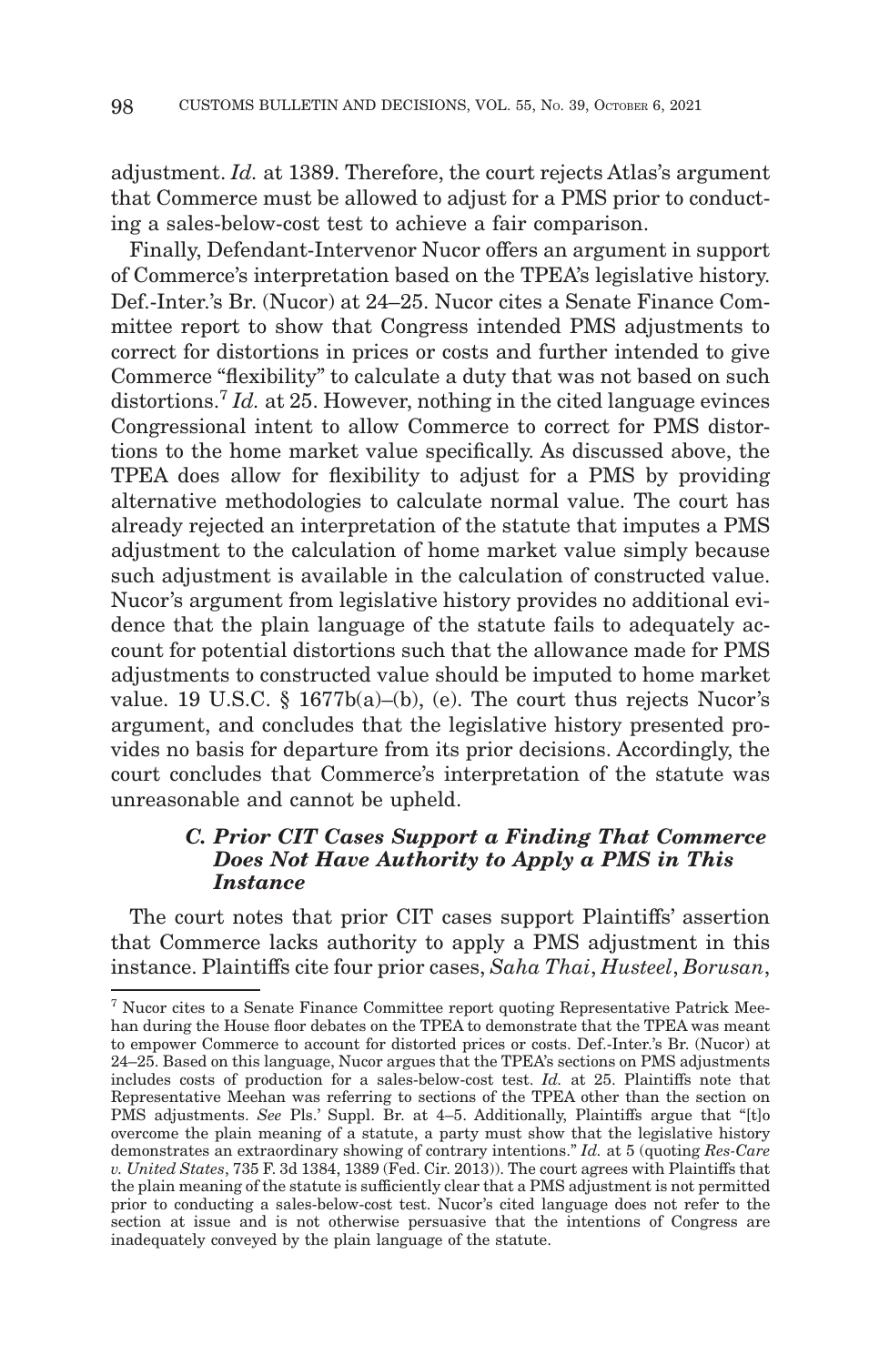adjustment. *Id.* at 1389. Therefore, the court rejects Atlas's argument that Commerce must be allowed to adjust for a PMS prior to conducting a sales-below-cost test to achieve a fair comparison.

Finally, Defendant-Intervenor Nucor offers an argument in support of Commerce's interpretation based on the TPEA's legislative history. Def.-Inter.'s Br. (Nucor) at 24–25. Nucor cites a Senate Finance Committee report to show that Congress intended PMS adjustments to correct for distortions in prices or costs and further intended to give Commerce "flexibility" to calculate a duty that was not based on such distortions.[7] *Id.* at 25. However, nothing in the cited language evinces Congressional intent to allow Commerce to correct for PMS distortions to the home market value specifically. As discussed above, the TPEA does allow for flexibility to adjust for a PMS by providing alternative methodologies to calculate normal value. The court has already rejected an interpretation of the statute that imputes a PMS adjustment to the calculation of home market value simply because such adjustment is available in the calculation of constructed value. Nucor's argument from legislative history provides no additional evidence that the plain language of the statute fails to adequately account for potential distortions such that the allowance made for PMS adjustments to constructed value should be imputed to home market value. 19 U.S.C. § 1677b(a)–(b), (e). The court thus rejects Nucor's argument, and concludes that the legislative history presented provides no basis for departure from its prior decisions. Accordingly, the court concludes that Commerce's interpretation of the statute was unreasonable and cannot be upheld.

### *C. Prior CIT Cases Support a Finding That Commerce Does Not Have Authority to Apply a PMS in This Instance*

The court notes that prior CIT cases support Plaintiffs' assertion that Commerce lacks authority to apply a PMS adjustment in this instance. Plaintiffs cite four prior cases, *Saha Thai*, *Husteel*, *Borusan*,

---

[7] Nucor cites to a Senate Finance Committee report quoting Representative Patrick Meehan during the House floor debates on the TPEA to demonstrate that the TPEA was meant to empower Commerce to account for distorted prices or costs. Def.-Inter.'s Br. (Nucor) at 24–25. Based on this language, Nucor argues that the TPEA's sections on PMS adjustments includes costs of production for a sales-below-cost test. *Id.* at 25. Plaintiffs note that Representative Meehan was referring to sections of the TPEA other than the section on PMS adjustments. *See* Pls.' Suppl. Br. at 4–5. Additionally, Plaintiffs argue that "[t]o overcome the plain meaning of a statute, a party must show that the legislative history demonstrates an extraordinary showing of contrary intentions." *Id.* at 5 (quoting *Res-Care v. United States*, 735 F. 3d 1384, 1389 (Fed. Cir. 2013)). The court agrees with Plaintiffs that the plain meaning of the statute is sufficiently clear that a PMS adjustment is not permitted prior to conducting a sales-below-cost test. Nucor's cited language does not refer to the section at issue and is not otherwise persuasive that the intentions of Congress are inadequately conveyed by the plain language of the statute.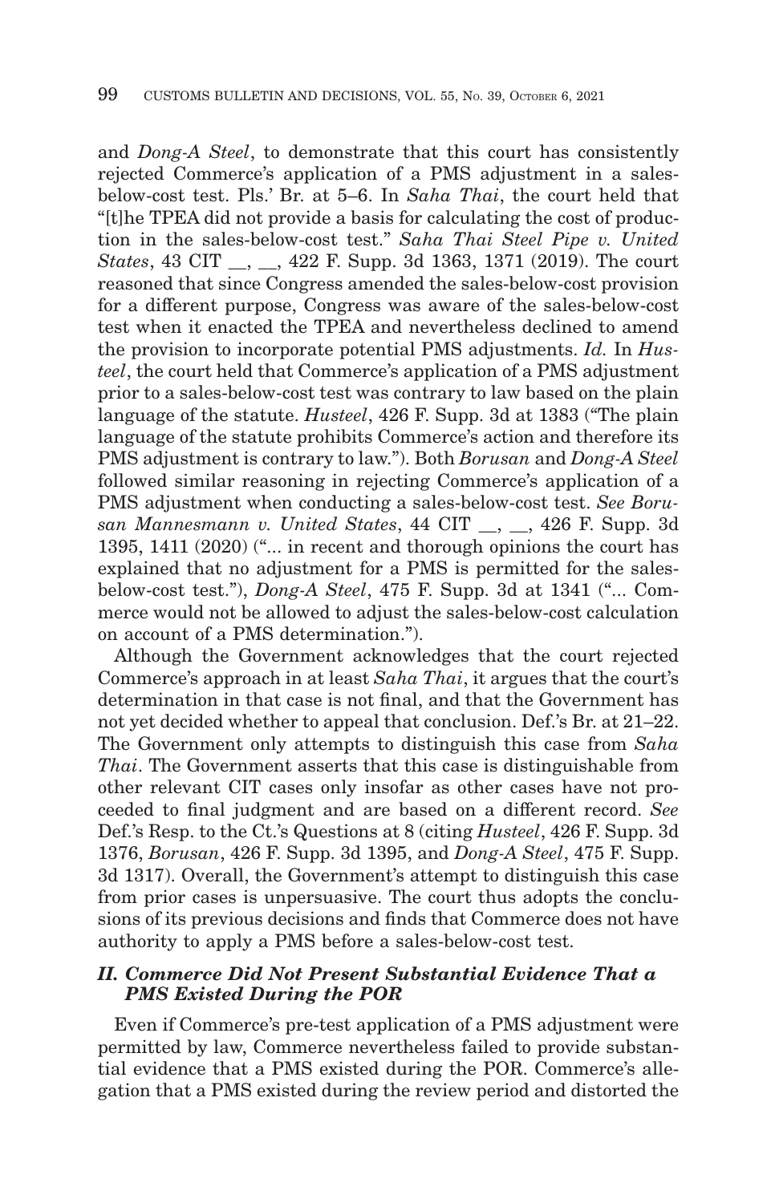and *Dong-A Steel*, to demonstrate that this court has consistently rejected Commerce's application of a PMS adjustment in a sales-below-cost test. Pls.' Br. at 5–6. In *Saha Thai*, the court held that "[t]he TPEA did not provide a basis for calculating the cost of production in the sales-below-cost test." *Saha Thai Steel Pipe v. United States*, 43 CIT __, __, 422 F. Supp. 3d 1363, 1371 (2019). The court reasoned that since Congress amended the sales-below-cost provision for a different purpose, Congress was aware of the sales-below-cost test when it enacted the TPEA and nevertheless declined to amend the provision to incorporate potential PMS adjustments. *Id.* In *Husteel*, the court held that Commerce's application of a PMS adjustment prior to a sales-below-cost test was contrary to law based on the plain language of the statute. *Husteel*, 426 F. Supp. 3d at 1383 ("The plain language of the statute prohibits Commerce's action and therefore its PMS adjustment is contrary to law."). Both *Borusan* and *Dong-A Steel* followed similar reasoning in rejecting Commerce's application of a PMS adjustment when conducting a sales-below-cost test. *See Borusan Mannesmann v. United States*, 44 CIT __, __, 426 F. Supp. 3d 1395, 1411 (2020) ("... in recent and thorough opinions the court has explained that no adjustment for a PMS is permitted for the sales-below-cost test."), *Dong-A Steel*, 475 F. Supp. 3d at 1341 ("... Commerce would not be allowed to adjust the sales-below-cost calculation on account of a PMS determination.").

Although the Government acknowledges that the court rejected Commerce's approach in at least *Saha Thai*, it argues that the court's determination in that case is not final, and that the Government has not yet decided whether to appeal that conclusion. Def.'s Br. at 21–22. The Government only attempts to distinguish this case from *Saha Thai*. The Government asserts that this case is distinguishable from other relevant CIT cases only insofar as other cases have not proceeded to final judgment and are based on a different record. *See* Def.'s Resp. to the Ct.'s Questions at 8 (citing *Husteel*, 426 F. Supp. 3d 1376, *Borusan*, 426 F. Supp. 3d 1395, and *Dong-A Steel*, 475 F. Supp. 3d 1317). Overall, the Government's attempt to distinguish this case from prior cases is unpersuasive. The court thus adopts the conclusions of its previous decisions and finds that Commerce does not have authority to apply a PMS before a sales-below-cost test.

### *II. Commerce Did Not Present Substantial Evidence That a PMS Existed During the POR*

Even if Commerce's pre-test application of a PMS adjustment were permitted by law, Commerce nevertheless failed to provide substantial evidence that a PMS existed during the POR. Commerce's allegation that a PMS existed during the review period and distorted the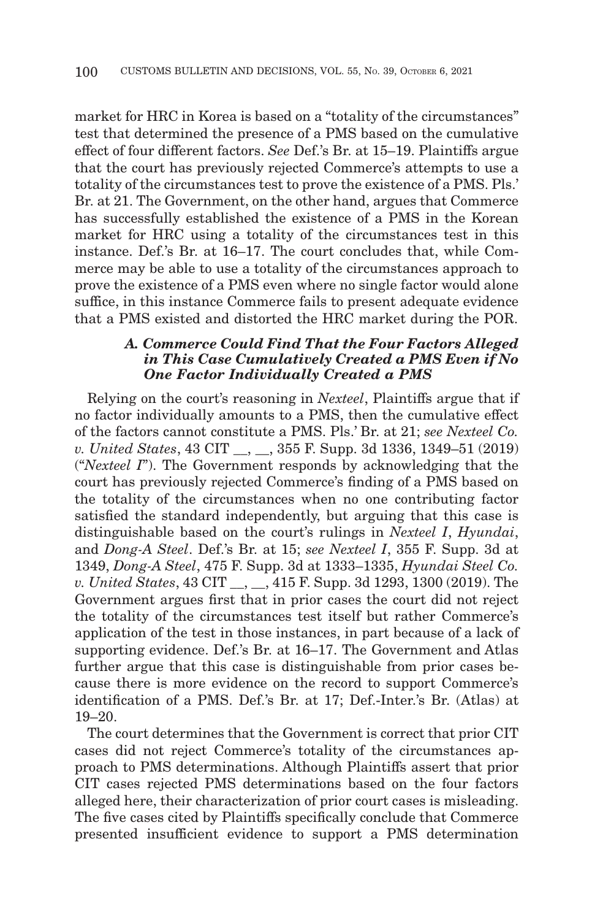market for HRC in Korea is based on a "totality of the circumstances" test that determined the presence of a PMS based on the cumulative effect of four different factors. *See* Def.'s Br. at 15–19. Plaintiffs argue that the court has previously rejected Commerce's attempts to use a totality of the circumstances test to prove the existence of a PMS. Pls.' Br. at 21. The Government, on the other hand, argues that Commerce has successfully established the existence of a PMS in the Korean market for HRC using a totality of the circumstances test in this instance. Def.'s Br. at 16–17. The court concludes that, while Commerce may be able to use a totality of the circumstances approach to prove the existence of a PMS even where no single factor would alone suffice, in this instance Commerce fails to present adequate evidence that a PMS existed and distorted the HRC market during the POR.

### *A. Commerce Could Find That the Four Factors Alleged in This Case Cumulatively Created a PMS Even if No One Factor Individually Created a PMS*

Relying on the court's reasoning in *Nexteel*, Plaintiffs argue that if no factor individually amounts to a PMS, then the cumulative effect of the factors cannot constitute a PMS. Pls.' Br. at 21; *see Nexteel Co. v. United States*, 43 CIT __, __, 355 F. Supp. 3d 1336, 1349–51 (2019) ("*Nexteel I*"). The Government responds by acknowledging that the court has previously rejected Commerce's finding of a PMS based on the totality of the circumstances when no one contributing factor satisfied the standard independently, but arguing that this case is distinguishable based on the court's rulings in *Nexteel I*, *Hyundai*, and *Dong-A Steel*. Def.'s Br. at 15; *see Nexteel I*, 355 F. Supp. 3d at 1349, *Dong-A Steel*, 475 F. Supp. 3d at 1333–1335, *Hyundai Steel Co. v. United States*, 43 CIT __, __, 415 F. Supp. 3d 1293, 1300 (2019). The Government argues first that in prior cases the court did not reject the totality of the circumstances test itself but rather Commerce's application of the test in those instances, in part because of a lack of supporting evidence. Def.'s Br. at 16–17. The Government and Atlas further argue that this case is distinguishable from prior cases because there is more evidence on the record to support Commerce's identification of a PMS. Def.'s Br. at 17; Def.-Inter.'s Br. (Atlas) at 19–20.

The court determines that the Government is correct that prior CIT cases did not reject Commerce's totality of the circumstances approach to PMS determinations. Although Plaintiffs assert that prior CIT cases rejected PMS determinations based on the four factors alleged here, their characterization of prior court cases is misleading. The five cases cited by Plaintiffs specifically conclude that Commerce presented insufficient evidence to support a PMS determination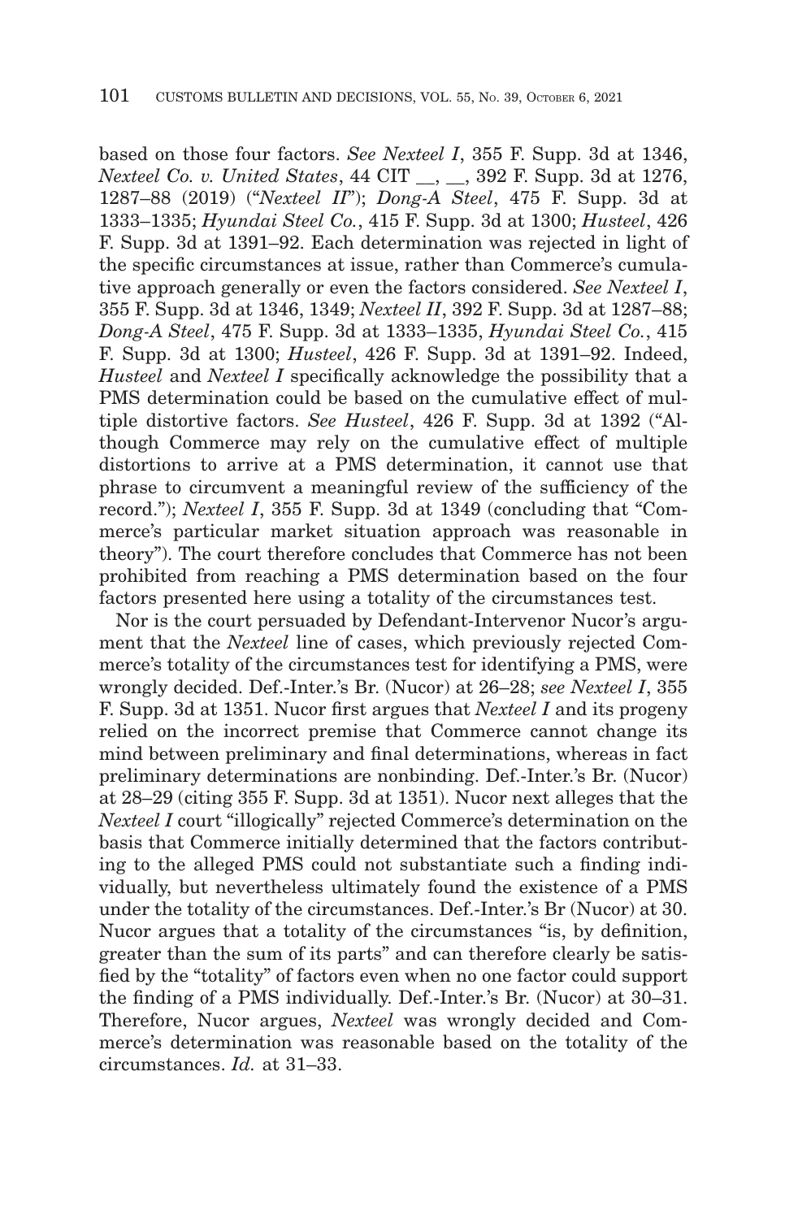based on those four factors. *See Nexteel I*, 355 F. Supp. 3d at 1346, *Nexteel Co. v. United States*, 44 CIT __, __, 392 F. Supp. 3d at 1276, 1287–88 (2019) ("*Nexteel II*"); *Dong-A Steel*, 475 F. Supp. 3d at 1333–1335; *Hyundai Steel Co.*, 415 F. Supp. 3d at 1300; *Husteel*, 426 F. Supp. 3d at 1391–92. Each determination was rejected in light of the specific circumstances at issue, rather than Commerce's cumulative approach generally or even the factors considered. *See Nexteel I*, 355 F. Supp. 3d at 1346, 1349; *Nexteel II*, 392 F. Supp. 3d at 1287–88; *Dong-A Steel*, 475 F. Supp. 3d at 1333–1335, *Hyundai Steel Co.*, 415 F. Supp. 3d at 1300; *Husteel*, 426 F. Supp. 3d at 1391–92. Indeed, *Husteel* and *Nexteel I* specifically acknowledge the possibility that a PMS determination could be based on the cumulative effect of multiple distortive factors. *See Husteel*, 426 F. Supp. 3d at 1392 ("Although Commerce may rely on the cumulative effect of multiple distortions to arrive at a PMS determination, it cannot use that phrase to circumvent a meaningful review of the sufficiency of the record."); *Nexteel I*, 355 F. Supp. 3d at 1349 (concluding that "Commerce's particular market situation approach was reasonable in theory"). The court therefore concludes that Commerce has not been prohibited from reaching a PMS determination based on the four factors presented here using a totality of the circumstances test.

Nor is the court persuaded by Defendant-Intervenor Nucor's argument that the *Nexteel* line of cases, which previously rejected Commerce's totality of the circumstances test for identifying a PMS, were wrongly decided. Def.-Inter.'s Br. (Nucor) at 26–28; *see Nexteel I*, 355 F. Supp. 3d at 1351. Nucor first argues that *Nexteel I* and its progeny relied on the incorrect premise that Commerce cannot change its mind between preliminary and final determinations, whereas in fact preliminary determinations are nonbinding. Def.-Inter.'s Br. (Nucor) at 28–29 (citing 355 F. Supp. 3d at 1351). Nucor next alleges that the *Nexteel I* court "illogically" rejected Commerce's determination on the basis that Commerce initially determined that the factors contributing to the alleged PMS could not substantiate such a finding individually, but nevertheless ultimately found the existence of a PMS under the totality of the circumstances. Def.-Inter.'s Br (Nucor) at 30. Nucor argues that a totality of the circumstances "is, by definition, greater than the sum of its parts" and can therefore clearly be satisfied by the "totality" of factors even when no one factor could support the finding of a PMS individually. Def.-Inter.'s Br. (Nucor) at 30–31. Therefore, Nucor argues, *Nexteel* was wrongly decided and Commerce's determination was reasonable based on the totality of the circumstances. *Id.* at 31–33.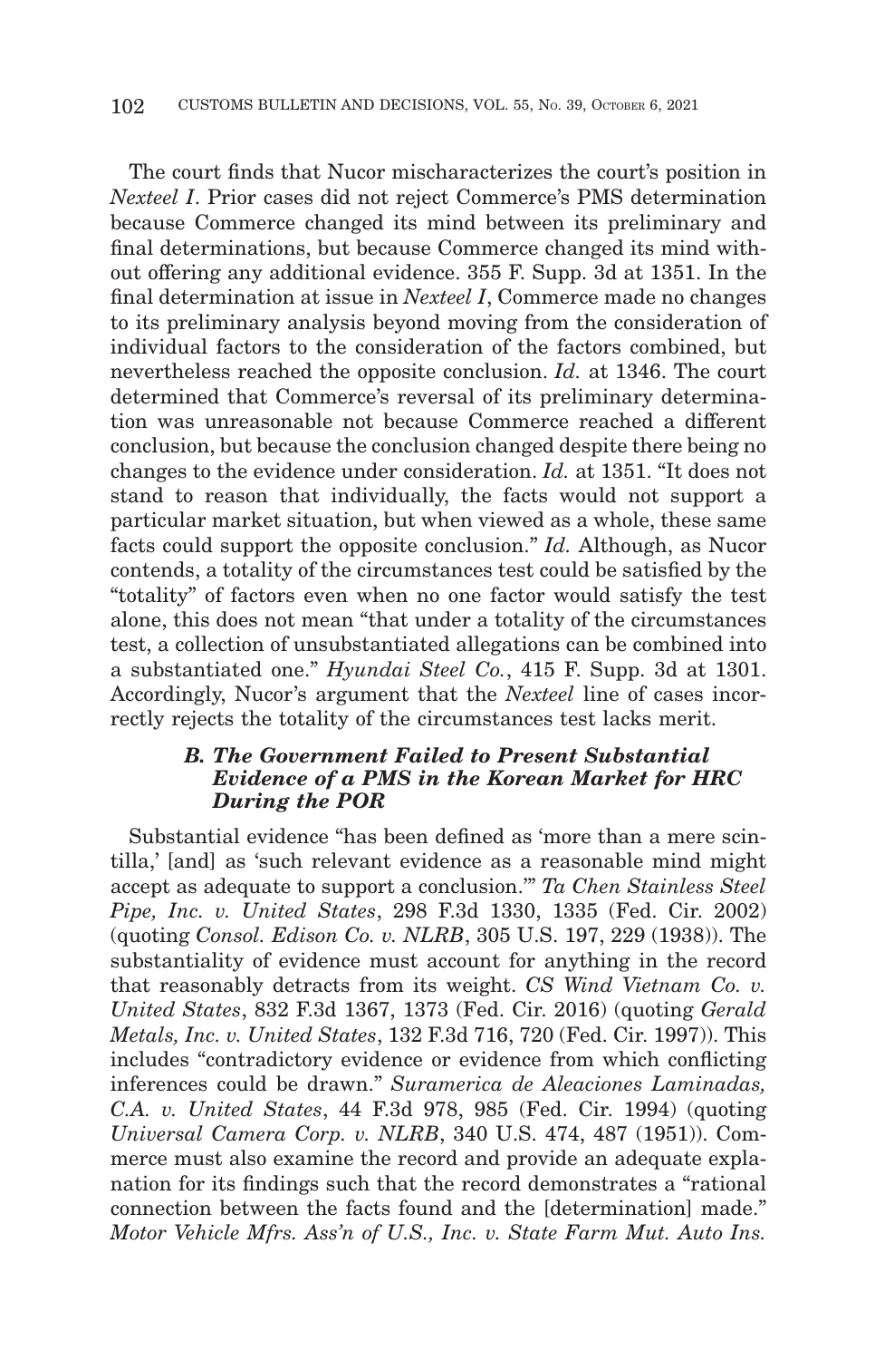The court finds that Nucor mischaracterizes the court's position in *Nexteel I*. Prior cases did not reject Commerce's PMS determination because Commerce changed its mind between its preliminary and final determinations, but because Commerce changed its mind without offering any additional evidence. 355 F. Supp. 3d at 1351. In the final determination at issue in *Nexteel I*, Commerce made no changes to its preliminary analysis beyond moving from the consideration of individual factors to the consideration of the factors combined, but nevertheless reached the opposite conclusion. *Id.* at 1346. The court determined that Commerce's reversal of its preliminary determination was unreasonable not because Commerce reached a different conclusion, but because the conclusion changed despite there being no changes to the evidence under consideration. *Id.* at 1351. "It does not stand to reason that individually, the facts would not support a particular market situation, but when viewed as a whole, these same facts could support the opposite conclusion." *Id.* Although, as Nucor contends, a totality of the circumstances test could be satisfied by the "totality" of factors even when no one factor would satisfy the test alone, this does not mean "that under a totality of the circumstances test, a collection of unsubstantiated allegations can be combined into a substantiated one." *Hyundai Steel Co.*, 415 F. Supp. 3d at 1301. Accordingly, Nucor's argument that the *Nexteel* line of cases incorrectly rejects the totality of the circumstances test lacks merit.

### *B. The Government Failed to Present Substantial Evidence of a PMS in the Korean Market for HRC During the POR*

Substantial evidence "has been defined as 'more than a mere scintilla,' [and] as 'such relevant evidence as a reasonable mind might accept as adequate to support a conclusion.'" *Ta Chen Stainless Steel Pipe, Inc. v. United States*, 298 F.3d 1330, 1335 (Fed. Cir. 2002) (quoting *Consol. Edison Co. v. NLRB*, 305 U.S. 197, 229 (1938)). The substantiality of evidence must account for anything in the record that reasonably detracts from its weight. *CS Wind Vietnam Co. v. United States*, 832 F.3d 1367, 1373 (Fed. Cir. 2016) (quoting *Gerald Metals, Inc. v. United States*, 132 F.3d 716, 720 (Fed. Cir. 1997)). This includes "contradictory evidence or evidence from which conflicting inferences could be drawn." *Suramerica de Aleaciones Laminadas, C.A. v. United States*, 44 F.3d 978, 985 (Fed. Cir. 1994) (quoting *Universal Camera Corp. v. NLRB*, 340 U.S. 474, 487 (1951)). Commerce must also examine the record and provide an adequate explanation for its findings such that the record demonstrates a "rational connection between the facts found and the [determination] made." *Motor Vehicle Mfrs. Ass'n of U.S., Inc. v. State Farm Mut. Auto Ins.*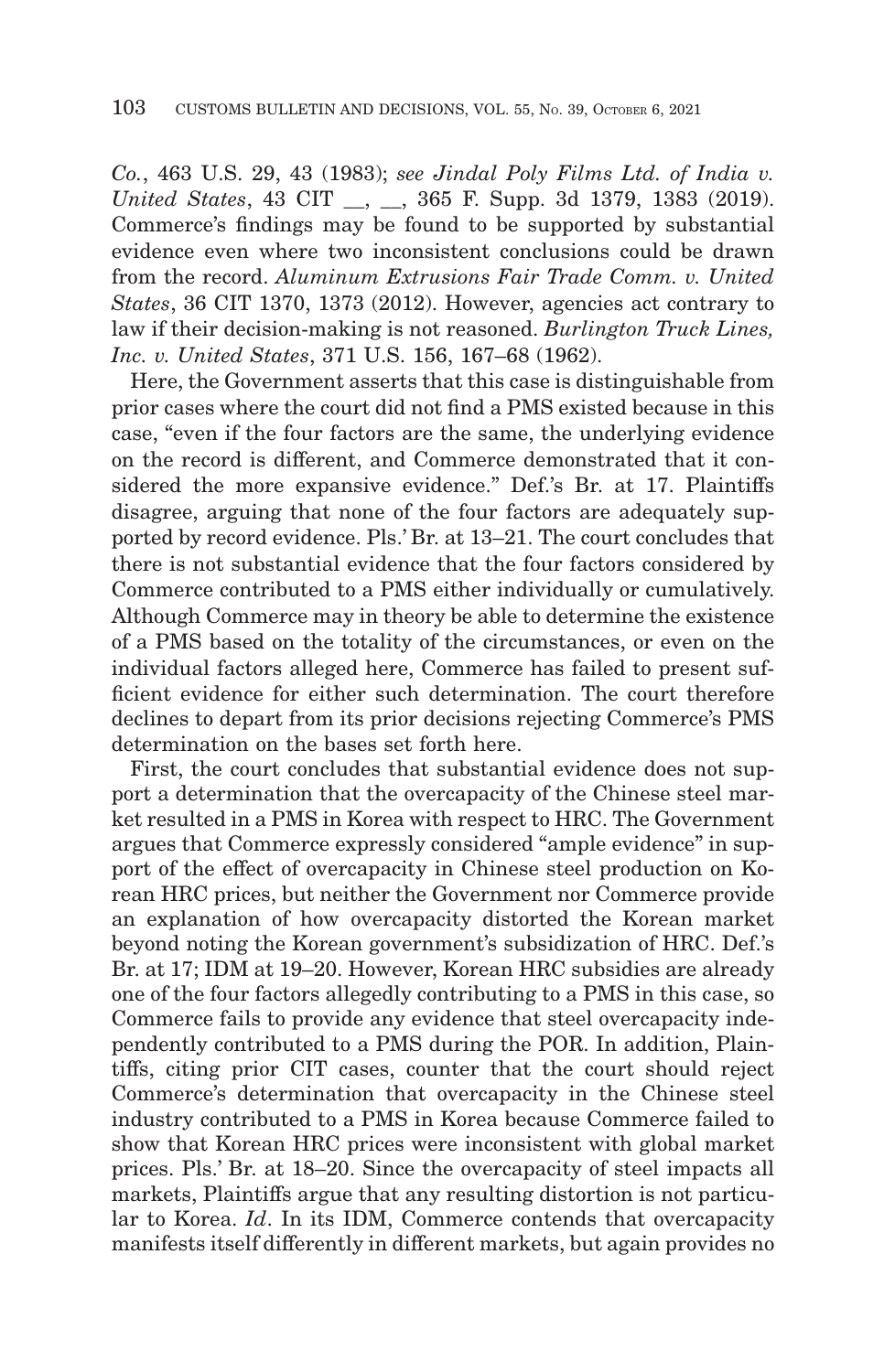*Co.*, 463 U.S. 29, 43 (1983); *see Jindal Poly Films Ltd. of India v. United States*, 43 CIT __, __, 365 F. Supp. 3d 1379, 1383 (2019). Commerce's findings may be found to be supported by substantial evidence even where two inconsistent conclusions could be drawn from the record. *Aluminum Extrusions Fair Trade Comm. v. United States*, 36 CIT 1370, 1373 (2012). However, agencies act contrary to law if their decision-making is not reasoned. *Burlington Truck Lines, Inc. v. United States*, 371 U.S. 156, 167–68 (1962).

Here, the Government asserts that this case is distinguishable from prior cases where the court did not find a PMS existed because in this case, "even if the four factors are the same, the underlying evidence on the record is different, and Commerce demonstrated that it considered the more expansive evidence." Def.'s Br. at 17. Plaintiffs disagree, arguing that none of the four factors are adequately supported by record evidence. Pls.' Br. at 13–21. The court concludes that there is not substantial evidence that the four factors considered by Commerce contributed to a PMS either individually or cumulatively. Although Commerce may in theory be able to determine the existence of a PMS based on the totality of the circumstances, or even on the individual factors alleged here, Commerce has failed to present sufficient evidence for either such determination. The court therefore declines to depart from its prior decisions rejecting Commerce's PMS determination on the bases set forth here.

First, the court concludes that substantial evidence does not support a determination that the overcapacity of the Chinese steel market resulted in a PMS in Korea with respect to HRC. The Government argues that Commerce expressly considered "ample evidence" in support of the effect of overcapacity in Chinese steel production on Korean HRC prices, but neither the Government nor Commerce provide an explanation of how overcapacity distorted the Korean market beyond noting the Korean government's subsidization of HRC. Def.'s Br. at 17; IDM at 19–20. However, Korean HRC subsidies are already one of the four factors allegedly contributing to a PMS in this case, so Commerce fails to provide any evidence that steel overcapacity independently contributed to a PMS during the POR. In addition, Plaintiffs, citing prior CIT cases, counter that the court should reject Commerce's determination that overcapacity in the Chinese steel industry contributed to a PMS in Korea because Commerce failed to show that Korean HRC prices were inconsistent with global market prices. Pls.' Br. at 18–20. Since the overcapacity of steel impacts all markets, Plaintiffs argue that any resulting distortion is not particular to Korea. *Id*. In its IDM, Commerce contends that overcapacity manifests itself differently in different markets, but again provides no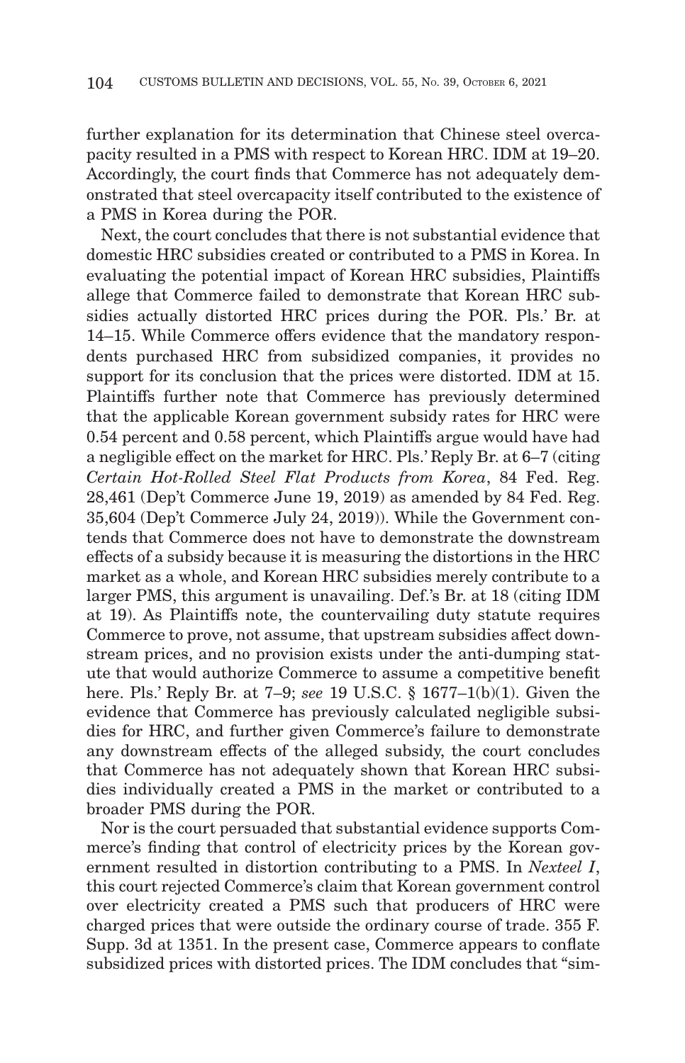further explanation for its determination that Chinese steel overcapacity resulted in a PMS with respect to Korean HRC. IDM at 19–20. Accordingly, the court finds that Commerce has not adequately demonstrated that steel overcapacity itself contributed to the existence of a PMS in Korea during the POR.

Next, the court concludes that there is not substantial evidence that domestic HRC subsidies created or contributed to a PMS in Korea. In evaluating the potential impact of Korean HRC subsidies, Plaintiffs allege that Commerce failed to demonstrate that Korean HRC subsidies actually distorted HRC prices during the POR. Pls.' Br. at 14–15. While Commerce offers evidence that the mandatory respondents purchased HRC from subsidized companies, it provides no support for its conclusion that the prices were distorted. IDM at 15. Plaintiffs further note that Commerce has previously determined that the applicable Korean government subsidy rates for HRC were 0.54 percent and 0.58 percent, which Plaintiffs argue would have had a negligible effect on the market for HRC. Pls.' Reply Br. at 6–7 (citing *Certain Hot-Rolled Steel Flat Products from Korea*, 84 Fed. Reg. 28,461 (Dep't Commerce June 19, 2019) as amended by 84 Fed. Reg. 35,604 (Dep't Commerce July 24, 2019)). While the Government contends that Commerce does not have to demonstrate the downstream effects of a subsidy because it is measuring the distortions in the HRC market as a whole, and Korean HRC subsidies merely contribute to a larger PMS, this argument is unavailing. Def.'s Br. at 18 (citing IDM at 19). As Plaintiffs note, the countervailing duty statute requires Commerce to prove, not assume, that upstream subsidies affect downstream prices, and no provision exists under the anti-dumping statute that would authorize Commerce to assume a competitive benefit here. Pls.' Reply Br. at 7–9; *see* 19 U.S.C. § 1677–1(b)(1). Given the evidence that Commerce has previously calculated negligible subsidies for HRC, and further given Commerce's failure to demonstrate any downstream effects of the alleged subsidy, the court concludes that Commerce has not adequately shown that Korean HRC subsidies individually created a PMS in the market or contributed to a broader PMS during the POR.

Nor is the court persuaded that substantial evidence supports Commerce's finding that control of electricity prices by the Korean government resulted in distortion contributing to a PMS. In *Nexteel I*, this court rejected Commerce's claim that Korean government control over electricity created a PMS such that producers of HRC were charged prices that were outside the ordinary course of trade. 355 F. Supp. 3d at 1351. In the present case, Commerce appears to conflate subsidized prices with distorted prices. The IDM concludes that "sim-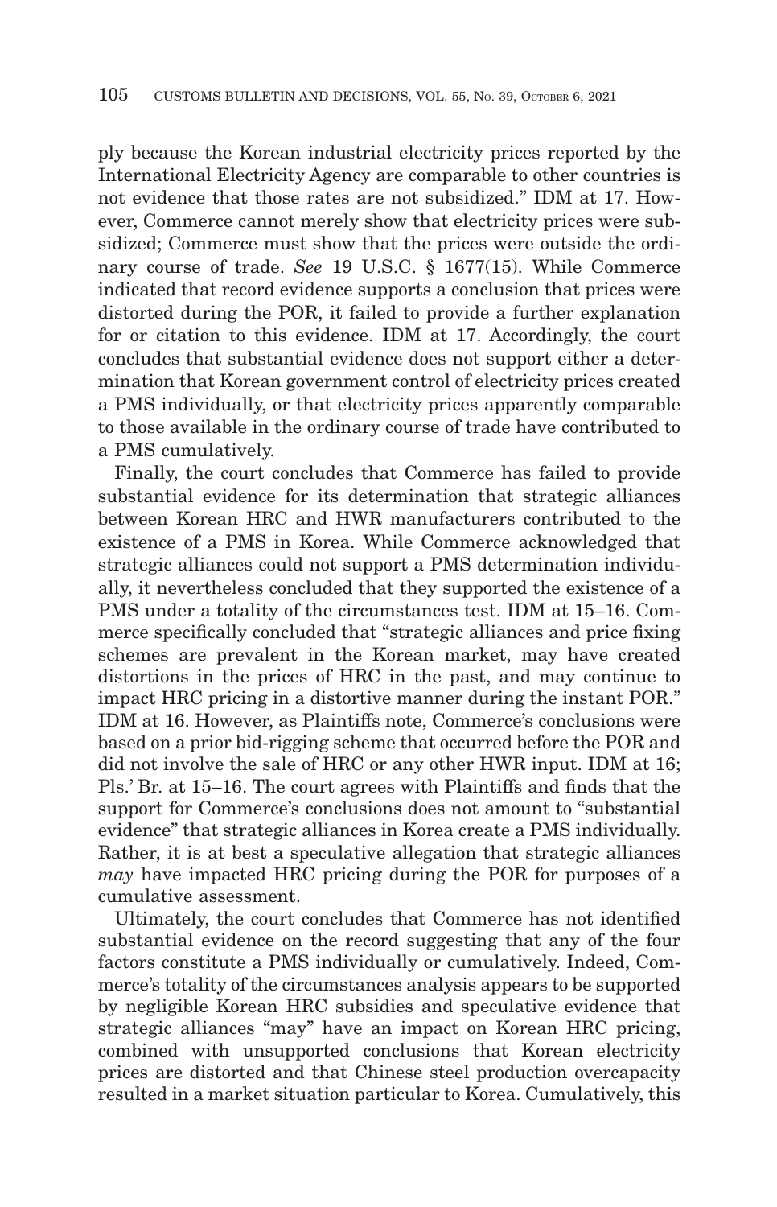ply because the Korean industrial electricity prices reported by the International Electricity Agency are comparable to other countries is not evidence that those rates are not subsidized." IDM at 17. However, Commerce cannot merely show that electricity prices were subsidized; Commerce must show that the prices were outside the ordinary course of trade. *See* 19 U.S.C. § 1677(15). While Commerce indicated that record evidence supports a conclusion that prices were distorted during the POR, it failed to provide a further explanation for or citation to this evidence. IDM at 17. Accordingly, the court concludes that substantial evidence does not support either a determination that Korean government control of electricity prices created a PMS individually, or that electricity prices apparently comparable to those available in the ordinary course of trade have contributed to a PMS cumulatively.

Finally, the court concludes that Commerce has failed to provide substantial evidence for its determination that strategic alliances between Korean HRC and HWR manufacturers contributed to the existence of a PMS in Korea. While Commerce acknowledged that strategic alliances could not support a PMS determination individually, it nevertheless concluded that they supported the existence of a PMS under a totality of the circumstances test. IDM at 15–16. Commerce specifically concluded that "strategic alliances and price fixing schemes are prevalent in the Korean market, may have created distortions in the prices of HRC in the past, and may continue to impact HRC pricing in a distortive manner during the instant POR." IDM at 16. However, as Plaintiffs note, Commerce's conclusions were based on a prior bid-rigging scheme that occurred before the POR and did not involve the sale of HRC or any other HWR input. IDM at 16; Pls.' Br. at 15–16. The court agrees with Plaintiffs and finds that the support for Commerce's conclusions does not amount to "substantial evidence" that strategic alliances in Korea create a PMS individually. Rather, it is at best a speculative allegation that strategic alliances *may* have impacted HRC pricing during the POR for purposes of a cumulative assessment.

Ultimately, the court concludes that Commerce has not identified substantial evidence on the record suggesting that any of the four factors constitute a PMS individually or cumulatively. Indeed, Commerce's totality of the circumstances analysis appears to be supported by negligible Korean HRC subsidies and speculative evidence that strategic alliances "may" have an impact on Korean HRC pricing, combined with unsupported conclusions that Korean electricity prices are distorted and that Chinese steel production overcapacity resulted in a market situation particular to Korea. Cumulatively, this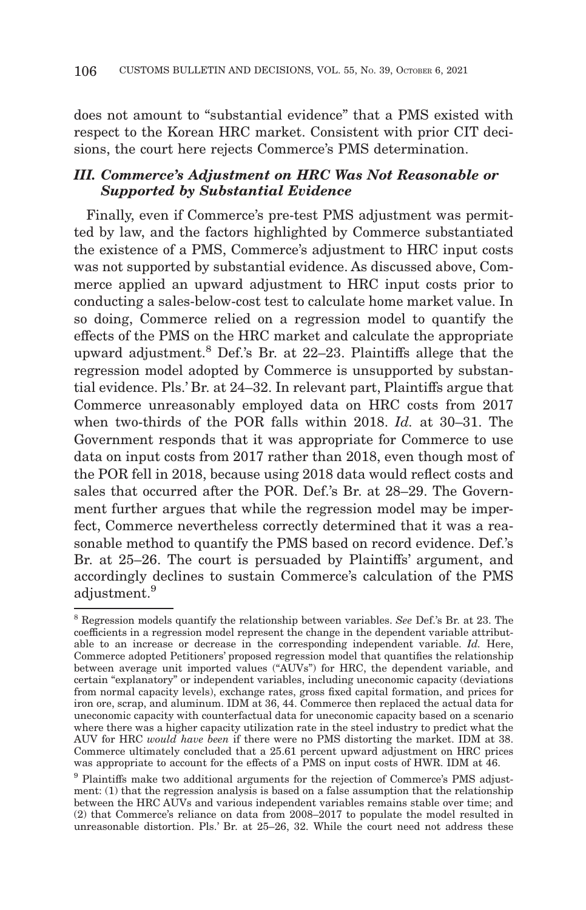does not amount to "substantial evidence" that a PMS existed with respect to the Korean HRC market. Consistent with prior CIT decisions, the court here rejects Commerce's PMS determination.

### *III. Commerce's Adjustment on HRC Was Not Reasonable or Supported by Substantial Evidence*

Finally, even if Commerce's pre-test PMS adjustment was permitted by law, and the factors highlighted by Commerce substantiated the existence of a PMS, Commerce's adjustment to HRC input costs was not supported by substantial evidence. As discussed above, Commerce applied an upward adjustment to HRC input costs prior to conducting a sales-below-cost test to calculate home market value. In so doing, Commerce relied on a regression model to quantify the effects of the PMS on the HRC market and calculate the appropriate upward adjustment.[8] Def.'s Br. at 22–23. Plaintiffs allege that the regression model adopted by Commerce is unsupported by substantial evidence. Pls.' Br. at 24–32. In relevant part, Plaintiffs argue that Commerce unreasonably employed data on HRC costs from 2017 when two-thirds of the POR falls within 2018. *Id.* at 30–31. The Government responds that it was appropriate for Commerce to use data on input costs from 2017 rather than 2018, even though most of the POR fell in 2018, because using 2018 data would reflect costs and sales that occurred after the POR. Def.'s Br. at 28–29. The Government further argues that while the regression model may be imperfect, Commerce nevertheless correctly determined that it was a reasonable method to quantify the PMS based on record evidence. Def.'s Br. at 25–26. The court is persuaded by Plaintiffs' argument, and accordingly declines to sustain Commerce's calculation of the PMS adjustment.[9]

---

[8] Regression models quantify the relationship between variables. *See* Def.'s Br. at 23. The coefficients in a regression model represent the change in the dependent variable attributable to an increase or decrease in the corresponding independent variable. *Id.* Here, Commerce adopted Petitioners' proposed regression model that quantifies the relationship between average unit imported values ("AUVs") for HRC, the dependent variable, and certain "explanatory" or independent variables, including uneconomic capacity (deviations from normal capacity levels), exchange rates, gross fixed capital formation, and prices for iron ore, scrap, and aluminum. IDM at 36, 44. Commerce then replaced the actual data for uneconomic capacity with counterfactual data for uneconomic capacity based on a scenario where there was a higher capacity utilization rate in the steel industry to predict what the AUV for HRC *would have been* if there were no PMS distorting the market. IDM at 38. Commerce ultimately concluded that a 25.61 percent upward adjustment on HRC prices was appropriate to account for the effects of a PMS on input costs of HWR. IDM at 46.

[9] Plaintiffs make two additional arguments for the rejection of Commerce's PMS adjustment: (1) that the regression analysis is based on a false assumption that the relationship between the HRC AUVs and various independent variables remains stable over time; and (2) that Commerce's reliance on data from 2008–2017 to populate the model resulted in unreasonable distortion. Pls.' Br. at 25–26, 32. While the court need not address these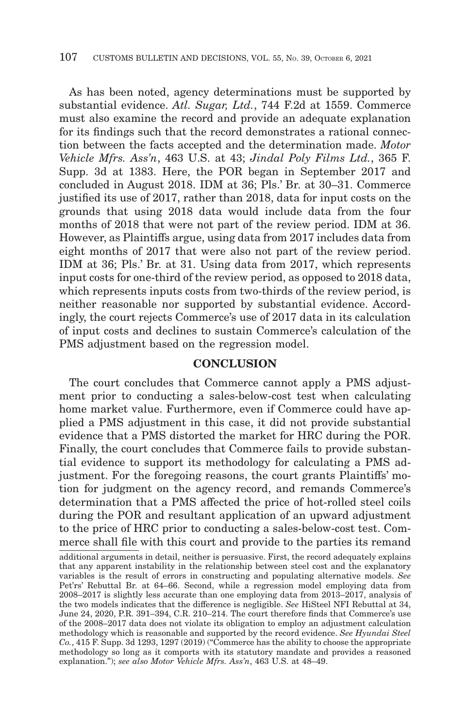As has been noted, agency determinations must be supported by substantial evidence. *Atl. Sugar, Ltd.*, 744 F.2d at 1559. Commerce must also examine the record and provide an adequate explanation for its findings such that the record demonstrates a rational connection between the facts accepted and the determination made. *Motor Vehicle Mfrs. Ass'n*, 463 U.S. at 43; *Jindal Poly Films Ltd.*, 365 F. Supp. 3d at 1383. Here, the POR began in September 2017 and concluded in August 2018. IDM at 36; Pls.' Br. at 30–31. Commerce justified its use of 2017, rather than 2018, data for input costs on the grounds that using 2018 data would include data from the four months of 2018 that were not part of the review period. IDM at 36. However, as Plaintiffs argue, using data from 2017 includes data from eight months of 2017 that were also not part of the review period. IDM at 36; Pls.' Br. at 31. Using data from 2017, which represents input costs for one-third of the review period, as opposed to 2018 data, which represents inputs costs from two-thirds of the review period, is neither reasonable nor supported by substantial evidence. Accordingly, the court rejects Commerce's use of 2017 data in its calculation of input costs and declines to sustain Commerce's calculation of the PMS adjustment based on the regression model.

## CONCLUSION

The court concludes that Commerce cannot apply a PMS adjustment prior to conducting a sales-below-cost test when calculating home market value. Furthermore, even if Commerce could have applied a PMS adjustment in this case, it did not provide substantial evidence that a PMS distorted the market for HRC during the POR. Finally, the court concludes that Commerce fails to provide substantial evidence to support its methodology for calculating a PMS adjustment. For the foregoing reasons, the court grants Plaintiffs' motion for judgment on the agency record, and remands Commerce's determination that a PMS affected the price of hot-rolled steel coils during the POR and resultant application of an upward adjustment to the price of HRC prior to conducting a sales-below-cost test. Commerce shall file with this court and provide to the parties its remand

additional arguments in detail, neither is persuasive. First, the record adequately explains that any apparent instability in the relationship between steel cost and the explanatory variables is the result of errors in constructing and populating alternative models. *See* Pet'rs' Rebuttal Br. at 64–66. Second, while a regression model employing data from 2008–2017 is slightly less accurate than one employing data from 2013–2017, analysis of the two models indicates that the difference is negligible. *See* HiSteel NFI Rebuttal at 34, June 24, 2020, P.R. 391–394, C.R. 210–214. The court therefore finds that Commerce's use of the 2008–2017 data does not violate its obligation to employ an adjustment calculation methodology which is reasonable and supported by the record evidence. *See Hyundai Steel Co.*, 415 F. Supp. 3d 1293, 1297 (2019) ("Commerce has the ability to choose the appropriate methodology so long as it comports with its statutory mandate and provides a reasoned explanation."); *see also Motor Vehicle Mfrs. Ass'n*, 463 U.S. at 48–49.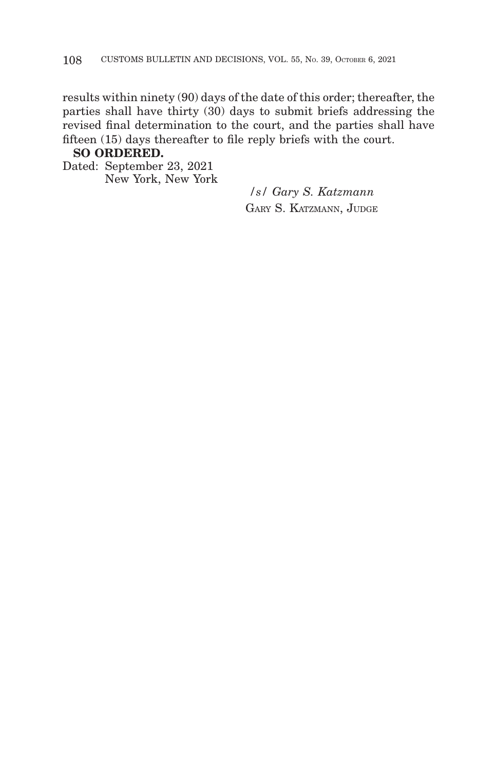results within ninety (90) days of the date of this order; thereafter, the parties shall have thirty (30) days to submit briefs addressing the revised final determination to the court, and the parties shall have fifteen (15) days thereafter to file reply briefs with the court.

**SO ORDERED.**

Dated: September 23, 2021
New York, New York

/s/ *Gary S. Katzmann*
GARY S. KATZMANN, JUDGE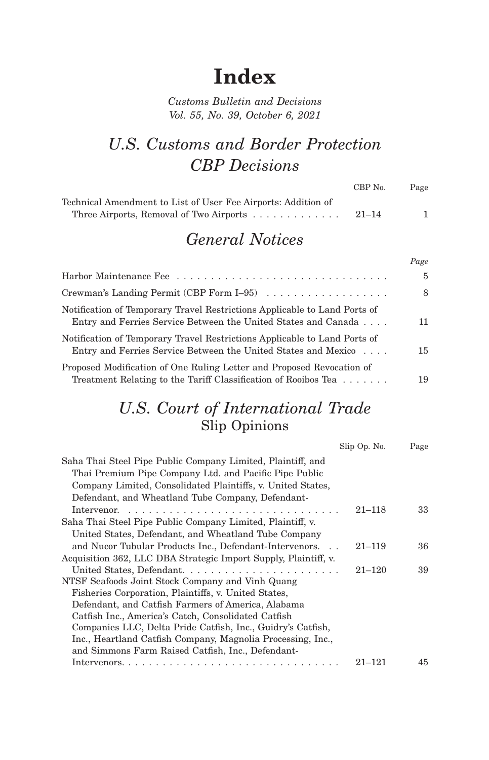# Index

*Customs Bulletin and Decisions*
*Vol. 55, No. 39, October 6, 2021*

## *U.S. Customs and Border Protection*
## *CBP Decisions*

| | CBP No. | Page |
|---|---|---|
| Technical Amendment to List of User Fee Airports: Addition of Three Airports, Removal of Two Airports | 21–14 | 1 |

## *General Notices*

| | *Page* |
|---|---|
| Harbor Maintenance Fee | 5 |
| Crewman's Landing Permit (CBP Form I–95) | 8 |
| Notification of Temporary Travel Restrictions Applicable to Land Ports of Entry and Ferries Service Between the United States and Canada | 11 |
| Notification of Temporary Travel Restrictions Applicable to Land Ports of Entry and Ferries Service Between the United States and Mexico | 15 |
| Proposed Modification of One Ruling Letter and Proposed Revocation of Treatment Relating to the Tariff Classification of Rooibos Tea | 19 |

## *U.S. Court of International Trade*
### Slip Opinions

| | Slip Op. No. | Page |
|---|---|---|
| Saha Thai Steel Pipe Public Company Limited, Plaintiff, and Thai Premium Pipe Company Ltd. and Pacific Pipe Public Company Limited, Consolidated Plaintiffs, v. United States, Defendant, and Wheatland Tube Company, Defendant-Intervenor. | 21–118 | 33 |
| Saha Thai Steel Pipe Public Company Limited, Plaintiff, v. United States, Defendant, and Wheatland Tube Company and Nucor Tubular Products Inc., Defendant-Intervenors. | 21–119 | 36 |
| Acquisition 362, LLC DBA Strategic Import Supply, Plaintiff, v. United States, Defendant. | 21–120 | 39 |
| NTSF Seafoods Joint Stock Company and Vinh Quang Fisheries Corporation, Plaintiffs, v. United States, Defendant, and Catfish Farmers of America, Alabama Catfish Inc., America's Catch, Consolidated Catfish Companies LLC, Delta Pride Catfish, Inc., Guidry's Catfish, Inc., Heartland Catfish Company, Magnolia Processing, Inc., and Simmons Farm Raised Catfish, Inc., Defendant-Intervenors. | 21–121 | 45 |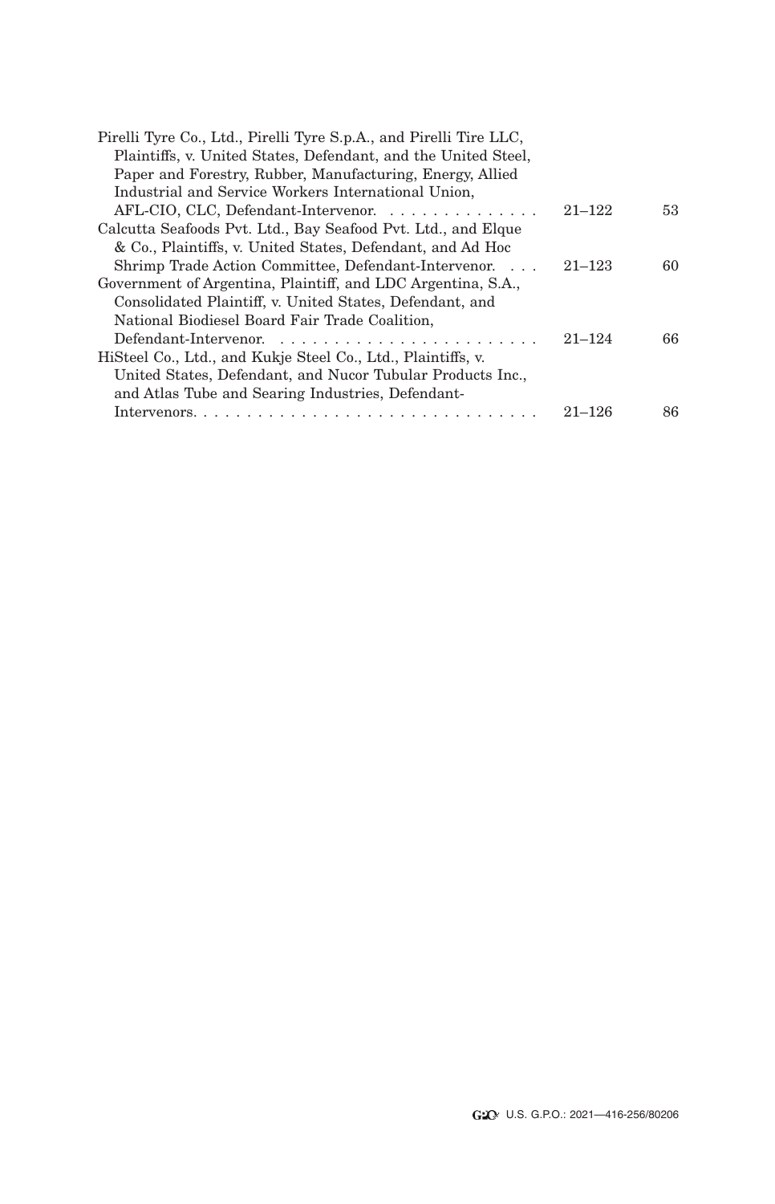| | | |
|---|---|---|
| Pirelli Tyre Co., Ltd., Pirelli Tyre S.p.A., and Pirelli Tire LLC, Plaintiffs, v. United States, Defendant, and the United Steel, Paper and Forestry, Rubber, Manufacturing, Energy, Allied Industrial and Service Workers International Union, AFL-CIO, CLC, Defendant-Intervenor. | 21–122 | 53 |
| Calcutta Seafoods Pvt. Ltd., Bay Seafood Pvt. Ltd., and Elque & Co., Plaintiffs, v. United States, Defendant, and Ad Hoc Shrimp Trade Action Committee, Defendant-Intervenor. | 21–123 | 60 |
| Government of Argentina, Plaintiff, and LDC Argentina, S.A., Consolidated Plaintiff, v. United States, Defendant, and National Biodiesel Board Fair Trade Coalition, Defendant-Intervenor. | 21–124 | 66 |
| HiSteel Co., Ltd., and Kukje Steel Co., Ltd., Plaintiffs, v. United States, Defendant, and Nucor Tubular Products Inc., and Atlas Tube and Searing Industries, Defendant-Intervenors. | 21–126 | 86 |

U.S. G.P.O.: 2021—416-256/80206